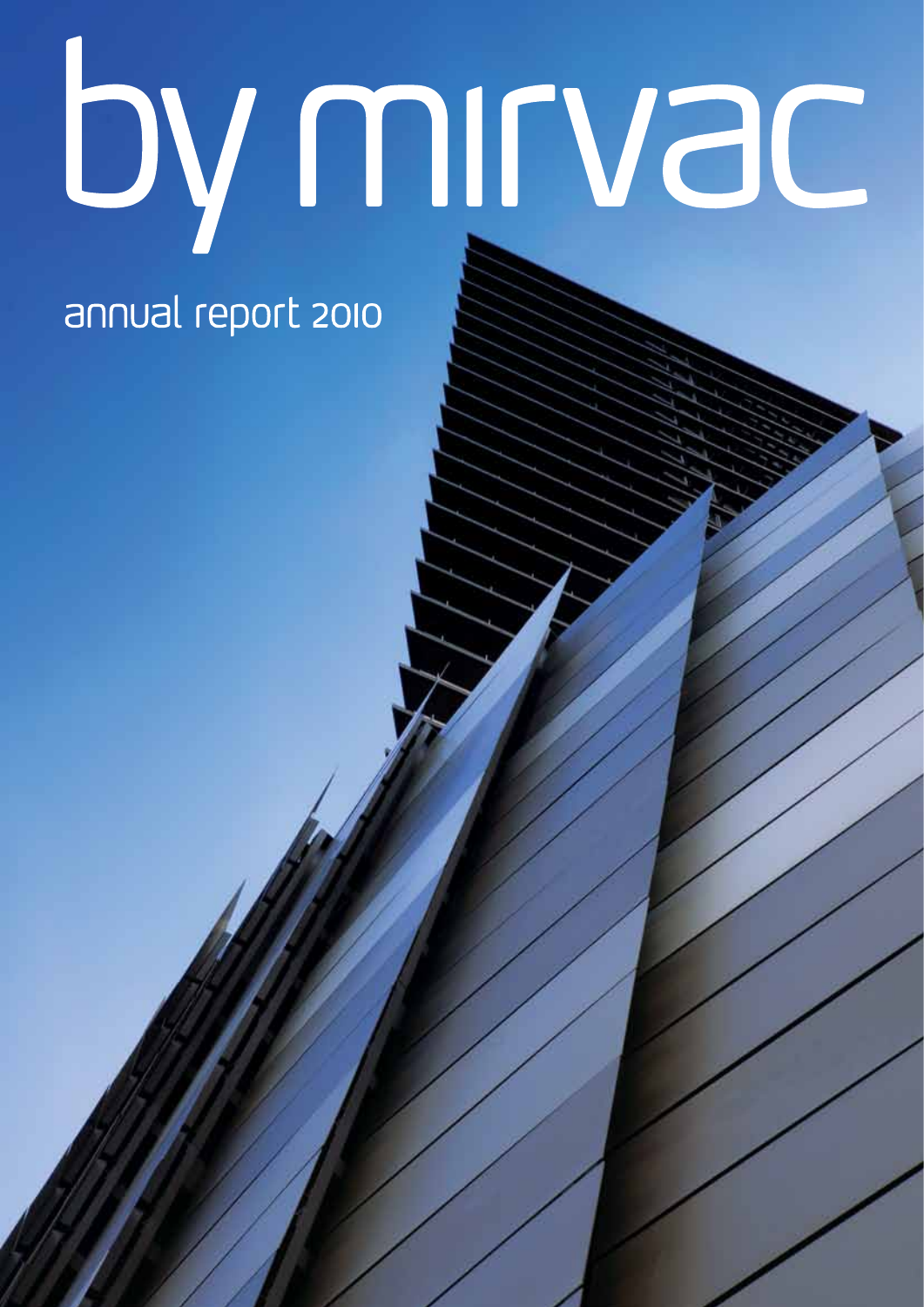# by mirvac

## annual report 2010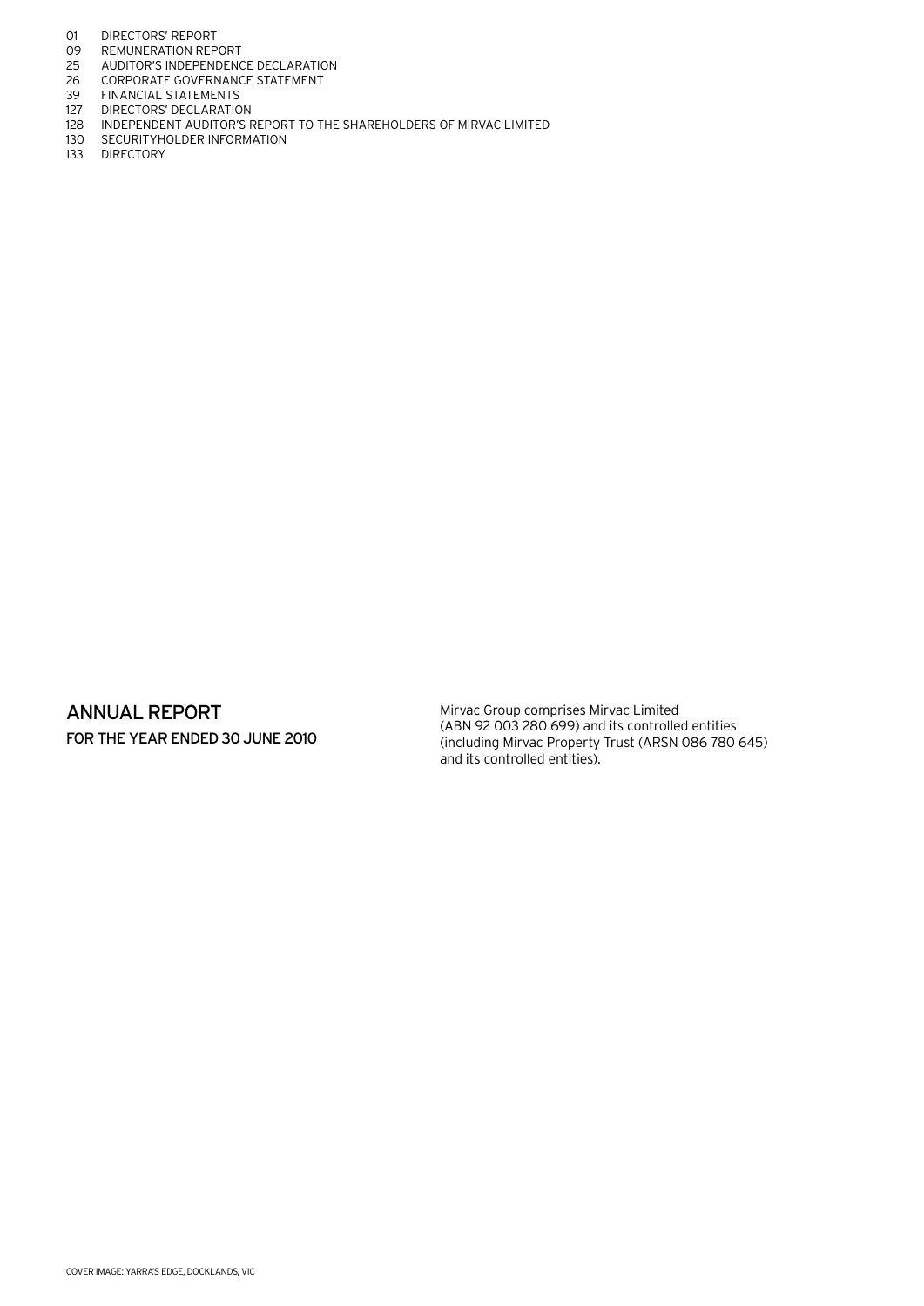| | |
|---|---|
| 01 | DIRECTORS' REPORT |
| 09 | REMUNERATION REPORT |
| 25 | AUDITOR'S INDEPENDENCE DECLARATION |
| 26 | CORPORATE GOVERNANCE STATEMENT |
| 39 | FINANCIAL STATEMENTS |
| 127 | DIRECTORS' DECLARATION |
| 128 | INDEPENDENT AUDITOR'S REPORT TO THE SHAREHOLDERS OF MIRVAC LIMITED |
| 130 | SECURITYHOLDER INFORMATION |
| 133 | DIRECTORY |

# ANNUAL REPORT

## FOR THE YEAR ENDED 30 JUNE 2010

Mirvac Group comprises Mirvac Limited (ABN 92 003 280 699) and its controlled entities (including Mirvac Property Trust (ARSN 086 780 645) and its controlled entities).

COVER IMAGE: YARRA'S EDGE, DOCKLANDS, VIC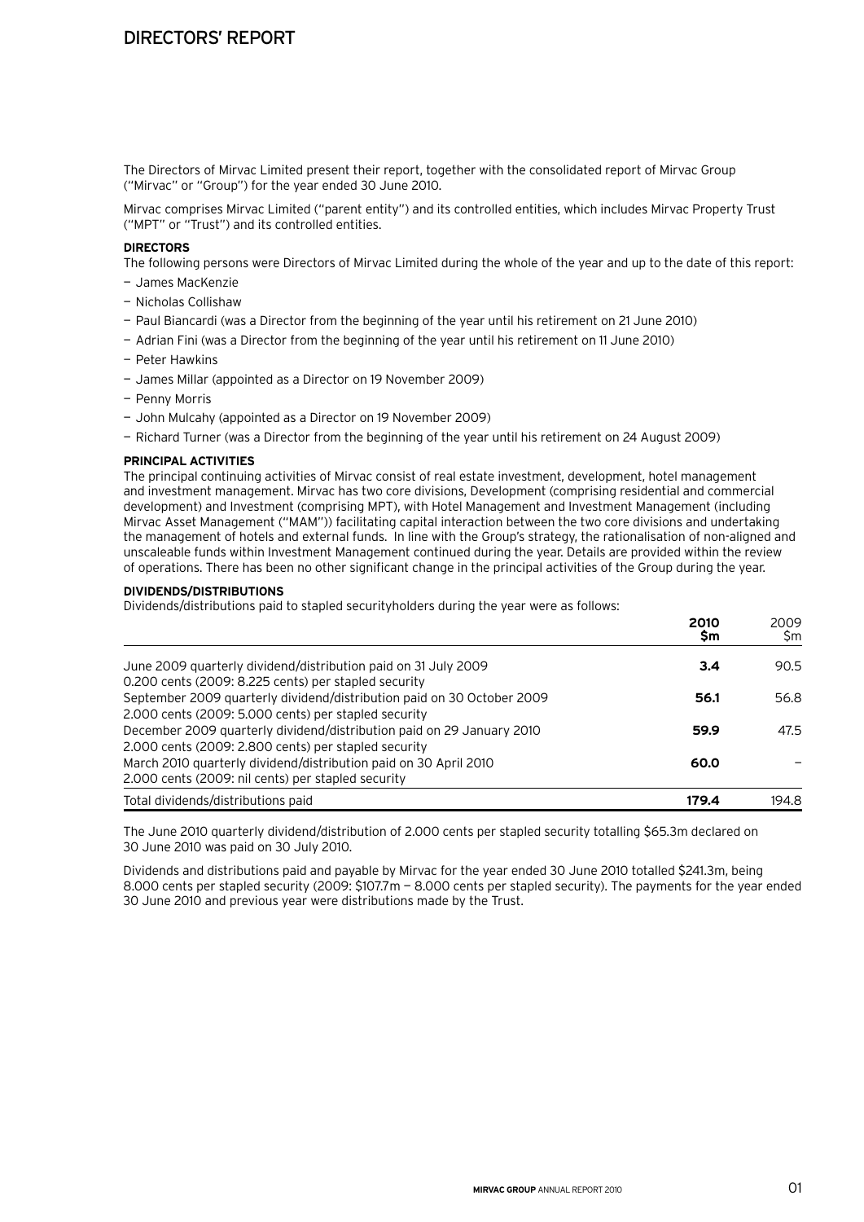# DIRECTORS' REPORT

The Directors of Mirvac Limited present their report, together with the consolidated report of Mirvac Group ("Mirvac" or "Group") for the year ended 30 June 2010.

Mirvac comprises Mirvac Limited ("parent entity") and its controlled entities, which includes Mirvac Property Trust ("MPT" or "Trust") and its controlled entities.

**DIRECTORS**

The following persons were Directors of Mirvac Limited during the whole of the year and up to the date of this report:

- James MacKenzie
- Nicholas Collishaw
- Paul Biancardi (was a Director from the beginning of the year until his retirement on 21 June 2010)
- Adrian Fini (was a Director from the beginning of the year until his retirement on 11 June 2010)
- Peter Hawkins
- James Millar (appointed as a Director on 19 November 2009)
- Penny Morris
- John Mulcahy (appointed as a Director on 19 November 2009)
- Richard Turner (was a Director from the beginning of the year until his retirement on 24 August 2009)

**PRINCIPAL ACTIVITIES**

The principal continuing activities of Mirvac consist of real estate investment, development, hotel management and investment management. Mirvac has two core divisions, Development (comprising residential and commercial development) and Investment (comprising MPT), with Hotel Management and Investment Management (including Mirvac Asset Management ("MAM")) facilitating capital interaction between the two core divisions and undertaking the management of hotels and external funds. In line with the Group's strategy, the rationalisation of non-aligned and unscaleable funds within Investment Management continued during the year. Details are provided within the review of operations. There has been no other significant change in the principal activities of the Group during the year.

**DIVIDENDS/DISTRIBUTIONS**

Dividends/distributions paid to stapled securityholders during the year were as follows:

| | 2010 $m | 2009 $m |
|---|---|---|
| June 2009 quarterly dividend/distribution paid on 31 July 2009<br>0.200 cents (2009: 8.225 cents) per stapled security | **3.4** | 90.5 |
| September 2009 quarterly dividend/distribution paid on 30 October 2009<br>2.000 cents (2009: 5.000 cents) per stapled security | **56.1** | 56.8 |
| December 2009 quarterly dividend/distribution paid on 29 January 2010<br>2.000 cents (2009: 2.800 cents) per stapled security | **59.9** | 47.5 |
| March 2010 quarterly dividend/distribution paid on 30 April 2010<br>2.000 cents (2009: nil cents) per stapled security | **60.0** | – |
| Total dividends/distributions paid | **179.4** | 194.8 |

The June 2010 quarterly dividend/distribution of 2.000 cents per stapled security totalling $65.3m declared on 30 June 2010 was paid on 30 July 2010.

Dividends and distributions paid and payable by Mirvac for the year ended 30 June 2010 totalled $241.3m, being 8.000 cents per stapled security (2009: $107.7m — 8.000 cents per stapled security). The payments for the year ended 30 June 2010 and previous year were distributions made by the Trust.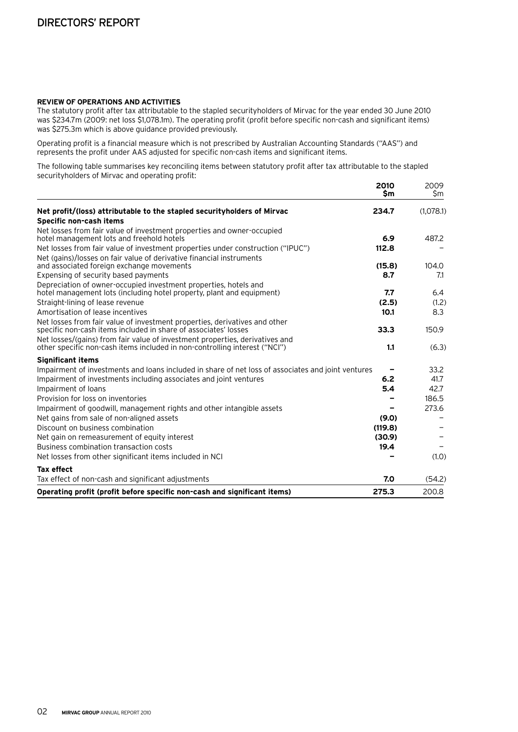# DIRECTORS' REPORT

**REVIEW OF OPERATIONS AND ACTIVITIES**

The statutory profit after tax attributable to the stapled securityholders of Mirvac for the year ended 30 June 2010 was $234.7m (2009: net loss $1,078.1m). The operating profit (profit before specific non-cash and significant items) was $275.3m which is above guidance provided previously.

Operating profit is a financial measure which is not prescribed by Australian Accounting Standards ("AAS") and represents the profit under AAS adjusted for specific non-cash items and significant items.

The following table summarises key reconciling items between statutory profit after tax attributable to the stapled securityholders of Mirvac and operating profit:

| | **2010 $m** | 2009 $m |
|---|---|---|
| **Net profit/(loss) attributable to the stapled securityholders of Mirvac** | **234.7** | (1,078.1) |
| **Specific non-cash items** | | |
| Net losses from fair value of investment properties and owner-occupied hotel management lots and freehold hotels | **6.9** | 487.2 |
| Net losses from fair value of investment properties under construction ("IPUC") | **112.8** | – |
| Net (gains)/losses on fair value of derivative financial instruments and associated foreign exchange movements | **(15.8)** | 104.0 |
| Expensing of security based payments | **8.7** | 7.1 |
| Depreciation of owner-occupied investment properties, hotels and hotel management lots (including hotel property, plant and equipment) | **7.7** | 6.4 |
| Straight-lining of lease revenue | **(2.5)** | (1.2) |
| Amortisation of lease incentives | **10.1** | 8.3 |
| Net losses from fair value of investment properties, derivatives and other specific non-cash items included in share of associates' losses | **33.3** | 150.9 |
| Net losses/(gains) from fair value of investment properties, derivatives and other specific non-cash items included in non-controlling interest ("NCI") | **1.1** | (6.3) |
| **Significant items** | | |
| Impairment of investments and loans included in share of net loss of associates and joint ventures | **–** | 33.2 |
| Impairment of investments including associates and joint ventures | **6.2** | 41.7 |
| Impairment of loans | **5.4** | 42.7 |
| Provision for loss on inventories | **–** | 186.5 |
| Impairment of goodwill, management rights and other intangible assets | **–** | 273.6 |
| Net gains from sale of non-aligned assets | **(9.0)** | – |
| Discount on business combination | **(119.8)** | – |
| Net gain on remeasurement of equity interest | **(30.9)** | – |
| Business combination transaction costs | **19.4** | – |
| Net losses from other significant items included in NCI | **–** | (1.0) |
| **Tax effect** | | |
| Tax effect of non-cash and significant adjustments | **7.0** | (54.2) |
| **Operating profit (profit before specific non-cash and significant items)** | **275.3** | 200.8 |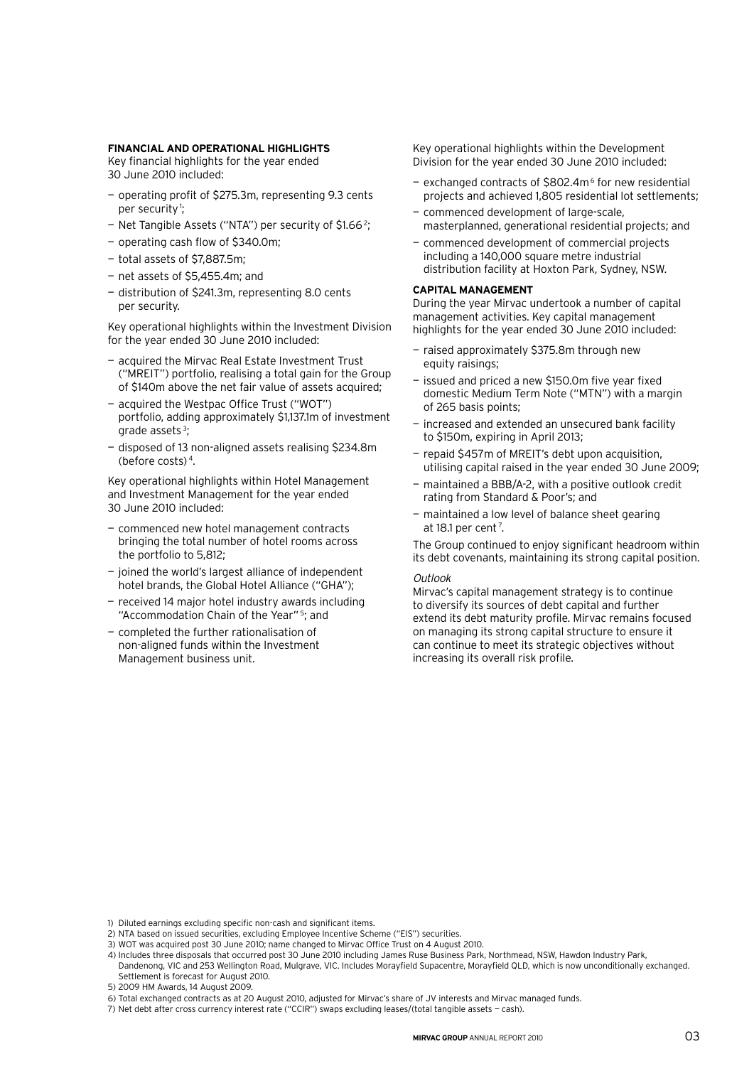## FINANCIAL AND OPERATIONAL HIGHLIGHTS

Key financial highlights for the year ended 30 June 2010 included:

- operating profit of $275.3m, representing 9.3 cents per security[1];
- Net Tangible Assets ("NTA") per security of $1.66[2];
- operating cash flow of $340.0m;
- total assets of $7,887.5m;
- net assets of $5,455.4m; and
- distribution of $241.3m, representing 8.0 cents per security.

Key operational highlights within the Investment Division for the year ended 30 June 2010 included:

- acquired the Mirvac Real Estate Investment Trust ("MREIT") portfolio, realising a total gain for the Group of $140m above the net fair value of assets acquired;
- acquired the Westpac Office Trust ("WOT") portfolio, adding approximately $1,137.1m of investment grade assets[3];
- disposed of 13 non-aligned assets realising $234.8m (before costs)[4].

Key operational highlights within Hotel Management and Investment Management for the year ended 30 June 2010 included:

- commenced new hotel management contracts bringing the total number of hotel rooms across the portfolio to 5,812;
- joined the world's largest alliance of independent hotel brands, the Global Hotel Alliance ("GHA");
- received 14 major hotel industry awards including "Accommodation Chain of the Year"[5]; and
- completed the further rationalisation of non-aligned funds within the Investment Management business unit.

Key operational highlights within the Development Division for the year ended 30 June 2010 included:

- exchanged contracts of $802.4m[6] for new residential projects and achieved 1,805 residential lot settlements;
- commenced development of large-scale, masterplanned, generational residential projects; and
- commenced development of commercial projects including a 140,000 square metre industrial distribution facility at Hoxton Park, Sydney, NSW.

## CAPITAL MANAGEMENT

During the year Mirvac undertook a number of capital management activities. Key capital management highlights for the year ended 30 June 2010 included:

- raised approximately $375.8m through new equity raisings;
- issued and priced a new $150.0m five year fixed domestic Medium Term Note ("MTN") with a margin of 265 basis points;
- increased and extended an unsecured bank facility to $150m, expiring in April 2013;
- repaid $457m of MREIT's debt upon acquisition, utilising capital raised in the year ended 30 June 2009;
- maintained a BBB/A-2, with a positive outlook credit rating from Standard & Poor's; and
- maintained a low level of balance sheet gearing at 18.1 per cent[7].

The Group continued to enjoy significant headroom within its debt covenants, maintaining its strong capital position.

*Outlook*

Mirvac's capital management strategy is to continue to diversify its sources of debt capital and further extend its debt maturity profile. Mirvac remains focused on managing its strong capital structure to ensure it can continue to meet its strategic objectives without increasing its overall risk profile.

1) Diluted earnings excluding specific non-cash and significant items.
2) NTA based on issued securities, excluding Employee Incentive Scheme ("EIS") securities.
3) WOT was acquired post 30 June 2010; name changed to Mirvac Office Trust on 4 August 2010.
4) Includes three disposals that occurred post 30 June 2010 including James Ruse Business Park, Northmead, NSW, Hawdon Industry Park, Dandenong, VIC and 253 Wellington Road, Mulgrave, VIC. Includes Morayfield Supacentre, Morayfield QLD, which is now unconditionally exchanged. Settlement is forecast for August 2010.
5) 2009 HM Awards, 14 August 2009.
6) Total exchanged contracts as at 20 August 2010, adjusted for Mirvac's share of JV interests and Mirvac managed funds.
7) Net debt after cross currency interest rate ("CCIR") swaps excluding leases/(total tangible assets — cash).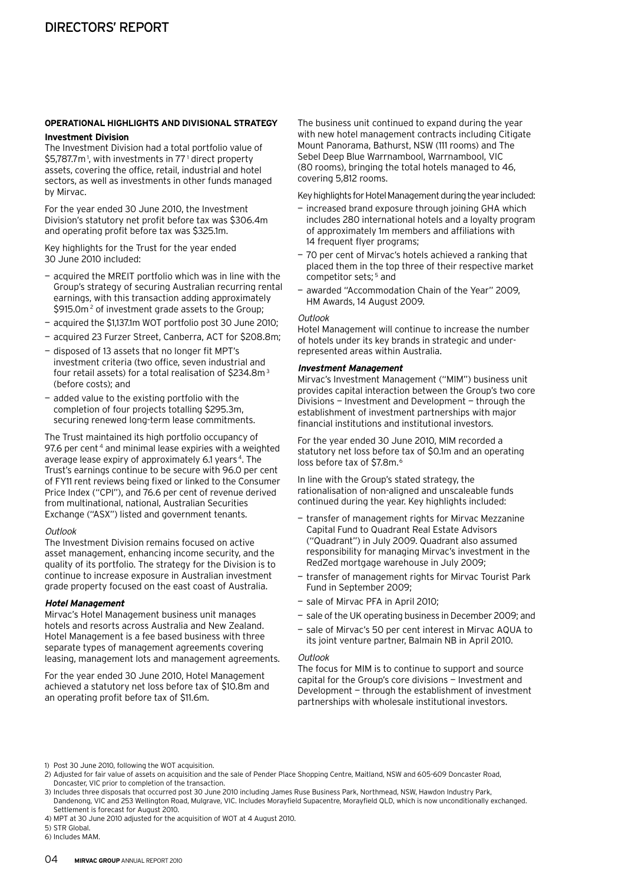## OPERATIONAL HIGHLIGHTS AND DIVISIONAL STRATEGY

### Investment Division

The Investment Division had a total portfolio value of \$5,787.7m[1], with investments in 77[1] direct property assets, covering the office, retail, industrial and hotel sectors, as well as investments in other funds managed by Mirvac.

For the year ended 30 June 2010, the Investment Division's statutory net profit before tax was \$306.4m and operating profit before tax was \$325.1m.

Key highlights for the Trust for the year ended 30 June 2010 included:

- acquired the MREIT portfolio which was in line with the Group's strategy of securing Australian recurring rental earnings, with this transaction adding approximately \$915.0m[2] of investment grade assets to the Group;
- acquired the \$1,137.1m WOT portfolio post 30 June 2010;
- acquired 23 Furzer Street, Canberra, ACT for \$208.8m;
- disposed of 13 assets that no longer fit MPT's investment criteria (two office, seven industrial and four retail assets) for a total realisation of \$234.8m[3] (before costs); and
- added value to the existing portfolio with the completion of four projects totalling \$295.3m, securing renewed long-term lease commitments.

The Trust maintained its high portfolio occupancy of 97.6 per cent[4] and minimal lease expiries with a weighted average lease expiry of approximately 6.1 years[4]. The Trust's earnings continue to be secure with 96.0 per cent of FY11 rent reviews being fixed or linked to the Consumer Price Index ("CPI"), and 76.6 per cent of revenue derived from multinational, national, Australian Securities Exchange ("ASX") listed and government tenants.

*Outlook*

The Investment Division remains focused on active asset management, enhancing income security, and the quality of its portfolio. The strategy for the Division is to continue to increase exposure in Australian investment grade property focused on the east coast of Australia.

#### *Hotel Management*

Mirvac's Hotel Management business unit manages hotels and resorts across Australia and New Zealand. Hotel Management is a fee based business with three separate types of management agreements covering leasing, management lots and management agreements.

For the year ended 30 June 2010, Hotel Management achieved a statutory net loss before tax of \$10.8m and an operating profit before tax of \$11.6m.

The business unit continued to expand during the year with new hotel management contracts including Citigate Mount Panorama, Bathurst, NSW (111 rooms) and The Sebel Deep Blue Warrnambool, Warrnambool, VIC (80 rooms), bringing the total hotels managed to 46, covering 5,812 rooms.

Key highlights for Hotel Management during the year included:

- increased brand exposure through joining GHA which includes 280 international hotels and a loyalty program of approximately 1m members and affiliations with 14 frequent flyer programs;
- 70 per cent of Mirvac's hotels achieved a ranking that placed them in the top three of their respective market competitor sets;[5] and
- awarded "Accommodation Chain of the Year" 2009, HM Awards, 14 August 2009.

*Outlook*

Hotel Management will continue to increase the number of hotels under its key brands in strategic and under-represented areas within Australia.

#### *Investment Management*

Mirvac's Investment Management ("MIM") business unit provides capital interaction between the Group's two core Divisions — Investment and Development — through the establishment of investment partnerships with major financial institutions and institutional investors.

For the year ended 30 June 2010, MIM recorded a statutory net loss before tax of \$0.1m and an operating loss before tax of \$7.8m.[6]

In line with the Group's stated strategy, the rationalisation of non-aligned and unscaleable funds continued during the year. Key highlights included:

- transfer of management rights for Mirvac Mezzanine Capital Fund to Quadrant Real Estate Advisors ("Quadrant") in July 2009. Quadrant also assumed responsibility for managing Mirvac's investment in the RedZed mortgage warehouse in July 2009;
- transfer of management rights for Mirvac Tourist Park Fund in September 2009;
- sale of Mirvac PFA in April 2010;
- sale of the UK operating business in December 2009; and
- sale of Mirvac's 50 per cent interest in Mirvac AQUA to its joint venture partner, Balmain NB in April 2010.

*Outlook*

The focus for MIM is to continue to support and source capital for the Group's core divisions — Investment and Development — through the establishment of investment partnerships with wholesale institutional investors.

1) Post 30 June 2010, following the WOT acquisition.
2) Adjusted for fair value of assets on acquisition and the sale of Pender Place Shopping Centre, Maitland, NSW and 605-609 Doncaster Road, Doncaster, VIC prior to completion of the transaction.
3) Includes three disposals that occurred post 30 June 2010 including James Ruse Business Park, Northmead, NSW, Hawdon Industry Park, Dandenong, VIC and 253 Wellington Road, Mulgrave, VIC. Includes Morayfield Supacentre, Morayfield QLD, which is now unconditionally exchanged. Settlement is forecast for August 2010.
4) MPT at 30 June 2010 adjusted for the acquisition of WOT at 4 August 2010.
5) STR Global.
6) Includes MAM.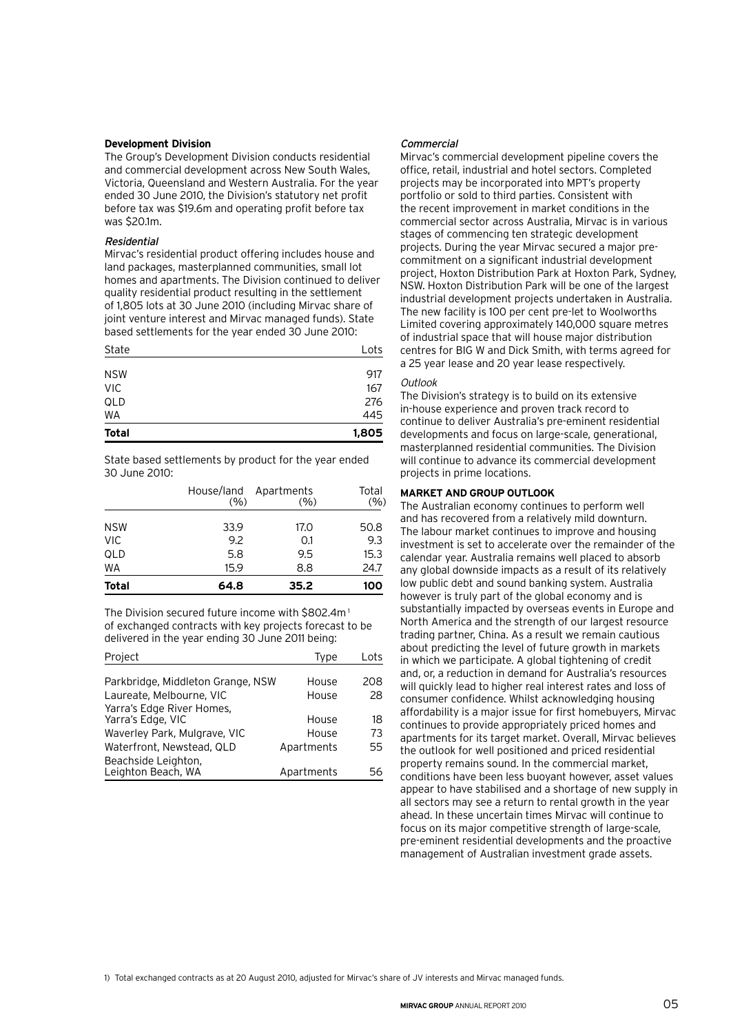**Development Division**

The Group's Development Division conducts residential and commercial development across New South Wales, Victoria, Queensland and Western Australia. For the year ended 30 June 2010, the Division's statutory net profit before tax was $19.6m and operating profit before tax was $20.1m.

*Residential*

Mirvac's residential product offering includes house and land packages, masterplanned communities, small lot homes and apartments. The Division continued to deliver quality residential product resulting in the settlement of 1,805 lots at 30 June 2010 (including Mirvac share of joint venture interest and Mirvac managed funds). State based settlements for the year ended 30 June 2010:

| State | Lots |
|---|---|
| NSW | 917 |
| VIC | 167 |
| QLD | 276 |
| WA | 445 |
| **Total** | **1,805** |

State based settlements by product for the year ended 30 June 2010:

| | House/land (%) | Apartments (%) | Total (%) |
|---|---|---|---|
| NSW | 33.9 | 17.0 | 50.8 |
| VIC | 9.2 | 0.1 | 9.3 |
| QLD | 5.8 | 9.5 | 15.3 |
| WA | 15.9 | 8.8 | 24.7 |
| **Total** | **64.8** | **35.2** | **100** |

The Division secured future income with $802.4m[1] of exchanged contracts with key projects forecast to be delivered in the year ending 30 June 2011 being:

| Project | Type | Lots |
|---|---|---|
| Parkbridge, Middleton Grange, NSW | House | 208 |
| Laureate, Melbourne, VIC | House | 28 |
| Yarra's Edge River Homes, Yarra's Edge, VIC | House | 18 |
| Waverley Park, Mulgrave, VIC | House | 73 |
| Waterfront, Newstead, QLD | Apartments | 55 |
| Beachside Leighton, Leighton Beach, WA | Apartments | 56 |

*Commercial*

Mirvac's commercial development pipeline covers the office, retail, industrial and hotel sectors. Completed projects may be incorporated into MPT's property portfolio or sold to third parties. Consistent with the recent improvement in market conditions in the commercial sector across Australia, Mirvac is in various stages of commencing ten strategic development projects. During the year Mirvac secured a major pre-commitment on a significant industrial development project, Hoxton Distribution Park at Hoxton Park, Sydney, NSW. Hoxton Distribution Park will be one of the largest industrial development projects undertaken in Australia. The new facility is 100 per cent pre-let to Woolworths Limited covering approximately 140,000 square metres of industrial space that will house major distribution centres for BIG W and Dick Smith, with terms agreed for a 25 year lease and 20 year lease respectively.

*Outlook*

The Division's strategy is to build on its extensive in-house experience and proven track record to continue to deliver Australia's pre-eminent residential developments and focus on large-scale, generational, masterplanned residential communities. The Division will continue to advance its commercial development projects in prime locations.

**MARKET AND GROUP OUTLOOK**

The Australian economy continues to perform well and has recovered from a relatively mild downturn. The labour market continues to improve and housing investment is set to accelerate over the remainder of the calendar year. Australia remains well placed to absorb any global downside impacts as a result of its relatively low public debt and sound banking system. Australia however is truly part of the global economy and is substantially impacted by overseas events in Europe and North America and the strength of our largest resource trading partner, China. As a result we remain cautious about predicting the level of future growth in markets in which we participate. A global tightening of credit and, or, a reduction in demand for Australia's resources will quickly lead to higher real interest rates and loss of consumer confidence. Whilst acknowledging housing affordability is a major issue for first homebuyers, Mirvac continues to provide appropriately priced homes and apartments for its target market. Overall, Mirvac believes the outlook for well positioned and priced residential property remains sound. In the commercial market, conditions have been less buoyant however, asset values appear to have stabilised and a shortage of new supply in all sectors may see a return to rental growth in the year ahead. In these uncertain times Mirvac will continue to focus on its major competitive strength of large-scale, pre-eminent residential developments and the proactive management of Australian investment grade assets.

1) Total exchanged contracts as at 20 August 2010, adjusted for Mirvac's share of JV interests and Mirvac managed funds.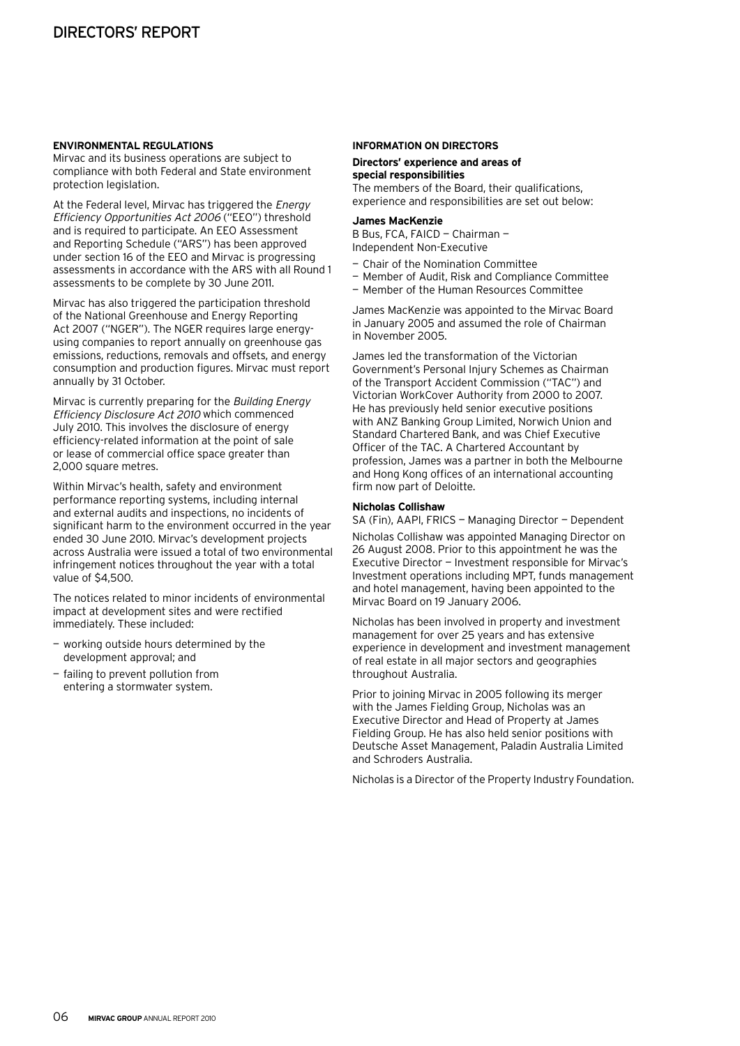## ENVIRONMENTAL REGULATIONS

Mirvac and its business operations are subject to compliance with both Federal and State environment protection legislation.

At the Federal level, Mirvac has triggered the *Energy Efficiency Opportunities Act 2006* ("EEO") threshold and is required to participate. An EEO Assessment and Reporting Schedule ("ARS") has been approved under section 16 of the EEO and Mirvac is progressing assessments in accordance with the ARS with all Round 1 assessments to be complete by 30 June 2011.

Mirvac has also triggered the participation threshold of the National Greenhouse and Energy Reporting Act 2007 ("NGER"). The NGER requires large energy-using companies to report annually on greenhouse gas emissions, reductions, removals and offsets, and energy consumption and production figures. Mirvac must report annually by 31 October.

Mirvac is currently preparing for the *Building Energy Efficiency Disclosure Act 2010* which commenced July 2010. This involves the disclosure of energy efficiency-related information at the point of sale or lease of commercial office space greater than 2,000 square metres.

Within Mirvac's health, safety and environment performance reporting systems, including internal and external audits and inspections, no incidents of significant harm to the environment occurred in the year ended 30 June 2010. Mirvac's development projects across Australia were issued a total of two environmental infringement notices throughout the year with a total value of $4,500.

The notices related to minor incidents of environmental impact at development sites and were rectified immediately. These included:

- working outside hours determined by the development approval; and
- failing to prevent pollution from entering a stormwater system.

## INFORMATION ON DIRECTORS

### Directors' experience and areas of special responsibilities

The members of the Board, their qualifications, experience and responsibilities are set out below:

**James MacKenzie**

B Bus, FCA, FAICD — Chairman — Independent Non-Executive

- Chair of the Nomination Committee
- Member of Audit, Risk and Compliance Committee
- Member of the Human Resources Committee

James MacKenzie was appointed to the Mirvac Board in January 2005 and assumed the role of Chairman in November 2005.

James led the transformation of the Victorian Government's Personal Injury Schemes as Chairman of the Transport Accident Commission ("TAC") and Victorian WorkCover Authority from 2000 to 2007. He has previously held senior executive positions with ANZ Banking Group Limited, Norwich Union and Standard Chartered Bank, and was Chief Executive Officer of the TAC. A Chartered Accountant by profession, James was a partner in both the Melbourne and Hong Kong offices of an international accounting firm now part of Deloitte.

**Nicholas Collishaw**

SA (Fin), AAPI, FRICS — Managing Director — Dependent

Nicholas Collishaw was appointed Managing Director on 26 August 2008. Prior to this appointment he was the Executive Director — Investment responsible for Mirvac's Investment operations including MPT, funds management and hotel management, having been appointed to the Mirvac Board on 19 January 2006.

Nicholas has been involved in property and investment management for over 25 years and has extensive experience in development and investment management of real estate in all major sectors and geographies throughout Australia.

Prior to joining Mirvac in 2005 following its merger with the James Fielding Group, Nicholas was an Executive Director and Head of Property at James Fielding Group. He has also held senior positions with Deutsche Asset Management, Paladin Australia Limited and Schroders Australia.

Nicholas is a Director of the Property Industry Foundation.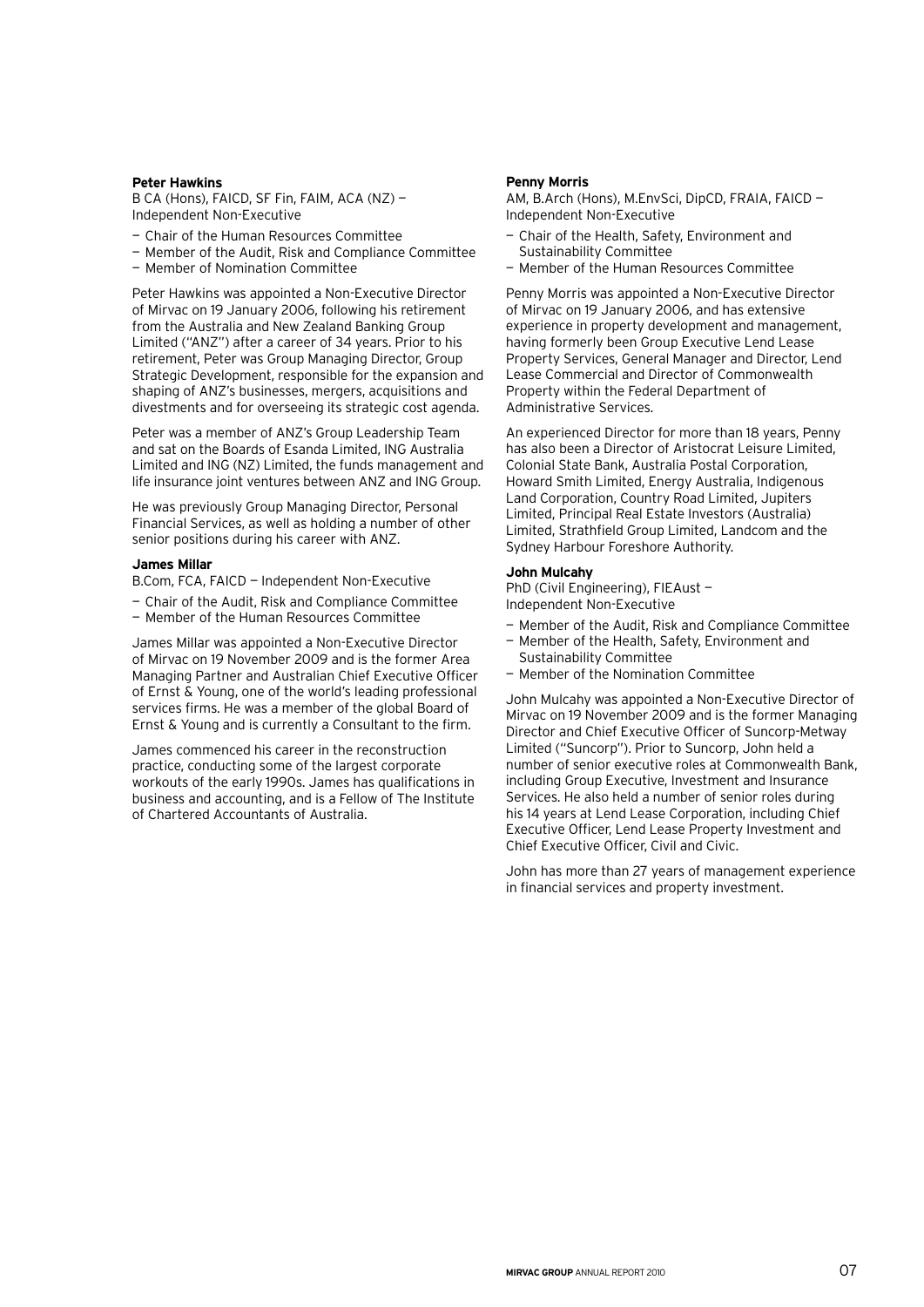**Peter Hawkins**

B CA (Hons), FAICD, SF Fin, FAIM, ACA (NZ) — Independent Non-Executive

- Chair of the Human Resources Committee
- Member of the Audit, Risk and Compliance Committee
- Member of Nomination Committee

Peter Hawkins was appointed a Non-Executive Director of Mirvac on 19 January 2006, following his retirement from the Australia and New Zealand Banking Group Limited ("ANZ") after a career of 34 years. Prior to his retirement, Peter was Group Managing Director, Group Strategic Development, responsible for the expansion and shaping of ANZ's businesses, mergers, acquisitions and divestments and for overseeing its strategic cost agenda.

Peter was a member of ANZ's Group Leadership Team and sat on the Boards of Esanda Limited, ING Australia Limited and ING (NZ) Limited, the funds management and life insurance joint ventures between ANZ and ING Group.

He was previously Group Managing Director, Personal Financial Services, as well as holding a number of other senior positions during his career with ANZ.

**James Millar**

B.Com, FCA, FAICD — Independent Non-Executive

- Chair of the Audit, Risk and Compliance Committee
- Member of the Human Resources Committee

James Millar was appointed a Non-Executive Director of Mirvac on 19 November 2009 and is the former Area Managing Partner and Australian Chief Executive Officer of Ernst & Young, one of the world's leading professional services firms. He was a member of the global Board of Ernst & Young and is currently a Consultant to the firm.

James commenced his career in the reconstruction practice, conducting some of the largest corporate workouts of the early 1990s. James has qualifications in business and accounting, and is a Fellow of The Institute of Chartered Accountants of Australia.

**Penny Morris**

AM, B.Arch (Hons), M.EnvSci, DipCD, FRAIA, FAICD — Independent Non-Executive

- Chair of the Health, Safety, Environment and Sustainability Committee
- Member of the Human Resources Committee

Penny Morris was appointed a Non-Executive Director of Mirvac on 19 January 2006, and has extensive experience in property development and management, having formerly been Group Executive Lend Lease Property Services, General Manager and Director, Lend Lease Commercial and Director of Commonwealth Property within the Federal Department of Administrative Services.

An experienced Director for more than 18 years, Penny has also been a Director of Aristocrat Leisure Limited, Colonial State Bank, Australia Postal Corporation, Howard Smith Limited, Energy Australia, Indigenous Land Corporation, Country Road Limited, Jupiters Limited, Principal Real Estate Investors (Australia) Limited, Strathfield Group Limited, Landcom and the Sydney Harbour Foreshore Authority.

**John Mulcahy**

PhD (Civil Engineering), FIEAust — Independent Non-Executive

- Member of the Audit, Risk and Compliance Committee
- Member of the Health, Safety, Environment and Sustainability Committee
- Member of the Nomination Committee

John Mulcahy was appointed a Non-Executive Director of Mirvac on 19 November 2009 and is the former Managing Director and Chief Executive Officer of Suncorp-Metway Limited ("Suncorp"). Prior to Suncorp, John held a number of senior executive roles at Commonwealth Bank, including Group Executive, Investment and Insurance Services. He also held a number of senior roles during his 14 years at Lend Lease Corporation, including Chief Executive Officer, Lend Lease Property Investment and Chief Executive Officer, Civil and Civic.

John has more than 27 years of management experience in financial services and property investment.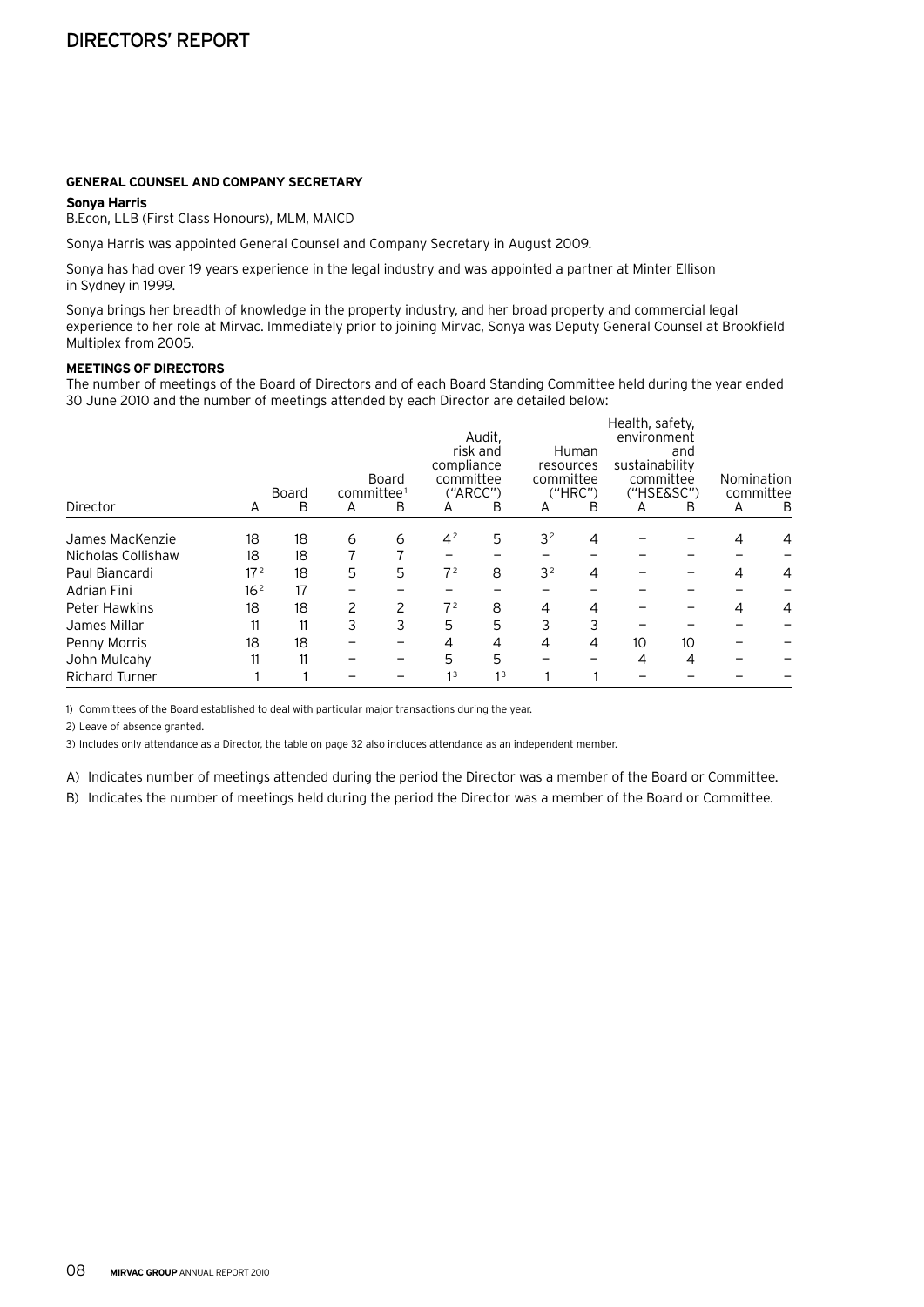# DIRECTORS' REPORT

### GENERAL COUNSEL AND COMPANY SECRETARY

**Sonya Harris**
B.Econ, LLB (First Class Honours), MLM, MAICD

Sonya Harris was appointed General Counsel and Company Secretary in August 2009.

Sonya has had over 19 years experience in the legal industry and was appointed a partner at Minter Ellison in Sydney in 1999.

Sonya brings her breadth of knowledge in the property industry, and her broad property and commercial legal experience to her role at Mirvac. Immediately prior to joining Mirvac, Sonya was Deputy General Counsel at Brookfield Multiplex from 2005.

### MEETINGS OF DIRECTORS

The number of meetings of the Board of Directors and of each Board Standing Committee held during the year ended 30 June 2010 and the number of meetings attended by each Director are detailed below:

| Director | Board | | Board committee[1] | | Audit, risk and compliance committee ("ARCC") | | Human resources committee ("HRC") | | Health, safety, environment and sustainability committee ("HSE&SC") | | Nomination committee | |
|---|---|---|---|---|---|---|---|---|---|---|---|---|
| | A | B | A | B | A | B | A | B | A | B | A | B |
| James MacKenzie | 18 | 18 | 6 | 6 | 4[2] | 5 | 3[2] | 4 | – | – | 4 | 4 |
| Nicholas Collishaw | 18 | 18 | 7 | 7 | – | – | – | – | – | – | – | – |
| Paul Biancardi | 17[2] | 18 | 5 | 5 | 7[2] | 8 | 3[2] | 4 | – | – | 4 | 4 |
| Adrian Fini | 16[2] | 17 | – | – | – | – | – | – | – | – | – | – |
| Peter Hawkins | 18 | 18 | 2 | 2 | 7[2] | 8 | 4 | 4 | – | – | 4 | 4 |
| James Millar | 11 | 11 | 3 | 3 | 5 | 5 | 3 | 3 | – | – | – | – |
| Penny Morris | 18 | 18 | – | – | 4 | 4 | 4 | 4 | 10 | 10 | – | – |
| John Mulcahy | 11 | 11 | – | – | 5 | 5 | – | – | 4 | 4 | – | – |
| Richard Turner | 1 | 1 | – | – | 1[3] | 1[3] | 1 | 1 | – | – | – | – |

1) Committees of the Board established to deal with particular major transactions during the year.

2) Leave of absence granted.

3) Includes only attendance as a Director, the table on page 32 also includes attendance as an independent member.

A) Indicates number of meetings attended during the period the Director was a member of the Board or Committee.

B) Indicates the number of meetings held during the period the Director was a member of the Board or Committee.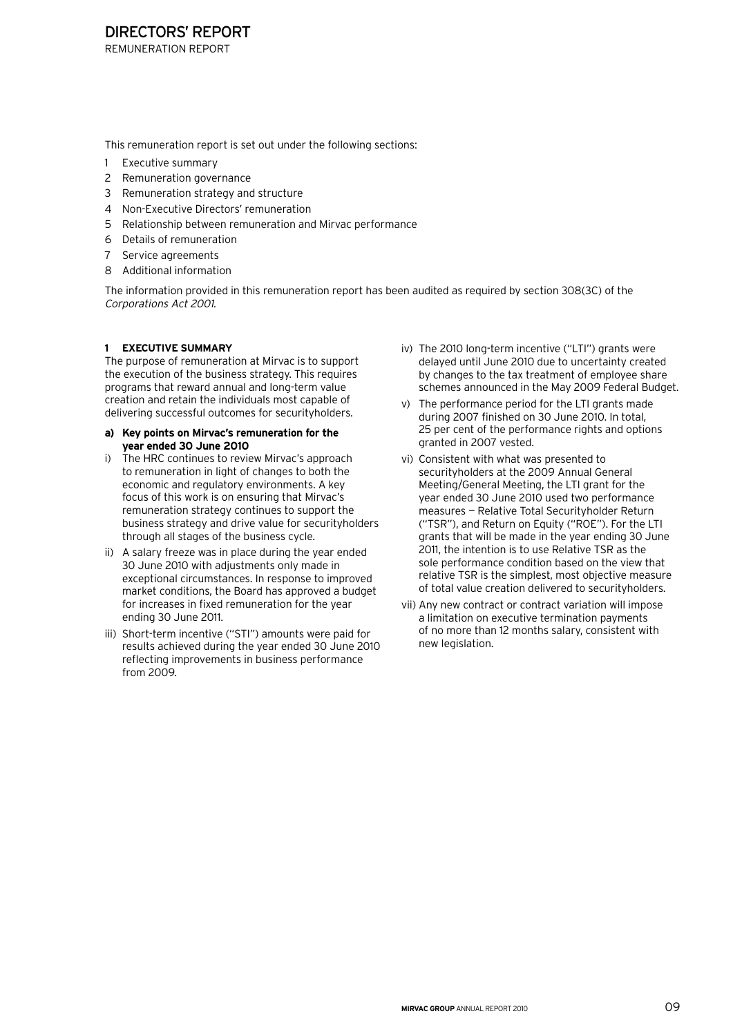# DIRECTORS' REPORT

REMUNERATION REPORT

This remuneration report is set out under the following sections:

1. Executive summary
2. Remuneration governance
3. Remuneration strategy and structure
4. Non-Executive Directors' remuneration
5. Relationship between remuneration and Mirvac performance
6. Details of remuneration
7. Service agreements
8. Additional information

The information provided in this remuneration report has been audited as required by section 308(3C) of the *Corporations Act 2001*.

### 1 EXECUTIVE SUMMARY

The purpose of remuneration at Mirvac is to support the execution of the business strategy. This requires programs that reward annual and long-term value creation and retain the individuals most capable of delivering successful outcomes for securityholders.

**a) Key points on Mirvac's remuneration for the year ended 30 June 2010**

i) The HRC continues to review Mirvac's approach to remuneration in light of changes to both the economic and regulatory environments. A key focus of this work is on ensuring that Mirvac's remuneration strategy continues to support the business strategy and drive value for securityholders through all stages of the business cycle.

ii) A salary freeze was in place during the year ended 30 June 2010 with adjustments only made in exceptional circumstances. In response to improved market conditions, the Board has approved a budget for increases in fixed remuneration for the year ending 30 June 2011.

iii) Short-term incentive ("STI") amounts were paid for results achieved during the year ended 30 June 2010 reflecting improvements in business performance from 2009.

iv) The 2010 long-term incentive ("LTI") grants were delayed until June 2010 due to uncertainty created by changes to the tax treatment of employee share schemes announced in the May 2009 Federal Budget.

v) The performance period for the LTI grants made during 2007 finished on 30 June 2010. In total, 25 per cent of the performance rights and options granted in 2007 vested.

vi) Consistent with what was presented to securityholders at the 2009 Annual General Meeting/General Meeting, the LTI grant for the year ended 30 June 2010 used two performance measures — Relative Total Securityholder Return ("TSR"), and Return on Equity ("ROE"). For the LTI grants that will be made in the year ending 30 June 2011, the intention is to use Relative TSR as the sole performance condition based on the view that relative TSR is the simplest, most objective measure of total value creation delivered to securityholders.

vii) Any new contract or contract variation will impose a limitation on executive termination payments of no more than 12 months salary, consistent with new legislation.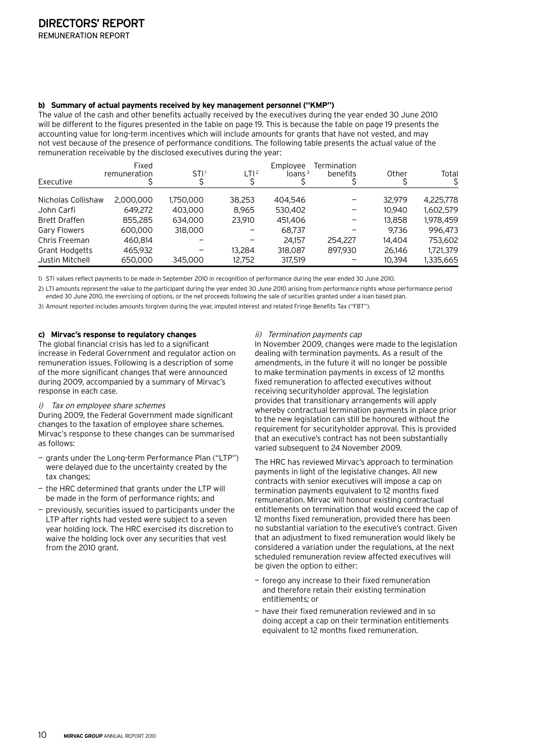# DIRECTORS' REPORT

REMUNERATION REPORT

**b) Summary of actual payments received by key management personnel ("KMP")**

The value of the cash and other benefits actually received by the executives during the year ended 30 June 2010 will be different to the figures presented in the table on page 19. This is because the table on page 19 presents the accounting value for long-term incentives which will include amounts for grants that have not vested, and may not vest because of the presence of performance conditions. The following table presents the actual value of the remuneration receivable by the disclosed executives during the year:

| Executive | Fixed remuneration $ | STI[1] $ | LTI[2] $ | Employee loans[3] $ | Termination benefits $ | Other $ | Total $ |
|---|---|---|---|---|---|---|---|
| Nicholas Collishaw | 2,000,000 | 1,750,000 | 38,253 | 404,546 | – | 32,979 | 4,225,778 |
| John Carfi | 649,272 | 403,000 | 8,965 | 530,402 | – | 10,940 | 1,602,579 |
| Brett Draffen | 855,285 | 634,000 | 23,910 | 451,406 | – | 13,858 | 1,978,459 |
| Gary Flowers | 600,000 | 318,000 | – | 68,737 | – | 9,736 | 996,473 |
| Chris Freeman | 460,814 | – | – | 24,157 | 254,227 | 14,404 | 753,602 |
| Grant Hodgetts | 465,932 | – | 13,284 | 318,087 | 897,930 | 26,146 | 1,721,379 |
| Justin Mitchell | 650,000 | 345,000 | 12,752 | 317,519 | – | 10,394 | 1,335,665 |

1) STI values reflect payments to be made in September 2010 in recognition of performance during the year ended 30 June 2010.

2) LTI amounts represent the value to the participant during the year ended 30 June 2010 arising from performance rights whose performance period ended 30 June 2010, the exercising of options, or the net proceeds following the sale of securities granted under a loan based plan.

3) Amount reported includes amounts forgiven during the year, imputed interest and related Fringe Benefits Tax ("FBT").

**c) Mirvac's response to regulatory changes**

The global financial crisis has led to a significant increase in Federal Government and regulator action on remuneration issues. Following is a description of some of the more significant changes that were announced during 2009, accompanied by a summary of Mirvac's response in each case.

*i) Tax on employee share schemes*

During 2009, the Federal Government made significant changes to the taxation of employee share schemes. Mirvac's response to these changes can be summarised as follows:

- grants under the Long-term Performance Plan ("LTP") were delayed due to the uncertainty created by the tax changes;
- the HRC determined that grants under the LTP will be made in the form of performance rights; and
- previously, securities issued to participants under the LTP after rights had vested were subject to a seven year holding lock. The HRC exercised its discretion to waive the holding lock over any securities that vest from the 2010 grant.

*ii) Termination payments cap*

In November 2009, changes were made to the legislation dealing with termination payments. As a result of the amendments, in the future it will no longer be possible to make termination payments in excess of 12 months fixed remuneration to affected executives without receiving securityholder approval. The legislation provides that transitionary arrangements will apply whereby contractual termination payments in place prior to the new legislation can still be honoured without the requirement for securityholder approval. This is provided that an executive's contract has not been substantially varied subsequent to 24 November 2009.

The HRC has reviewed Mirvac's approach to termination payments in light of the legislative changes. All new contracts with senior executives will impose a cap on termination payments equivalent to 12 months fixed remuneration. Mirvac will honour existing contractual entitlements on termination that would exceed the cap of 12 months fixed remuneration, provided there has been no substantial variation to the executive's contract. Given that an adjustment to fixed remuneration would likely be considered a variation under the regulations, at the next scheduled remuneration review affected executives will be given the option to either:

- forego any increase to their fixed remuneration and therefore retain their existing termination entitlements; or
- have their fixed remuneration reviewed and in so doing accept a cap on their termination entitlements equivalent to 12 months fixed remuneration.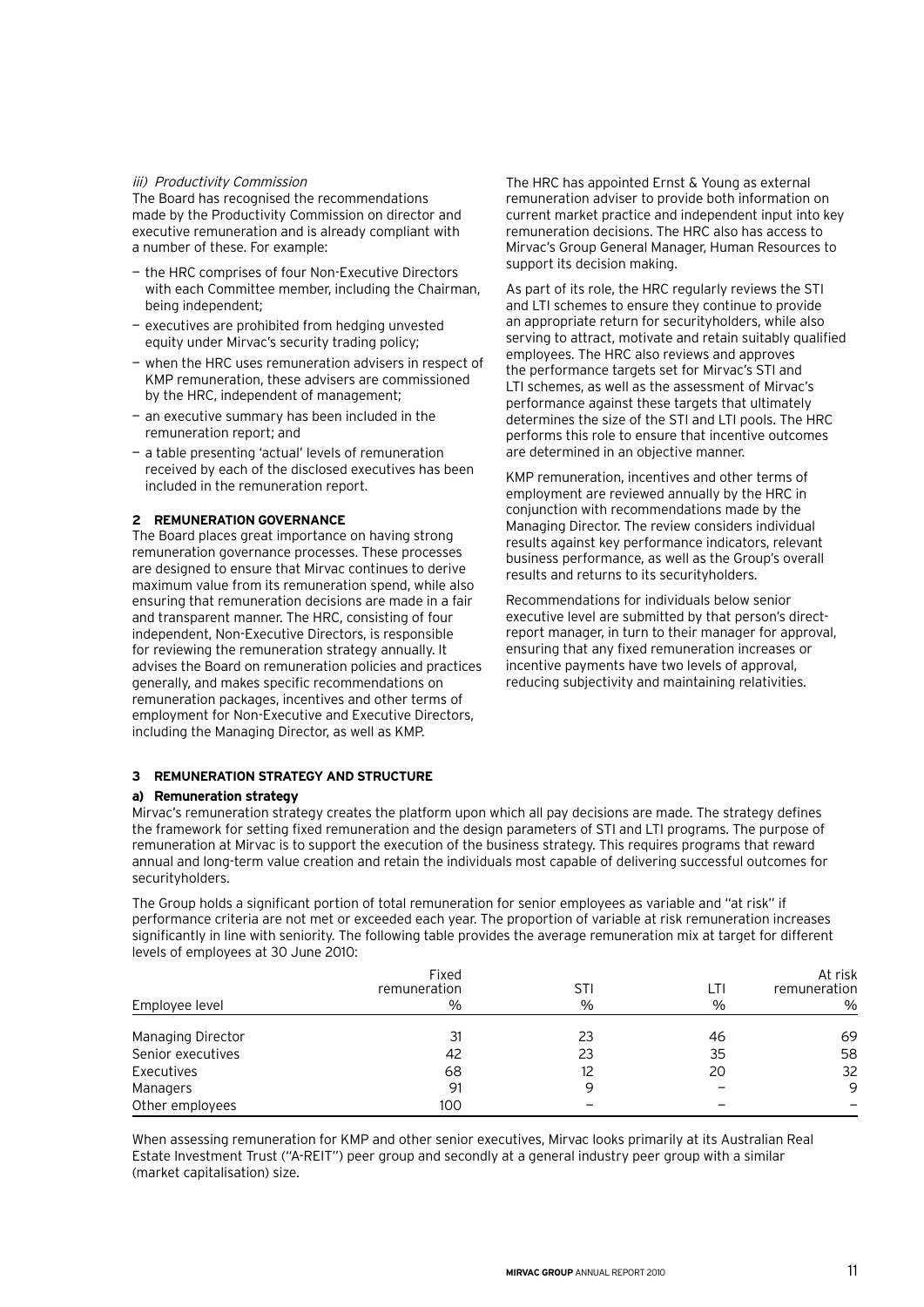*iii) Productivity Commission*

The Board has recognised the recommendations made by the Productivity Commission on director and executive remuneration and is already compliant with a number of these. For example:

- the HRC comprises of four Non-Executive Directors with each Committee member, including the Chairman, being independent;
- executives are prohibited from hedging unvested equity under Mirvac's security trading policy;
- when the HRC uses remuneration advisers in respect of KMP remuneration, these advisers are commissioned by the HRC, independent of management;
- an executive summary has been included in the remuneration report; and
- a table presenting 'actual' levels of remuneration received by each of the disclosed executives has been included in the remuneration report.

## 2 REMUNERATION GOVERNANCE

The Board places great importance on having strong remuneration governance processes. These processes are designed to ensure that Mirvac continues to derive maximum value from its remuneration spend, while also ensuring that remuneration decisions are made in a fair and transparent manner. The HRC, consisting of four independent, Non-Executive Directors, is responsible for reviewing the remuneration strategy annually. It advises the Board on remuneration policies and practices generally, and makes specific recommendations on remuneration packages, incentives and other terms of employment for Non-Executive and Executive Directors, including the Managing Director, as well as KMP.

The HRC has appointed Ernst & Young as external remuneration adviser to provide both information on current market practice and independent input into key remuneration decisions. The HRC also has access to Mirvac's Group General Manager, Human Resources to support its decision making.

As part of its role, the HRC regularly reviews the STI and LTI schemes to ensure they continue to provide an appropriate return for securityholders, while also serving to attract, motivate and retain suitably qualified employees. The HRC also reviews and approves the performance targets set for Mirvac's STI and LTI schemes, as well as the assessment of Mirvac's performance against these targets that ultimately determines the size of the STI and LTI pools. The HRC performs this role to ensure that incentive outcomes are determined in an objective manner.

KMP remuneration, incentives and other terms of employment are reviewed annually by the HRC in conjunction with recommendations made by the Managing Director. The review considers individual results against key performance indicators, relevant business performance, as well as the Group's overall results and returns to its securityholders.

Recommendations for individuals below senior executive level are submitted by that person's direct-report manager, in turn to their manager for approval, ensuring that any fixed remuneration increases or incentive payments have two levels of approval, reducing subjectivity and maintaining relativities.

## 3 REMUNERATION STRATEGY AND STRUCTURE

### a) Remuneration strategy

Mirvac's remuneration strategy creates the platform upon which all pay decisions are made. The strategy defines the framework for setting fixed remuneration and the design parameters of STI and LTI programs. The purpose of remuneration at Mirvac is to support the execution of the business strategy. This requires programs that reward annual and long-term value creation and retain the individuals most capable of delivering successful outcomes for securityholders.

The Group holds a significant portion of total remuneration for senior employees as variable and "at risk" if performance criteria are not met or exceeded each year. The proportion of variable at risk remuneration increases significantly in line with seniority. The following table provides the average remuneration mix at target for different levels of employees at 30 June 2010:

| Employee level | Fixed remuneration % | STI % | LTI % | At risk remuneration % |
|---|---|---|---|---|
| Managing Director | 31 | 23 | 46 | 69 |
| Senior executives | 42 | 23 | 35 | 58 |
| Executives | 68 | 12 | 20 | 32 |
| Managers | 91 | 9 | – | 9 |
| Other employees | 100 | – | – | – |

When assessing remuneration for KMP and other senior executives, Mirvac looks primarily at its Australian Real Estate Investment Trust ("A-REIT") peer group and secondly at a general industry peer group with a similar (market capitalisation) size.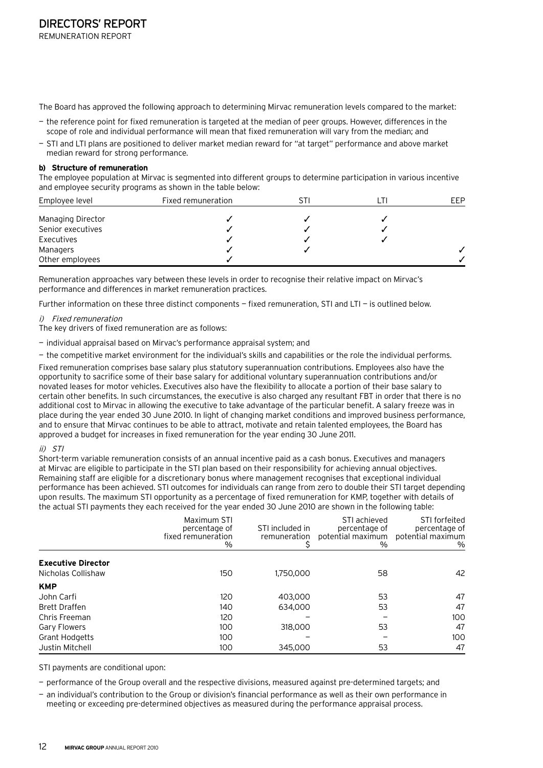The Board has approved the following approach to determining Mirvac remuneration levels compared to the market:

- the reference point for fixed remuneration is targeted at the median of peer groups. However, differences in the scope of role and individual performance will mean that fixed remuneration will vary from the median; and
- STI and LTI plans are positioned to deliver market median reward for "at target" performance and above market median reward for strong performance.

**b) Structure of remuneration**

The employee population at Mirvac is segmented into different groups to determine participation in various incentive and employee security programs as shown in the table below:

| Employee level | Fixed remuneration | STI | LTI | EEP |
|---|---|---|---|---|
| Managing Director | ✓ | ✓ | ✓ | |
| Senior executives | ✓ | ✓ | ✓ | |
| Executives | ✓ | ✓ | ✓ | |
| Managers | ✓ | ✓ | | ✓ |
| Other employees | ✓ | | | ✓ |

Remuneration approaches vary between these levels in order to recognise their relative impact on Mirvac's performance and differences in market remuneration practices.

Further information on these three distinct components — fixed remuneration, STI and LTI — is outlined below.

*i) Fixed remuneration*

The key drivers of fixed remuneration are as follows:

- individual appraisal based on Mirvac's performance appraisal system; and
- the competitive market environment for the individual's skills and capabilities or the role the individual performs.

Fixed remuneration comprises base salary plus statutory superannuation contributions. Employees also have the opportunity to sacrifice some of their base salary for additional voluntary superannuation contributions and/or novated leases for motor vehicles. Executives also have the flexibility to allocate a portion of their base salary to certain other benefits. In such circumstances, the executive is also charged any resultant FBT in order that there is no additional cost to Mirvac in allowing the executive to take advantage of the particular benefit. A salary freeze was in place during the year ended 30 June 2010. In light of changing market conditions and improved business performance, and to ensure that Mirvac continues to be able to attract, motivate and retain talented employees, the Board has approved a budget for increases in fixed remuneration for the year ending 30 June 2011.

*ii) STI*

Short-term variable remuneration consists of an annual incentive paid as a cash bonus. Executives and managers at Mirvac are eligible to participate in the STI plan based on their responsibility for achieving annual objectives. Remaining staff are eligible for a discretionary bonus where management recognises that exceptional individual performance has been achieved. STI outcomes for individuals can range from zero to double their STI target depending upon results. The maximum STI opportunity as a percentage of fixed remuneration for KMP, together with details of the actual STI payments they each received for the year ended 30 June 2010 are shown in the following table:

| | Maximum STI percentage of fixed remuneration % | STI included in remuneration $ | STI achieved percentage of potential maximum % | STI forfeited percentage of potential maximum % |
|---|---|---|---|---|
| **Executive Director** | | | | |
| Nicholas Collishaw | 150 | 1,750,000 | 58 | 42 |
| **KMP** | | | | |
| John Carfi | 120 | 403,000 | 53 | 47 |
| Brett Draffen | 140 | 634,000 | 53 | 47 |
| Chris Freeman | 120 | – | – | 100 |
| Gary Flowers | 100 | 318,000 | 53 | 47 |
| Grant Hodgetts | 100 | – | – | 100 |
| Justin Mitchell | 100 | 345,000 | 53 | 47 |

STI payments are conditional upon:

- performance of the Group overall and the respective divisions, measured against pre-determined targets; and
- an individual's contribution to the Group or division's financial performance as well as their own performance in meeting or exceeding pre-determined objectives as measured during the performance appraisal process.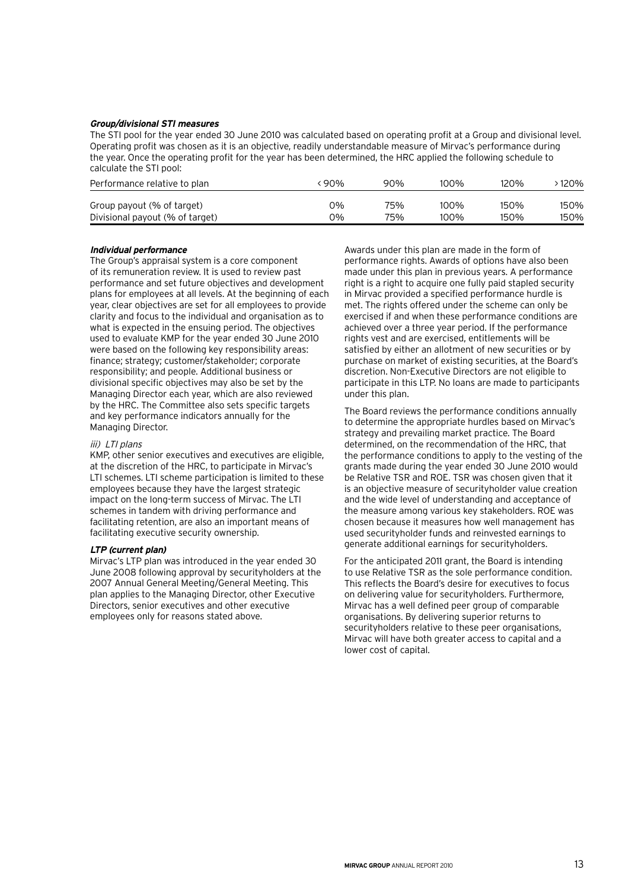***Group/divisional STI measures***

The STI pool for the year ended 30 June 2010 was calculated based on operating profit at a Group and divisional level. Operating profit was chosen as it is an objective, readily understandable measure of Mirvac's performance during the year. Once the operating profit for the year has been determined, the HRC applied the following schedule to calculate the STI pool:

| Performance relative to plan | <90% | 90% | 100% | 120% | >120% |
|---|---|---|---|---|---|
| Group payout (% of target) | 0% | 75% | 100% | 150% | 150% |
| Divisional payout (% of target) | 0% | 75% | 100% | 150% | 150% |

***Individual performance***

The Group's appraisal system is a core component of its remuneration review. It is used to review past performance and set future objectives and development plans for employees at all levels. At the beginning of each year, clear objectives are set for all employees to provide clarity and focus to the individual and organisation as to what is expected in the ensuing period. The objectives used to evaluate KMP for the year ended 30 June 2010 were based on the following key responsibility areas: finance; strategy; customer/stakeholder; corporate responsibility; and people. Additional business or divisional specific objectives may also be set by the Managing Director each year, which are also reviewed by the HRC. The Committee also sets specific targets and key performance indicators annually for the Managing Director.

*iii) LTI plans*

KMP, other senior executives and executives are eligible, at the discretion of the HRC, to participate in Mirvac's LTI schemes. LTI scheme participation is limited to these employees because they have the largest strategic impact on the long-term success of Mirvac. The LTI schemes in tandem with driving performance and facilitating retention, are also an important means of facilitating executive security ownership.

***LTP (current plan)***

Mirvac's LTP plan was introduced in the year ended 30 June 2008 following approval by securityholders at the 2007 Annual General Meeting/General Meeting. This plan applies to the Managing Director, other Executive Directors, senior executives and other executive employees only for reasons stated above.

Awards under this plan are made in the form of performance rights. Awards of options have also been made under this plan in previous years. A performance right is a right to acquire one fully paid stapled security in Mirvac provided a specified performance hurdle is met. The rights offered under the scheme can only be exercised if and when these performance conditions are achieved over a three year period. If the performance rights vest and are exercised, entitlements will be satisfied by either an allotment of new securities or by purchase on market of existing securities, at the Board's discretion. Non-Executive Directors are not eligible to participate in this LTP. No loans are made to participants under this plan.

The Board reviews the performance conditions annually to determine the appropriate hurdles based on Mirvac's strategy and prevailing market practice. The Board determined, on the recommendation of the HRC, that the performance conditions to apply to the vesting of the grants made during the year ended 30 June 2010 would be Relative TSR and ROE. TSR was chosen given that it is an objective measure of securityholder value creation and the wide level of understanding and acceptance of the measure among various key stakeholders. ROE was chosen because it measures how well management has used securityholder funds and reinvested earnings to generate additional earnings for securityholders.

For the anticipated 2011 grant, the Board is intending to use Relative TSR as the sole performance condition. This reflects the Board's desire for executives to focus on delivering value for securityholders. Furthermore, Mirvac has a well defined peer group of comparable organisations. By delivering superior returns to securityholders relative to these peer organisations, Mirvac will have both greater access to capital and a lower cost of capital.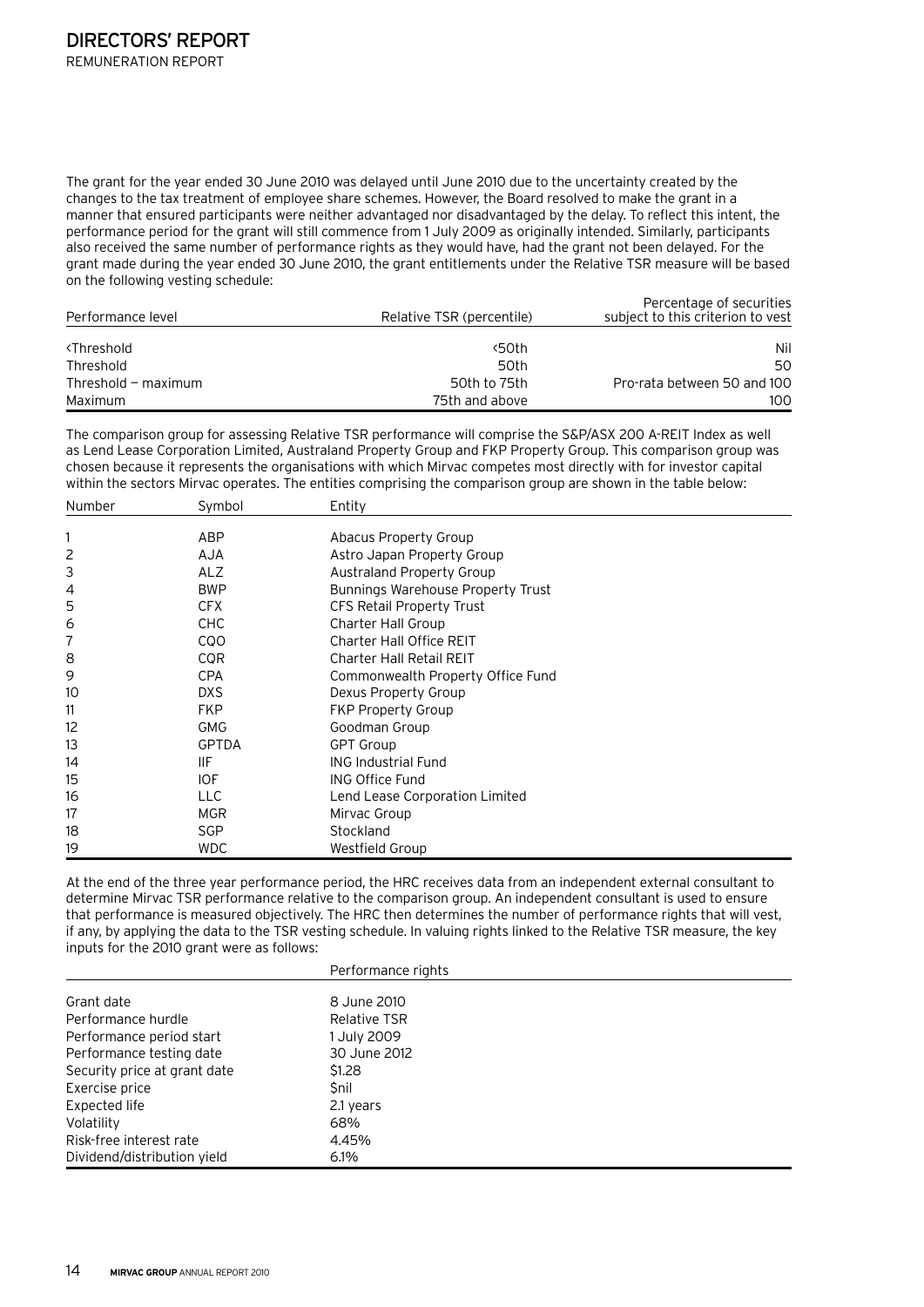The grant for the year ended 30 June 2010 was delayed until June 2010 due to the uncertainty created by the changes to the tax treatment of employee share schemes. However, the Board resolved to make the grant in a manner that ensured participants were neither advantaged nor disadvantaged by the delay. To reflect this intent, the performance period for the grant will still commence from 1 July 2009 as originally intended. Similarly, participants also received the same number of performance rights as they would have, had the grant not been delayed. For the grant made during the year ended 30 June 2010, the grant entitlements under the Relative TSR measure will be based on the following vesting schedule:

| Performance level | Relative TSR (percentile) | Percentage of securities subject to this criterion to vest |
|---|---|---|
| <Threshold | <50th | Nil |
| Threshold | 50th | 50 |
| Threshold — maximum | 50th to 75th | Pro-rata between 50 and 100 |
| Maximum | 75th and above | 100 |

The comparison group for assessing Relative TSR performance will comprise the S&P/ASX 200 A-REIT Index as well as Lend Lease Corporation Limited, Australand Property Group and FKP Property Group. This comparison group was chosen because it represents the organisations with which Mirvac competes most directly with for investor capital within the sectors Mirvac operates. The entities comprising the comparison group are shown in the table below:

| Number | Symbol | Entity |
|---|---|---|
| 1 | ABP | Abacus Property Group |
| 2 | AJA | Astro Japan Property Group |
| 3 | ALZ | Australand Property Group |
| 4 | BWP | Bunnings Warehouse Property Trust |
| 5 | CFX | CFS Retail Property Trust |
| 6 | CHC | Charter Hall Group |
| 7 | CQO | Charter Hall Office REIT |
| 8 | CQR | Charter Hall Retail REIT |
| 9 | CPA | Commonwealth Property Office Fund |
| 10 | DXS | Dexus Property Group |
| 11 | FKP | FKP Property Group |
| 12 | GMG | Goodman Group |
| 13 | GPTDA | GPT Group |
| 14 | IIF | ING Industrial Fund |
| 15 | IOF | ING Office Fund |
| 16 | LLC | Lend Lease Corporation Limited |
| 17 | MGR | Mirvac Group |
| 18 | SGP | Stockland |
| 19 | WDC | Westfield Group |

At the end of the three year performance period, the HRC receives data from an independent external consultant to determine Mirvac TSR performance relative to the comparison group. An independent consultant is used to ensure that performance is measured objectively. The HRC then determines the number of performance rights that will vest, if any, by applying the data to the TSR vesting schedule. In valuing rights linked to the Relative TSR measure, the key inputs for the 2010 grant were as follows:

| | Performance rights |
|---|---|
| Grant date | 8 June 2010 |
| Performance hurdle | Relative TSR |
| Performance period start | 1 July 2009 |
| Performance testing date | 30 June 2012 |
| Security price at grant date | $1.28 |
| Exercise price | $nil |
| Expected life | 2.1 years |
| Volatility | 68% |
| Risk-free interest rate | 4.45% |
| Dividend/distribution yield | 6.1% |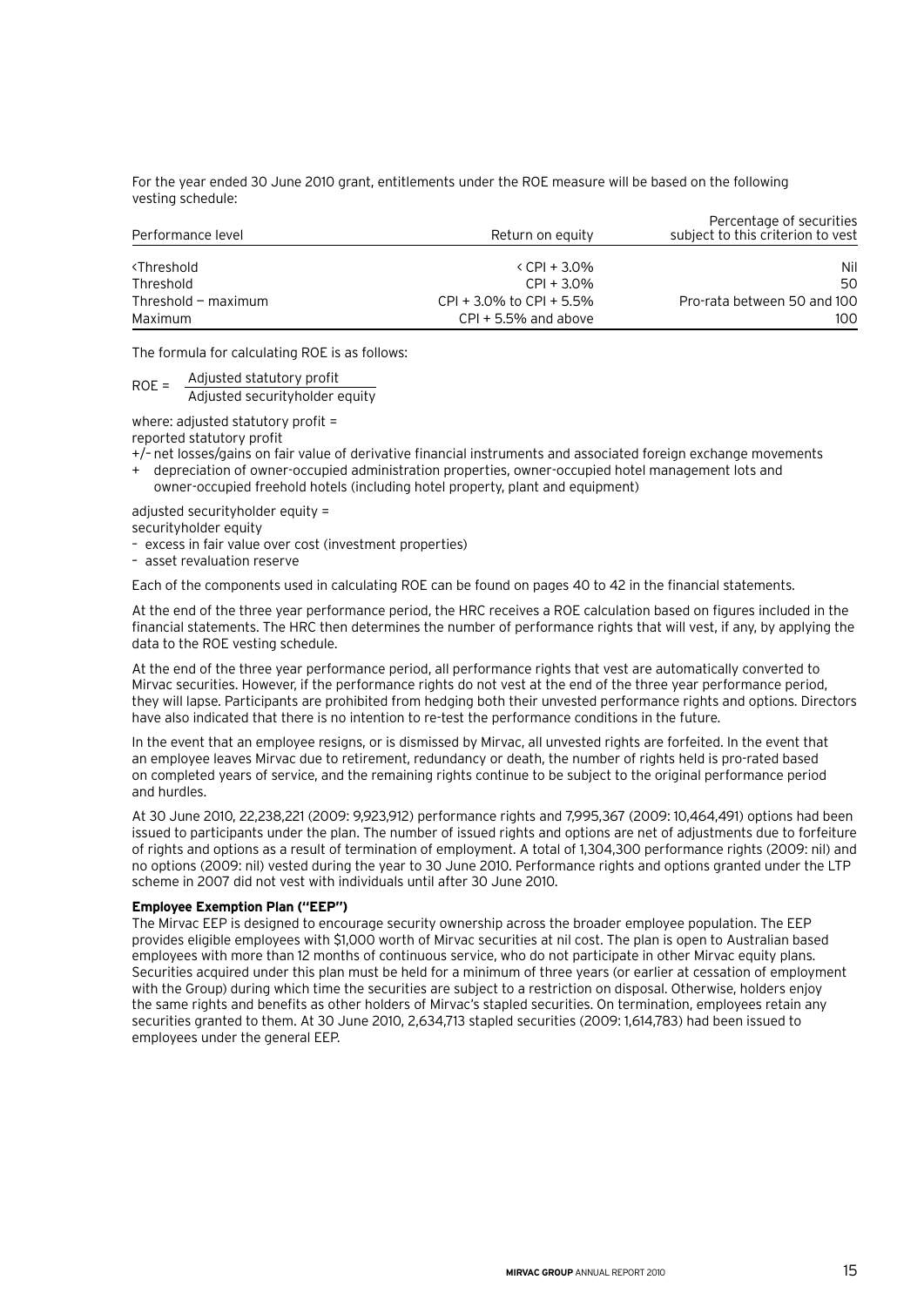For the year ended 30 June 2010 grant, entitlements under the ROE measure will be based on the following vesting schedule:

| Performance level | Return on equity | Percentage of securities subject to this criterion to vest |
|---|---|---|
| <Threshold | < CPI + 3.0% | Nil |
| Threshold | CPI + 3.0% | 50 |
| Threshold – maximum | CPI + 3.0% to CPI + 5.5% | Pro-rata between 50 and 100 |
| Maximum | CPI + 5.5% and above | 100 |

The formula for calculating ROE is as follows:

$$ROE = \frac{\text{Adjusted statutory profit}}{\text{Adjusted securityholder equity}}$$

where: adjusted statutory profit =
reported statutory profit
+/– net losses/gains on fair value of derivative financial instruments and associated foreign exchange movements
+ depreciation of owner-occupied administration properties, owner-occupied hotel management lots and owner-occupied freehold hotels (including hotel property, plant and equipment)

adjusted securityholder equity =
securityholder equity
– excess in fair value over cost (investment properties)
– asset revaluation reserve

Each of the components used in calculating ROE can be found on pages 40 to 42 in the financial statements.

At the end of the three year performance period, the HRC receives a ROE calculation based on figures included in the financial statements. The HRC then determines the number of performance rights that will vest, if any, by applying the data to the ROE vesting schedule.

At the end of the three year performance period, all performance rights that vest are automatically converted to Mirvac securities. However, if the performance rights do not vest at the end of the three year performance period, they will lapse. Participants are prohibited from hedging both their unvested performance rights and options. Directors have also indicated that there is no intention to re-test the performance conditions in the future.

In the event that an employee resigns, or is dismissed by Mirvac, all unvested rights are forfeited. In the event that an employee leaves Mirvac due to retirement, redundancy or death, the number of rights held is pro-rated based on completed years of service, and the remaining rights continue to be subject to the original performance period and hurdles.

At 30 June 2010, 22,238,221 (2009: 9,923,912) performance rights and 7,995,367 (2009: 10,464,491) options had been issued to participants under the plan. The number of issued rights and options are net of adjustments due to forfeiture of rights and options as a result of termination of employment. A total of 1,304,300 performance rights (2009: nil) and no options (2009: nil) vested during the year to 30 June 2010. Performance rights and options granted under the LTP scheme in 2007 did not vest with individuals until after 30 June 2010.

**Employee Exemption Plan ("EEP")**

The Mirvac EEP is designed to encourage security ownership across the broader employee population. The EEP provides eligible employees with $1,000 worth of Mirvac securities at nil cost. The plan is open to Australian based employees with more than 12 months of continuous service, who do not participate in other Mirvac equity plans. Securities acquired under this plan must be held for a minimum of three years (or earlier at cessation of employment with the Group) during which time the securities are subject to a restriction on disposal. Otherwise, holders enjoy the same rights and benefits as other holders of Mirvac's stapled securities. On termination, employees retain any securities granted to them. At 30 June 2010, 2,634,713 stapled securities (2009: 1,614,783) had been issued to employees under the general EEP.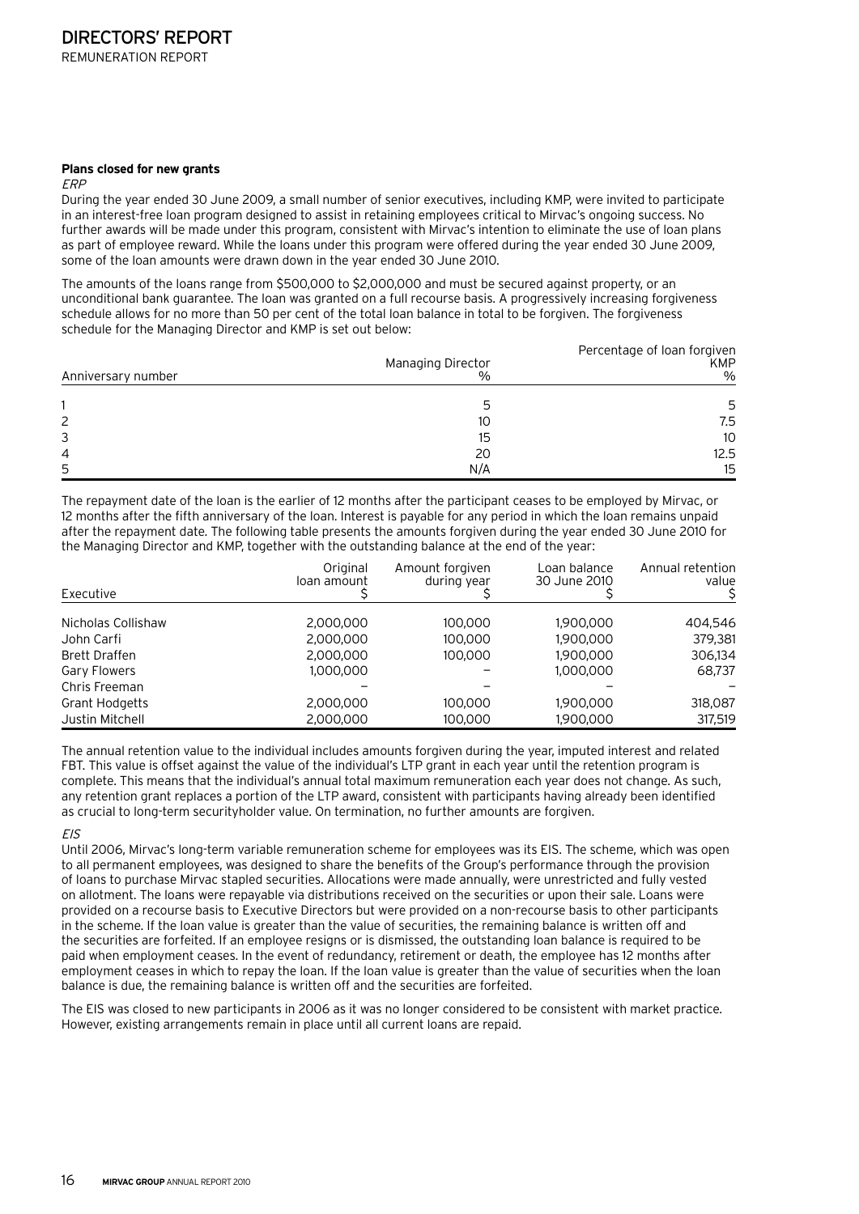#### Plans closed for new grants

*ERP*

During the year ended 30 June 2009, a small number of senior executives, including KMP, were invited to participate in an interest-free loan program designed to assist in retaining employees critical to Mirvac's ongoing success. No further awards will be made under this program, consistent with Mirvac's intention to eliminate the use of loan plans as part of employee reward. While the loans under this program were offered during the year ended 30 June 2009, some of the loan amounts were drawn down in the year ended 30 June 2010.

The amounts of the loans range from $500,000 to $2,000,000 and must be secured against property, or an unconditional bank guarantee. The loan was granted on a full recourse basis. A progressively increasing forgiveness schedule allows for no more than 50 per cent of the total loan balance in total to be forgiven. The forgiveness schedule for the Managing Director and KMP is set out below:

| Anniversary number | Percentage of loan forgiven Managing Director % | KMP % |
|---|---|---|
| 1 | 5 | 5 |
| 2 | 10 | 7.5 |
| 3 | 15 | 10 |
| 4 | 20 | 12.5 |
| 5 | N/A | 15 |

The repayment date of the loan is the earlier of 12 months after the participant ceases to be employed by Mirvac, or 12 months after the fifth anniversary of the loan. Interest is payable for any period in which the loan remains unpaid after the repayment date. The following table presents the amounts forgiven during the year ended 30 June 2010 for the Managing Director and KMP, together with the outstanding balance at the end of the year:

| Executive | Original loan amount $ | Amount forgiven during year $ | Loan balance 30 June 2010 $ | Annual retention value $ |
|---|---|---|---|---|
| Nicholas Collishaw | 2,000,000 | 100,000 | 1,900,000 | 404,546 |
| John Carfi | 2,000,000 | 100,000 | 1,900,000 | 379,381 |
| Brett Draffen | 2,000,000 | 100,000 | 1,900,000 | 306,134 |
| Gary Flowers | 1,000,000 | – | 1,000,000 | 68,737 |
| Chris Freeman | – | – | – | – |
| Grant Hodgetts | 2,000,000 | 100,000 | 1,900,000 | 318,087 |
| Justin Mitchell | 2,000,000 | 100,000 | 1,900,000 | 317,519 |

The annual retention value to the individual includes amounts forgiven during the year, imputed interest and related FBT. This value is offset against the value of the individual's LTP grant in each year until the retention program is complete. This means that the individual's annual total maximum remuneration each year does not change. As such, any retention grant replaces a portion of the LTP award, consistent with participants having already been identified as crucial to long-term securityholder value. On termination, no further amounts are forgiven.

*EIS*

Until 2006, Mirvac's long-term variable remuneration scheme for employees was its EIS. The scheme, which was open to all permanent employees, was designed to share the benefits of the Group's performance through the provision of loans to purchase Mirvac stapled securities. Allocations were made annually, were unrestricted and fully vested on allotment. The loans were repayable via distributions received on the securities or upon their sale. Loans were provided on a recourse basis to Executive Directors but were provided on a non-recourse basis to other participants in the scheme. If the loan value is greater than the value of securities, the remaining balance is written off and the securities are forfeited. If an employee resigns or is dismissed, the outstanding loan balance is required to be paid when employment ceases. In the event of redundancy, retirement or death, the employee has 12 months after employment ceases in which to repay the loan. If the loan value is greater than the value of securities when the loan balance is due, the remaining balance is written off and the securities are forfeited.

The EIS was closed to new participants in 2006 as it was no longer considered to be consistent with market practice. However, existing arrangements remain in place until all current loans are repaid.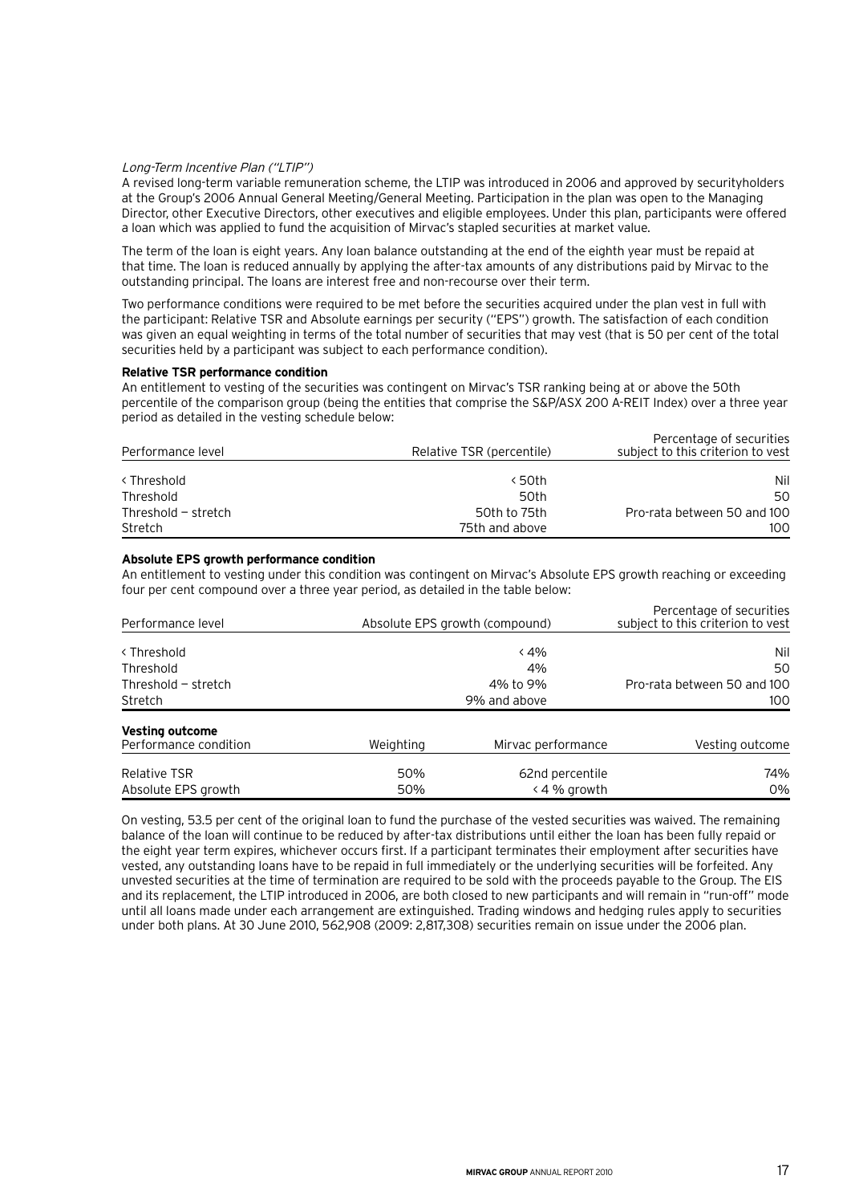*Long-Term Incentive Plan ("LTIP")*

A revised long-term variable remuneration scheme, the LTIP was introduced in 2006 and approved by securityholders at the Group's 2006 Annual General Meeting/General Meeting. Participation in the plan was open to the Managing Director, other Executive Directors, other executives and eligible employees. Under this plan, participants were offered a loan which was applied to fund the acquisition of Mirvac's stapled securities at market value.

The term of the loan is eight years. Any loan balance outstanding at the end of the eighth year must be repaid at that time. The loan is reduced annually by applying the after-tax amounts of any distributions paid by Mirvac to the outstanding principal. The loans are interest free and non-recourse over their term.

Two performance conditions were required to be met before the securities acquired under the plan vest in full with the participant: Relative TSR and Absolute earnings per security ("EPS") growth. The satisfaction of each condition was given an equal weighting in terms of the total number of securities that may vest (that is 50 per cent of the total securities held by a participant was subject to each performance condition).

**Relative TSR performance condition**

An entitlement to vesting of the securities was contingent on Mirvac's TSR ranking being at or above the 50th percentile of the comparison group (being the entities that comprise the S&P/ASX 200 A-REIT Index) over a three year period as detailed in the vesting schedule below:

| Performance level | Relative TSR (percentile) | Percentage of securities subject to this criterion to vest |
|---|---|---|
| < Threshold | < 50th | Nil |
| Threshold | 50th | 50 |
| Threshold — stretch | 50th to 75th | Pro-rata between 50 and 100 |
| Stretch | 75th and above | 100 |

**Absolute EPS growth performance condition**

An entitlement to vesting under this condition was contingent on Mirvac's Absolute EPS growth reaching or exceeding four per cent compound over a three year period, as detailed in the table below:

| Performance level | Absolute EPS growth (compound) | Percentage of securities subject to this criterion to vest |
|---|---|---|
| < Threshold | < 4% | Nil |
| Threshold | 4% | 50 |
| Threshold — stretch | 4% to 9% | Pro-rata between 50 and 100 |
| Stretch | 9% and above | 100 |

**Vesting outcome**

| Performance condition | Weighting | Mirvac performance | Vesting outcome |
|---|---|---|---|
| Relative TSR | 50% | 62nd percentile | 74% |
| Absolute EPS growth | 50% | < 4 % growth | 0% |

On vesting, 53.5 per cent of the original loan to fund the purchase of the vested securities was waived. The remaining balance of the loan will continue to be reduced by after-tax distributions until either the loan has been fully repaid or the eight year term expires, whichever occurs first. If a participant terminates their employment after securities have vested, any outstanding loans have to be repaid in full immediately or the underlying securities will be forfeited. Any unvested securities at the time of termination are required to be sold with the proceeds payable to the Group. The EIS and its replacement, the LTIP introduced in 2006, are both closed to new participants and will remain in "run-off" mode until all loans made under each arrangement are extinguished. Trading windows and hedging rules apply to securities under both plans. At 30 June 2010, 562,908 (2009: 2,817,308) securities remain on issue under the 2006 plan.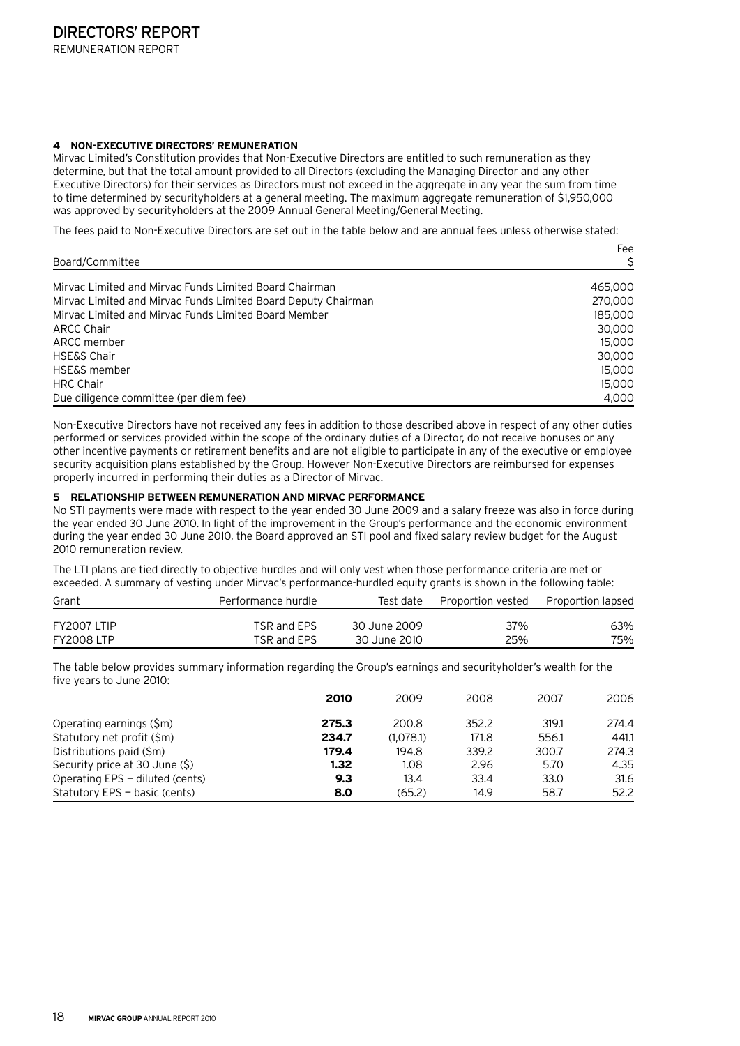## 4 NON-EXECUTIVE DIRECTORS' REMUNERATION

Mirvac Limited's Constitution provides that Non-Executive Directors are entitled to such remuneration as they determine, but that the total amount provided to all Directors (excluding the Managing Director and any other Executive Directors) for their services as Directors must not exceed in the aggregate in any year the sum from time to time determined by securityholders at a general meeting. The maximum aggregate remuneration of $1,950,000 was approved by securityholders at the 2009 Annual General Meeting/General Meeting.

The fees paid to Non-Executive Directors are set out in the table below and are annual fees unless otherwise stated:

| Board/Committee | Fee $ |
|---|---|
| Mirvac Limited and Mirvac Funds Limited Board Chairman | 465,000 |
| Mirvac Limited and Mirvac Funds Limited Board Deputy Chairman | 270,000 |
| Mirvac Limited and Mirvac Funds Limited Board Member | 185,000 |
| ARCC Chair | 30,000 |
| ARCC member | 15,000 |
| HSE&S Chair | 30,000 |
| HSE&S member | 15,000 |
| HRC Chair | 15,000 |
| Due diligence committee (per diem fee) | 4,000 |

Non-Executive Directors have not received any fees in addition to those described above in respect of any other duties performed or services provided within the scope of the ordinary duties of a Director, do not receive bonuses or any other incentive payments or retirement benefits and are not eligible to participate in any of the executive or employee security acquisition plans established by the Group. However Non-Executive Directors are reimbursed for expenses properly incurred in performing their duties as a Director of Mirvac.

## 5 RELATIONSHIP BETWEEN REMUNERATION AND MIRVAC PERFORMANCE

No STI payments were made with respect to the year ended 30 June 2009 and a salary freeze was also in force during the year ended 30 June 2010. In light of the improvement in the Group's performance and the economic environment during the year ended 30 June 2010, the Board approved an STI pool and fixed salary review budget for the August 2010 remuneration review.

The LTI plans are tied directly to objective hurdles and will only vest when those performance criteria are met or exceeded. A summary of vesting under Mirvac's performance-hurdled equity grants is shown in the following table:

| Grant | Performance hurdle | Test date | Proportion vested | Proportion lapsed |
|---|---|---|---|---|
| FY2007 LTIP | TSR and EPS | 30 June 2009 | 37% | 63% |
| FY2008 LTP | TSR and EPS | 30 June 2010 | 25% | 75% |

The table below provides summary information regarding the Group's earnings and securityholder's wealth for the five years to June 2010:

| | **2010** | 2009 | 2008 | 2007 | 2006 |
|---|---|---|---|---|---|
| Operating earnings ($m) | **275.3** | 200.8 | 352.2 | 319.1 | 274.4 |
| Statutory net profit ($m) | **234.7** | (1,078.1) | 171.8 | 556.1 | 441.1 |
| Distributions paid ($m) | **179.4** | 194.8 | 339.2 | 300.7 | 274.3 |
| Security price at 30 June ($) | **1.32** | 1.08 | 2.96 | 5.70 | 4.35 |
| Operating EPS – diluted (cents) | **9.3** | 13.4 | 33.4 | 33.0 | 31.6 |
| Statutory EPS – basic (cents) | **8.0** | (65.2) | 14.9 | 58.7 | 52.2 |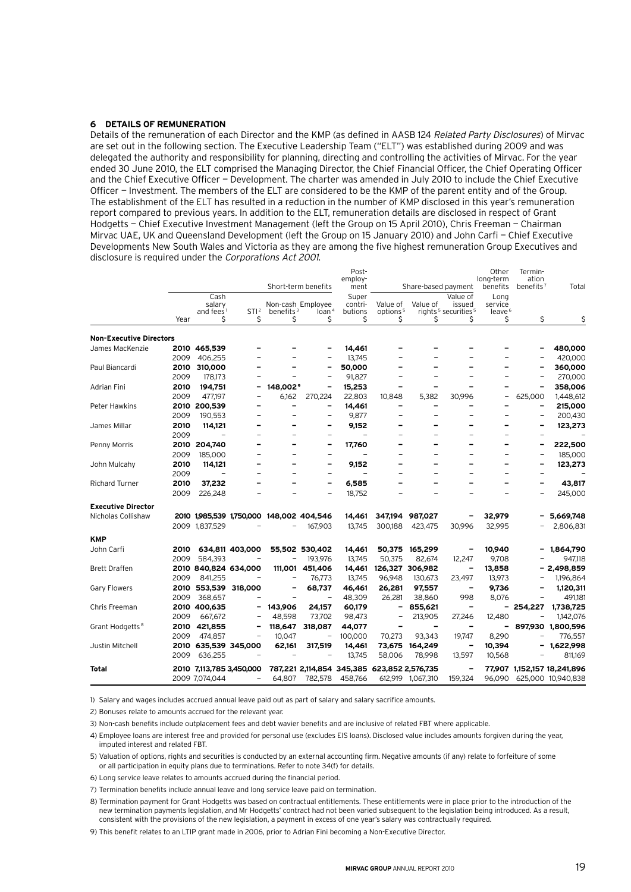## 6 DETAILS OF REMUNERATION

Details of the remuneration of each Director and the KMP (as defined in AASB 124 *Related Party Disclosures*) of Mirvac are set out in the following section. The Executive Leadership Team ("ELT") was established during 2009 and was delegated the authority and responsibility for planning, directing and controlling the activities of Mirvac. For the year ended 30 June 2010, the ELT comprised the Managing Director, the Chief Financial Officer, the Chief Operating Officer and the Chief Executive Officer — Development. The charter was amended in July 2010 to include the Chief Executive Officer — Investment. The members of the ELT are considered to be the KMP of the parent entity and of the Group. The establishment of the ELT has resulted in a reduction in the number of KMP disclosed in this year's remuneration report compared to previous years. In addition to the ELT, remuneration details are disclosed in respect of Grant Hodgetts — Chief Executive Investment Management (left the Group on 15 April 2010), Chris Freeman — Chairman Mirvac UAE, UK and Queensland Development (left the Group on 15 January 2010) and John Carfi — Chief Executive Developments New South Wales and Victoria as they are among the five highest remuneration Group Executives and disclosure is required under the *Corporations Act 2001*.

| | | Short-term benefits | | | | Post-employment | Share-based payment | | | Other long-term benefits | Termination benefits[7] | Total |
|---|---|---|---|---|---|---|---|---|---|---|---|---|
| | Year | Cash salary and fees[1] $ | STI[2] $ | Non-cash benefits[3] $ | Employee loan[4] $ | Super contributions $ | Value of options[5] $ | Value of rights[5] $ | Value of issued securities[5] $ | Long service leave[6] $ | $ | $ |
| **Non-Executive Directors** | | | | | | | | | | | | |
| James MacKenzie | **2010** | **465,539** | **–** | **–** | **–** | **14,461** | **–** | **–** | **–** | **–** | **–** | **480,000** |
| | 2009 | 406,255 | – | – | – | 13,745 | – | – | – | – | – | 420,000 |
| Paul Biancardi | **2010** | **310,000** | **–** | **–** | **–** | **50,000** | **–** | **–** | **–** | **–** | **–** | **360,000** |
| | 2009 | 178,173 | – | – | – | 91,827 | – | – | – | – | – | 270,000 |
| Adrian Fini | **2010** | **194,751** | **–** | **148,002[9]** | **–** | **15,253** | **–** | **–** | **–** | **–** | **–** | **358,006** |
| | 2009 | 477,197 | – | 6,162 | 270,224 | 22,803 | 10,848 | 5,382 | 30,996 | – | 625,000 | 1,448,612 |
| Peter Hawkins | **2010** | **200,539** | **–** | **–** | **–** | **14,461** | **–** | **–** | **–** | **–** | **–** | **215,000** |
| | 2009 | 190,553 | – | – | – | 9,877 | – | – | – | – | – | 200,430 |
| James Millar | **2010** | **114,121** | **–** | **–** | **–** | **9,152** | **–** | **–** | **–** | **–** | **–** | **123,273** |
| | 2009 | – | – | – | – | – | – | – | – | – | – | – |
| Penny Morris | **2010** | **204,740** | **–** | **–** | **–** | **17,760** | **–** | **–** | **–** | **–** | **–** | **222,500** |
| | 2009 | 185,000 | – | – | – | – | – | – | – | – | – | 185,000 |
| John Mulcahy | **2010** | **114,121** | **–** | **–** | **–** | **9,152** | **–** | **–** | **–** | **–** | **–** | **123,273** |
| | 2009 | – | – | – | – | – | – | – | – | – | – | – |
| Richard Turner | **2010** | **37,232** | **–** | **–** | **–** | **6,585** | **–** | **–** | **–** | **–** | **–** | **43,817** |
| | 2009 | 226,248 | – | – | – | 18,752 | – | – | – | – | – | 245,000 |
| **Executive Director** | | | | | | | | | | | | |
| Nicholas Collishaw | **2010** | **1,985,539** | **1,750,000** | **148,002** | **404,546** | **14,461** | **347,194** | **987,027** | **–** | **32,979** | **–** | **5,669,748** |
| | 2009 | 1,837,529 | – | – | 167,903 | 13,745 | 300,188 | 423,475 | 30,996 | 32,995 | – | 2,806,831 |
| **KMP** | | | | | | | | | | | | |
| John Carfi | **2010** | **634,811** | **403,000** | **55,502** | **530,402** | **14,461** | **50,375** | **165,299** | **–** | **10,940** | **–** | **1,864,790** |
| | 2009 | 584,393 | – | – | 193,976 | 13,745 | 50,375 | 82,674 | 12,247 | 9,708 | – | 947,118 |
| Brett Draffen | **2010** | **840,824** | **634,000** | **111,001** | **451,406** | **14,461** | **126,327** | **306,982** | **–** | **13,858** | **–** | **2,498,859** |
| | 2009 | 841,255 | – | – | 76,773 | 13,745 | 96,948 | 130,673 | 23,497 | 13,973 | – | 1,196,864 |
| Gary Flowers | **2010** | **553,539** | **318,000** | **–** | **68,737** | **46,461** | **26,281** | **97,557** | **–** | **9,736** | **–** | **1,120,311** |
| | 2009 | 368,657 | – | – | – | 48,309 | 26,281 | 38,860 | 998 | 8,076 | – | 491,181 |
| Chris Freeman | **2010** | **400,635** | **–** | **143,906** | **24,157** | **60,179** | **–** | **855,621** | **–** | **–** | **254,227** | **1,738,725** |
| | 2009 | 667,672 | – | 48,598 | 73,702 | 98,473 | – | 213,905 | 27,246 | 12,480 | – | 1,142,076 |
| Grant Hodgetts[8] | **2010** | **421,855** | **–** | **118,647** | **318,087** | **44,077** | **–** | **–** | **–** | **–** | **897,930** | **1,800,596** |
| | 2009 | 474,857 | – | 10,047 | – | 100,000 | 70,273 | 93,343 | 19,747 | 8,290 | – | 776,557 |
| Justin Mitchell | **2010** | **635,539** | **345,000** | **62,161** | **317,519** | **14,461** | **73,675** | **164,249** | **–** | **10,394** | **–** | **1,622,998** |
| | 2009 | 636,255 | – | – | – | 13,745 | 58,006 | 78,998 | 13,597 | 10,568 | – | 811,169 |
| **Total** | **2010** | **7,113,785** | **3,450,000** | **787,221** | **2,114,854** | **345,385** | **623,852** | **2,576,735** | **–** | **77,907** | **1,152,157** | **18,241,896** |
| | 2009 | 7,074,044 | – | 64,807 | 782,578 | 458,766 | 612,919 | 1,067,310 | 159,324 | 96,090 | 625,000 | 10,940,838 |

1) Salary and wages includes accrued annual leave paid out as part of salary and salary sacrifice amounts.

2) Bonuses relate to amounts accrued for the relevant year.

3) Non-cash benefits include outplacement fees and debt wavier benefits and are inclusive of related FBT where applicable.

4) Employee loans are interest free and provided for personal use (excludes EIS loans). Disclosed value includes amounts forgiven during the year, imputed interest and related FBT.

5) Valuation of options, rights and securities is conducted by an external accounting firm. Negative amounts (if any) relate to forfeiture of some or all participation in equity plans due to terminations. Refer to note 34(f) for details.

6) Long service leave relates to amounts accrued during the financial period.

7) Termination benefits include annual leave and long service leave paid on termination.

8) Termination payment for Grant Hodgetts was based on contractual entitlements. These entitlements were in place prior to the introduction of the new termination payments legislation, and Mr Hodgetts' contract had not been varied subsequent to the legislation being introduced. As a result, consistent with the provisions of the new legislation, a payment in excess of one year's salary was contractually required.

9) This benefit relates to an LTIP grant made in 2006, prior to Adrian Fini becoming a Non-Executive Director.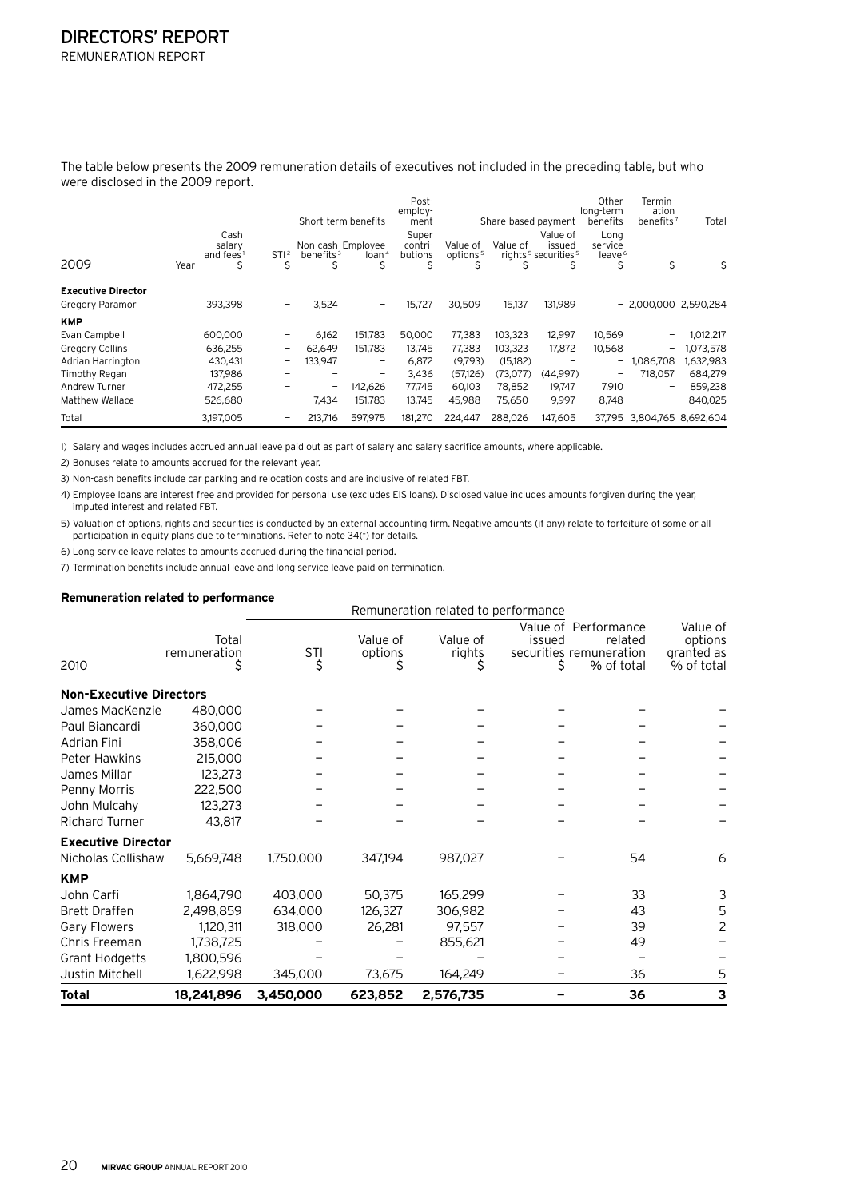# DIRECTORS' REPORT

REMUNERATION REPORT

The table below presents the 2009 remuneration details of executives not included in the preceding table, but who were disclosed in the 2009 report.

| | Short-term benefits | | | | Post-employment | Share-based payment | | | Other long-term benefits | Termination benefits[7] | Total |
|---|---|---|---|---|---|---|---|---|---|---|---|
| 2009 Year | Cash salary and fees[1] $ | STI[2] $ | Non-cash benefits[3] $ | Employee loan[4] $ | Super contributions $ | Value of options[5] $ | Value of rights[5] $ | Value of issued securities[5] $ | Long service leave[6] $ | $ | $ |
| **Executive Director** | | | | | | | | | | | |
| Gregory Paramor | 393,398 | – | 3,524 | – | 15,727 | 30,509 | 15,137 | 131,989 | – | 2,000,000 | 2,590,284 |
| **KMP** | | | | | | | | | | | |
| Evan Campbell | 600,000 | – | 6,162 | 151,783 | 50,000 | 77,383 | 103,323 | 12,997 | 10,569 | – | 1,012,217 |
| Gregory Collins | 636,255 | – | 62,649 | 151,783 | 13,745 | 77,383 | 103,323 | 17,872 | 10,568 | – | 1,073,578 |
| Adrian Harrington | 430,431 | – | 133,947 | – | 6,872 | (9,793) | (15,182) | – | – | 1,086,708 | 1,632,983 |
| Timothy Regan | 137,986 | – | – | – | 3,436 | (57,126) | (73,077) | (44,997) | – | 718,057 | 684,279 |
| Andrew Turner | 472,255 | – | – | 142,626 | 77,745 | 60,103 | 78,852 | 19,747 | 7,910 | – | 859,238 |
| Matthew Wallace | 526,680 | – | 7,434 | 151,783 | 13,745 | 45,988 | 75,650 | 9,997 | 8,748 | – | 840,025 |
| Total | 3,197,005 | – | 213,716 | 597,975 | 181,270 | 224,447 | 288,026 | 147,605 | 37,795 | 3,804,765 | 8,692,604 |

1) Salary and wages includes accrued annual leave paid out as part of salary and salary sacrifice amounts, where applicable.

2) Bonuses relate to amounts accrued for the relevant year.

3) Non-cash benefits include car parking and relocation costs and are inclusive of related FBT.

4) Employee loans are interest free and provided for personal use (excludes EIS loans). Disclosed value includes amounts forgiven during the year, imputed interest and related FBT.

5) Valuation of options, rights and securities is conducted by an external accounting firm. Negative amounts (if any) relate to forfeiture of some or all participation in equity plans due to terminations. Refer to note 34(f) for details.

6) Long service leave relates to amounts accrued during the financial period.

7) Termination benefits include annual leave and long service leave paid on termination.

### Remuneration related to performance

| | | Remuneration related to performance | | | | | |
|---|---|---|---|---|---|---|---|
| 2010 | Total remuneration $ | STI $ | Value of options $ | Value of rights $ | Value of issued securities $ | Performance related remuneration % of total | Value of options granted as % of total |
| **Non-Executive Directors** | | | | | | | |
| James MacKenzie | 480,000 | – | – | – | – | – | – |
| Paul Biancardi | 360,000 | – | – | – | – | – | – |
| Adrian Fini | 358,006 | – | – | – | – | – | – |
| Peter Hawkins | 215,000 | – | – | – | – | – | – |
| James Millar | 123,273 | – | – | – | – | – | – |
| Penny Morris | 222,500 | – | – | – | – | – | – |
| John Mulcahy | 123,273 | – | – | – | – | – | – |
| Richard Turner | 43,817 | – | – | – | – | – | – |
| **Executive Director** | | | | | | | |
| Nicholas Collishaw | 5,669,748 | 1,750,000 | 347,194 | 987,027 | – | 54 | 6 |
| **KMP** | | | | | | | |
| John Carfi | 1,864,790 | 403,000 | 50,375 | 165,299 | – | 33 | 3 |
| Brett Draffen | 2,498,859 | 634,000 | 126,327 | 306,982 | – | 43 | 5 |
| Gary Flowers | 1,120,311 | 318,000 | 26,281 | 97,557 | – | 39 | 2 |
| Chris Freeman | 1,738,725 | – | – | 855,621 | – | 49 | – |
| Grant Hodgetts | 1,800,596 | – | – | – | – | – | – |
| Justin Mitchell | 1,622,998 | 345,000 | 73,675 | 164,249 | – | 36 | 5 |
| **Total** | **18,241,896** | **3,450,000** | **623,852** | **2,576,735** | **–** | **36** | **3** |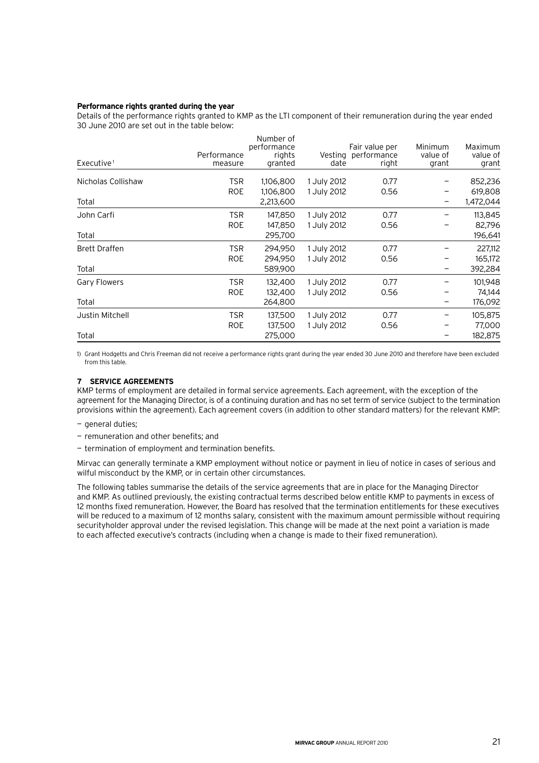**Performance rights granted during the year**

Details of the performance rights granted to KMP as the LTI component of their remuneration during the year ended 30 June 2010 are set out in the table below:

| Executive[1] | Performance measure | Number of performance rights granted | Vesting date | Fair value per performance right | Minimum value of grant | Maximum value of grant |
|---|---|---|---|---|---|---|
| Nicholas Collishaw | TSR | 1,106,800 | 1 July 2012 | 0.77 | – | 852,236 |
| | ROE | 1,106,800 | 1 July 2012 | 0.56 | – | 619,808 |
| Total | | 2,213,600 | | | – | 1,472,044 |
| John Carfi | TSR | 147,850 | 1 July 2012 | 0.77 | – | 113,845 |
| | ROE | 147,850 | 1 July 2012 | 0.56 | – | 82,796 |
| Total | | 295,700 | | | | 196,641 |
| Brett Draffen | TSR | 294,950 | 1 July 2012 | 0.77 | – | 227,112 |
| | ROE | 294,950 | 1 July 2012 | 0.56 | – | 165,172 |
| Total | | 589,900 | | | – | 392,284 |
| Gary Flowers | TSR | 132,400 | 1 July 2012 | 0.77 | – | 101,948 |
| | ROE | 132,400 | 1 July 2012 | 0.56 | – | 74,144 |
| Total | | 264,800 | | | – | 176,092 |
| Justin Mitchell | TSR | 137,500 | 1 July 2012 | 0.77 | – | 105,875 |
| | ROE | 137,500 | 1 July 2012 | 0.56 | – | 77,000 |
| Total | | 275,000 | | | – | 182,875 |

1) Grant Hodgetts and Chris Freeman did not receive a performance rights grant during the year ended 30 June 2010 and therefore have been excluded from this table.

## 7 SERVICE AGREEMENTS

KMP terms of employment are detailed in formal service agreements. Each agreement, with the exception of the agreement for the Managing Director, is of a continuing duration and has no set term of service (subject to the termination provisions within the agreement). Each agreement covers (in addition to other standard matters) for the relevant KMP:

- general duties;
- remuneration and other benefits; and
- termination of employment and termination benefits.

Mirvac can generally terminate a KMP employment without notice or payment in lieu of notice in cases of serious and wilful misconduct by the KMP, or in certain other circumstances.

The following tables summarise the details of the service agreements that are in place for the Managing Director and KMP. As outlined previously, the existing contractual terms described below entitle KMP to payments in excess of 12 months fixed remuneration. However, the Board has resolved that the termination entitlements for these executives will be reduced to a maximum of 12 months salary, consistent with the maximum amount permissible without requiring securityholder approval under the revised legislation. This change will be made at the next point a variation is made to each affected executive's contracts (including when a change is made to their fixed remuneration).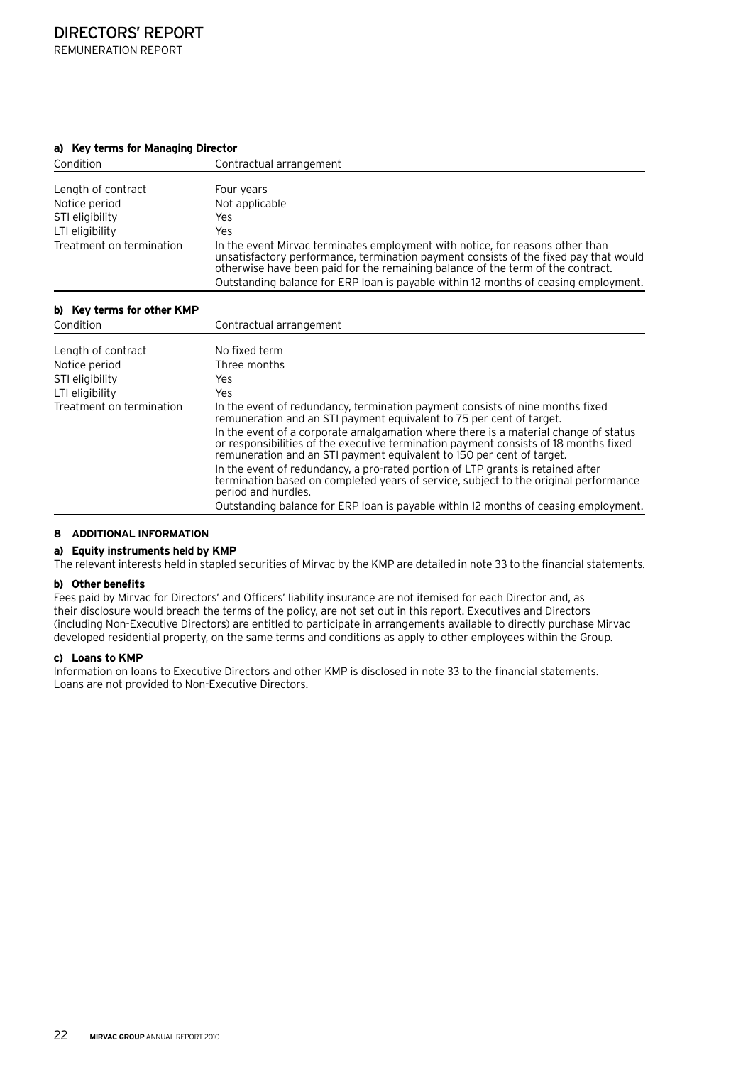#### a) Key terms for Managing Director

| Condition | Contractual arrangement |
| --- | --- |
| Length of contract | Four years |
| Notice period | Not applicable |
| STI eligibility | Yes |
| LTI eligibility | Yes |
| Treatment on termination | In the event Mirvac terminates employment with notice, for reasons other than unsatisfactory performance, termination payment consists of the fixed pay that would otherwise have been paid for the remaining balance of the term of the contract.<br>Outstanding balance for ERP loan is payable within 12 months of ceasing employment. |

#### b) Key terms for other KMP

| Condition | Contractual arrangement |
| --- | --- |
| Length of contract | No fixed term |
| Notice period | Three months |
| STI eligibility | Yes |
| LTI eligibility | Yes |
| Treatment on termination | In the event of redundancy, termination payment consists of nine months fixed remuneration and an STI payment equivalent to 75 per cent of target.<br>In the event of a corporate amalgamation where there is a material change of status or responsibilities of the executive termination payment consists of 18 months fixed remuneration and an STI payment equivalent to 150 per cent of target.<br>In the event of redundancy, a pro-rated portion of LTP grants is retained after termination based on completed years of service, subject to the original performance period and hurdles.<br>Outstanding balance for ERP loan is payable within 12 months of ceasing employment. |

## 8 ADDITIONAL INFORMATION

#### a) Equity instruments held by KMP

The relevant interests held in stapled securities of Mirvac by the KMP are detailed in note 33 to the financial statements.

#### b) Other benefits

Fees paid by Mirvac for Directors' and Officers' liability insurance are not itemised for each Director and, as their disclosure would breach the terms of the policy, are not set out in this report. Executives and Directors (including Non-Executive Directors) are entitled to participate in arrangements available to directly purchase Mirvac developed residential property, on the same terms and conditions as apply to other employees within the Group.

#### c) Loans to KMP

Information on loans to Executive Directors and other KMP is disclosed in note 33 to the financial statements. Loans are not provided to Non-Executive Directors.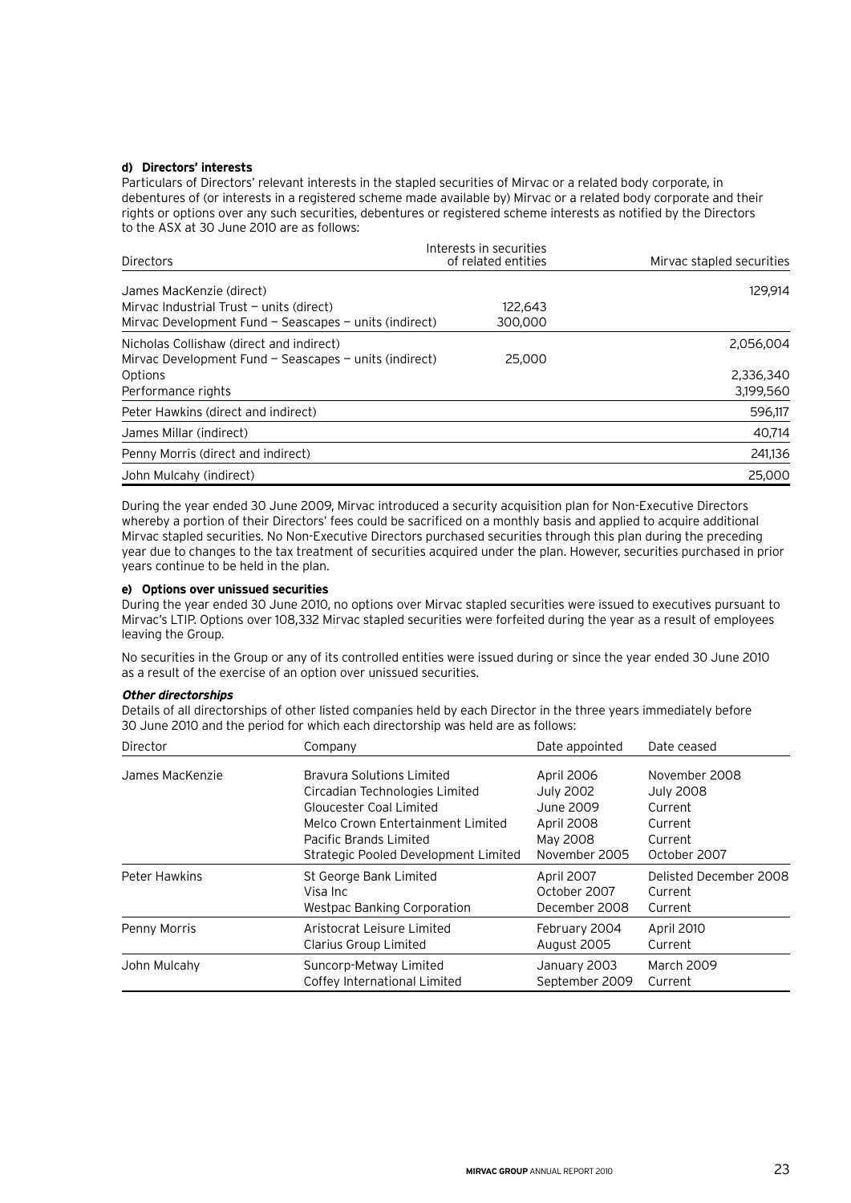**d) Directors' interests**

Particulars of Directors' relevant interests in the stapled securities of Mirvac or a related body corporate, in debentures of (or interests in a registered scheme made available by) Mirvac or a related body corporate and their rights or options over any such securities, debentures or registered scheme interests as notified by the Directors to the ASX at 30 June 2010 are as follows:

| Directors | Interests in securities of related entities | Mirvac stapled securities |
|---|---|---|
| James MacKenzie (direct) | | 129,914 |
| Mirvac Industrial Trust – units (direct) | 122,643 | |
| Mirvac Development Fund – Seascapes – units (indirect) | 300,000 | |
| Nicholas Collishaw (direct and indirect) | | 2,056,004 |
| Mirvac Development Fund – Seascapes – units (indirect) | 25,000 | |
| Options | | 2,336,340 |
| Performance rights | | 3,199,560 |
| Peter Hawkins (direct and indirect) | | 596,117 |
| James Millar (indirect) | | 40,714 |
| Penny Morris (direct and indirect) | | 241,136 |
| John Mulcahy (indirect) | | 25,000 |

During the year ended 30 June 2009, Mirvac introduced a security acquisition plan for Non-Executive Directors whereby a portion of their Directors' fees could be sacrificed on a monthly basis and applied to acquire additional Mirvac stapled securities. No Non-Executive Directors purchased securities through this plan during the preceding year due to changes to the tax treatment of securities acquired under the plan. However, securities purchased in prior years continue to be held in the plan.

**e) Options over unissued securities**

During the year ended 30 June 2010, no options over Mirvac stapled securities were issued to executives pursuant to Mirvac's LTIP. Options over 108,332 Mirvac stapled securities were forfeited during the year as a result of employees leaving the Group.

No securities in the Group or any of its controlled entities were issued during or since the year ended 30 June 2010 as a result of the exercise of an option over unissued securities.

***Other directorships***

Details of all directorships of other listed companies held by each Director in the three years immediately before 30 June 2010 and the period for which each directorship was held are as follows:

| Director | Company | Date appointed | Date ceased |
|---|---|---|---|
| James MacKenzie | Bravura Solutions Limited | April 2006 | November 2008 |
| | Circadian Technologies Limited | July 2002 | July 2008 |
| | Gloucester Coal Limited | June 2009 | Current |
| | Melco Crown Entertainment Limited | April 2008 | Current |
| | Pacific Brands Limited | May 2008 | Current |
| | Strategic Pooled Development Limited | November 2005 | October 2007 |
| Peter Hawkins | St George Bank Limited | April 2007 | Delisted December 2008 |
| | Visa Inc | October 2007 | Current |
| | Westpac Banking Corporation | December 2008 | Current |
| Penny Morris | Aristocrat Leisure Limited | February 2004 | April 2010 |
| | Clarius Group Limited | August 2005 | Current |
| John Mulcahy | Suncorp-Metway Limited | January 2003 | March 2009 |
| | Coffey International Limited | September 2009 | Current |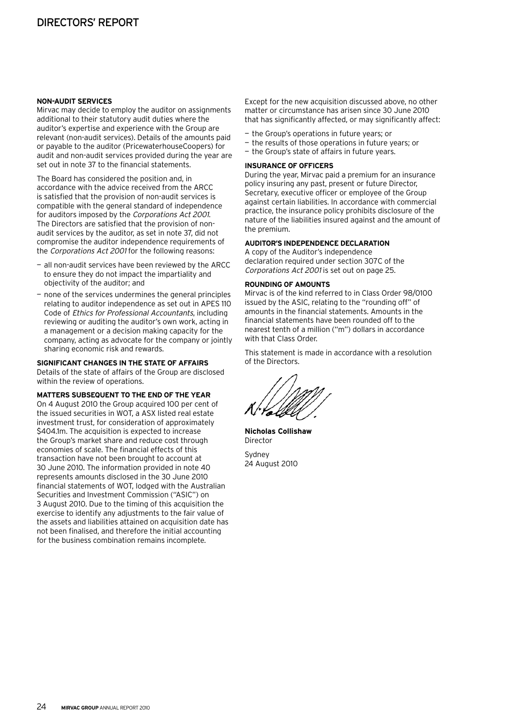#### NON-AUDIT SERVICES

Mirvac may decide to employ the auditor on assignments additional to their statutory audit duties where the auditor's expertise and experience with the Group are relevant (non-audit services). Details of the amounts paid or payable to the auditor (PricewaterhouseCoopers) for audit and non-audit services provided during the year are set out in note 37 to the financial statements.

The Board has considered the position and, in accordance with the advice received from the ARCC is satisfied that the provision of non-audit services is compatible with the general standard of independence for auditors imposed by the *Corporations Act 2001*. The Directors are satisfied that the provision of non-audit services by the auditor, as set in note 37, did not compromise the auditor independence requirements of the *Corporations Act 2001* for the following reasons:

- all non-audit services have been reviewed by the ARCC to ensure they do not impact the impartiality and objectivity of the auditor; and
- none of the services undermines the general principles relating to auditor independence as set out in APES 110 Code of *Ethics for Professional Accountants*, including reviewing or auditing the auditor's own work, acting in a management or a decision making capacity for the company, acting as advocate for the company or jointly sharing economic risk and rewards.

#### SIGNIFICANT CHANGES IN THE STATE OF AFFAIRS

Details of the state of affairs of the Group are disclosed within the review of operations.

#### MATTERS SUBSEQUENT TO THE END OF THE YEAR

On 4 August 2010 the Group acquired 100 per cent of the issued securities in WOT, a ASX listed real estate investment trust, for consideration of approximately $404.1m. The acquisition is expected to increase the Group's market share and reduce cost through economies of scale. The financial effects of this transaction have not been brought to account at 30 June 2010. The information provided in note 40 represents amounts disclosed in the 30 June 2010 financial statements of WOT, lodged with the Australian Securities and Investment Commission ("ASIC") on 3 August 2010. Due to the timing of this acquisition the exercise to identify any adjustments to the fair value of the assets and liabilities attained on acquisition date has not been finalised, and therefore the initial accounting for the business combination remains incomplete.

Except for the new acquisition discussed above, no other matter or circumstance has arisen since 30 June 2010 that has significantly affected, or may significantly affect:

- the Group's operations in future years; or
- the results of those operations in future years; or
- the Group's state of affairs in future years.

#### INSURANCE OF OFFICERS

During the year, Mirvac paid a premium for an insurance policy insuring any past, present or future Director, Secretary, executive officer or employee of the Group against certain liabilities. In accordance with commercial practice, the insurance policy prohibits disclosure of the nature of the liabilities insured against and the amount of the premium.

#### AUDITOR'S INDEPENDENCE DECLARATION

A copy of the Auditor's independence declaration required under section 307C of the *Corporations Act 2001* is set out on page 25.

#### ROUNDING OF AMOUNTS

Mirvac is of the kind referred to in Class Order 98/0100 issued by the ASIC, relating to the "rounding off" of amounts in the financial statements. Amounts in the financial statements have been rounded off to the nearest tenth of a million ("m") dollars in accordance with that Class Order.

This statement is made in accordance with a resolution of the Directors.

**Nicholas Collishaw**
Director

Sydney
24 August 2010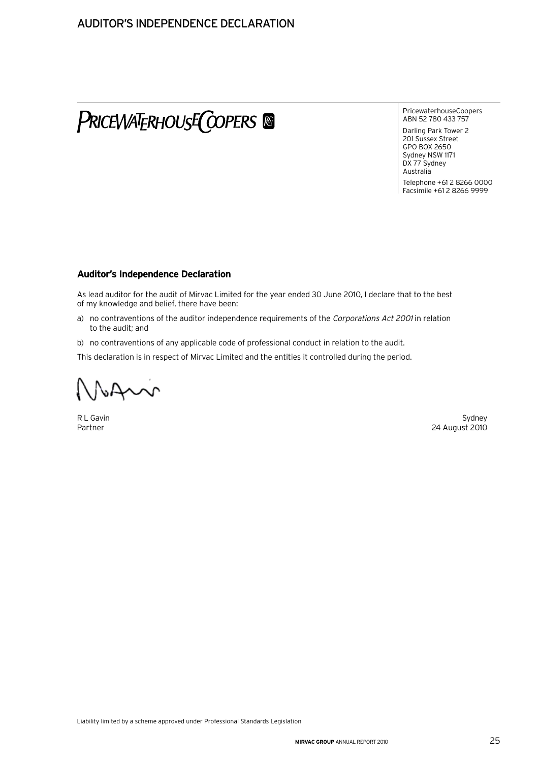# AUDITOR'S INDEPENDENCE DECLARATION

PRICEWATERHOUSECOOPERS

PricewaterhouseCoopers
ABN 52 780 433 757

Darling Park Tower 2
201 Sussex Street
GPO BOX 2650
Sydney NSW 1171
DX 77 Sydney
Australia

Telephone +61 2 8266 0000
Facsimile +61 2 8266 9999

**Auditor's Independence Declaration**

As lead auditor for the audit of Mirvac Limited for the year ended 30 June 2010, I declare that to the best of my knowledge and belief, there have been:

a) no contraventions of the auditor independence requirements of the *Corporations Act 2001* in relation to the audit; and

b) no contraventions of any applicable code of professional conduct in relation to the audit.

This declaration is in respect of Mirvac Limited and the entities it controlled during the period.

R L Gavin
Partner

Sydney
24 August 2010

Liability limited by a scheme approved under Professional Standards Legislation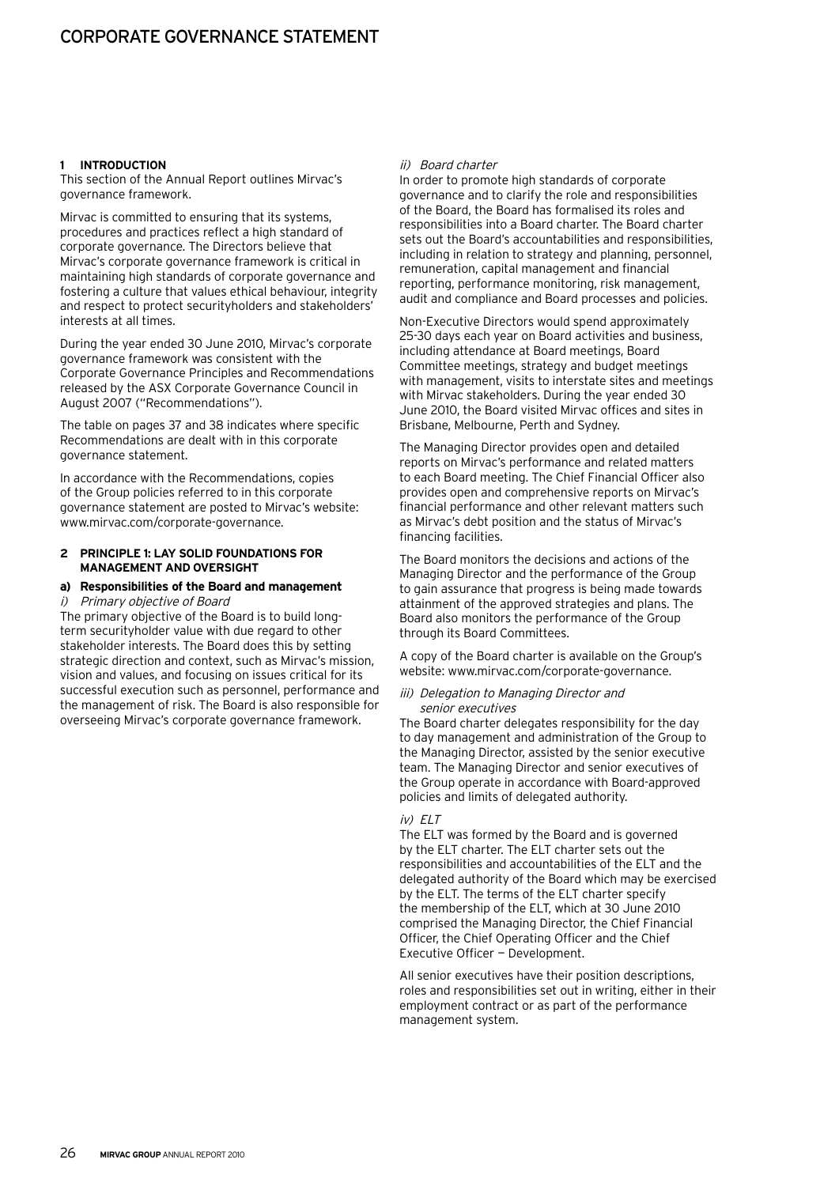# CORPORATE GOVERNANCE STATEMENT

## 1 INTRODUCTION

This section of the Annual Report outlines Mirvac's governance framework.

Mirvac is committed to ensuring that its systems, procedures and practices reflect a high standard of corporate governance. The Directors believe that Mirvac's corporate governance framework is critical in maintaining high standards of corporate governance and fostering a culture that values ethical behaviour, integrity and respect to protect securityholders and stakeholders' interests at all times.

During the year ended 30 June 2010, Mirvac's corporate governance framework was consistent with the Corporate Governance Principles and Recommendations released by the ASX Corporate Governance Council in August 2007 ("Recommendations").

The table on pages 37 and 38 indicates where specific Recommendations are dealt with in this corporate governance statement.

In accordance with the Recommendations, copies of the Group policies referred to in this corporate governance statement are posted to Mirvac's website: www.mirvac.com/corporate-governance.

## 2 PRINCIPLE 1: LAY SOLID FOUNDATIONS FOR MANAGEMENT AND OVERSIGHT

### a) Responsibilities of the Board and management

*i) Primary objective of Board*

The primary objective of the Board is to build long-term securityholder value with due regard to other stakeholder interests. The Board does this by setting strategic direction and context, such as Mirvac's mission, vision and values, and focusing on issues critical for its successful execution such as personnel, performance and the management of risk. The Board is also responsible for overseeing Mirvac's corporate governance framework.

*ii) Board charter*

In order to promote high standards of corporate governance and to clarify the role and responsibilities of the Board, the Board has formalised its roles and responsibilities into a Board charter. The Board charter sets out the Board's accountabilities and responsibilities, including in relation to strategy and planning, personnel, remuneration, capital management and financial reporting, performance monitoring, risk management, audit and compliance and Board processes and policies.

Non-Executive Directors would spend approximately 25-30 days each year on Board activities and business, including attendance at Board meetings, Board Committee meetings, strategy and budget meetings with management, visits to interstate sites and meetings with Mirvac stakeholders. During the year ended 30 June 2010, the Board visited Mirvac offices and sites in Brisbane, Melbourne, Perth and Sydney.

The Managing Director provides open and detailed reports on Mirvac's performance and related matters to each Board meeting. The Chief Financial Officer also provides open and comprehensive reports on Mirvac's financial performance and other relevant matters such as Mirvac's debt position and the status of Mirvac's financing facilities.

The Board monitors the decisions and actions of the Managing Director and the performance of the Group to gain assurance that progress is being made towards attainment of the approved strategies and plans. The Board also monitors the performance of the Group through its Board Committees.

A copy of the Board charter is available on the Group's website: www.mirvac.com/corporate-governance.

*iii) Delegation to Managing Director and senior executives*

The Board charter delegates responsibility for the day to day management and administration of the Group to the Managing Director, assisted by the senior executive team. The Managing Director and senior executives of the Group operate in accordance with Board-approved policies and limits of delegated authority.

*iv) ELT*

The ELT was formed by the Board and is governed by the ELT charter. The ELT charter sets out the responsibilities and accountabilities of the ELT and the delegated authority of the Board which may be exercised by the ELT. The terms of the ELT charter specify the membership of the ELT, which at 30 June 2010 comprised the Managing Director, the Chief Financial Officer, the Chief Operating Officer and the Chief Executive Officer — Development.

All senior executives have their position descriptions, roles and responsibilities set out in writing, either in their employment contract or as part of the performance management system.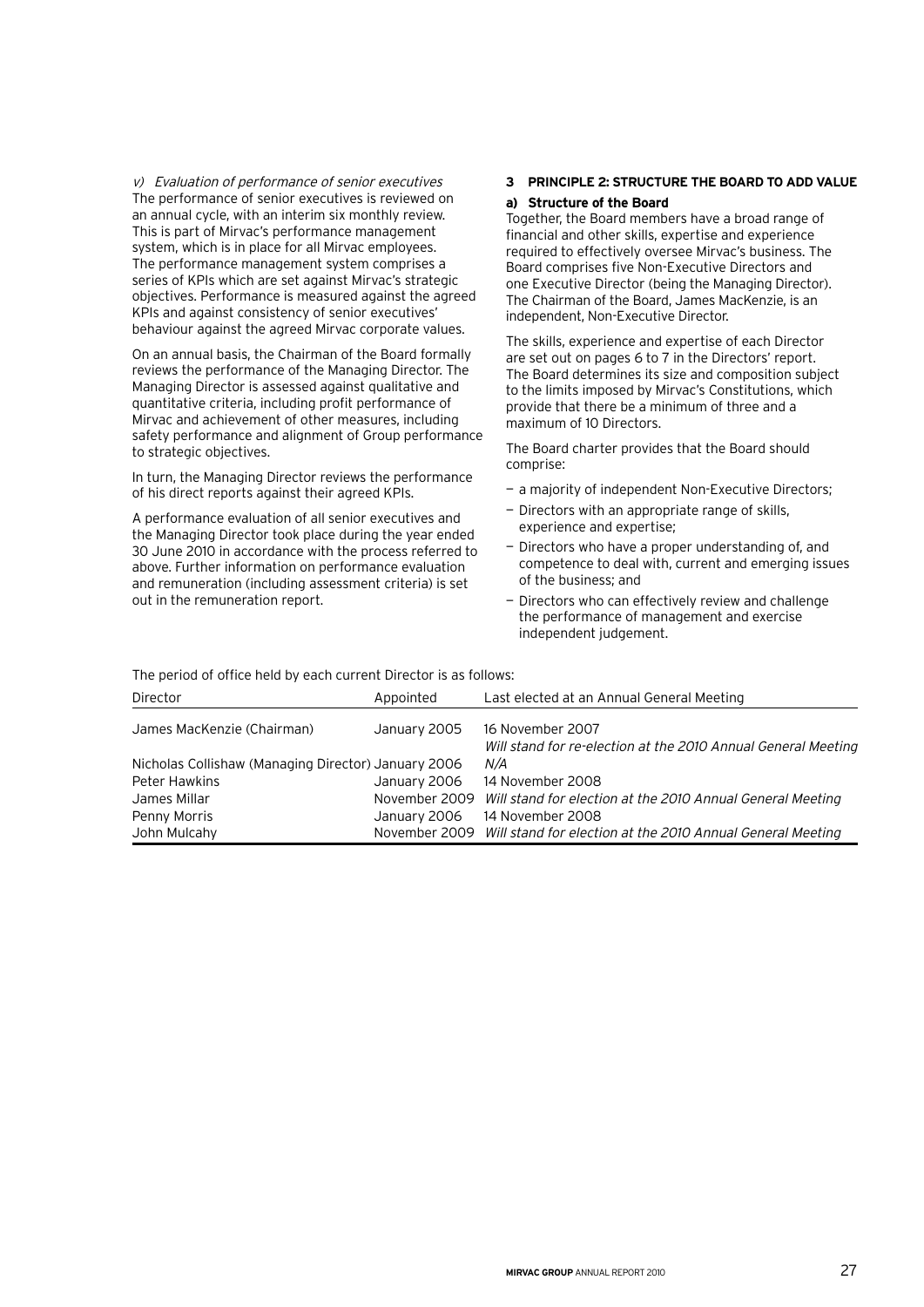*v) Evaluation of performance of senior executives*

The performance of senior executives is reviewed on an annual cycle, with an interim six monthly review. This is part of Mirvac's performance management system, which is in place for all Mirvac employees. The performance management system comprises a series of KPIs which are set against Mirvac's strategic objectives. Performance is measured against the agreed KPIs and against consistency of senior executives' behaviour against the agreed Mirvac corporate values.

On an annual basis, the Chairman of the Board formally reviews the performance of the Managing Director. The Managing Director is assessed against qualitative and quantitative criteria, including profit performance of Mirvac and achievement of other measures, including safety performance and alignment of Group performance to strategic objectives.

In turn, the Managing Director reviews the performance of his direct reports against their agreed KPIs.

A performance evaluation of all senior executives and the Managing Director took place during the year ended 30 June 2010 in accordance with the process referred to above. Further information on performance evaluation and remuneration (including assessment criteria) is set out in the remuneration report.

## 3 PRINCIPLE 2: STRUCTURE THE BOARD TO ADD VALUE

### a) Structure of the Board

Together, the Board members have a broad range of financial and other skills, expertise and experience required to effectively oversee Mirvac's business. The Board comprises five Non-Executive Directors and one Executive Director (being the Managing Director). The Chairman of the Board, James MacKenzie, is an independent, Non-Executive Director.

The skills, experience and expertise of each Director are set out on pages 6 to 7 in the Directors' report. The Board determines its size and composition subject to the limits imposed by Mirvac's Constitutions, which provide that there be a minimum of three and a maximum of 10 Directors.

The Board charter provides that the Board should comprise:

- a majority of independent Non-Executive Directors;
- Directors with an appropriate range of skills, experience and expertise;
- Directors who have a proper understanding of, and competence to deal with, current and emerging issues of the business; and
- Directors who can effectively review and challenge the performance of management and exercise independent judgement.

The period of office held by each current Director is as follows:

| Director | Appointed | Last elected at an Annual General Meeting |
|---|---|---|
| James MacKenzie (Chairman) | January 2005 | 16 November 2007<br>*Will stand for re-election at the 2010 Annual General Meeting* |
| Nicholas Collishaw (Managing Director) | January 2006 | *N/A* |
| Peter Hawkins | January 2006 | 14 November 2008 |
| James Millar | November 2009 | *Will stand for election at the 2010 Annual General Meeting* |
| Penny Morris | January 2006 | 14 November 2008 |
| John Mulcahy | November 2009 | *Will stand for election at the 2010 Annual General Meeting* |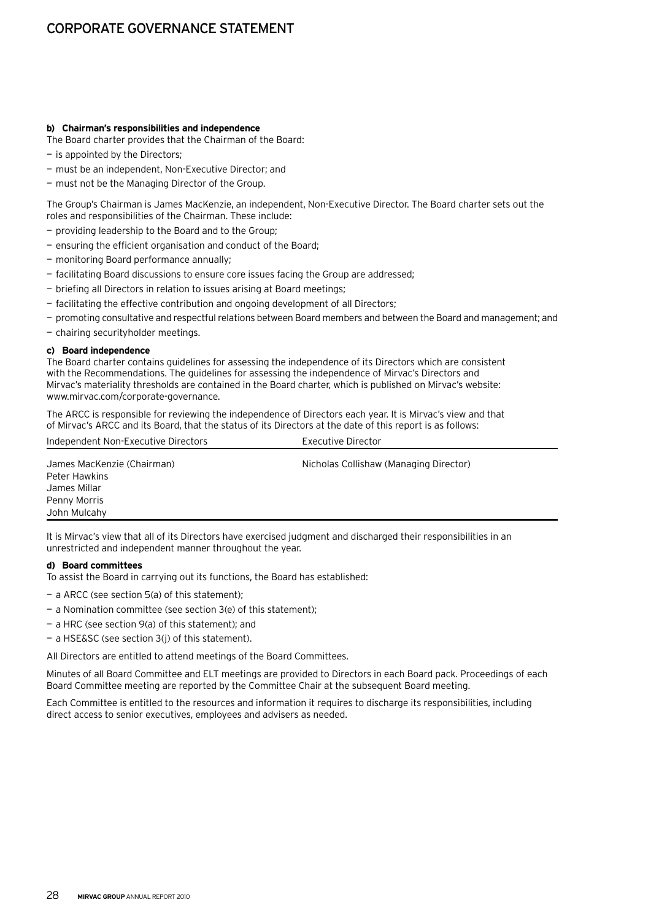**b) Chairman's responsibilities and independence**

The Board charter provides that the Chairman of the Board:

- is appointed by the Directors;
- must be an independent, Non-Executive Director; and
- must not be the Managing Director of the Group.

The Group's Chairman is James MacKenzie, an independent, Non-Executive Director. The Board charter sets out the roles and responsibilities of the Chairman. These include:

- providing leadership to the Board and to the Group;
- ensuring the efficient organisation and conduct of the Board;
- monitoring Board performance annually;
- facilitating Board discussions to ensure core issues facing the Group are addressed;
- briefing all Directors in relation to issues arising at Board meetings;
- facilitating the effective contribution and ongoing development of all Directors;
- promoting consultative and respectful relations between Board members and between the Board and management; and
- chairing securityholder meetings.

**c) Board independence**

The Board charter contains guidelines for assessing the independence of its Directors which are consistent with the Recommendations. The guidelines for assessing the independence of Mirvac's Directors and Mirvac's materiality thresholds are contained in the Board charter, which is published on Mirvac's website: www.mirvac.com/corporate-governance.

The ARCC is responsible for reviewing the independence of Directors each year. It is Mirvac's view and that of Mirvac's ARCC and its Board, that the status of its Directors at the date of this report is as follows:

| Independent Non-Executive Directors | Executive Director |
|---|---|
| James MacKenzie (Chairman) | Nicholas Collishaw (Managing Director) |
| Peter Hawkins | |
| James Millar | |
| Penny Morris | |
| John Mulcahy | |

It is Mirvac's view that all of its Directors have exercised judgment and discharged their responsibilities in an unrestricted and independent manner throughout the year.

**d) Board committees**

To assist the Board in carrying out its functions, the Board has established:

- a ARCC (see section 5(a) of this statement);
- a Nomination committee (see section 3(e) of this statement);
- a HRC (see section 9(a) of this statement); and
- a HSE&SC (see section 3(j) of this statement).

All Directors are entitled to attend meetings of the Board Committees.

Minutes of all Board Committee and ELT meetings are provided to Directors in each Board pack. Proceedings of each Board Committee meeting are reported by the Committee Chair at the subsequent Board meeting.

Each Committee is entitled to the resources and information it requires to discharge its responsibilities, including direct access to senior executives, employees and advisers as needed.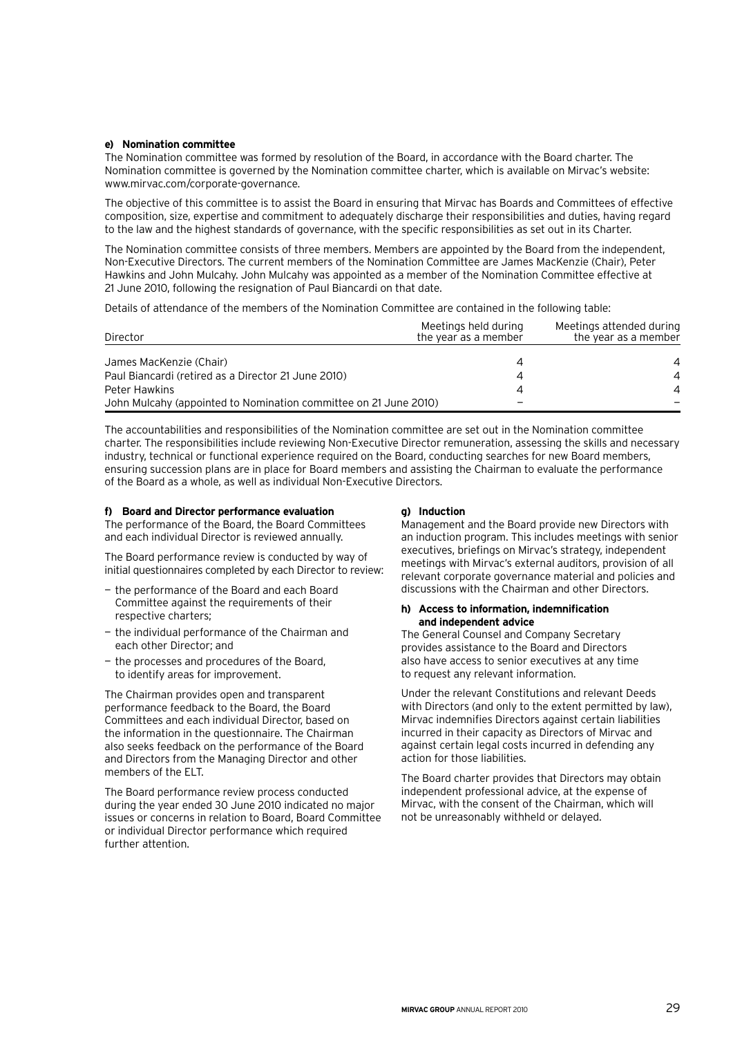#### e) Nomination committee

The Nomination committee was formed by resolution of the Board, in accordance with the Board charter. The Nomination committee is governed by the Nomination committee charter, which is available on Mirvac's website: www.mirvac.com/corporate-governance.

The objective of this committee is to assist the Board in ensuring that Mirvac has Boards and Committees of effective composition, size, expertise and commitment to adequately discharge their responsibilities and duties, having regard to the law and the highest standards of governance, with the specific responsibilities as set out in its Charter.

The Nomination committee consists of three members. Members are appointed by the Board from the independent, Non-Executive Directors. The current members of the Nomination Committee are James MacKenzie (Chair), Peter Hawkins and John Mulcahy. John Mulcahy was appointed as a member of the Nomination Committee effective at 21 June 2010, following the resignation of Paul Biancardi on that date.

Details of attendance of the members of the Nomination Committee are contained in the following table:

| Director | Meetings held during the year as a member | Meetings attended during the year as a member |
|---|---|---|
| James MacKenzie (Chair) | 4 | 4 |
| Paul Biancardi (retired as a Director 21 June 2010) | 4 | 4 |
| Peter Hawkins | 4 | 4 |
| John Mulcahy (appointed to Nomination committee on 21 June 2010) | – | – |

The accountabilities and responsibilities of the Nomination committee are set out in the Nomination committee charter. The responsibilities include reviewing Non-Executive Director remuneration, assessing the skills and necessary industry, technical or functional experience required on the Board, conducting searches for new Board members, ensuring succession plans are in place for Board members and assisting the Chairman to evaluate the performance of the Board as a whole, as well as individual Non-Executive Directors.

#### f) Board and Director performance evaluation

The performance of the Board, the Board Committees and each individual Director is reviewed annually.

The Board performance review is conducted by way of initial questionnaires completed by each Director to review:

- the performance of the Board and each Board Committee against the requirements of their respective charters;
- the individual performance of the Chairman and each other Director; and
- the processes and procedures of the Board, to identify areas for improvement.

The Chairman provides open and transparent performance feedback to the Board, the Board Committees and each individual Director, based on the information in the questionnaire. The Chairman also seeks feedback on the performance of the Board and Directors from the Managing Director and other members of the ELT.

The Board performance review process conducted during the year ended 30 June 2010 indicated no major issues or concerns in relation to Board, Board Committee or individual Director performance which required further attention.

#### g) Induction

Management and the Board provide new Directors with an induction program. This includes meetings with senior executives, briefings on Mirvac's strategy, independent meetings with Mirvac's external auditors, provision of all relevant corporate governance material and policies and discussions with the Chairman and other Directors.

#### h) Access to information, indemnification and independent advice

The General Counsel and Company Secretary provides assistance to the Board and Directors also have access to senior executives at any time to request any relevant information.

Under the relevant Constitutions and relevant Deeds with Directors (and only to the extent permitted by law), Mirvac indemnifies Directors against certain liabilities incurred in their capacity as Directors of Mirvac and against certain legal costs incurred in defending any action for those liabilities.

The Board charter provides that Directors may obtain independent professional advice, at the expense of Mirvac, with the consent of the Chairman, which will not be unreasonably withheld or delayed.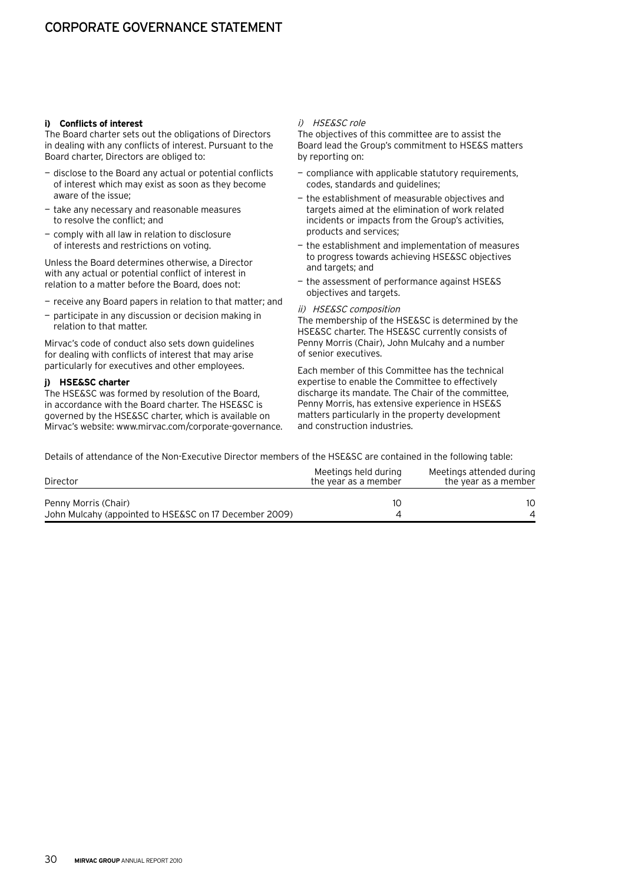**i) Conflicts of interest**

The Board charter sets out the obligations of Directors in dealing with any conflicts of interest. Pursuant to the Board charter, Directors are obliged to:

- disclose to the Board any actual or potential conflicts of interest which may exist as soon as they become aware of the issue;
- take any necessary and reasonable measures to resolve the conflict; and
- comply with all law in relation to disclosure of interests and restrictions on voting.

Unless the Board determines otherwise, a Director with any actual or potential conflict of interest in relation to a matter before the Board, does not:

- receive any Board papers in relation to that matter; and
- participate in any discussion or decision making in relation to that matter.

Mirvac's code of conduct also sets down guidelines for dealing with conflicts of interest that may arise particularly for executives and other employees.

**j) HSE&SC charter**

The HSE&SC was formed by resolution of the Board, in accordance with the Board charter. The HSE&SC is governed by the HSE&SC charter, which is available on Mirvac's website: www.mirvac.com/corporate-governance.

*i) HSE&SC role*

The objectives of this committee are to assist the Board lead the Group's commitment to HSE&S matters by reporting on:

- compliance with applicable statutory requirements, codes, standards and guidelines;
- the establishment of measurable objectives and targets aimed at the elimination of work related incidents or impacts from the Group's activities, products and services;
- the establishment and implementation of measures to progress towards achieving HSE&SC objectives and targets; and
- the assessment of performance against HSE&S objectives and targets.

*ii) HSE&SC composition*

The membership of the HSE&SC is determined by the HSE&SC charter. The HSE&SC currently consists of Penny Morris (Chair), John Mulcahy and a number of senior executives.

Each member of this Committee has the technical expertise to enable the Committee to effectively discharge its mandate. The Chair of the committee, Penny Morris, has extensive experience in HSE&S matters particularly in the property development and construction industries.

Details of attendance of the Non-Executive Director members of the HSE&SC are contained in the following table:

| Director | Meetings held during the year as a member | Meetings attended during the year as a member |
|---|---|---|
| Penny Morris (Chair) | 10 | 10 |
| John Mulcahy (appointed to HSE&SC on 17 December 2009) | 4 | 4 |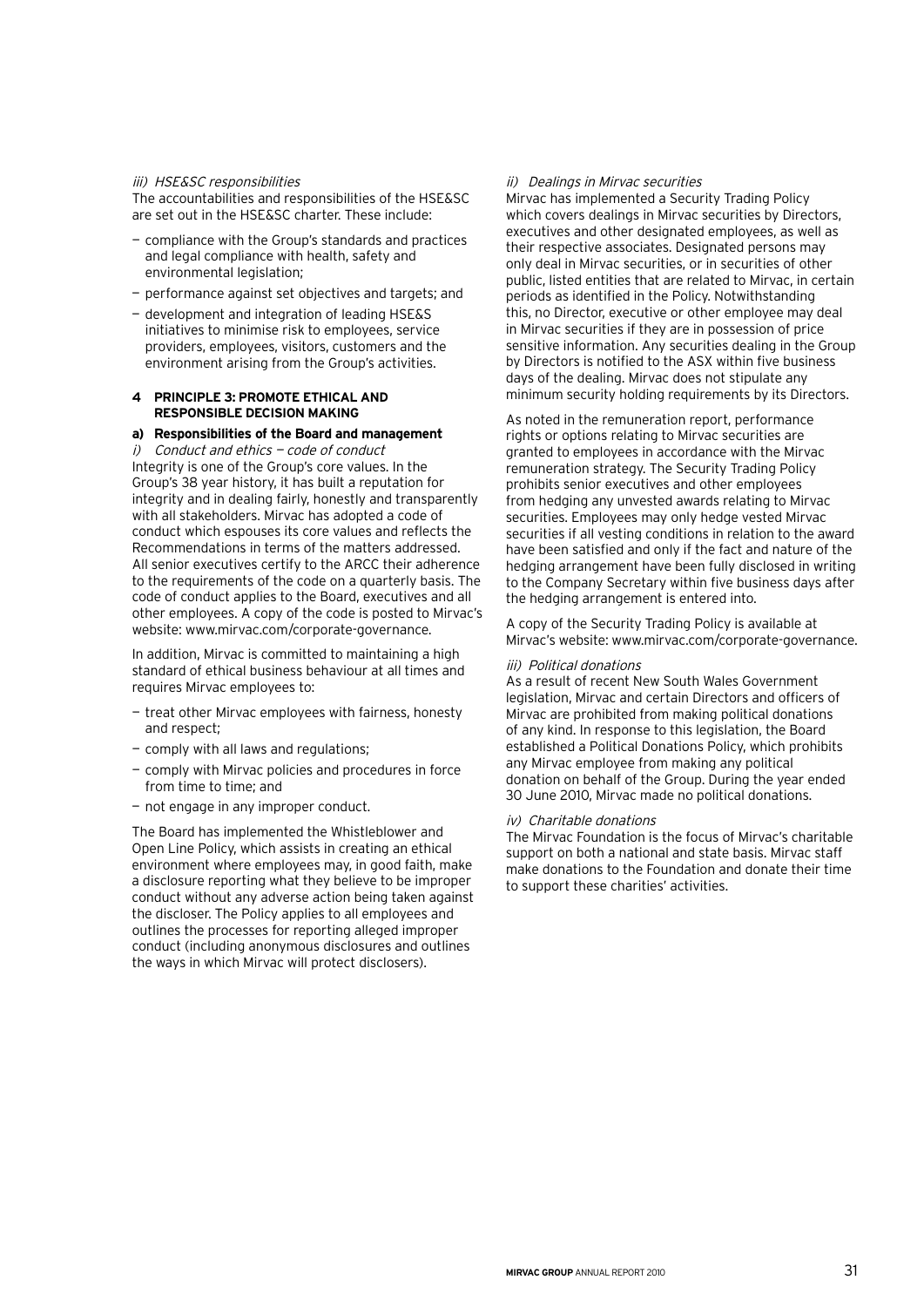*iii) HSE&SC responsibilities*

The accountabilities and responsibilities of the HSE&SC are set out in the HSE&SC charter. These include:

- compliance with the Group's standards and practices and legal compliance with health, safety and environmental legislation;
- performance against set objectives and targets; and
- development and integration of leading HSE&S initiatives to minimise risk to employees, service providers, employees, visitors, customers and the environment arising from the Group's activities.

## 4 PRINCIPLE 3: PROMOTE ETHICAL AND RESPONSIBLE DECISION MAKING

### a) Responsibilities of the Board and management

*i) Conduct and ethics — code of conduct*

Integrity is one of the Group's core values. In the Group's 38 year history, it has built a reputation for integrity and in dealing fairly, honestly and transparently with all stakeholders. Mirvac has adopted a code of conduct which espouses its core values and reflects the Recommendations in terms of the matters addressed. All senior executives certify to the ARCC their adherence to the requirements of the code on a quarterly basis. The code of conduct applies to the Board, executives and all other employees. A copy of the code is posted to Mirvac's website: www.mirvac.com/corporate-governance.

In addition, Mirvac is committed to maintaining a high standard of ethical business behaviour at all times and requires Mirvac employees to:

- treat other Mirvac employees with fairness, honesty and respect;
- comply with all laws and regulations;
- comply with Mirvac policies and procedures in force from time to time; and
- not engage in any improper conduct.

The Board has implemented the Whistleblower and Open Line Policy, which assists in creating an ethical environment where employees may, in good faith, make a disclosure reporting what they believe to be improper conduct without any adverse action being taken against the discloser. The Policy applies to all employees and outlines the processes for reporting alleged improper conduct (including anonymous disclosures and outlines the ways in which Mirvac will protect disclosers).

*ii) Dealings in Mirvac securities*

Mirvac has implemented a Security Trading Policy which covers dealings in Mirvac securities by Directors, executives and other designated employees, as well as their respective associates. Designated persons may only deal in Mirvac securities, or in securities of other public, listed entities that are related to Mirvac, in certain periods as identified in the Policy. Notwithstanding this, no Director, executive or other employee may deal in Mirvac securities if they are in possession of price sensitive information. Any securities dealing in the Group by Directors is notified to the ASX within five business days of the dealing. Mirvac does not stipulate any minimum security holding requirements by its Directors.

As noted in the remuneration report, performance rights or options relating to Mirvac securities are granted to employees in accordance with the Mirvac remuneration strategy. The Security Trading Policy prohibits senior executives and other employees from hedging any unvested awards relating to Mirvac securities. Employees may only hedge vested Mirvac securities if all vesting conditions in relation to the award have been satisfied and only if the fact and nature of the hedging arrangement have been fully disclosed in writing to the Company Secretary within five business days after the hedging arrangement is entered into.

A copy of the Security Trading Policy is available at Mirvac's website: www.mirvac.com/corporate-governance.

*iii) Political donations*

As a result of recent New South Wales Government legislation, Mirvac and certain Directors and officers of Mirvac are prohibited from making political donations of any kind. In response to this legislation, the Board established a Political Donations Policy, which prohibits any Mirvac employee from making any political donation on behalf of the Group. During the year ended 30 June 2010, Mirvac made no political donations.

*iv) Charitable donations*

The Mirvac Foundation is the focus of Mirvac's charitable support on both a national and state basis. Mirvac staff make donations to the Foundation and donate their time to support these charities' activities.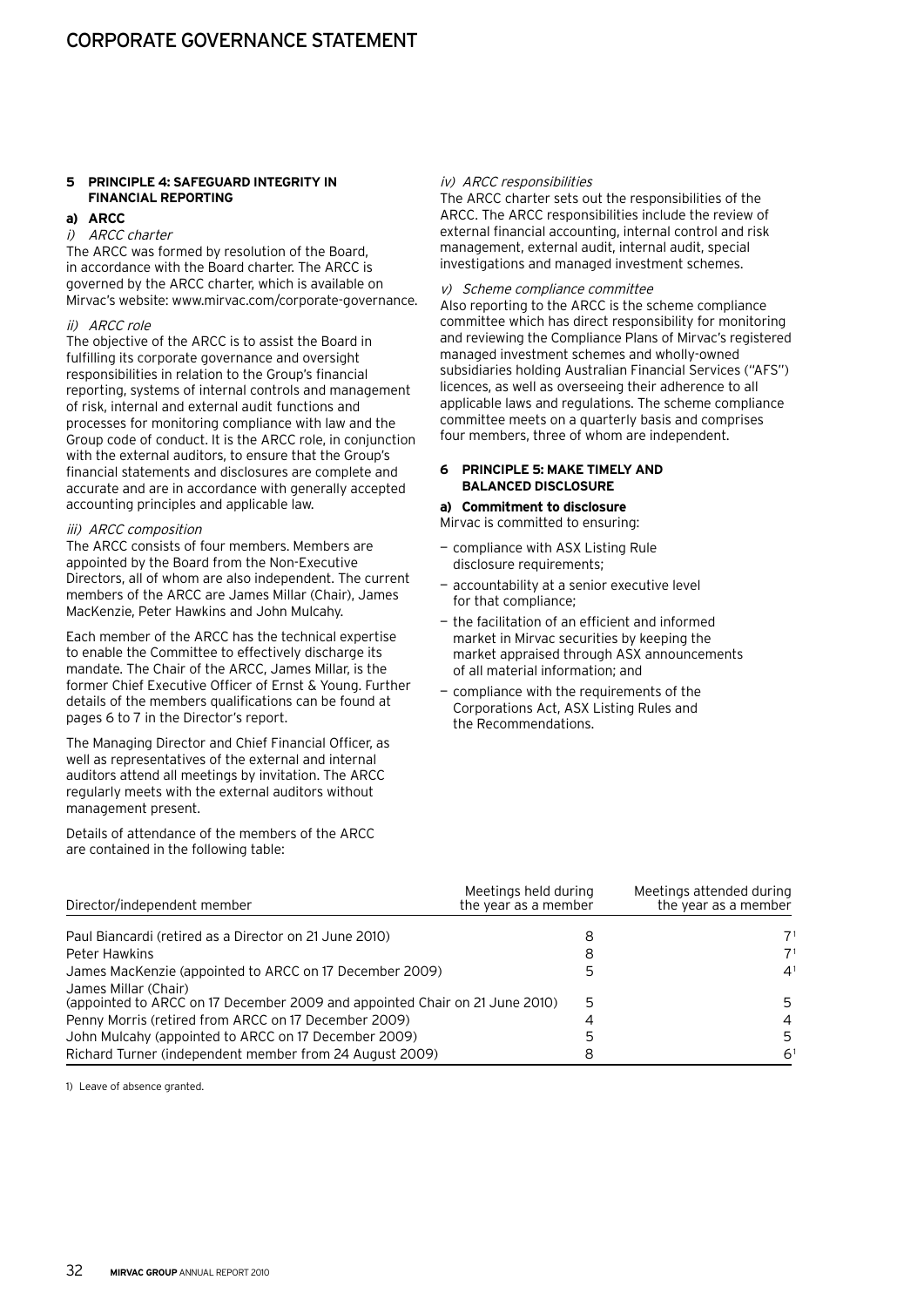## 5 PRINCIPLE 4: SAFEGUARD INTEGRITY IN FINANCIAL REPORTING

### a) ARCC

*i) ARCC charter*

The ARCC was formed by resolution of the Board, in accordance with the Board charter. The ARCC is governed by the ARCC charter, which is available on Mirvac's website: www.mirvac.com/corporate-governance.

*ii) ARCC role*

The objective of the ARCC is to assist the Board in fulfilling its corporate governance and oversight responsibilities in relation to the Group's financial reporting, systems of internal controls and management of risk, internal and external audit functions and processes for monitoring compliance with law and the Group code of conduct. It is the ARCC role, in conjunction with the external auditors, to ensure that the Group's financial statements and disclosures are complete and accurate and are in accordance with generally accepted accounting principles and applicable law.

*iii) ARCC composition*

The ARCC consists of four members. Members are appointed by the Board from the Non-Executive Directors, all of whom are also independent. The current members of the ARCC are James Millar (Chair), James MacKenzie, Peter Hawkins and John Mulcahy.

Each member of the ARCC has the technical expertise to enable the Committee to effectively discharge its mandate. The Chair of the ARCC, James Millar, is the former Chief Executive Officer of Ernst & Young. Further details of the members qualifications can be found at pages 6 to 7 in the Director's report.

The Managing Director and Chief Financial Officer, as well as representatives of the external and internal auditors attend all meetings by invitation. The ARCC regularly meets with the external auditors without management present.

Details of attendance of the members of the ARCC are contained in the following table:

| Director/independent member | Meetings held during the year as a member | Meetings attended during the year as a member |
|---|---|---|
| Paul Biancardi (retired as a Director on 21 June 2010) | 8 | 7[1] |
| Peter Hawkins | 8 | 7[1] |
| James MacKenzie (appointed to ARCC on 17 December 2009) | 5 | 4[1] |
| James Millar (Chair) (appointed to ARCC on 17 December 2009 and appointed Chair on 21 June 2010) | 5 | 5 |
| Penny Morris (retired from ARCC on 17 December 2009) | 4 | 4 |
| John Mulcahy (appointed to ARCC on 17 December 2009) | 5 | 5 |
| Richard Turner (independent member from 24 August 2009) | 8 | 6[1] |

1) Leave of absence granted.

*iv) ARCC responsibilities*

The ARCC charter sets out the responsibilities of the ARCC. The ARCC responsibilities include the review of external financial accounting, internal control and risk management, external audit, internal audit, special investigations and managed investment schemes.

*v) Scheme compliance committee*

Also reporting to the ARCC is the scheme compliance committee which has direct responsibility for monitoring and reviewing the Compliance Plans of Mirvac's registered managed investment schemes and wholly-owned subsidiaries holding Australian Financial Services ("AFS") licences, as well as overseeing their adherence to all applicable laws and regulations. The scheme compliance committee meets on a quarterly basis and comprises four members, three of whom are independent.

## 6 PRINCIPLE 5: MAKE TIMELY AND BALANCED DISCLOSURE

### a) Commitment to disclosure

Mirvac is committed to ensuring:

- compliance with ASX Listing Rule disclosure requirements;
- accountability at a senior executive level for that compliance;
- the facilitation of an efficient and informed market in Mirvac securities by keeping the market appraised through ASX announcements of all material information; and
- compliance with the requirements of the Corporations Act, ASX Listing Rules and the Recommendations.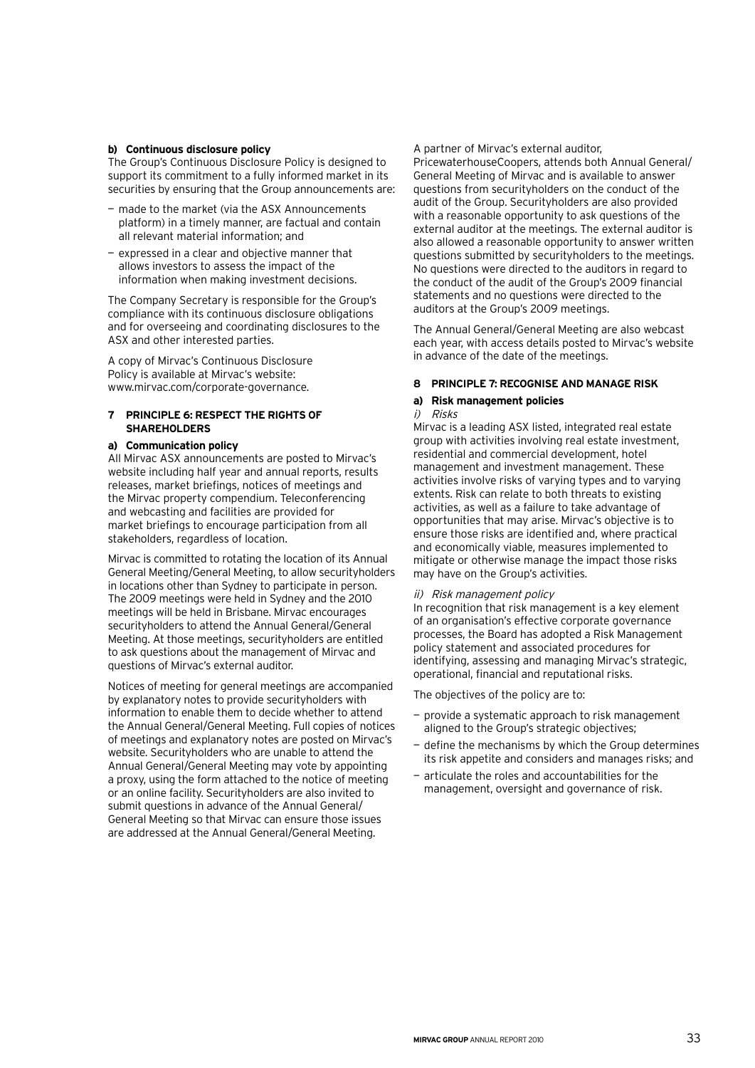**b) Continuous disclosure policy**

The Group's Continuous Disclosure Policy is designed to support its commitment to a fully informed market in its securities by ensuring that the Group announcements are:

- made to the market (via the ASX Announcements platform) in a timely manner, are factual and contain all relevant material information; and
- expressed in a clear and objective manner that allows investors to assess the impact of the information when making investment decisions.

The Company Secretary is responsible for the Group's compliance with its continuous disclosure obligations and for overseeing and coordinating disclosures to the ASX and other interested parties.

A copy of Mirvac's Continuous Disclosure Policy is available at Mirvac's website: www.mirvac.com/corporate-governance.

## 7 PRINCIPLE 6: RESPECT THE RIGHTS OF SHAREHOLDERS

**a) Communication policy**

All Mirvac ASX announcements are posted to Mirvac's website including half year and annual reports, results releases, market briefings, notices of meetings and the Mirvac property compendium. Teleconferencing and webcasting and facilities are provided for market briefings to encourage participation from all stakeholders, regardless of location.

Mirvac is committed to rotating the location of its Annual General Meeting/General Meeting, to allow securityholders in locations other than Sydney to participate in person. The 2009 meetings were held in Sydney and the 2010 meetings will be held in Brisbane. Mirvac encourages securityholders to attend the Annual General/General Meeting. At those meetings, securityholders are entitled to ask questions about the management of Mirvac and questions of Mirvac's external auditor.

Notices of meeting for general meetings are accompanied by explanatory notes to provide securityholders with information to enable them to decide whether to attend the Annual General/General Meeting. Full copies of notices of meetings and explanatory notes are posted on Mirvac's website. Securityholders who are unable to attend the Annual General/General Meeting may vote by appointing a proxy, using the form attached to the notice of meeting or an online facility. Securityholders are also invited to submit questions in advance of the Annual General/General Meeting so that Mirvac can ensure those issues are addressed at the Annual General/General Meeting.

A partner of Mirvac's external auditor, PricewaterhouseCoopers, attends both Annual General/General Meeting of Mirvac and is available to answer questions from securityholders on the conduct of the audit of the Group. Securityholders are also provided with a reasonable opportunity to ask questions of the external auditor at the meetings. The external auditor is also allowed a reasonable opportunity to answer written questions submitted by securityholders to the meetings. No questions were directed to the auditors in regard to the conduct of the audit of the Group's 2009 financial statements and no questions were directed to the auditors at the Group's 2009 meetings.

The Annual General/General Meeting are also webcast each year, with access details posted to Mirvac's website in advance of the date of the meetings.

## 8 PRINCIPLE 7: RECOGNISE AND MANAGE RISK

**a) Risk management policies**

*i) Risks*

Mirvac is a leading ASX listed, integrated real estate group with activities involving real estate investment, residential and commercial development, hotel management and investment management. These activities involve risks of varying types and to varying extents. Risk can relate to both threats to existing activities, as well as a failure to take advantage of opportunities that may arise. Mirvac's objective is to ensure those risks are identified and, where practical and economically viable, measures implemented to mitigate or otherwise manage the impact those risks may have on the Group's activities.

*ii) Risk management policy*

In recognition that risk management is a key element of an organisation's effective corporate governance processes, the Board has adopted a Risk Management policy statement and associated procedures for identifying, assessing and managing Mirvac's strategic, operational, financial and reputational risks.

The objectives of the policy are to:

- provide a systematic approach to risk management aligned to the Group's strategic objectives;
- define the mechanisms by which the Group determines its risk appetite and considers and manages risks; and
- articulate the roles and accountabilities for the management, oversight and governance of risk.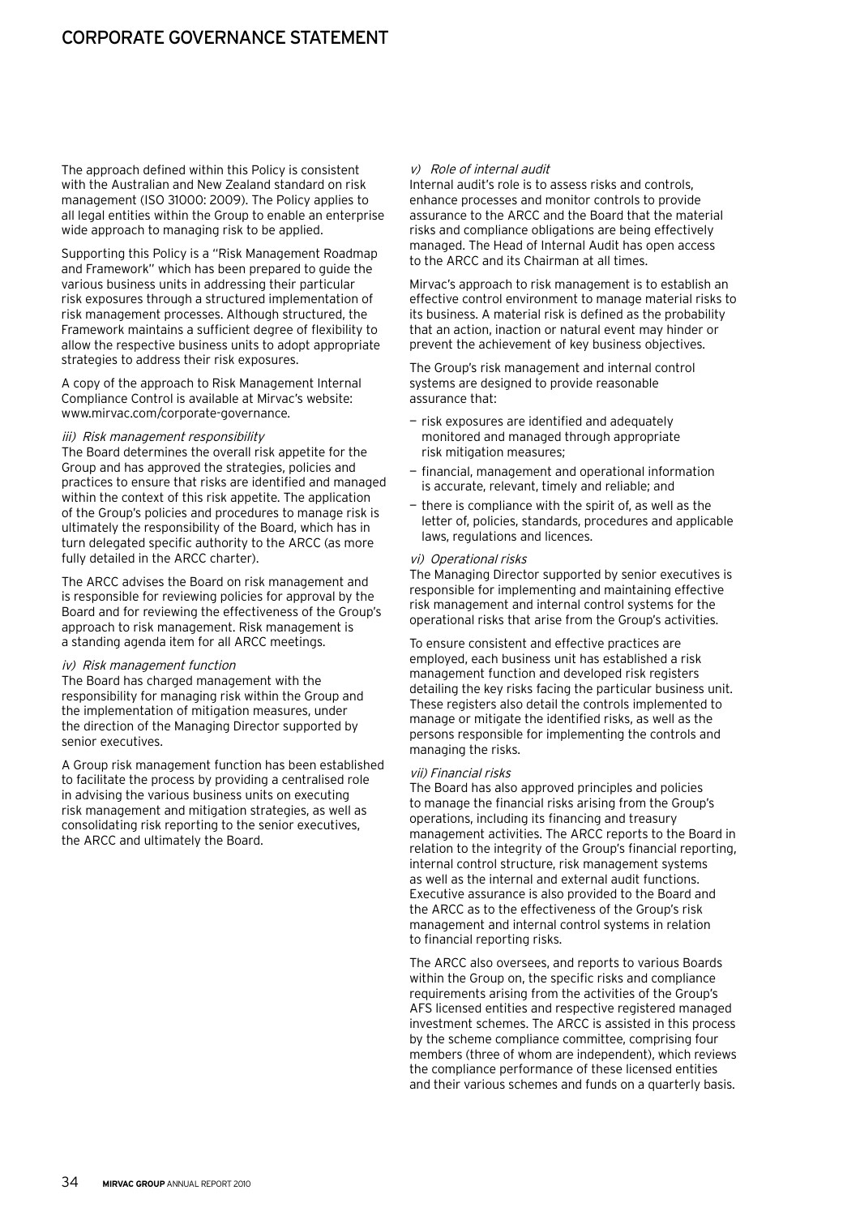The approach defined within this Policy is consistent with the Australian and New Zealand standard on risk management (ISO 31000: 2009). The Policy applies to all legal entities within the Group to enable an enterprise wide approach to managing risk to be applied.

Supporting this Policy is a "Risk Management Roadmap and Framework" which has been prepared to guide the various business units in addressing their particular risk exposures through a structured implementation of risk management processes. Although structured, the Framework maintains a sufficient degree of flexibility to allow the respective business units to adopt appropriate strategies to address their risk exposures.

A copy of the approach to Risk Management Internal Compliance Control is available at Mirvac's website: www.mirvac.com/corporate-governance.

*iii) Risk management responsibility*

The Board determines the overall risk appetite for the Group and has approved the strategies, policies and practices to ensure that risks are identified and managed within the context of this risk appetite. The application of the Group's policies and procedures to manage risk is ultimately the responsibility of the Board, which has in turn delegated specific authority to the ARCC (as more fully detailed in the ARCC charter).

The ARCC advises the Board on risk management and is responsible for reviewing policies for approval by the Board and for reviewing the effectiveness of the Group's approach to risk management. Risk management is a standing agenda item for all ARCC meetings.

*iv) Risk management function*

The Board has charged management with the responsibility for managing risk within the Group and the implementation of mitigation measures, under the direction of the Managing Director supported by senior executives.

A Group risk management function has been established to facilitate the process by providing a centralised role in advising the various business units on executing risk management and mitigation strategies, as well as consolidating risk reporting to the senior executives, the ARCC and ultimately the Board.

*v) Role of internal audit*

Internal audit's role is to assess risks and controls, enhance processes and monitor controls to provide assurance to the ARCC and the Board that the material risks and compliance obligations are being effectively managed. The Head of Internal Audit has open access to the ARCC and its Chairman at all times.

Mirvac's approach to risk management is to establish an effective control environment to manage material risks to its business. A material risk is defined as the probability that an action, inaction or natural event may hinder or prevent the achievement of key business objectives.

The Group's risk management and internal control systems are designed to provide reasonable assurance that:

- risk exposures are identified and adequately monitored and managed through appropriate risk mitigation measures;
- financial, management and operational information is accurate, relevant, timely and reliable; and
- there is compliance with the spirit of, as well as the letter of, policies, standards, procedures and applicable laws, regulations and licences.

*vi) Operational risks*

The Managing Director supported by senior executives is responsible for implementing and maintaining effective risk management and internal control systems for the operational risks that arise from the Group's activities.

To ensure consistent and effective practices are employed, each business unit has established a risk management function and developed risk registers detailing the key risks facing the particular business unit. These registers also detail the controls implemented to manage or mitigate the identified risks, as well as the persons responsible for implementing the controls and managing the risks.

*vii) Financial risks*

The Board has also approved principles and policies to manage the financial risks arising from the Group's operations, including its financing and treasury management activities. The ARCC reports to the Board in relation to the integrity of the Group's financial reporting, internal control structure, risk management systems as well as the internal and external audit functions. Executive assurance is also provided to the Board and the ARCC as to the effectiveness of the Group's risk management and internal control systems in relation to financial reporting risks.

The ARCC also oversees, and reports to various Boards within the Group on, the specific risks and compliance requirements arising from the activities of the Group's AFS licensed entities and respective registered managed investment schemes. The ARCC is assisted in this process by the scheme compliance committee, comprising four members (three of whom are independent), which reviews the compliance performance of these licensed entities and their various schemes and funds on a quarterly basis.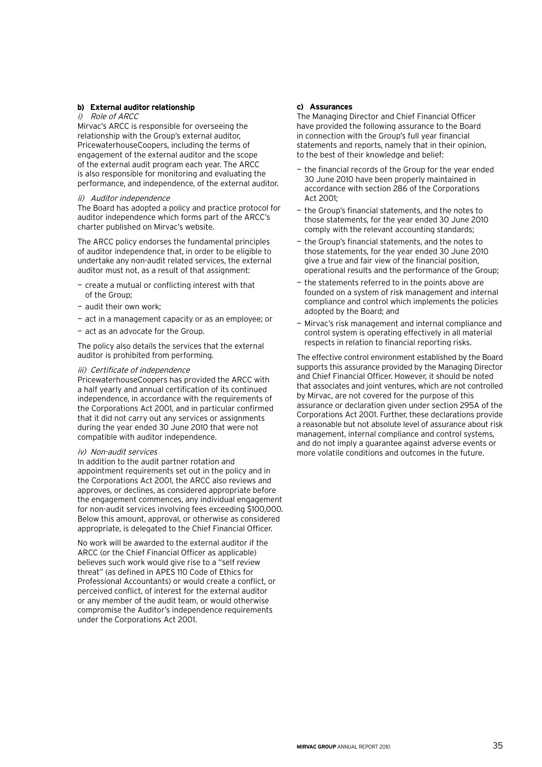### b) External auditor relationship

*i) Role of ARCC*

Mirvac's ARCC is responsible for overseeing the relationship with the Group's external auditor, PricewaterhouseCoopers, including the terms of engagement of the external auditor and the scope of the external audit program each year. The ARCC is also responsible for monitoring and evaluating the performance, and independence, of the external auditor.

*ii) Auditor independence*

The Board has adopted a policy and practice protocol for auditor independence which forms part of the ARCC's charter published on Mirvac's website.

The ARCC policy endorses the fundamental principles of auditor independence that, in order to be eligible to undertake any non-audit related services, the external auditor must not, as a result of that assignment:

- create a mutual or conflicting interest with that of the Group;
- audit their own work;
- act in a management capacity or as an employee; or
- act as an advocate for the Group.

The policy also details the services that the external auditor is prohibited from performing.

*iii) Certificate of independence*

PricewaterhouseCoopers has provided the ARCC with a half yearly and annual certification of its continued independence, in accordance with the requirements of the Corporations Act 2001, and in particular confirmed that it did not carry out any services or assignments during the year ended 30 June 2010 that were not compatible with auditor independence.

*iv) Non-audit services*

In addition to the audit partner rotation and appointment requirements set out in the policy and in the Corporations Act 2001, the ARCC also reviews and approves, or declines, as considered appropriate before the engagement commences, any individual engagement for non-audit services involving fees exceeding $100,000. Below this amount, approval, or otherwise as considered appropriate, is delegated to the Chief Financial Officer.

No work will be awarded to the external auditor if the ARCC (or the Chief Financial Officer as applicable) believes such work would give rise to a "self review threat" (as defined in APES 110 Code of Ethics for Professional Accountants) or would create a conflict, or perceived conflict, of interest for the external auditor or any member of the audit team, or would otherwise compromise the Auditor's independence requirements under the Corporations Act 2001.

### c) Assurances

The Managing Director and Chief Financial Officer have provided the following assurance to the Board in connection with the Group's full year financial statements and reports, namely that in their opinion, to the best of their knowledge and belief:

- the financial records of the Group for the year ended 30 June 2010 have been properly maintained in accordance with section 286 of the Corporations Act 2001;
- the Group's financial statements, and the notes to those statements, for the year ended 30 June 2010 comply with the relevant accounting standards;
- the Group's financial statements, and the notes to those statements, for the year ended 30 June 2010 give a true and fair view of the financial position, operational results and the performance of the Group;
- the statements referred to in the points above are founded on a system of risk management and internal compliance and control which implements the policies adopted by the Board; and
- Mirvac's risk management and internal compliance and control system is operating effectively in all material respects in relation to financial reporting risks.

The effective control environment established by the Board supports this assurance provided by the Managing Director and Chief Financial Officer. However, it should be noted that associates and joint ventures, which are not controlled by Mirvac, are not covered for the purpose of this assurance or declaration given under section 295A of the Corporations Act 2001. Further, these declarations provide a reasonable but not absolute level of assurance about risk management, internal compliance and control systems, and do not imply a guarantee against adverse events or more volatile conditions and outcomes in the future.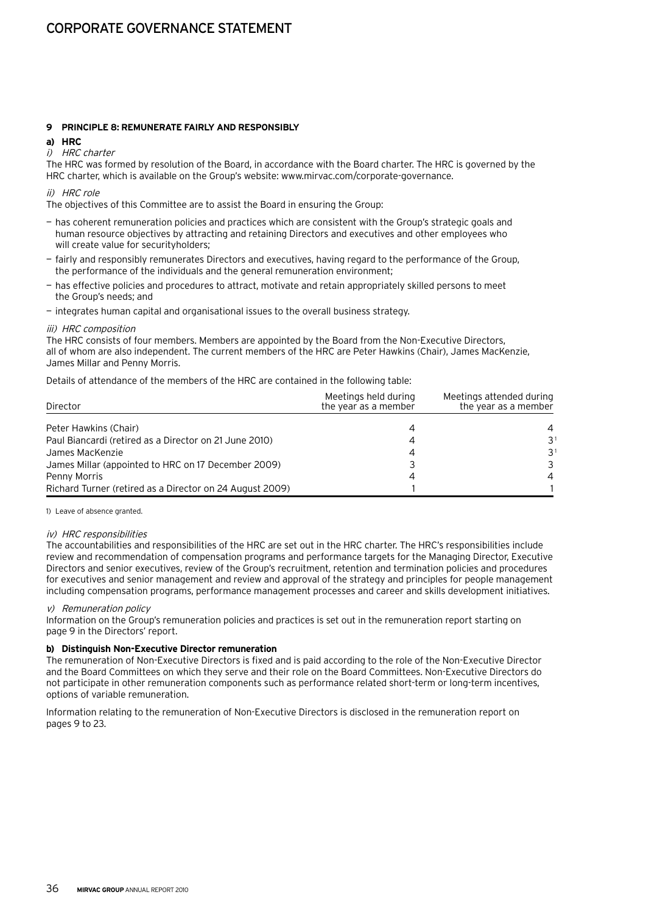# CORPORATE GOVERNANCE STATEMENT

## 9 PRINCIPLE 8: REMUNERATE FAIRLY AND RESPONSIBLY

### a) HRC

*i) HRC charter*

The HRC was formed by resolution of the Board, in accordance with the Board charter. The HRC is governed by the HRC charter, which is available on the Group's website: www.mirvac.com/corporate-governance.

*ii) HRC role*

The objectives of this Committee are to assist the Board in ensuring the Group:

- has coherent remuneration policies and practices which are consistent with the Group's strategic goals and human resource objectives by attracting and retaining Directors and executives and other employees who will create value for securityholders;
- fairly and responsibly remunerates Directors and executives, having regard to the performance of the Group, the performance of the individuals and the general remuneration environment;
- has effective policies and procedures to attract, motivate and retain appropriately skilled persons to meet the Group's needs; and
- integrates human capital and organisational issues to the overall business strategy.

*iii) HRC composition*

The HRC consists of four members. Members are appointed by the Board from the Non-Executive Directors, all of whom are also independent. The current members of the HRC are Peter Hawkins (Chair), James MacKenzie, James Millar and Penny Morris.

Details of attendance of the members of the HRC are contained in the following table:

| Director | Meetings held during the year as a member | Meetings attended during the year as a member |
|---|---|---|
| Peter Hawkins (Chair) | 4 | 4 |
| Paul Biancardi (retired as a Director on 21 June 2010) | 4 | 3[1] |
| James MacKenzie | 4 | 3[1] |
| James Millar (appointed to HRC on 17 December 2009) | 3 | 3 |
| Penny Morris | 4 | 4 |
| Richard Turner (retired as a Director on 24 August 2009) | 1 | 1 |

1) Leave of absence granted.

*iv) HRC responsibilities*

The accountabilities and responsibilities of the HRC are set out in the HRC charter. The HRC's responsibilities include review and recommendation of compensation programs and performance targets for the Managing Director, Executive Directors and senior executives, review of the Group's recruitment, retention and termination policies and procedures for executives and senior management and review and approval of the strategy and principles for people management including compensation programs, performance management processes and career and skills development initiatives.

*v) Remuneration policy*

Information on the Group's remuneration policies and practices is set out in the remuneration report starting on page 9 in the Directors' report.

### b) Distinguish Non-Executive Director remuneration

The remuneration of Non-Executive Directors is fixed and is paid according to the role of the Non-Executive Director and the Board Committees on which they serve and their role on the Board Committees. Non-Executive Directors do not participate in other remuneration components such as performance related short-term or long-term incentives, options of variable remuneration.

Information relating to the remuneration of Non-Executive Directors is disclosed in the remuneration report on pages 9 to 23.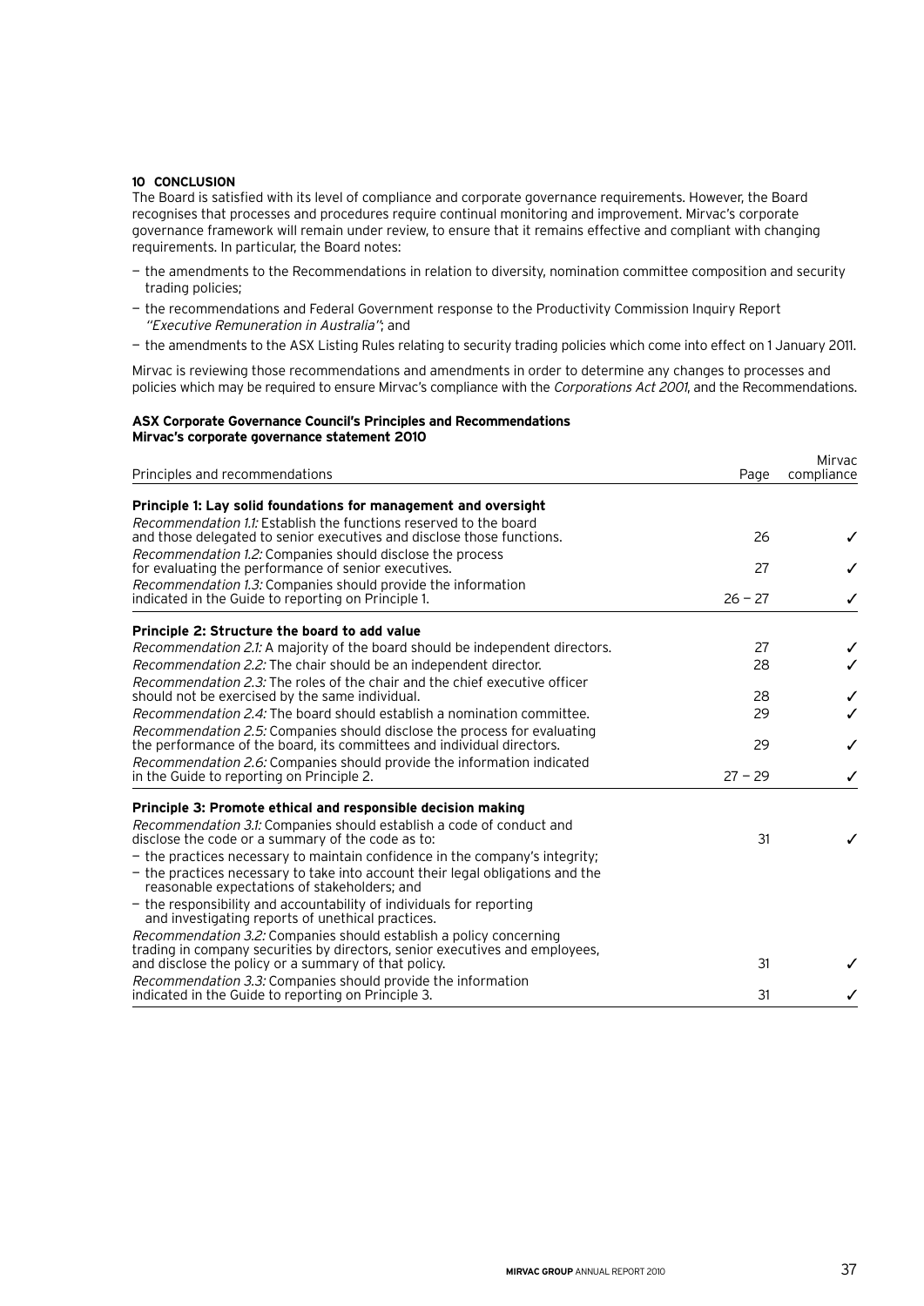## 10 CONCLUSION

The Board is satisfied with its level of compliance and corporate governance requirements. However, the Board recognises that processes and procedures require continual monitoring and improvement. Mirvac's corporate governance framework will remain under review, to ensure that it remains effective and compliant with changing requirements. In particular, the Board notes:

- the amendments to the Recommendations in relation to diversity, nomination committee composition and security trading policies;
- the recommendations and Federal Government response to the Productivity Commission Inquiry Report *"Executive Remuneration in Australia"*; and
- the amendments to the ASX Listing Rules relating to security trading policies which come into effect on 1 January 2011.

Mirvac is reviewing those recommendations and amendments in order to determine any changes to processes and policies which may be required to ensure Mirvac's compliance with the *Corporations Act 2001*, and the Recommendations.

**ASX Corporate Governance Council's Principles and Recommendations**
**Mirvac's corporate governance statement 2010**

| Principles and recommendations | Page | Mirvac compliance |
|---|---|---|
| **Principle 1: Lay solid foundations for management and oversight** | | |
| *Recommendation 1.1:* Establish the functions reserved to the board and those delegated to senior executives and disclose those functions. | 26 | ✓ |
| *Recommendation 1.2:* Companies should disclose the process for evaluating the performance of senior executives. | 27 | ✓ |
| *Recommendation 1.3:* Companies should provide the information indicated in the Guide to reporting on Principle 1. | 26 – 27 | ✓ |
| **Principle 2: Structure the board to add value** | | |
| *Recommendation 2.1:* A majority of the board should be independent directors. | 27 | ✓ |
| *Recommendation 2.2:* The chair should be an independent director. | 28 | ✓ |
| *Recommendation 2.3:* The roles of the chair and the chief executive officer should not be exercised by the same individual. | 28 | ✓ |
| *Recommendation 2.4:* The board should establish a nomination committee. | 29 | ✓ |
| *Recommendation 2.5:* Companies should disclose the process for evaluating the performance of the board, its committees and individual directors. | 29 | ✓ |
| *Recommendation 2.6:* Companies should provide the information indicated in the Guide to reporting on Principle 2. | 27 – 29 | ✓ |
| **Principle 3: Promote ethical and responsible decision making** | | |
| *Recommendation 3.1:* Companies should establish a code of conduct and disclose the code or a summary of the code as to: | 31 | ✓ |
| – the practices necessary to maintain confidence in the company's integrity; | | |
| – the practices necessary to take into account their legal obligations and the reasonable expectations of stakeholders; and | | |
| – the responsibility and accountability of individuals for reporting and investigating reports of unethical practices. | | |
| *Recommendation 3.2:* Companies should establish a policy concerning trading in company securities by directors, senior executives and employees, and disclose the policy or a summary of that policy. | 31 | ✓ |
| *Recommendation 3.3:* Companies should provide the information indicated in the Guide to reporting on Principle 3. | 31 | ✓ |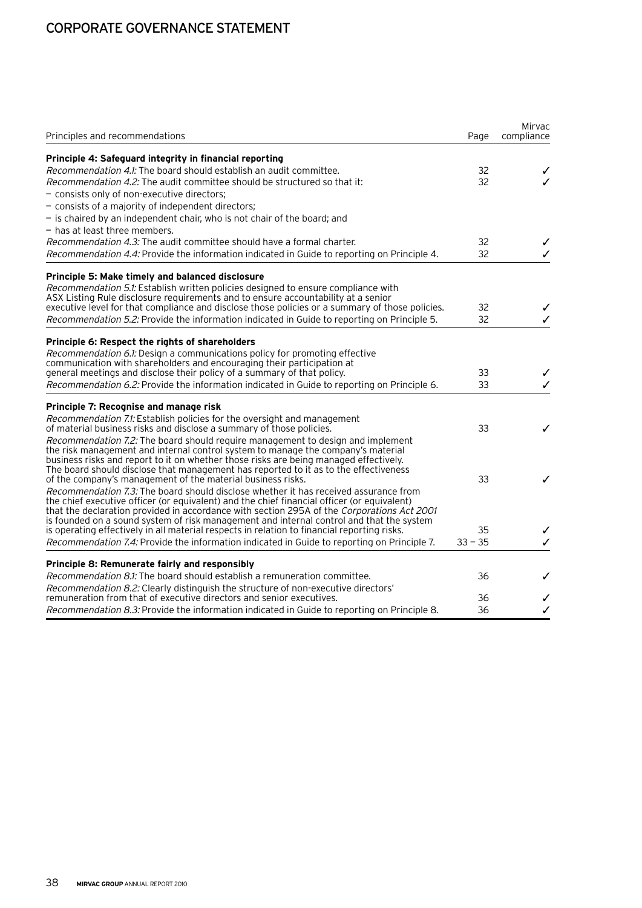# CORPORATE GOVERNANCE STATEMENT

| Principles and recommendations | Page | Mirvac compliance |
|---|---|---|
| **Principle 4: Safeguard integrity in financial reporting** | | |
| *Recommendation 4.1:* The board should establish an audit committee. | 32 | ✓ |
| *Recommendation 4.2:* The audit committee should be structured so that it:<br>– consists only of non-executive directors;<br>– consists of a majority of independent directors;<br>– is chaired by an independent chair, who is not chair of the board; and<br>– has at least three members. | 32 | ✓ |
| *Recommendation 4.3:* The audit committee should have a formal charter. | 32 | ✓ |
| *Recommendation 4.4:* Provide the information indicated in Guide to reporting on Principle 4. | 32 | ✓ |
| **Principle 5: Make timely and balanced disclosure** | | |
| *Recommendation 5.1:* Establish written policies designed to ensure compliance with ASX Listing Rule disclosure requirements and to ensure accountability at a senior executive level for that compliance and disclose those policies or a summary of those policies. | 32 | ✓ |
| *Recommendation 5.2:* Provide the information indicated in Guide to reporting on Principle 5. | 32 | ✓ |
| **Principle 6: Respect the rights of shareholders** | | |
| *Recommendation 6.1:* Design a communications policy for promoting effective communication with shareholders and encouraging their participation at general meetings and disclose their policy of a summary of that policy. | 33 | ✓ |
| *Recommendation 6.2:* Provide the information indicated in Guide to reporting on Principle 6. | 33 | ✓ |
| **Principle 7: Recognise and manage risk** | | |
| *Recommendation 7.1:* Establish policies for the oversight and management of material business risks and disclose a summary of those policies. | 33 | ✓ |
| *Recommendation 7.2:* The board should require management to design and implement the risk management and internal control system to manage the company's material business risks and report to it on whether those risks are being managed effectively. The board should disclose that management has reported to it as to the effectiveness of the company's management of the material business risks. | 33 | ✓ |
| *Recommendation 7.3:* The board should disclose whether it has received assurance from the chief executive officer (or equivalent) and the chief financial officer (or equivalent) that the declaration provided in accordance with section 295A of the *Corporations Act 2001* is founded on a sound system of risk management and internal control and that the system is operating effectively in all material respects in relation to financial reporting risks. | 35 | ✓ |
| *Recommendation 7.4:* Provide the information indicated in Guide to reporting on Principle 7. | 33 – 35 | ✓ |
| **Principle 8: Remunerate fairly and responsibly** | | |
| *Recommendation 8.1:* The board should establish a remuneration committee. | 36 | ✓ |
| *Recommendation 8.2:* Clearly distinguish the structure of non-executive directors' remuneration from that of executive directors and senior executives. | 36 | ✓ |
| *Recommendation 8.3:* Provide the information indicated in Guide to reporting on Principle 8. | 36 | ✓ |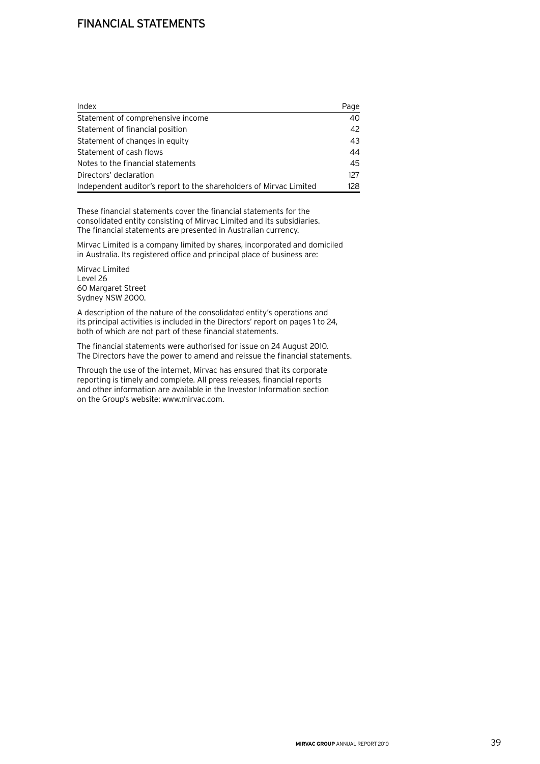# FINANCIAL STATEMENTS

| Index | Page |
|---|---|
| Statement of comprehensive income | 40 |
| Statement of financial position | 42 |
| Statement of changes in equity | 43 |
| Statement of cash flows | 44 |
| Notes to the financial statements | 45 |
| Directors' declaration | 127 |
| Independent auditor's report to the shareholders of Mirvac Limited | 128 |

These financial statements cover the financial statements for the consolidated entity consisting of Mirvac Limited and its subsidiaries. The financial statements are presented in Australian currency.

Mirvac Limited is a company limited by shares, incorporated and domiciled in Australia. Its registered office and principal place of business are:

Mirvac Limited
Level 26
60 Margaret Street
Sydney NSW 2000.

A description of the nature of the consolidated entity's operations and its principal activities is included in the Directors' report on pages 1 to 24, both of which are not part of these financial statements.

The financial statements were authorised for issue on 24 August 2010. The Directors have the power to amend and reissue the financial statements.

Through the use of the internet, Mirvac has ensured that its corporate reporting is timely and complete. All press releases, financial reports and other information are available in the Investor Information section on the Group's website: www.mirvac.com.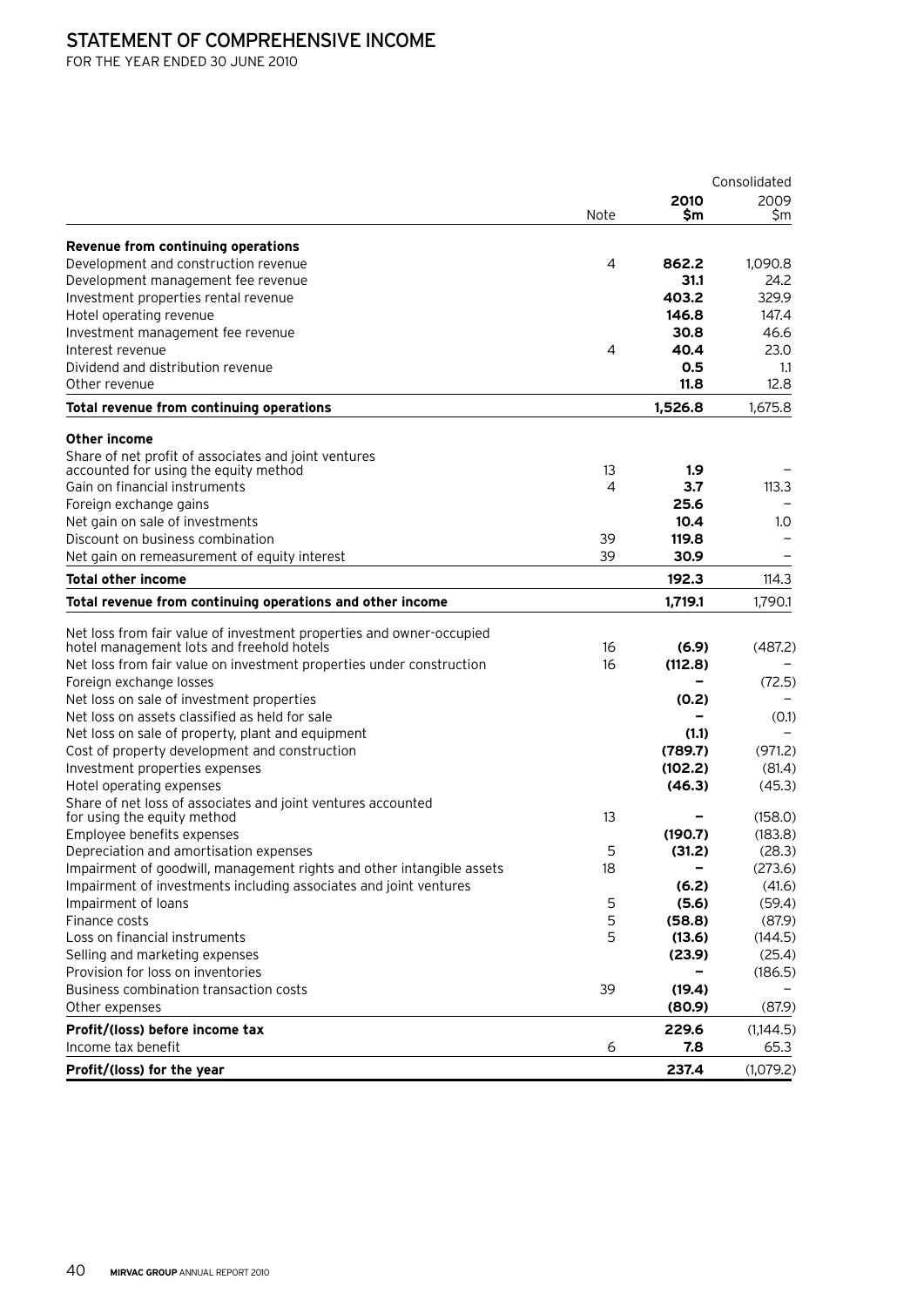# STATEMENT OF COMPREHENSIVE INCOME

FOR THE YEAR ENDED 30 JUNE 2010

| | Note | Consolidated 2010 $m | 2009 $m |
|---|---|---|---|
| **Revenue from continuing operations** | | | |
| Development and construction revenue | 4 | **862.2** | 1,090.8 |
| Development management fee revenue | | **31.1** | 24.2 |
| Investment properties rental revenue | | **403.2** | 329.9 |
| Hotel operating revenue | | **146.8** | 147.4 |
| Investment management fee revenue | | **30.8** | 46.6 |
| Interest revenue | 4 | **40.4** | 23.0 |
| Dividend and distribution revenue | | **0.5** | 1.1 |
| Other revenue | | **11.8** | 12.8 |
| **Total revenue from continuing operations** | | **1,526.8** | 1,675.8 |
| **Other income** | | | |
| Share of net profit of associates and joint ventures accounted for using the equity method | 13 | **1.9** | – |
| Gain on financial instruments | 4 | **3.7** | 113.3 |
| Foreign exchange gains | | **25.6** | – |
| Net gain on sale of investments | | **10.4** | 1.0 |
| Discount on business combination | 39 | **119.8** | – |
| Net gain on remeasurement of equity interest | 39 | **30.9** | – |
| **Total other income** | | **192.3** | 114.3 |
| **Total revenue from continuing operations and other income** | | **1,719.1** | 1,790.1 |
| Net loss from fair value of investment properties and owner-occupied hotel management lots and freehold hotels | 16 | **(6.9)** | (487.2) |
| Net loss from fair value on investment properties under construction | 16 | **(112.8)** | – |
| Foreign exchange losses | | **–** | (72.5) |
| Net loss on sale of investment properties | | **(0.2)** | – |
| Net loss on assets classified as held for sale | | **–** | (0.1) |
| Net loss on sale of property, plant and equipment | | **(1.1)** | – |
| Cost of property development and construction | | **(789.7)** | (971.2) |
| Investment properties expenses | | **(102.2)** | (81.4) |
| Hotel operating expenses | | **(46.3)** | (45.3) |
| Share of net loss of associates and joint ventures accounted for using the equity method | 13 | **–** | (158.0) |
| Employee benefits expenses | | **(190.7)** | (183.8) |
| Depreciation and amortisation expenses | 5 | **(31.2)** | (28.3) |
| Impairment of goodwill, management rights and other intangible assets | 18 | **–** | (273.6) |
| Impairment of investments including associates and joint ventures | | **(6.2)** | (41.6) |
| Impairment of loans | 5 | **(5.6)** | (59.4) |
| Finance costs | 5 | **(58.8)** | (87.9) |
| Loss on financial instruments | 5 | **(13.6)** | (144.5) |
| Selling and marketing expenses | | **(23.9)** | (25.4) |
| Provision for loss on inventories | | **–** | (186.5) |
| Business combination transaction costs | 39 | **(19.4)** | – |
| Other expenses | | **(80.9)** | (87.9) |
| **Profit/(loss) before income tax** | | **229.6** | (1,144.5) |
| Income tax benefit | 6 | **7.8** | 65.3 |
| **Profit/(loss) for the year** | | **237.4** | (1,079.2) |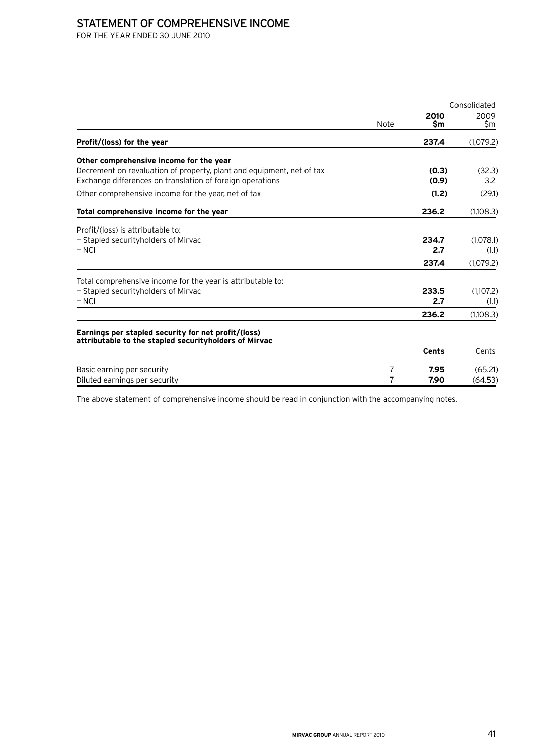# STATEMENT OF COMPREHENSIVE INCOME

FOR THE YEAR ENDED 30 JUNE 2010

| | Note | Consolidated 2010 $m | 2009 $m |
|---|---|---|---|
| **Profit/(loss) for the year** | | **237.4** | (1,079.2) |
| **Other comprehensive income for the year** | | | |
| Decrement on revaluation of property, plant and equipment, net of tax | | **(0.3)** | (32.3) |
| Exchange differences on translation of foreign operations | | **(0.9)** | 3.2 |
| Other comprehensive income for the year, net of tax | | **(1.2)** | (29.1) |
| **Total comprehensive income for the year** | | **236.2** | (1,108.3) |
| Profit/(loss) is attributable to: | | | |
| – Stapled securityholders of Mirvac | | **234.7** | (1,078.1) |
| – NCI | | **2.7** | (1.1) |
| | | **237.4** | (1,079.2) |
| Total comprehensive income for the year is attributable to: | | | |
| – Stapled securityholders of Mirvac | | **233.5** | (1,107.2) |
| – NCI | | **2.7** | (1.1) |
| | | **236.2** | (1,108.3) |
| **Earnings per stapled security for net profit/(loss) attributable to the stapled securityholders of Mirvac** | | **Cents** | Cents |
| Basic earning per security | 7 | **7.95** | (65.21) |
| Diluted earnings per security | 7 | **7.90** | (64.53) |

The above statement of comprehensive income should be read in conjunction with the accompanying notes.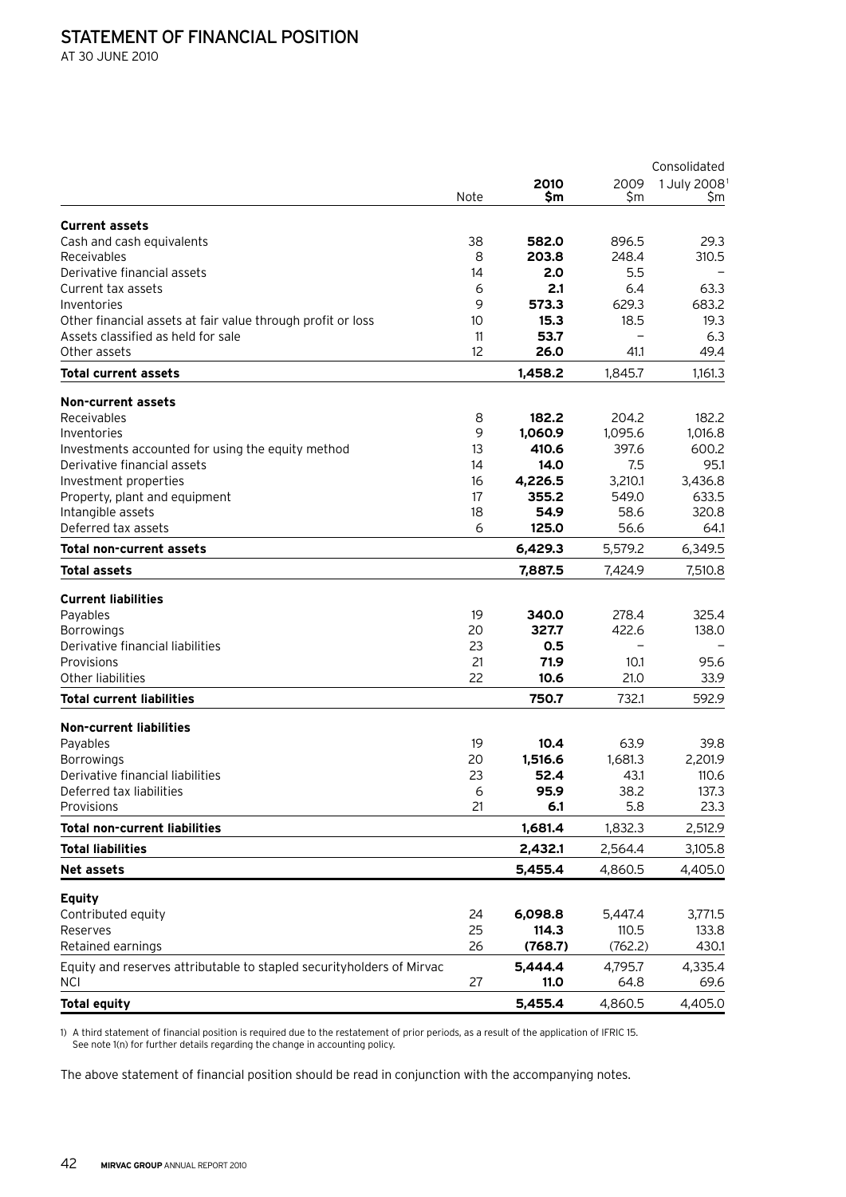# STATEMENT OF FINANCIAL POSITION

AT 30 JUNE 2010

| | | | | Consolidated |
|---|---|---|---|---|
| | Note | **2010 $m** | 2009 $m | 1 July 2008[1] $m |
| **Current assets** | | | | |
| Cash and cash equivalents | 38 | **582.0** | 896.5 | 29.3 |
| Receivables | 8 | **203.8** | 248.4 | 310.5 |
| Derivative financial assets | 14 | **2.0** | 5.5 | – |
| Current tax assets | 6 | **2.1** | 6.4 | 63.3 |
| Inventories | 9 | **573.3** | 629.3 | 683.2 |
| Other financial assets at fair value through profit or loss | 10 | **15.3** | 18.5 | 19.3 |
| Assets classified as held for sale | 11 | **53.7** | – | 6.3 |
| Other assets | 12 | **26.0** | 41.1 | 49.4 |
| **Total current assets** | | **1,458.2** | 1,845.7 | 1,161.3 |
| **Non-current assets** | | | | |
| Receivables | 8 | **182.2** | 204.2 | 182.2 |
| Inventories | 9 | **1,060.9** | 1,095.6 | 1,016.8 |
| Investments accounted for using the equity method | 13 | **410.6** | 397.6 | 600.2 |
| Derivative financial assets | 14 | **14.0** | 7.5 | 95.1 |
| Investment properties | 16 | **4,226.5** | 3,210.1 | 3,436.8 |
| Property, plant and equipment | 17 | **355.2** | 549.0 | 633.5 |
| Intangible assets | 18 | **54.9** | 58.6 | 320.8 |
| Deferred tax assets | 6 | **125.0** | 56.6 | 64.1 |
| **Total non-current assets** | | **6,429.3** | 5,579.2 | 6,349.5 |
| **Total assets** | | **7,887.5** | 7,424.9 | 7,510.8 |
| **Current liabilities** | | | | |
| Payables | 19 | **340.0** | 278.4 | 325.4 |
| Borrowings | 20 | **327.7** | 422.6 | 138.0 |
| Derivative financial liabilities | 23 | **0.5** | – | – |
| Provisions | 21 | **71.9** | 10.1 | 95.6 |
| Other liabilities | 22 | **10.6** | 21.0 | 33.9 |
| **Total current liabilities** | | **750.7** | 732.1 | 592.9 |
| **Non-current liabilities** | | | | |
| Payables | 19 | **10.4** | 63.9 | 39.8 |
| Borrowings | 20 | **1,516.6** | 1,681.3 | 2,201.9 |
| Derivative financial liabilities | 23 | **52.4** | 43.1 | 110.6 |
| Deferred tax liabilities | 6 | **95.9** | 38.2 | 137.3 |
| Provisions | 21 | **6.1** | 5.8 | 23.3 |
| **Total non-current liabilities** | | **1,681.4** | 1,832.3 | 2,512.9 |
| **Total liabilities** | | **2,432.1** | 2,564.4 | 3,105.8 |
| **Net assets** | | **5,455.4** | 4,860.5 | 4,405.0 |
| **Equity** | | | | |
| Contributed equity | 24 | **6,098.8** | 5,447.4 | 3,771.5 |
| Reserves | 25 | **114.3** | 110.5 | 133.8 |
| Retained earnings | 26 | **(768.7)** | (762.2) | 430.1 |
| Equity and reserves attributable to stapled securityholders of Mirvac | | **5,444.4** | 4,795.7 | 4,335.4 |
| NCI | 27 | **11.0** | 64.8 | 69.6 |
| **Total equity** | | **5,455.4** | 4,860.5 | 4,405.0 |

1) A third statement of financial position is required due to the restatement of prior periods, as a result of the application of IFRIC 15. See note 1(n) for further details regarding the change in accounting policy.

The above statement of financial position should be read in conjunction with the accompanying notes.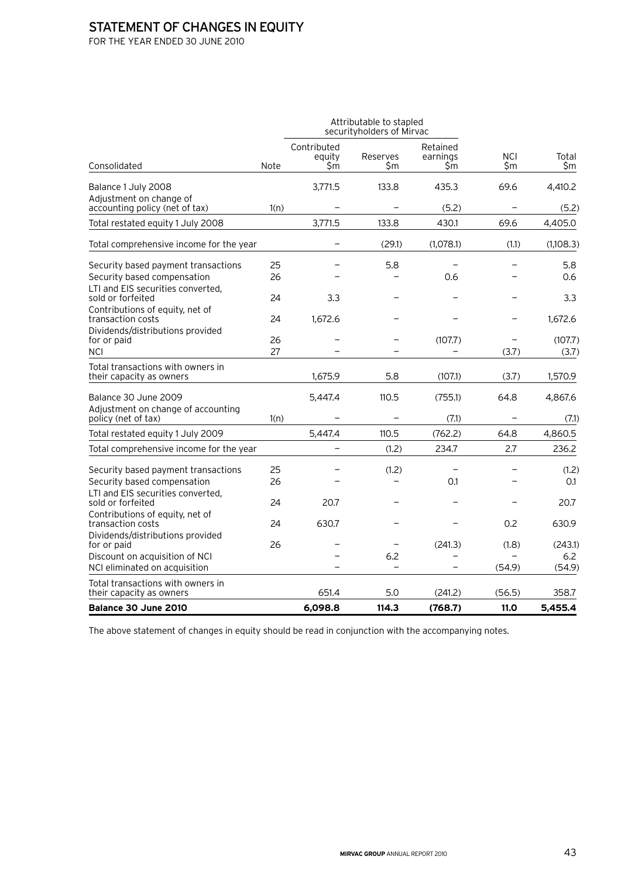# STATEMENT OF CHANGES IN EQUITY

FOR THE YEAR ENDED 30 JUNE 2010

| | | Attributable to stapled securityholders of Mirvac | | | | |
|---|---|---|---|---|---|---|
| Consolidated | Note | Contributed equity $m | Reserves $m | Retained earnings $m | NCI $m | Total $m |
| Balance 1 July 2008 | | 3,771.5 | 133.8 | 435.3 | 69.6 | 4,410.2 |
| Adjustment on change of accounting policy (net of tax) | 1(n) | – | – | (5.2) | – | (5.2) |
| Total restated equity 1 July 2008 | | 3,771.5 | 133.8 | 430.1 | 69.6 | 4,405.0 |
| Total comprehensive income for the year | | – | (29.1) | (1,078.1) | (1.1) | (1,108.3) |
| Security based payment transactions | 25 | – | 5.8 | – | – | 5.8 |
| Security based compensation | 26 | – | – | 0.6 | – | 0.6 |
| LTI and EIS securities converted, sold or forfeited | 24 | 3.3 | – | – | – | 3.3 |
| Contributions of equity, net of transaction costs | 24 | 1,672.6 | – | – | – | 1,672.6 |
| Dividends/distributions provided for or paid | 26 | – | – | (107.7) | – | (107.7) |
| NCI | 27 | – | – | – | (3.7) | (3.7) |
| Total transactions with owners in their capacity as owners | | 1,675.9 | 5.8 | (107.1) | (3.7) | 1,570.9 |
| Balance 30 June 2009 | | 5,447.4 | 110.5 | (755.1) | 64.8 | 4,867.6 |
| Adjustment on change of accounting policy (net of tax) | 1(n) | – | – | (7.1) | – | (7.1) |
| Total restated equity 1 July 2009 | | 5,447.4 | 110.5 | (762.2) | 64.8 | 4,860.5 |
| Total comprehensive income for the year | | – | (1.2) | 234.7 | 2.7 | 236.2 |
| Security based payment transactions | 25 | – | (1.2) | – | – | (1.2) |
| Security based compensation | 26 | – | – | 0.1 | – | 0.1 |
| LTI and EIS securities converted, sold or forfeited | 24 | 20.7 | – | – | – | 20.7 |
| Contributions of equity, net of transaction costs | 24 | 630.7 | – | – | 0.2 | 630.9 |
| Dividends/distributions provided for or paid | 26 | – | – | (241.3) | (1.8) | (243.1) |
| Discount on acquisition of NCI | | – | 6.2 | – | – | 6.2 |
| NCI eliminated on acquisition | | – | – | – | (54.9) | (54.9) |
| Total transactions with owners in their capacity as owners | | 651.4 | 5.0 | (241.2) | (56.5) | 358.7 |
| **Balance 30 June 2010** | | **6,098.8** | **114.3** | **(768.7)** | **11.0** | **5,455.4** |

The above statement of changes in equity should be read in conjunction with the accompanying notes.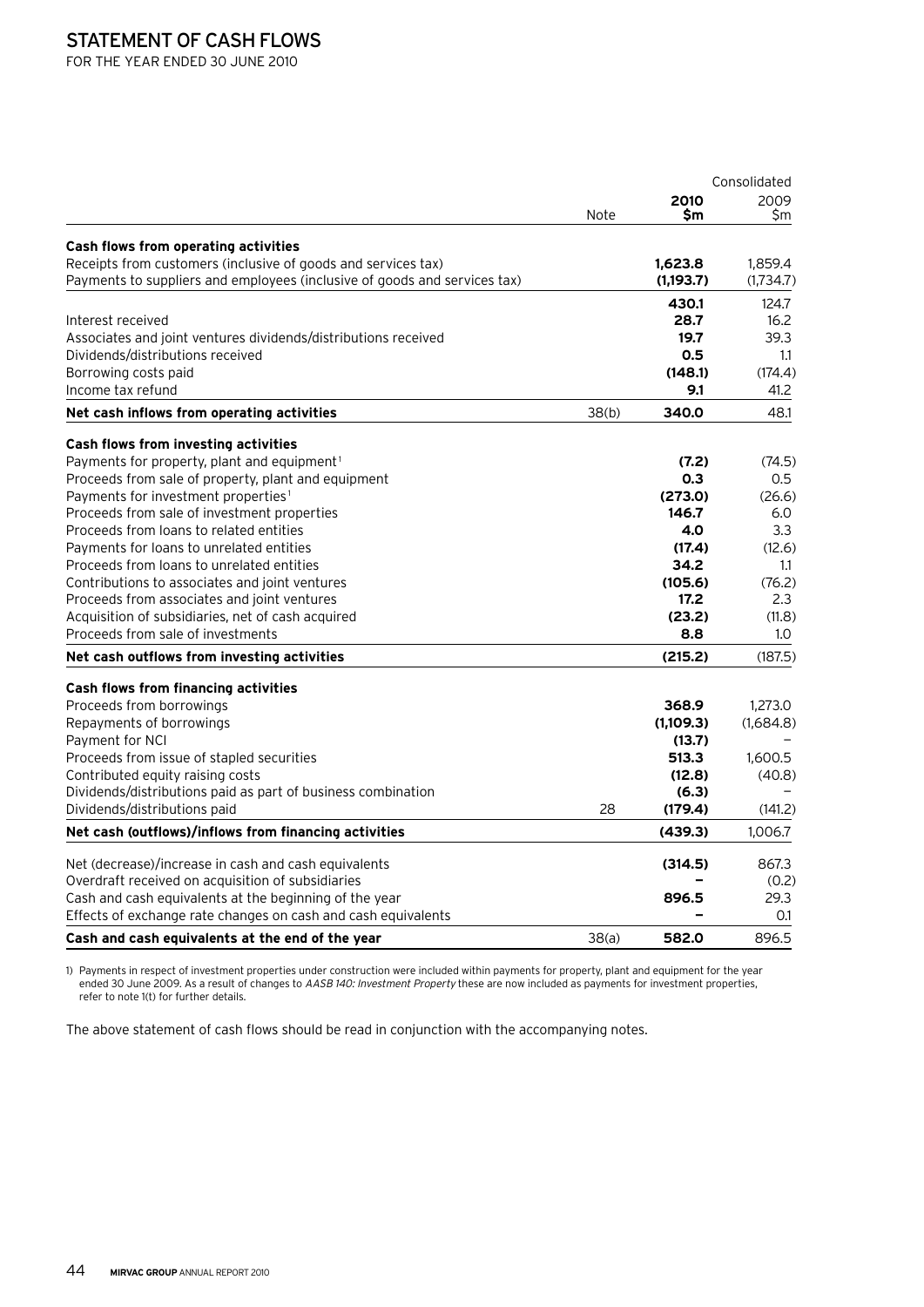# STATEMENT OF CASH FLOWS

FOR THE YEAR ENDED 30 JUNE 2010

| | Note | Consolidated 2010 $m | 2009 $m |
|---|---|---|---|
| **Cash flows from operating activities** | | | |
| Receipts from customers (inclusive of goods and services tax) | | **1,623.8** | 1,859.4 |
| Payments to suppliers and employees (inclusive of goods and services tax) | | **(1,193.7)** | (1,734.7) |
| | | **430.1** | 124.7 |
| Interest received | | **28.7** | 16.2 |
| Associates and joint ventures dividends/distributions received | | **19.7** | 39.3 |
| Dividends/distributions received | | **0.5** | 1.1 |
| Borrowing costs paid | | **(148.1)** | (174.4) |
| Income tax refund | | **9.1** | 41.2 |
| **Net cash inflows from operating activities** | 38(b) | **340.0** | 48.1 |
| **Cash flows from investing activities** | | | |
| Payments for property, plant and equipment[1] | | **(7.2)** | (74.5) |
| Proceeds from sale of property, plant and equipment | | **0.3** | 0.5 |
| Payments for investment properties[1] | | **(273.0)** | (26.6) |
| Proceeds from sale of investment properties | | **146.7** | 6.0 |
| Proceeds from loans to related entities | | **4.0** | 3.3 |
| Payments for loans to unrelated entities | | **(17.4)** | (12.6) |
| Proceeds from loans to unrelated entities | | **34.2** | 1.1 |
| Contributions to associates and joint ventures | | **(105.6)** | (76.2) |
| Proceeds from associates and joint ventures | | **17.2** | 2.3 |
| Acquisition of subsidiaries, net of cash acquired | | **(23.2)** | (11.8) |
| Proceeds from sale of investments | | **8.8** | 1.0 |
| **Net cash outflows from investing activities** | | **(215.2)** | (187.5) |
| **Cash flows from financing activities** | | | |
| Proceeds from borrowings | | **368.9** | 1,273.0 |
| Repayments of borrowings | | **(1,109.3)** | (1,684.8) |
| Payment for NCI | | **(13.7)** | – |
| Proceeds from issue of stapled securities | | **513.3** | 1,600.5 |
| Contributed equity raising costs | | **(12.8)** | (40.8) |
| Dividends/distributions paid as part of business combination | | **(6.3)** | – |
| Dividends/distributions paid | 28 | **(179.4)** | (141.2) |
| **Net cash (outflows)/inflows from financing activities** | | **(439.3)** | 1,006.7 |
| Net (decrease)/increase in cash and cash equivalents | | **(314.5)** | 867.3 |
| Overdraft received on acquisition of subsidiaries | | **–** | (0.2) |
| Cash and cash equivalents at the beginning of the year | | **896.5** | 29.3 |
| Effects of exchange rate changes on cash and cash equivalents | | **–** | 0.1 |
| **Cash and cash equivalents at the end of the year** | 38(a) | **582.0** | 896.5 |

1) Payments in respect of investment properties under construction were included within payments for property, plant and equipment for the year ended 30 June 2009. As a result of changes to *AASB 140: Investment Property* these are now included as payments for investment properties, refer to note 1(t) for further details.

The above statement of cash flows should be read in conjunction with the accompanying notes.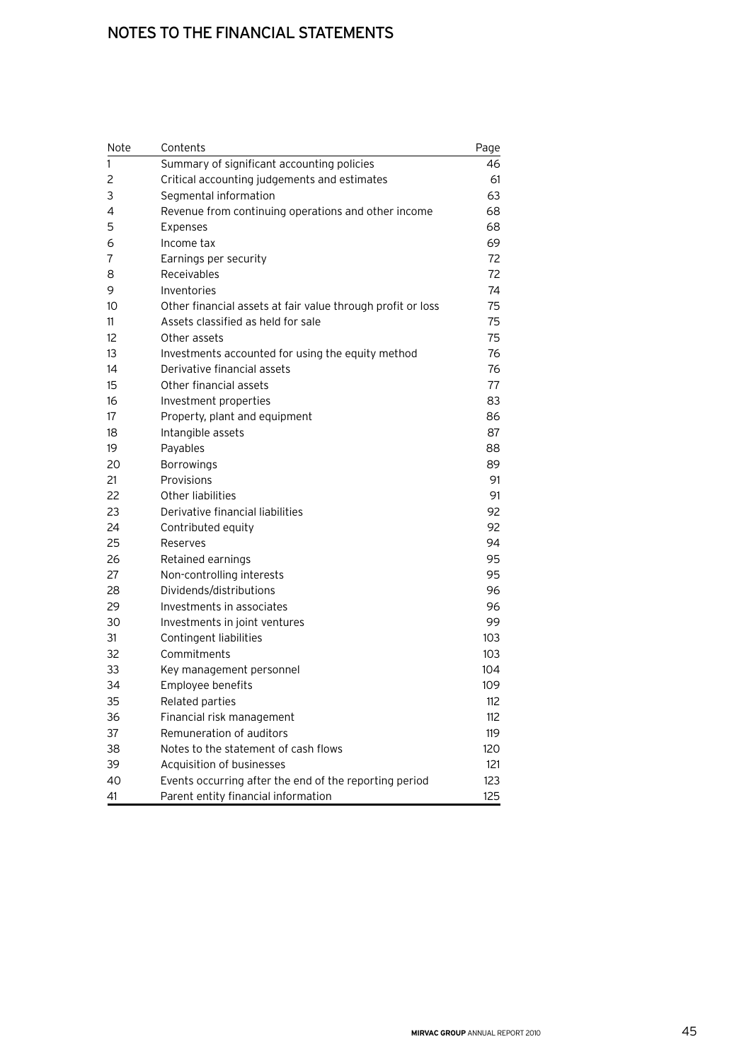# NOTES TO THE FINANCIAL STATEMENTS

| Note | Contents | Page |
|---|---|---|
| 1 | Summary of significant accounting policies | 46 |
| 2 | Critical accounting judgements and estimates | 61 |
| 3 | Segmental information | 63 |
| 4 | Revenue from continuing operations and other income | 68 |
| 5 | Expenses | 68 |
| 6 | Income tax | 69 |
| 7 | Earnings per security | 72 |
| 8 | Receivables | 72 |
| 9 | Inventories | 74 |
| 10 | Other financial assets at fair value through profit or loss | 75 |
| 11 | Assets classified as held for sale | 75 |
| 12 | Other assets | 75 |
| 13 | Investments accounted for using the equity method | 76 |
| 14 | Derivative financial assets | 76 |
| 15 | Other financial assets | 77 |
| 16 | Investment properties | 83 |
| 17 | Property, plant and equipment | 86 |
| 18 | Intangible assets | 87 |
| 19 | Payables | 88 |
| 20 | Borrowings | 89 |
| 21 | Provisions | 91 |
| 22 | Other liabilities | 91 |
| 23 | Derivative financial liabilities | 92 |
| 24 | Contributed equity | 92 |
| 25 | Reserves | 94 |
| 26 | Retained earnings | 95 |
| 27 | Non-controlling interests | 95 |
| 28 | Dividends/distributions | 96 |
| 29 | Investments in associates | 96 |
| 30 | Investments in joint ventures | 99 |
| 31 | Contingent liabilities | 103 |
| 32 | Commitments | 103 |
| 33 | Key management personnel | 104 |
| 34 | Employee benefits | 109 |
| 35 | Related parties | 112 |
| 36 | Financial risk management | 112 |
| 37 | Remuneration of auditors | 119 |
| 38 | Notes to the statement of cash flows | 120 |
| 39 | Acquisition of businesses | 121 |
| 40 | Events occurring after the end of the reporting period | 123 |
| 41 | Parent entity financial information | 125 |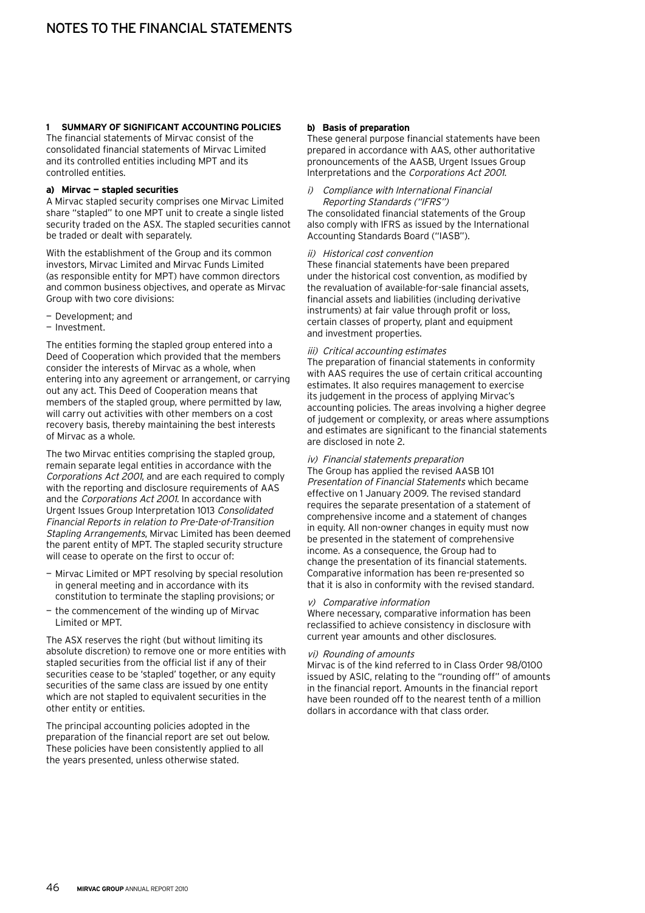# NOTES TO THE FINANCIAL STATEMENTS

## 1 SUMMARY OF SIGNIFICANT ACCOUNTING POLICIES

The financial statements of Mirvac consist of the consolidated financial statements of Mirvac Limited and its controlled entities including MPT and its controlled entities.

### a) Mirvac — stapled securities

A Mirvac stapled security comprises one Mirvac Limited share "stapled" to one MPT unit to create a single listed security traded on the ASX. The stapled securities cannot be traded or dealt with separately.

With the establishment of the Group and its common investors, Mirvac Limited and Mirvac Funds Limited (as responsible entity for MPT) have common directors and common business objectives, and operate as Mirvac Group with two core divisions:

- Development; and
- Investment.

The entities forming the stapled group entered into a Deed of Cooperation which provided that the members consider the interests of Mirvac as a whole, when entering into any agreement or arrangement, or carrying out any act. This Deed of Cooperation means that members of the stapled group, where permitted by law, will carry out activities with other members on a cost recovery basis, thereby maintaining the best interests of Mirvac as a whole.

The two Mirvac entities comprising the stapled group, remain separate legal entities in accordance with the *Corporations Act 2001*, and are each required to comply with the reporting and disclosure requirements of AAS and the *Corporations Act 2001*. In accordance with Urgent Issues Group Interpretation 1013 *Consolidated Financial Reports in relation to Pre-Date-of-Transition Stapling Arrangements*, Mirvac Limited has been deemed the parent entity of MPT. The stapled security structure will cease to operate on the first to occur of:

- Mirvac Limited or MPT resolving by special resolution in general meeting and in accordance with its constitution to terminate the stapling provisions; or
- the commencement of the winding up of Mirvac Limited or MPT.

The ASX reserves the right (but without limiting its absolute discretion) to remove one or more entities with stapled securities from the official list if any of their securities cease to be 'stapled' together, or any equity securities of the same class are issued by one entity which are not stapled to equivalent securities in the other entity or entities.

The principal accounting policies adopted in the preparation of the financial report are set out below. These policies have been consistently applied to all the years presented, unless otherwise stated.

### b) Basis of preparation

These general purpose financial statements have been prepared in accordance with AAS, other authoritative pronouncements of the AASB, Urgent Issues Group Interpretations and the *Corporations Act 2001*.

*i) Compliance with International Financial Reporting Standards ("IFRS")*

The consolidated financial statements of the Group also comply with IFRS as issued by the International Accounting Standards Board ("IASB").

*ii) Historical cost convention*

These financial statements have been prepared under the historical cost convention, as modified by the revaluation of available-for-sale financial assets, financial assets and liabilities (including derivative instruments) at fair value through profit or loss, certain classes of property, plant and equipment and investment properties.

*iii) Critical accounting estimates*

The preparation of financial statements in conformity with AAS requires the use of certain critical accounting estimates. It also requires management to exercise its judgement in the process of applying Mirvac's accounting policies. The areas involving a higher degree of judgement or complexity, or areas where assumptions and estimates are significant to the financial statements are disclosed in note 2.

*iv) Financial statements preparation*

The Group has applied the revised AASB 101 *Presentation of Financial Statements* which became effective on 1 January 2009. The revised standard requires the separate presentation of a statement of comprehensive income and a statement of changes in equity. All non-owner changes in equity must now be presented in the statement of comprehensive income. As a consequence, the Group had to change the presentation of its financial statements. Comparative information has been re-presented so that it is also in conformity with the revised standard.

*v) Comparative information*

Where necessary, comparative information has been reclassified to achieve consistency in disclosure with current year amounts and other disclosures.

*vi) Rounding of amounts*

Mirvac is of the kind referred to in Class Order 98/0100 issued by ASIC, relating to the "rounding off" of amounts in the financial report. Amounts in the financial report have been rounded off to the nearest tenth of a million dollars in accordance with that class order.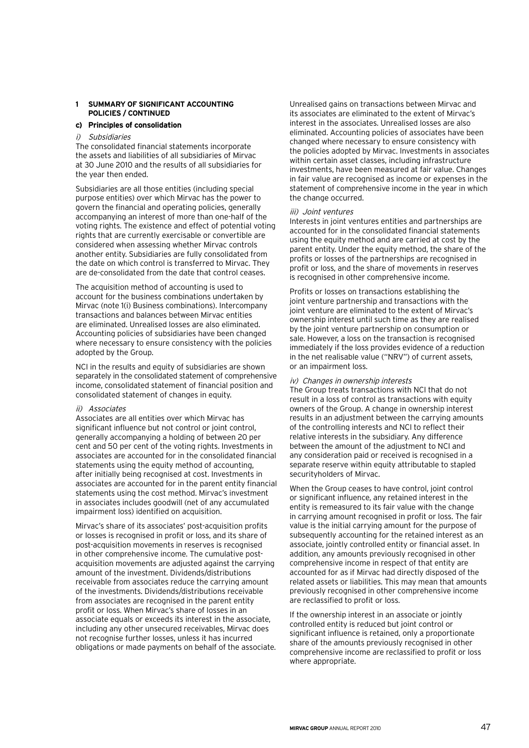## 1 SUMMARY OF SIGNIFICANT ACCOUNTING POLICIES / CONTINUED

### c) Principles of consolidation

*i) Subsidiaries*

The consolidated financial statements incorporate the assets and liabilities of all subsidiaries of Mirvac at 30 June 2010 and the results of all subsidiaries for the year then ended.

Subsidiaries are all those entities (including special purpose entities) over which Mirvac has the power to govern the financial and operating policies, generally accompanying an interest of more than one-half of the voting rights. The existence and effect of potential voting rights that are currently exercisable or convertible are considered when assessing whether Mirvac controls another entity. Subsidiaries are fully consolidated from the date on which control is transferred to Mirvac. They are de-consolidated from the date that control ceases.

The acquisition method of accounting is used to account for the business combinations undertaken by Mirvac (note 1(i) Business combinations). Intercompany transactions and balances between Mirvac entities are eliminated. Unrealised losses are also eliminated. Accounting policies of subsidiaries have been changed where necessary to ensure consistency with the policies adopted by the Group.

NCI in the results and equity of subsidiaries are shown separately in the consolidated statement of comprehensive income, consolidated statement of financial position and consolidated statement of changes in equity.

*ii) Associates*

Associates are all entities over which Mirvac has significant influence but not control or joint control, generally accompanying a holding of between 20 per cent and 50 per cent of the voting rights. Investments in associates are accounted for in the consolidated financial statements using the equity method of accounting, after initially being recognised at cost. Investments in associates are accounted for in the parent entity financial statements using the cost method. Mirvac's investment in associates includes goodwill (net of any accumulated impairment loss) identified on acquisition.

Mirvac's share of its associates' post-acquisition profits or losses is recognised in profit or loss, and its share of post-acquisition movements in reserves is recognised in other comprehensive income. The cumulative post-acquisition movements are adjusted against the carrying amount of the investment. Dividends/distributions receivable from associates reduce the carrying amount of the investments. Dividends/distributions receivable from associates are recognised in the parent entity profit or loss. When Mirvac's share of losses in an associate equals or exceeds its interest in the associate, including any other unsecured receivables, Mirvac does not recognise further losses, unless it has incurred obligations or made payments on behalf of the associate.

Unrealised gains on transactions between Mirvac and its associates are eliminated to the extent of Mirvac's interest in the associates. Unrealised losses are also eliminated. Accounting policies of associates have been changed where necessary to ensure consistency with the policies adopted by Mirvac. Investments in associates within certain asset classes, including infrastructure investments, have been measured at fair value. Changes in fair value are recognised as income or expenses in the statement of comprehensive income in the year in which the change occurred.

*iii) Joint ventures*

Interests in joint ventures entities and partnerships are accounted for in the consolidated financial statements using the equity method and are carried at cost by the parent entity. Under the equity method, the share of the profits or losses of the partnerships are recognised in profit or loss, and the share of movements in reserves is recognised in other comprehensive income.

Profits or losses on transactions establishing the joint venture partnership and transactions with the joint venture are eliminated to the extent of Mirvac's ownership interest until such time as they are realised by the joint venture partnership on consumption or sale. However, a loss on the transaction is recognised immediately if the loss provides evidence of a reduction in the net realisable value ("NRV") of current assets, or an impairment loss.

*iv) Changes in ownership interests*

The Group treats transactions with NCI that do not result in a loss of control as transactions with equity owners of the Group. A change in ownership interest results in an adjustment between the carrying amounts of the controlling interests and NCI to reflect their relative interests in the subsidiary. Any difference between the amount of the adjustment to NCI and any consideration paid or received is recognised in a separate reserve within equity attributable to stapled securityholders of Mirvac.

When the Group ceases to have control, joint control or significant influence, any retained interest in the entity is remeasured to its fair value with the change in carrying amount recognised in profit or loss. The fair value is the initial carrying amount for the purpose of subsequently accounting for the retained interest as an associate, jointly controlled entity or financial asset. In addition, any amounts previously recognised in other comprehensive income in respect of that entity are accounted for as if Mirvac had directly disposed of the related assets or liabilities. This may mean that amounts previously recognised in other comprehensive income are reclassified to profit or loss.

If the ownership interest in an associate or jointly controlled entity is reduced but joint control or significant influence is retained, only a proportionate share of the amounts previously recognised in other comprehensive income are reclassified to profit or loss where appropriate.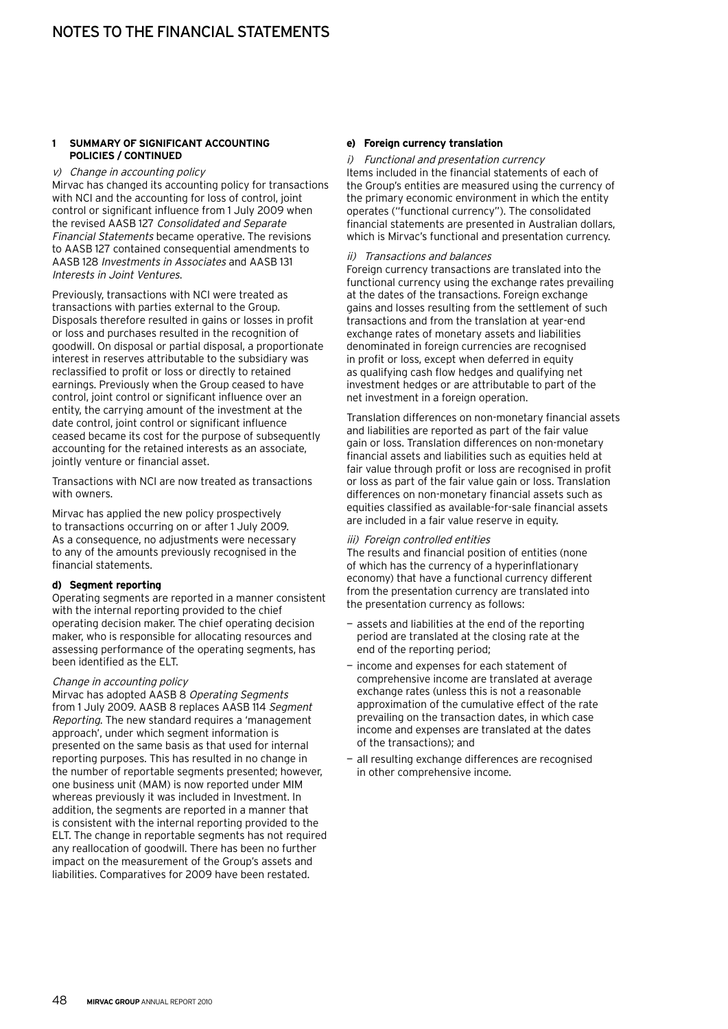## 1 SUMMARY OF SIGNIFICANT ACCOUNTING POLICIES / CONTINUED

*v) Change in accounting policy*

Mirvac has changed its accounting policy for transactions with NCI and the accounting for loss of control, joint control or significant influence from 1 July 2009 when the revised AASB 127 *Consolidated and Separate Financial Statements* became operative. The revisions to AASB 127 contained consequential amendments to AASB 128 *Investments in Associates* and AASB 131 *Interests in Joint Ventures*.

Previously, transactions with NCI were treated as transactions with parties external to the Group. Disposals therefore resulted in gains or losses in profit or loss and purchases resulted in the recognition of goodwill. On disposal or partial disposal, a proportionate interest in reserves attributable to the subsidiary was reclassified to profit or loss or directly to retained earnings. Previously when the Group ceased to have control, joint control or significant influence over an entity, the carrying amount of the investment at the date control, joint control or significant influence ceased became its cost for the purpose of subsequently accounting for the retained interests as an associate, jointly venture or financial asset.

Transactions with NCI are now treated as transactions with owners.

Mirvac has applied the new policy prospectively to transactions occurring on or after 1 July 2009. As a consequence, no adjustments were necessary to any of the amounts previously recognised in the financial statements.

### d) Segment reporting

Operating segments are reported in a manner consistent with the internal reporting provided to the chief operating decision maker. The chief operating decision maker, who is responsible for allocating resources and assessing performance of the operating segments, has been identified as the ELT.

*Change in accounting policy*

Mirvac has adopted AASB 8 *Operating Segments* from 1 July 2009. AASB 8 replaces AASB 114 *Segment Reporting*. The new standard requires a 'management approach', under which segment information is presented on the same basis as that used for internal reporting purposes. This has resulted in no change in the number of reportable segments presented; however, one business unit (MAM) is now reported under MIM whereas previously it was included in Investment. In addition, the segments are reported in a manner that is consistent with the internal reporting provided to the ELT. The change in reportable segments has not required any reallocation of goodwill. There has been no further impact on the measurement of the Group's assets and liabilities. Comparatives for 2009 have been restated.

### e) Foreign currency translation

*i) Functional and presentation currency*

Items included in the financial statements of each of the Group's entities are measured using the currency of the primary economic environment in which the entity operates ("functional currency"). The consolidated financial statements are presented in Australian dollars, which is Mirvac's functional and presentation currency.

*ii) Transactions and balances*

Foreign currency transactions are translated into the functional currency using the exchange rates prevailing at the dates of the transactions. Foreign exchange gains and losses resulting from the settlement of such transactions and from the translation at year-end exchange rates of monetary assets and liabilities denominated in foreign currencies are recognised in profit or loss, except when deferred in equity as qualifying cash flow hedges and qualifying net investment hedges or are attributable to part of the net investment in a foreign operation.

Translation differences on non-monetary financial assets and liabilities are reported as part of the fair value gain or loss. Translation differences on non-monetary financial assets and liabilities such as equities held at fair value through profit or loss are recognised in profit or loss as part of the fair value gain or loss. Translation differences on non-monetary financial assets such as equities classified as available-for-sale financial assets are included in a fair value reserve in equity.

*iii) Foreign controlled entities*

The results and financial position of entities (none of which has the currency of a hyperinflationary economy) that have a functional currency different from the presentation currency are translated into the presentation currency as follows:

- assets and liabilities at the end of the reporting period are translated at the closing rate at the end of the reporting period;
- income and expenses for each statement of comprehensive income are translated at average exchange rates (unless this is not a reasonable approximation of the cumulative effect of the rate prevailing on the transaction dates, in which case income and expenses are translated at the dates of the transactions); and
- all resulting exchange differences are recognised in other comprehensive income.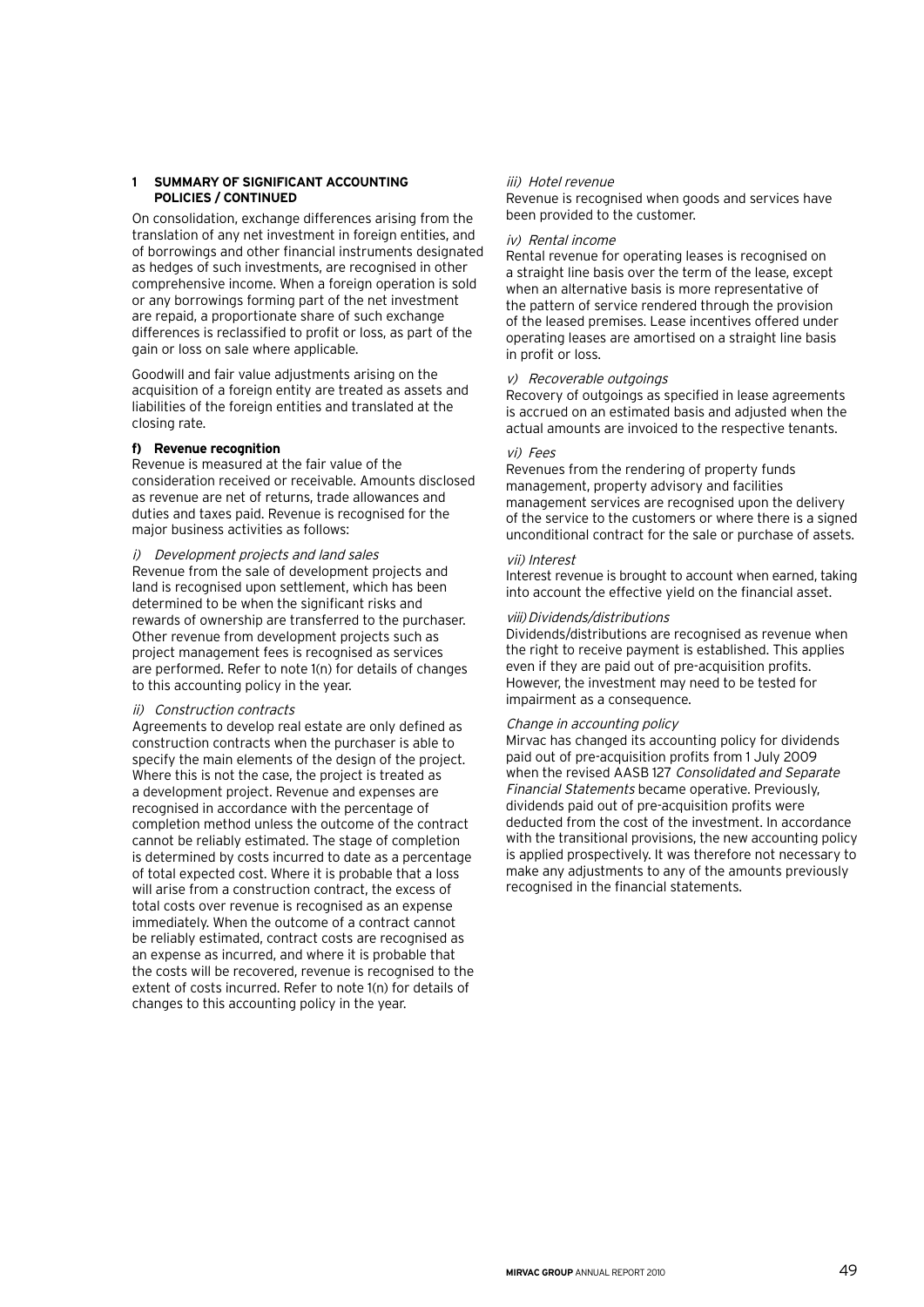## 1 SUMMARY OF SIGNIFICANT ACCOUNTING POLICIES / CONTINUED

On consolidation, exchange differences arising from the translation of any net investment in foreign entities, and of borrowings and other financial instruments designated as hedges of such investments, are recognised in other comprehensive income. When a foreign operation is sold or any borrowings forming part of the net investment are repaid, a proportionate share of such exchange differences is reclassified to profit or loss, as part of the gain or loss on sale where applicable.

Goodwill and fair value adjustments arising on the acquisition of a foreign entity are treated as assets and liabilities of the foreign entities and translated at the closing rate.

### f) Revenue recognition

Revenue is measured at the fair value of the consideration received or receivable. Amounts disclosed as revenue are net of returns, trade allowances and duties and taxes paid. Revenue is recognised for the major business activities as follows:

*i) Development projects and land sales*

Revenue from the sale of development projects and land is recognised upon settlement, which has been determined to be when the significant risks and rewards of ownership are transferred to the purchaser. Other revenue from development projects such as project management fees is recognised as services are performed. Refer to note 1(n) for details of changes to this accounting policy in the year.

*ii) Construction contracts*

Agreements to develop real estate are only defined as construction contracts when the purchaser is able to specify the main elements of the design of the project. Where this is not the case, the project is treated as a development project. Revenue and expenses are recognised in accordance with the percentage of completion method unless the outcome of the contract cannot be reliably estimated. The stage of completion is determined by costs incurred to date as a percentage of total expected cost. Where it is probable that a loss will arise from a construction contract, the excess of total costs over revenue is recognised as an expense immediately. When the outcome of a contract cannot be reliably estimated, contract costs are recognised as an expense as incurred, and where it is probable that the costs will be recovered, revenue is recognised to the extent of costs incurred. Refer to note 1(n) for details of changes to this accounting policy in the year.

*iii) Hotel revenue*

Revenue is recognised when goods and services have been provided to the customer.

*iv) Rental income*

Rental revenue for operating leases is recognised on a straight line basis over the term of the lease, except when an alternative basis is more representative of the pattern of service rendered through the provision of the leased premises. Lease incentives offered under operating leases are amortised on a straight line basis in profit or loss.

*v) Recoverable outgoings*

Recovery of outgoings as specified in lease agreements is accrued on an estimated basis and adjusted when the actual amounts are invoiced to the respective tenants.

*vi) Fees*

Revenues from the rendering of property funds management, property advisory and facilities management services are recognised upon the delivery of the service to the customers or where there is a signed unconditional contract for the sale or purchase of assets.

*vii) Interest*

Interest revenue is brought to account when earned, taking into account the effective yield on the financial asset.

*viii) Dividends/distributions*

Dividends/distributions are recognised as revenue when the right to receive payment is established. This applies even if they are paid out of pre-acquisition profits. However, the investment may need to be tested for impairment as a consequence.

*Change in accounting policy*

Mirvac has changed its accounting policy for dividends paid out of pre-acquisition profits from 1 July 2009 when the revised AASB 127 *Consolidated and Separate Financial Statements* became operative. Previously, dividends paid out of pre-acquisition profits were deducted from the cost of the investment. In accordance with the transitional provisions, the new accounting policy is applied prospectively. It was therefore not necessary to make any adjustments to any of the amounts previously recognised in the financial statements.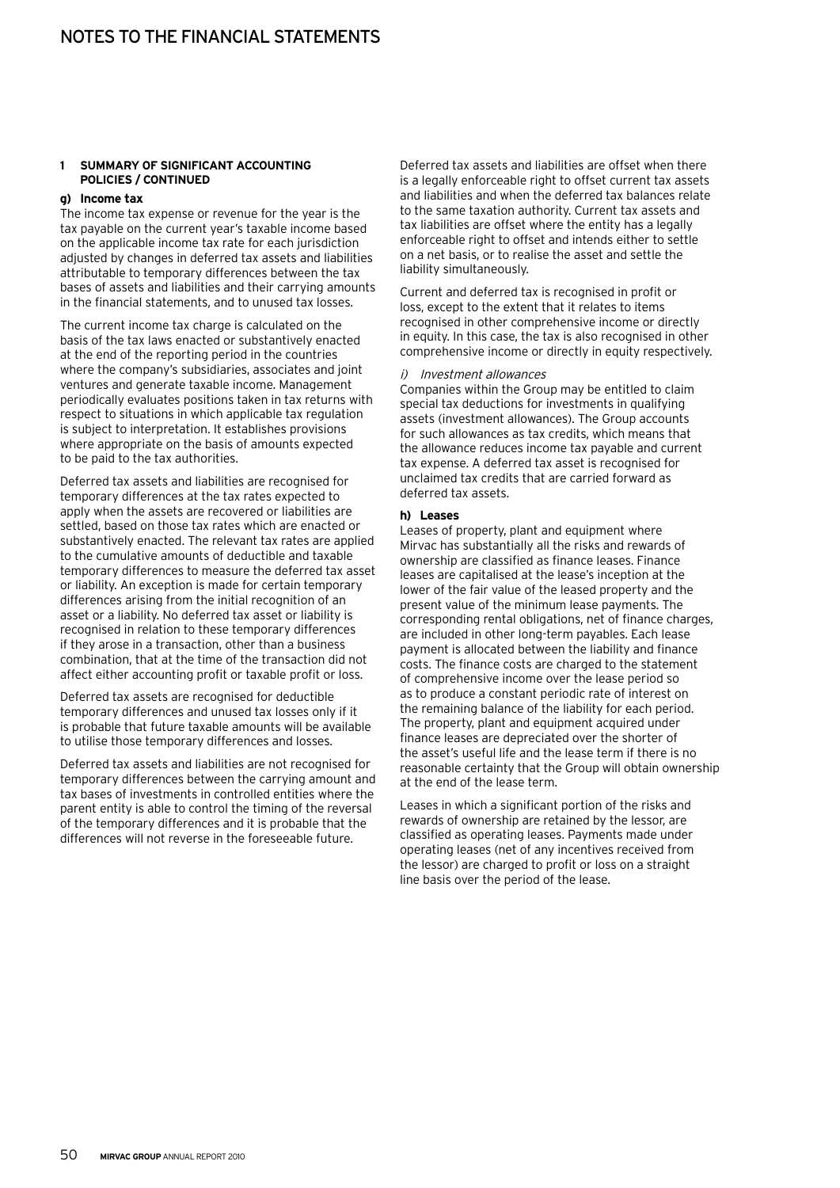# NOTES TO THE FINANCIAL STATEMENTS

**1 SUMMARY OF SIGNIFICANT ACCOUNTING POLICIES / CONTINUED**

**g) Income tax**

The income tax expense or revenue for the year is the tax payable on the current year's taxable income based on the applicable income tax rate for each jurisdiction adjusted by changes in deferred tax assets and liabilities attributable to temporary differences between the tax bases of assets and liabilities and their carrying amounts in the financial statements, and to unused tax losses.

The current income tax charge is calculated on the basis of the tax laws enacted or substantively enacted at the end of the reporting period in the countries where the company's subsidiaries, associates and joint ventures and generate taxable income. Management periodically evaluates positions taken in tax returns with respect to situations in which applicable tax regulation is subject to interpretation. It establishes provisions where appropriate on the basis of amounts expected to be paid to the tax authorities.

Deferred tax assets and liabilities are recognised for temporary differences at the tax rates expected to apply when the assets are recovered or liabilities are settled, based on those tax rates which are enacted or substantively enacted. The relevant tax rates are applied to the cumulative amounts of deductible and taxable temporary differences to measure the deferred tax asset or liability. An exception is made for certain temporary differences arising from the initial recognition of an asset or a liability. No deferred tax asset or liability is recognised in relation to these temporary differences if they arose in a transaction, other than a business combination, that at the time of the transaction did not affect either accounting profit or taxable profit or loss.

Deferred tax assets are recognised for deductible temporary differences and unused tax losses only if it is probable that future taxable amounts will be available to utilise those temporary differences and losses.

Deferred tax assets and liabilities are not recognised for temporary differences between the carrying amount and tax bases of investments in controlled entities where the parent entity is able to control the timing of the reversal of the temporary differences and it is probable that the differences will not reverse in the foreseeable future.

Deferred tax assets and liabilities are offset when there is a legally enforceable right to offset current tax assets and liabilities and when the deferred tax balances relate to the same taxation authority. Current tax assets and tax liabilities are offset where the entity has a legally enforceable right to offset and intends either to settle on a net basis, or to realise the asset and settle the liability simultaneously.

Current and deferred tax is recognised in profit or loss, except to the extent that it relates to items recognised in other comprehensive income or directly in equity. In this case, the tax is also recognised in other comprehensive income or directly in equity respectively.

*i) Investment allowances*

Companies within the Group may be entitled to claim special tax deductions for investments in qualifying assets (investment allowances). The Group accounts for such allowances as tax credits, which means that the allowance reduces income tax payable and current tax expense. A deferred tax asset is recognised for unclaimed tax credits that are carried forward as deferred tax assets.

**h) Leases**

Leases of property, plant and equipment where Mirvac has substantially all the risks and rewards of ownership are classified as finance leases. Finance leases are capitalised at the lease's inception at the lower of the fair value of the leased property and the present value of the minimum lease payments. The corresponding rental obligations, net of finance charges, are included in other long-term payables. Each lease payment is allocated between the liability and finance costs. The finance costs are charged to the statement of comprehensive income over the lease period so as to produce a constant periodic rate of interest on the remaining balance of the liability for each period. The property, plant and equipment acquired under finance leases are depreciated over the shorter of the asset's useful life and the lease term if there is no reasonable certainty that the Group will obtain ownership at the end of the lease term.

Leases in which a significant portion of the risks and rewards of ownership are retained by the lessor, are classified as operating leases. Payments made under operating leases (net of any incentives received from the lessor) are charged to profit or loss on a straight line basis over the period of the lease.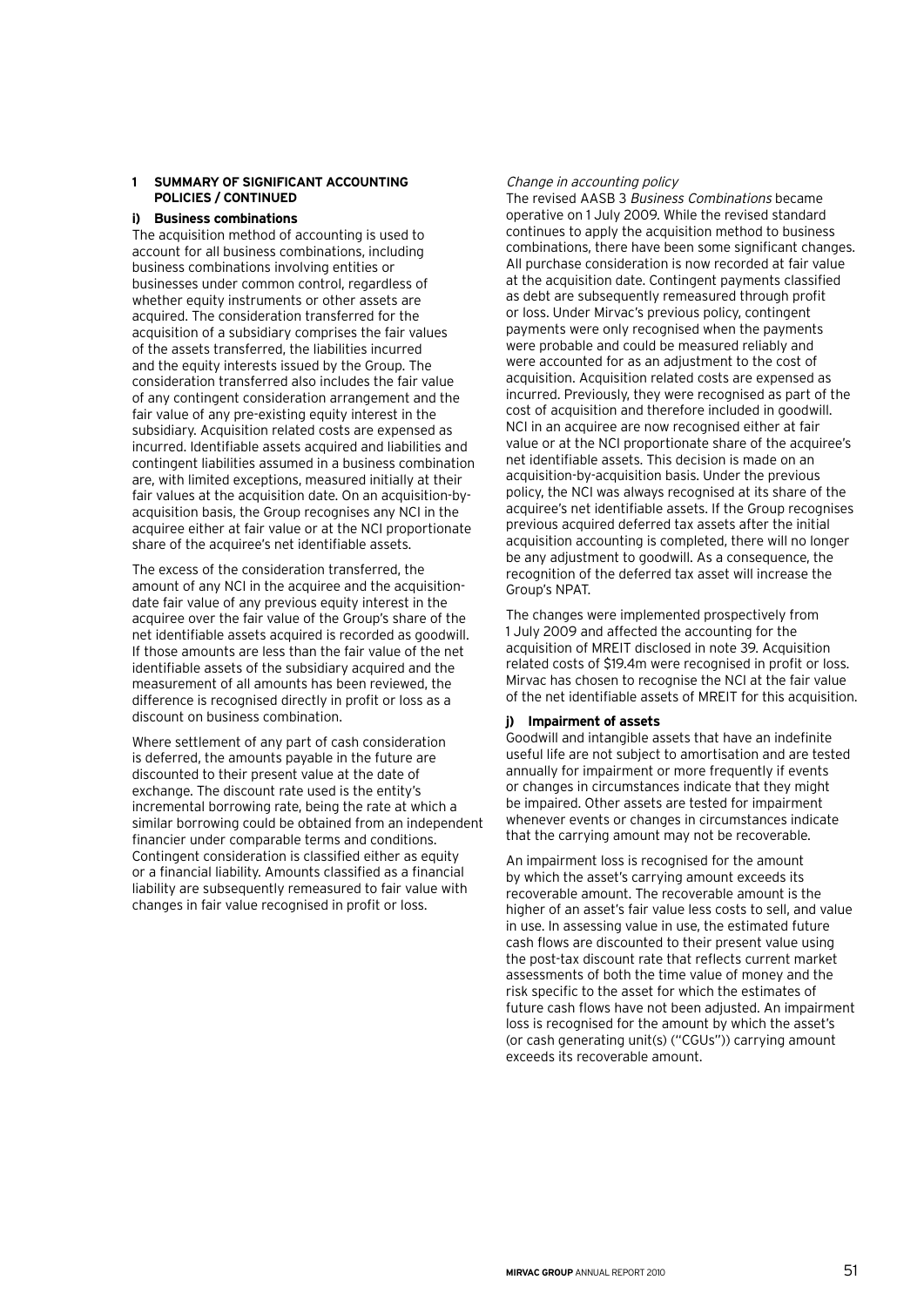## 1 SUMMARY OF SIGNIFICANT ACCOUNTING POLICIES / CONTINUED

### i) Business combinations

The acquisition method of accounting is used to account for all business combinations, including business combinations involving entities or businesses under common control, regardless of whether equity instruments or other assets are acquired. The consideration transferred for the acquisition of a subsidiary comprises the fair values of the assets transferred, the liabilities incurred and the equity interests issued by the Group. The consideration transferred also includes the fair value of any contingent consideration arrangement and the fair value of any pre-existing equity interest in the subsidiary. Acquisition related costs are expensed as incurred. Identifiable assets acquired and liabilities and contingent liabilities assumed in a business combination are, with limited exceptions, measured initially at their fair values at the acquisition date. On an acquisition-by-acquisition basis, the Group recognises any NCI in the acquiree either at fair value or at the NCI proportionate share of the acquiree's net identifiable assets.

The excess of the consideration transferred, the amount of any NCI in the acquiree and the acquisition-date fair value of any previous equity interest in the acquiree over the fair value of the Group's share of the net identifiable assets acquired is recorded as goodwill. If those amounts are less than the fair value of the net identifiable assets of the subsidiary acquired and the measurement of all amounts has been reviewed, the difference is recognised directly in profit or loss as a discount on business combination.

Where settlement of any part of cash consideration is deferred, the amounts payable in the future are discounted to their present value at the date of exchange. The discount rate used is the entity's incremental borrowing rate, being the rate at which a similar borrowing could be obtained from an independent financier under comparable terms and conditions. Contingent consideration is classified either as equity or a financial liability. Amounts classified as a financial liability are subsequently remeasured to fair value with changes in fair value recognised in profit or loss.

*Change in accounting policy*

The revised AASB 3 *Business Combinations* became operative on 1 July 2009. While the revised standard continues to apply the acquisition method to business combinations, there have been some significant changes. All purchase consideration is now recorded at fair value at the acquisition date. Contingent payments classified as debt are subsequently remeasured through profit or loss. Under Mirvac's previous policy, contingent payments were only recognised when the payments were probable and could be measured reliably and were accounted for as an adjustment to the cost of acquisition. Acquisition related costs are expensed as incurred. Previously, they were recognised as part of the cost of acquisition and therefore included in goodwill. NCI in an acquiree are now recognised either at fair value or at the NCI proportionate share of the acquiree's net identifiable assets. This decision is made on an acquisition-by-acquisition basis. Under the previous policy, the NCI was always recognised at its share of the acquiree's net identifiable assets. If the Group recognises previous acquired deferred tax assets after the initial acquisition accounting is completed, there will no longer be any adjustment to goodwill. As a consequence, the recognition of the deferred tax asset will increase the Group's NPAT.

The changes were implemented prospectively from 1 July 2009 and affected the accounting for the acquisition of MREIT disclosed in note 39. Acquisition related costs of $19.4m were recognised in profit or loss. Mirvac has chosen to recognise the NCI at the fair value of the net identifiable assets of MREIT for this acquisition.

### j) Impairment of assets

Goodwill and intangible assets that have an indefinite useful life are not subject to amortisation and are tested annually for impairment or more frequently if events or changes in circumstances indicate that they might be impaired. Other assets are tested for impairment whenever events or changes in circumstances indicate that the carrying amount may not be recoverable.

An impairment loss is recognised for the amount by which the asset's carrying amount exceeds its recoverable amount. The recoverable amount is the higher of an asset's fair value less costs to sell, and value in use. In assessing value in use, the estimated future cash flows are discounted to their present value using the post-tax discount rate that reflects current market assessments of both the time value of money and the risk specific to the asset for which the estimates of future cash flows have not been adjusted. An impairment loss is recognised for the amount by which the asset's (or cash generating unit(s) ("CGUs")) carrying amount exceeds its recoverable amount.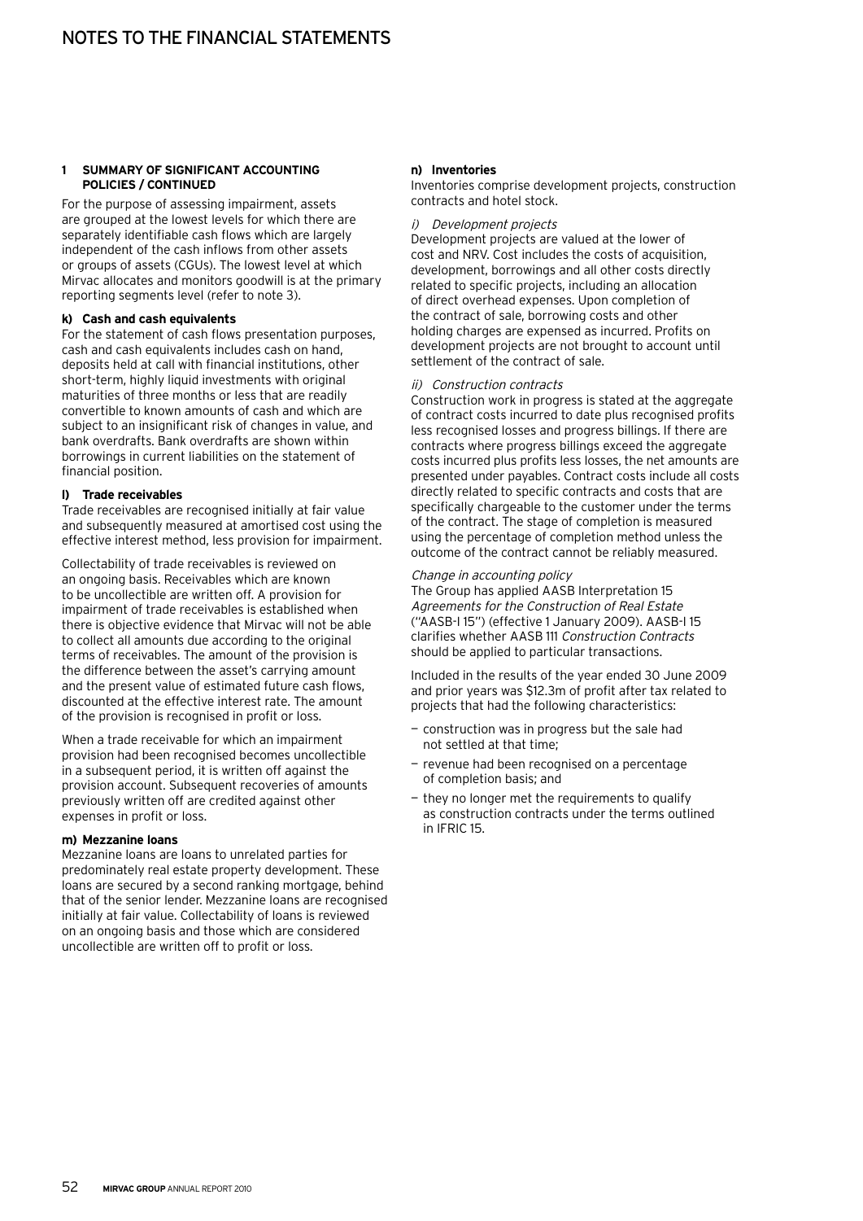## 1 SUMMARY OF SIGNIFICANT ACCOUNTING POLICIES / CONTINUED

For the purpose of assessing impairment, assets are grouped at the lowest levels for which there are separately identifiable cash flows which are largely independent of the cash inflows from other assets or groups of assets (CGUs). The lowest level at which Mirvac allocates and monitors goodwill is at the primary reporting segments level (refer to note 3).

### k) Cash and cash equivalents

For the statement of cash flows presentation purposes, cash and cash equivalents includes cash on hand, deposits held at call with financial institutions, other short-term, highly liquid investments with original maturities of three months or less that are readily convertible to known amounts of cash and which are subject to an insignificant risk of changes in value, and bank overdrafts. Bank overdrafts are shown within borrowings in current liabilities on the statement of financial position.

### l) Trade receivables

Trade receivables are recognised initially at fair value and subsequently measured at amortised cost using the effective interest method, less provision for impairment.

Collectability of trade receivables is reviewed on an ongoing basis. Receivables which are known to be uncollectible are written off. A provision for impairment of trade receivables is established when there is objective evidence that Mirvac will not be able to collect all amounts due according to the original terms of receivables. The amount of the provision is the difference between the asset's carrying amount and the present value of estimated future cash flows, discounted at the effective interest rate. The amount of the provision is recognised in profit or loss.

When a trade receivable for which an impairment provision had been recognised becomes uncollectible in a subsequent period, it is written off against the provision account. Subsequent recoveries of amounts previously written off are credited against other expenses in profit or loss.

### m) Mezzanine loans

Mezzanine loans are loans to unrelated parties for predominately real estate property development. These loans are secured by a second ranking mortgage, behind that of the senior lender. Mezzanine loans are recognised initially at fair value. Collectability of loans is reviewed on an ongoing basis and those which are considered uncollectible are written off to profit or loss.

### n) Inventories

Inventories comprise development projects, construction contracts and hotel stock.

*i) Development projects*

Development projects are valued at the lower of cost and NRV. Cost includes the costs of acquisition, development, borrowings and all other costs directly related to specific projects, including an allocation of direct overhead expenses. Upon completion of the contract of sale, borrowing costs and other holding charges are expensed as incurred. Profits on development projects are not brought to account until settlement of the contract of sale.

*ii) Construction contracts*

Construction work in progress is stated at the aggregate of contract costs incurred to date plus recognised profits less recognised losses and progress billings. If there are contracts where progress billings exceed the aggregate costs incurred plus profits less losses, the net amounts are presented under payables. Contract costs include all costs directly related to specific contracts and costs that are specifically chargeable to the customer under the terms of the contract. The stage of completion is measured using the percentage of completion method unless the outcome of the contract cannot be reliably measured.

*Change in accounting policy*

The Group has applied AASB Interpretation 15 *Agreements for the Construction of Real Estate* ("AASB-I 15") (effective 1 January 2009). AASB-I 15 clarifies whether AASB 111 *Construction Contracts* should be applied to particular transactions.

Included in the results of the year ended 30 June 2009 and prior years was $12.3m of profit after tax related to projects that had the following characteristics:

- construction was in progress but the sale had not settled at that time;
- revenue had been recognised on a percentage of completion basis; and
- they no longer met the requirements to qualify as construction contracts under the terms outlined in IFRIC 15.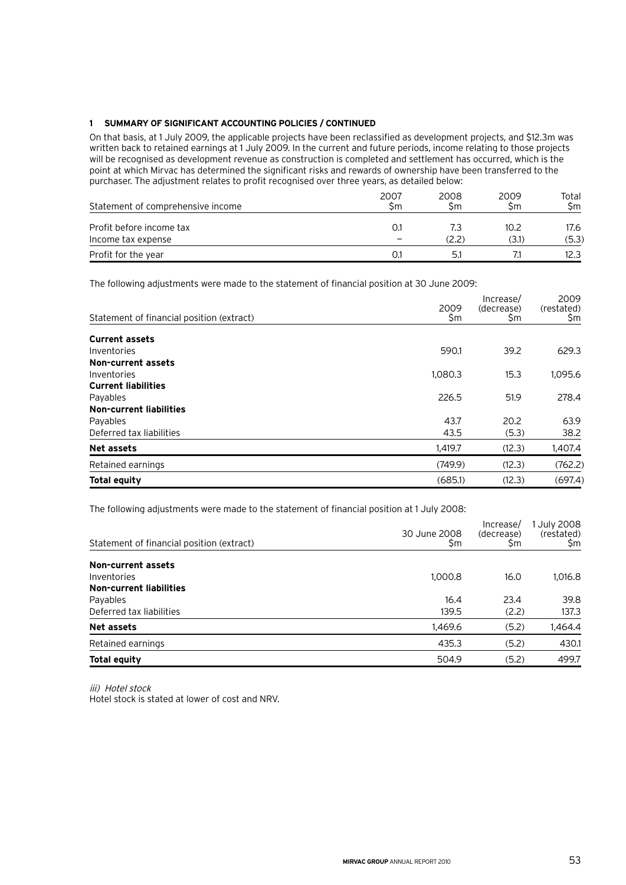### 1 SUMMARY OF SIGNIFICANT ACCOUNTING POLICIES / CONTINUED

On that basis, at 1 July 2009, the applicable projects have been reclassified as development projects, and $12.3m was written back to retained earnings at 1 July 2009. In the current and future periods, income relating to those projects will be recognised as development revenue as construction is completed and settlement has occurred, which is the point at which Mirvac has determined the significant risks and rewards of ownership have been transferred to the purchaser. The adjustment relates to profit recognised over three years, as detailed below:

| Statement of comprehensive income | 2007 $m | 2008 $m | 2009 $m | Total $m |
|---|---|---|---|---|
| Profit before income tax | 0.1 | 7.3 | 10.2 | 17.6 |
| Income tax expense | – | (2.2) | (3.1) | (5.3) |
| Profit for the year | 0.1 | 5.1 | 7.1 | 12.3 |

The following adjustments were made to the statement of financial position at 30 June 2009:

| Statement of financial position (extract) | 2009 $m | Increase/ (decrease) $m | 2009 (restated) $m |
|---|---|---|---|
| **Current assets** | | | |
| Inventories | 590.1 | 39.2 | 629.3 |
| **Non-current assets** | | | |
| Inventories | 1,080.3 | 15.3 | 1,095.6 |
| **Current liabilities** | | | |
| Payables | 226.5 | 51.9 | 278.4 |
| **Non-current liabilities** | | | |
| Payables | 43.7 | 20.2 | 63.9 |
| Deferred tax liabilities | 43.5 | (5.3) | 38.2 |
| **Net assets** | 1,419.7 | (12.3) | 1,407.4 |
| Retained earnings | (749.9) | (12.3) | (762.2) |
| **Total equity** | (685.1) | (12.3) | (697.4) |

The following adjustments were made to the statement of financial position at 1 July 2008:

| Statement of financial position (extract) | 30 June 2008 $m | Increase/ (decrease) $m | 1 July 2008 (restated) $m |
|---|---|---|---|
| **Non-current assets** | | | |
| Inventories | 1,000.8 | 16.0 | 1,016.8 |
| **Non-current liabilities** | | | |
| Payables | 16.4 | 23.4 | 39.8 |
| Deferred tax liabilities | 139.5 | (2.2) | 137.3 |
| **Net assets** | 1,469.6 | (5.2) | 1,464.4 |
| Retained earnings | 435.3 | (5.2) | 430.1 |
| **Total equity** | 504.9 | (5.2) | 499.7 |

*iii) Hotel stock*

Hotel stock is stated at lower of cost and NRV.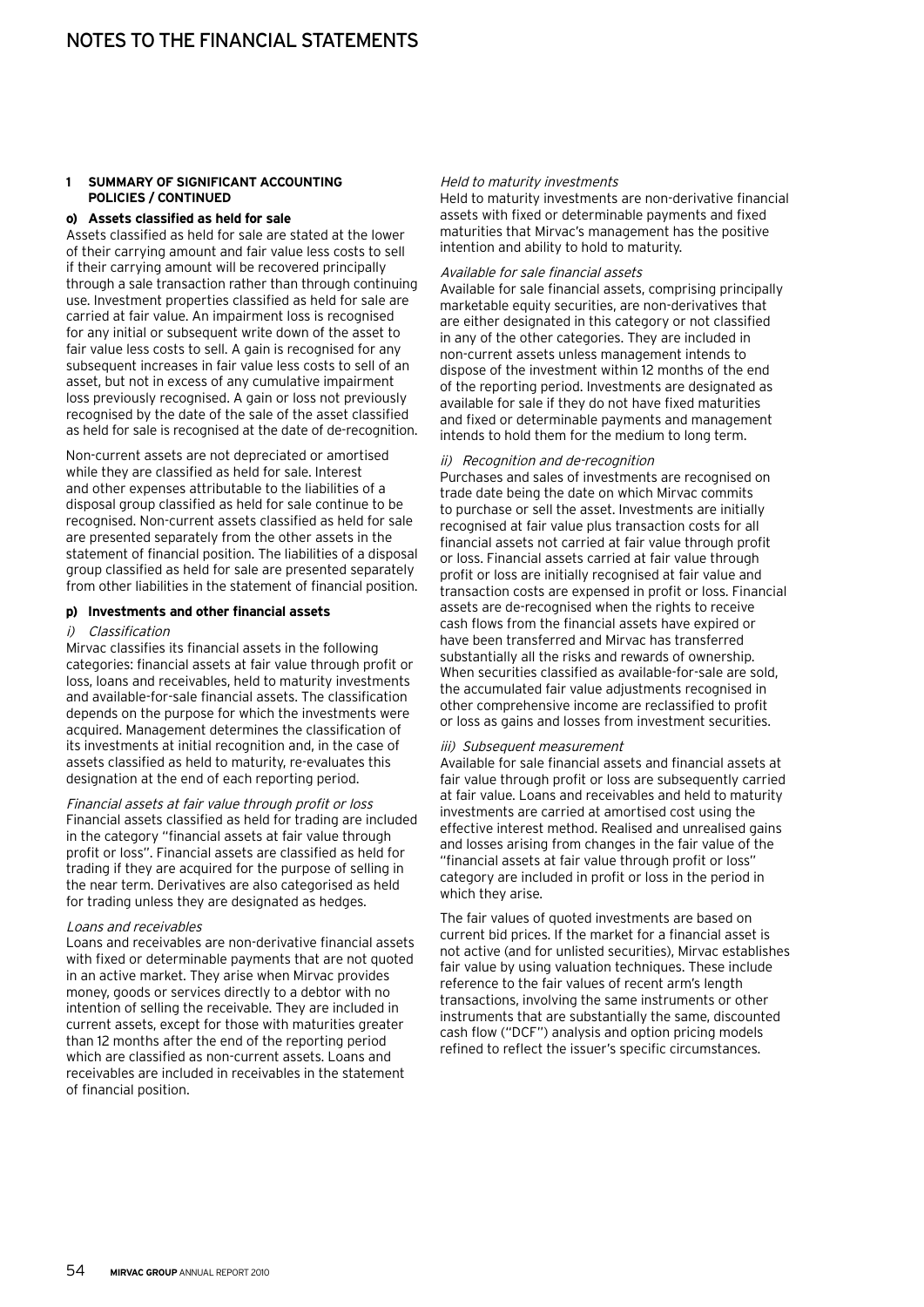## 1 SUMMARY OF SIGNIFICANT ACCOUNTING POLICIES / CONTINUED

### o) Assets classified as held for sale

Assets classified as held for sale are stated at the lower of their carrying amount and fair value less costs to sell if their carrying amount will be recovered principally through a sale transaction rather than through continuing use. Investment properties classified as held for sale are carried at fair value. An impairment loss is recognised for any initial or subsequent write down of the asset to fair value less costs to sell. A gain is recognised for any subsequent increases in fair value less costs to sell of an asset, but not in excess of any cumulative impairment loss previously recognised. A gain or loss not previously recognised by the date of the sale of the asset classified as held for sale is recognised at the date of de-recognition.

Non-current assets are not depreciated or amortised while they are classified as held for sale. Interest and other expenses attributable to the liabilities of a disposal group classified as held for sale continue to be recognised. Non-current assets classified as held for sale are presented separately from the other assets in the statement of financial position. The liabilities of a disposal group classified as held for sale are presented separately from other liabilities in the statement of financial position.

### p) Investments and other financial assets

*i) Classification*

Mirvac classifies its financial assets in the following categories: financial assets at fair value through profit or loss, loans and receivables, held to maturity investments and available-for-sale financial assets. The classification depends on the purpose for which the investments were acquired. Management determines the classification of its investments at initial recognition and, in the case of assets classified as held to maturity, re-evaluates this designation at the end of each reporting period.

*Financial assets at fair value through profit or loss*

Financial assets classified as held for trading are included in the category "financial assets at fair value through profit or loss". Financial assets are classified as held for trading if they are acquired for the purpose of selling in the near term. Derivatives are also categorised as held for trading unless they are designated as hedges.

*Loans and receivables*

Loans and receivables are non-derivative financial assets with fixed or determinable payments that are not quoted in an active market. They arise when Mirvac provides money, goods or services directly to a debtor with no intention of selling the receivable. They are included in current assets, except for those with maturities greater than 12 months after the end of the reporting period which are classified as non-current assets. Loans and receivables are included in receivables in the statement of financial position.

*Held to maturity investments*

Held to maturity investments are non-derivative financial assets with fixed or determinable payments and fixed maturities that Mirvac's management has the positive intention and ability to hold to maturity.

*Available for sale financial assets*

Available for sale financial assets, comprising principally marketable equity securities, are non-derivatives that are either designated in this category or not classified in any of the other categories. They are included in non-current assets unless management intends to dispose of the investment within 12 months of the end of the reporting period. Investments are designated as available for sale if they do not have fixed maturities and fixed or determinable payments and management intends to hold them for the medium to long term.

*ii) Recognition and de-recognition*

Purchases and sales of investments are recognised on trade date being the date on which Mirvac commits to purchase or sell the asset. Investments are initially recognised at fair value plus transaction costs for all financial assets not carried at fair value through profit or loss. Financial assets carried at fair value through profit or loss are initially recognised at fair value and transaction costs are expensed in profit or loss. Financial assets are de-recognised when the rights to receive cash flows from the financial assets have expired or have been transferred and Mirvac has transferred substantially all the risks and rewards of ownership. When securities classified as available-for-sale are sold, the accumulated fair value adjustments recognised in other comprehensive income are reclassified to profit or loss as gains and losses from investment securities.

*iii) Subsequent measurement*

Available for sale financial assets and financial assets at fair value through profit or loss are subsequently carried at fair value. Loans and receivables and held to maturity investments are carried at amortised cost using the effective interest method. Realised and unrealised gains and losses arising from changes in the fair value of the "financial assets at fair value through profit or loss" category are included in profit or loss in the period in which they arise.

The fair values of quoted investments are based on current bid prices. If the market for a financial asset is not active (and for unlisted securities), Mirvac establishes fair value by using valuation techniques. These include reference to the fair values of recent arm's length transactions, involving the same instruments or other instruments that are substantially the same, discounted cash flow ("DCF") analysis and option pricing models refined to reflect the issuer's specific circumstances.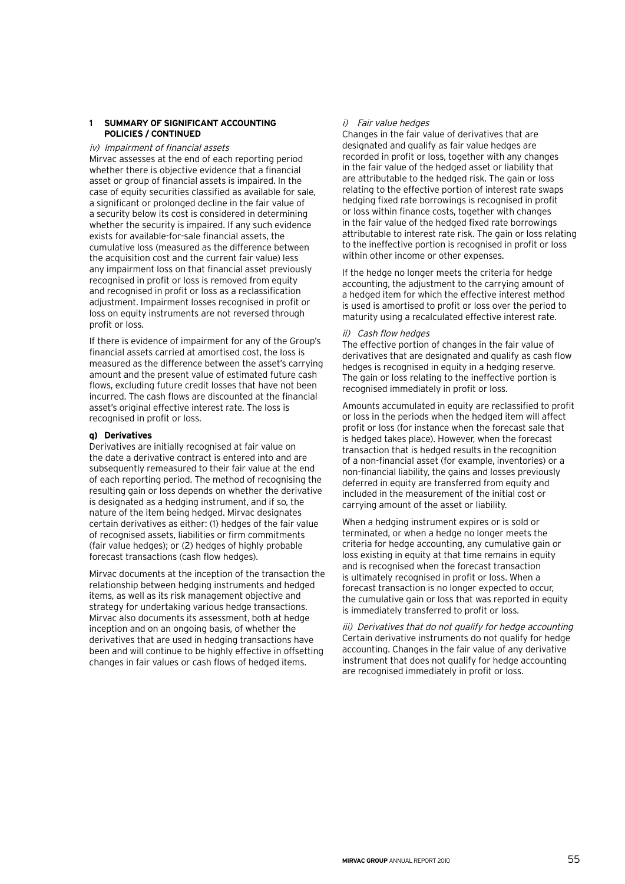## 1 SUMMARY OF SIGNIFICANT ACCOUNTING POLICIES / CONTINUED

*iv) Impairment of financial assets*

Mirvac assesses at the end of each reporting period whether there is objective evidence that a financial asset or group of financial assets is impaired. In the case of equity securities classified as available for sale, a significant or prolonged decline in the fair value of a security below its cost is considered in determining whether the security is impaired. If any such evidence exists for available-for-sale financial assets, the cumulative loss (measured as the difference between the acquisition cost and the current fair value) less any impairment loss on that financial asset previously recognised in profit or loss is removed from equity and recognised in profit or loss as a reclassification adjustment. Impairment losses recognised in profit or loss on equity instruments are not reversed through profit or loss.

If there is evidence of impairment for any of the Group's financial assets carried at amortised cost, the loss is measured as the difference between the asset's carrying amount and the present value of estimated future cash flows, excluding future credit losses that have not been incurred. The cash flows are discounted at the financial asset's original effective interest rate. The loss is recognised in profit or loss.

**q) Derivatives**

Derivatives are initially recognised at fair value on the date a derivative contract is entered into and are subsequently remeasured to their fair value at the end of each reporting period. The method of recognising the resulting gain or loss depends on whether the derivative is designated as a hedging instrument, and if so, the nature of the item being hedged. Mirvac designates certain derivatives as either: (1) hedges of the fair value of recognised assets, liabilities or firm commitments (fair value hedges); or (2) hedges of highly probable forecast transactions (cash flow hedges).

Mirvac documents at the inception of the transaction the relationship between hedging instruments and hedged items, as well as its risk management objective and strategy for undertaking various hedge transactions. Mirvac also documents its assessment, both at hedge inception and on an ongoing basis, of whether the derivatives that are used in hedging transactions have been and will continue to be highly effective in offsetting changes in fair values or cash flows of hedged items.

*i) Fair value hedges*

Changes in the fair value of derivatives that are designated and qualify as fair value hedges are recorded in profit or loss, together with any changes in the fair value of the hedged asset or liability that are attributable to the hedged risk. The gain or loss relating to the effective portion of interest rate swaps hedging fixed rate borrowings is recognised in profit or loss within finance costs, together with changes in the fair value of the hedged fixed rate borrowings attributable to interest rate risk. The gain or loss relating to the ineffective portion is recognised in profit or loss within other income or other expenses.

If the hedge no longer meets the criteria for hedge accounting, the adjustment to the carrying amount of a hedged item for which the effective interest method is used is amortised to profit or loss over the period to maturity using a recalculated effective interest rate.

*ii) Cash flow hedges*

The effective portion of changes in the fair value of derivatives that are designated and qualify as cash flow hedges is recognised in equity in a hedging reserve. The gain or loss relating to the ineffective portion is recognised immediately in profit or loss.

Amounts accumulated in equity are reclassified to profit or loss in the periods when the hedged item will affect profit or loss (for instance when the forecast sale that is hedged takes place). However, when the forecast transaction that is hedged results in the recognition of a non-financial asset (for example, inventories) or a non-financial liability, the gains and losses previously deferred in equity are transferred from equity and included in the measurement of the initial cost or carrying amount of the asset or liability.

When a hedging instrument expires or is sold or terminated, or when a hedge no longer meets the criteria for hedge accounting, any cumulative gain or loss existing in equity at that time remains in equity and is recognised when the forecast transaction is ultimately recognised in profit or loss. When a forecast transaction is no longer expected to occur, the cumulative gain or loss that was reported in equity is immediately transferred to profit or loss.

*iii) Derivatives that do not qualify for hedge accounting*

Certain derivative instruments do not qualify for hedge accounting. Changes in the fair value of any derivative instrument that does not qualify for hedge accounting are recognised immediately in profit or loss.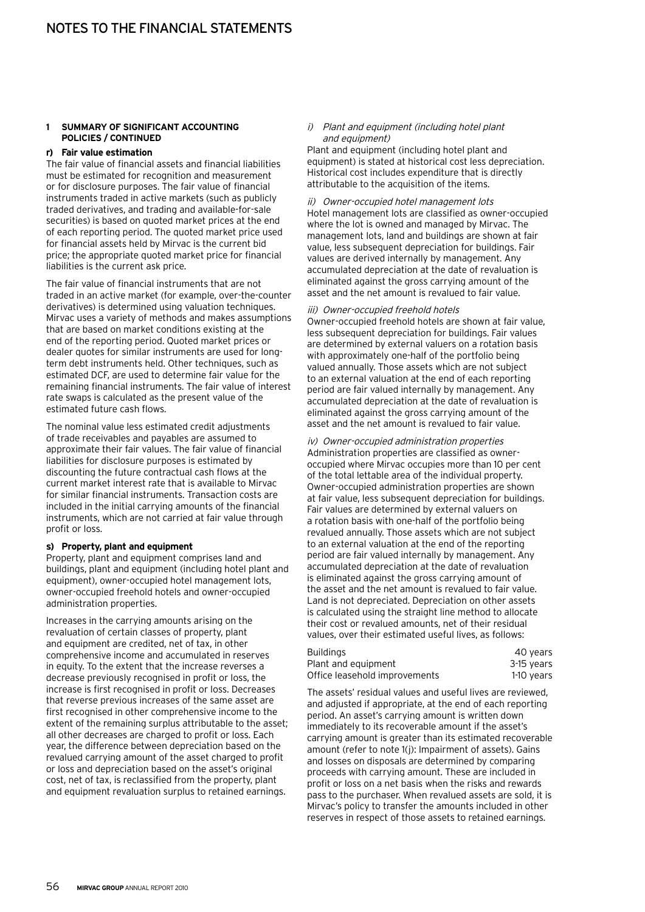# NOTES TO THE FINANCIAL STATEMENTS

**1 SUMMARY OF SIGNIFICANT ACCOUNTING POLICIES / CONTINUED**

**r) Fair value estimation**

The fair value of financial assets and financial liabilities must be estimated for recognition and measurement or for disclosure purposes. The fair value of financial instruments traded in active markets (such as publicly traded derivatives, and trading and available-for-sale securities) is based on quoted market prices at the end of each reporting period. The quoted market price used for financial assets held by Mirvac is the current bid price; the appropriate quoted market price for financial liabilities is the current ask price.

The fair value of financial instruments that are not traded in an active market (for example, over-the-counter derivatives) is determined using valuation techniques. Mirvac uses a variety of methods and makes assumptions that are based on market conditions existing at the end of the reporting period. Quoted market prices or dealer quotes for similar instruments are used for long-term debt instruments held. Other techniques, such as estimated DCF, are used to determine fair value for the remaining financial instruments. The fair value of interest rate swaps is calculated as the present value of the estimated future cash flows.

The nominal value less estimated credit adjustments of trade receivables and payables are assumed to approximate their fair values. The fair value of financial liabilities for disclosure purposes is estimated by discounting the future contractual cash flows at the current market interest rate that is available to Mirvac for similar financial instruments. Transaction costs are included in the initial carrying amounts of the financial instruments, which are not carried at fair value through profit or loss.

**s) Property, plant and equipment**

Property, plant and equipment comprises land and buildings, plant and equipment (including hotel plant and equipment), owner-occupied hotel management lots, owner-occupied freehold hotels and owner-occupied administration properties.

Increases in the carrying amounts arising on the revaluation of certain classes of property, plant and equipment are credited, net of tax, in other comprehensive income and accumulated in reserves in equity. To the extent that the increase reverses a decrease previously recognised in profit or loss, the increase is first recognised in profit or loss. Decreases that reverse previous increases of the same asset are first recognised in other comprehensive income to the extent of the remaining surplus attributable to the asset; all other decreases are charged to profit or loss. Each year, the difference between depreciation based on the revalued carrying amount of the asset charged to profit or loss and depreciation based on the asset's original cost, net of tax, is reclassified from the property, plant and equipment revaluation surplus to retained earnings.

*i) Plant and equipment (including hotel plant and equipment)*

Plant and equipment (including hotel plant and equipment) is stated at historical cost less depreciation. Historical cost includes expenditure that is directly attributable to the acquisition of the items.

*ii) Owner-occupied hotel management lots*

Hotel management lots are classified as owner-occupied where the lot is owned and managed by Mirvac. The management lots, land and buildings are shown at fair value, less subsequent depreciation for buildings. Fair values are derived internally by management. Any accumulated depreciation at the date of revaluation is eliminated against the gross carrying amount of the asset and the net amount is revalued to fair value.

*iii) Owner-occupied freehold hotels*

Owner-occupied freehold hotels are shown at fair value, less subsequent depreciation for buildings. Fair values are determined by external valuers on a rotation basis with approximately one-half of the portfolio being valued annually. Those assets which are not subject to an external valuation at the end of each reporting period are fair valued internally by management. Any accumulated depreciation at the date of revaluation is eliminated against the gross carrying amount of the asset and the net amount is revalued to fair value.

*iv) Owner-occupied administration properties*

Administration properties are classified as owner-occupied where Mirvac occupies more than 10 per cent of the total lettable area of the individual property. Owner-occupied administration properties are shown at fair value, less subsequent depreciation for buildings. Fair values are determined by external valuers on a rotation basis with one-half of the portfolio being revalued annually. Those assets which are not subject to an external valuation at the end of the reporting period are fair valued internally by management. Any accumulated depreciation at the date of revaluation is eliminated against the gross carrying amount of the asset and the net amount is revalued to fair value. Land is not depreciated. Depreciation on other assets is calculated using the straight line method to allocate their cost or revalued amounts, net of their residual values, over their estimated useful lives, as follows:

| | |
|---|---|
| Buildings | 40 years |
| Plant and equipment | 3-15 years |
| Office leasehold improvements | 1-10 years |

The assets' residual values and useful lives are reviewed, and adjusted if appropriate, at the end of each reporting period. An asset's carrying amount is written down immediately to its recoverable amount if the asset's carrying amount is greater than its estimated recoverable amount (refer to note 1(j): Impairment of assets). Gains and losses on disposals are determined by comparing proceeds with carrying amount. These are included in profit or loss on a net basis when the risks and rewards pass to the purchaser. When revalued assets are sold, it is Mirvac's policy to transfer the amounts included in other reserves in respect of those assets to retained earnings.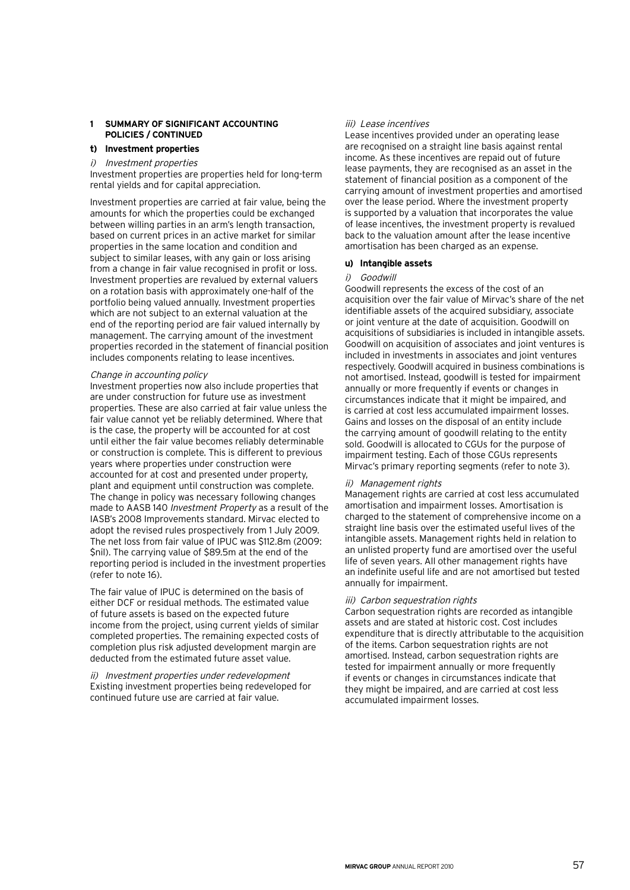## 1 SUMMARY OF SIGNIFICANT ACCOUNTING POLICIES / CONTINUED

### t) Investment properties

*i) Investment properties*

Investment properties are properties held for long-term rental yields and for capital appreciation.

Investment properties are carried at fair value, being the amounts for which the properties could be exchanged between willing parties in an arm's length transaction, based on current prices in an active market for similar properties in the same location and condition and subject to similar leases, with any gain or loss arising from a change in fair value recognised in profit or loss. Investment properties are revalued by external valuers on a rotation basis with approximately one-half of the portfolio being valued annually. Investment properties which are not subject to an external valuation at the end of the reporting period are fair valued internally by management. The carrying amount of the investment properties recorded in the statement of financial position includes components relating to lease incentives.

*Change in accounting policy*

Investment properties now also include properties that are under construction for future use as investment properties. These are also carried at fair value unless the fair value cannot yet be reliably determined. Where that is the case, the property will be accounted for at cost until either the fair value becomes reliably determinable or construction is complete. This is different to previous years where properties under construction were accounted for at cost and presented under property, plant and equipment until construction was complete. The change in policy was necessary following changes made to AASB 140 *Investment Property* as a result of the IASB's 2008 Improvements standard. Mirvac elected to adopt the revised rules prospectively from 1 July 2009. The net loss from fair value of IPUC was $112.8m (2009: $nil). The carrying value of $89.5m at the end of the reporting period is included in the investment properties (refer to note 16).

The fair value of IPUC is determined on the basis of either DCF or residual methods. The estimated value of future assets is based on the expected future income from the project, using current yields of similar completed properties. The remaining expected costs of completion plus risk adjusted development margin are deducted from the estimated future asset value.

*ii) Investment properties under redevelopment*

Existing investment properties being redeveloped for continued future use are carried at fair value.

*iii) Lease incentives*

Lease incentives provided under an operating lease are recognised on a straight line basis against rental income. As these incentives are repaid out of future lease payments, they are recognised as an asset in the statement of financial position as a component of the carrying amount of investment properties and amortised over the lease period. Where the investment property is supported by a valuation that incorporates the value of lease incentives, the investment property is revalued back to the valuation amount after the lease incentive amortisation has been charged as an expense.

### u) Intangible assets

*i) Goodwill*

Goodwill represents the excess of the cost of an acquisition over the fair value of Mirvac's share of the net identifiable assets of the acquired subsidiary, associate or joint venture at the date of acquisition. Goodwill on acquisitions of subsidiaries is included in intangible assets. Goodwill on acquisition of associates and joint ventures is included in investments in associates and joint ventures respectively. Goodwill acquired in business combinations is not amortised. Instead, goodwill is tested for impairment annually or more frequently if events or changes in circumstances indicate that it might be impaired, and is carried at cost less accumulated impairment losses. Gains and losses on the disposal of an entity include the carrying amount of goodwill relating to the entity sold. Goodwill is allocated to CGUs for the purpose of impairment testing. Each of those CGUs represents Mirvac's primary reporting segments (refer to note 3).

*ii) Management rights*

Management rights are carried at cost less accumulated amortisation and impairment losses. Amortisation is charged to the statement of comprehensive income on a straight line basis over the estimated useful lives of the intangible assets. Management rights held in relation to an unlisted property fund are amortised over the useful life of seven years. All other management rights have an indefinite useful life and are not amortised but tested annually for impairment.

*iii) Carbon sequestration rights*

Carbon sequestration rights are recorded as intangible assets and are stated at historic cost. Cost includes expenditure that is directly attributable to the acquisition of the items. Carbon sequestration rights are not amortised. Instead, carbon sequestration rights are tested for impairment annually or more frequently if events or changes in circumstances indicate that they might be impaired, and are carried at cost less accumulated impairment losses.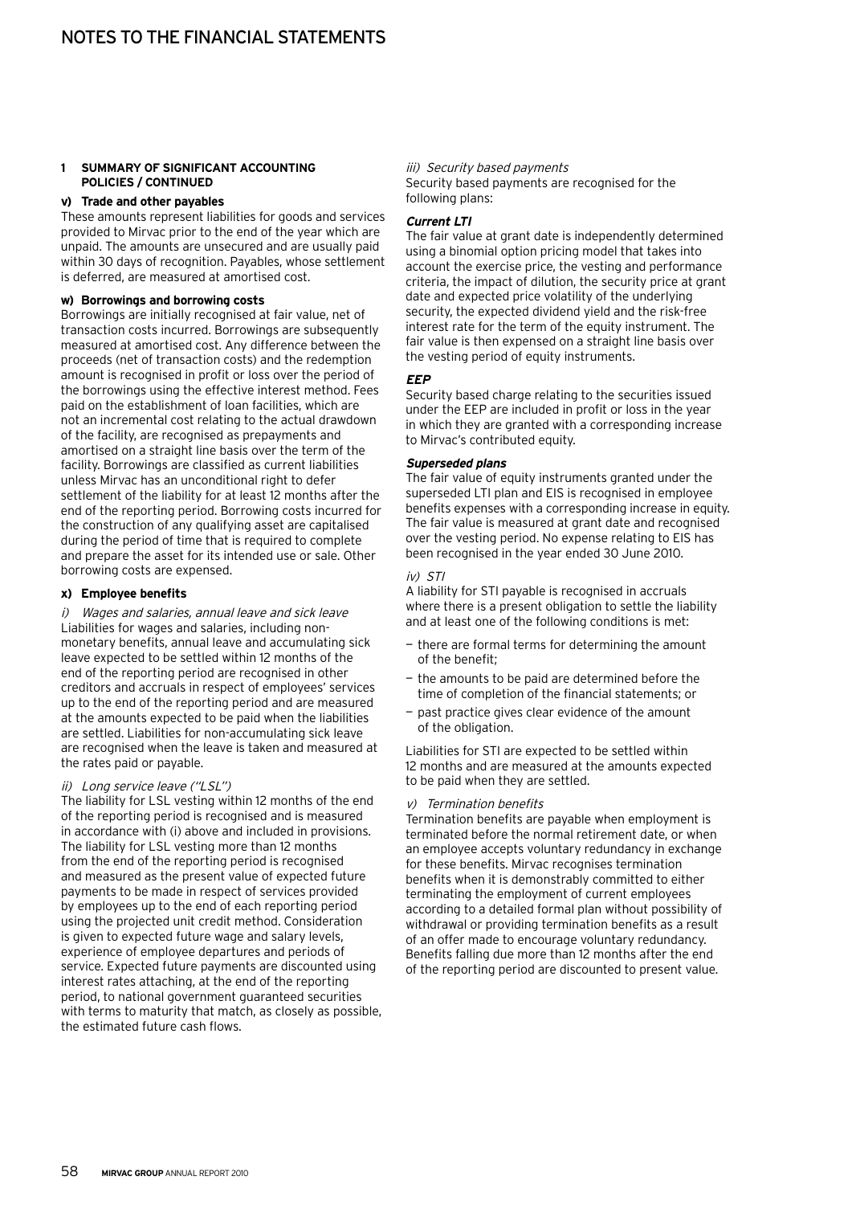# NOTES TO THE FINANCIAL STATEMENTS

**1 SUMMARY OF SIGNIFICANT ACCOUNTING POLICIES / CONTINUED**

**v) Trade and other payables**

These amounts represent liabilities for goods and services provided to Mirvac prior to the end of the year which are unpaid. The amounts are unsecured and are usually paid within 30 days of recognition. Payables, whose settlement is deferred, are measured at amortised cost.

**w) Borrowings and borrowing costs**

Borrowings are initially recognised at fair value, net of transaction costs incurred. Borrowings are subsequently measured at amortised cost. Any difference between the proceeds (net of transaction costs) and the redemption amount is recognised in profit or loss over the period of the borrowings using the effective interest method. Fees paid on the establishment of loan facilities, which are not an incremental cost relating to the actual drawdown of the facility, are recognised as prepayments and amortised on a straight line basis over the term of the facility. Borrowings are classified as current liabilities unless Mirvac has an unconditional right to defer settlement of the liability for at least 12 months after the end of the reporting period. Borrowing costs incurred for the construction of any qualifying asset are capitalised during the period of time that is required to complete and prepare the asset for its intended use or sale. Other borrowing costs are expensed.

**x) Employee benefits**

*i) Wages and salaries, annual leave and sick leave*

Liabilities for wages and salaries, including non-monetary benefits, annual leave and accumulating sick leave expected to be settled within 12 months of the end of the reporting period are recognised in other creditors and accruals in respect of employees' services up to the end of the reporting period and are measured at the amounts expected to be paid when the liabilities are settled. Liabilities for non-accumulating sick leave are recognised when the leave is taken and measured at the rates paid or payable.

*ii) Long service leave ("LSL")*

The liability for LSL vesting within 12 months of the end of the reporting period is recognised and is measured in accordance with (i) above and included in provisions. The liability for LSL vesting more than 12 months from the end of the reporting period is recognised and measured as the present value of expected future payments to be made in respect of services provided by employees up to the end of each reporting period using the projected unit credit method. Consideration is given to expected future wage and salary levels, experience of employee departures and periods of service. Expected future payments are discounted using interest rates attaching, at the end of the reporting period, to national government guaranteed securities with terms to maturity that match, as closely as possible, the estimated future cash flows.

*iii) Security based payments*

Security based payments are recognised for the following plans:

***Current LTI***

The fair value at grant date is independently determined using a binomial option pricing model that takes into account the exercise price, the vesting and performance criteria, the impact of dilution, the security price at grant date and expected price volatility of the underlying security, the expected dividend yield and the risk-free interest rate for the term of the equity instrument. The fair value is then expensed on a straight line basis over the vesting period of equity instruments.

***EEP***

Security based charge relating to the securities issued under the EEP are included in profit or loss in the year in which they are granted with a corresponding increase to Mirvac's contributed equity.

***Superseded plans***

The fair value of equity instruments granted under the superseded LTI plan and EIS is recognised in employee benefits expenses with a corresponding increase in equity. The fair value is measured at grant date and recognised over the vesting period. No expense relating to EIS has been recognised in the year ended 30 June 2010.

*iv) STI*

A liability for STI payable is recognised in accruals where there is a present obligation to settle the liability and at least one of the following conditions is met:

- there are formal terms for determining the amount of the benefit;
- the amounts to be paid are determined before the time of completion of the financial statements; or
- past practice gives clear evidence of the amount of the obligation.

Liabilities for STI are expected to be settled within 12 months and are measured at the amounts expected to be paid when they are settled.

*v) Termination benefits*

Termination benefits are payable when employment is terminated before the normal retirement date, or when an employee accepts voluntary redundancy in exchange for these benefits. Mirvac recognises termination benefits when it is demonstrably committed to either terminating the employment of current employees according to a detailed formal plan without possibility of withdrawal or providing termination benefits as a result of an offer made to encourage voluntary redundancy. Benefits falling due more than 12 months after the end of the reporting period are discounted to present value.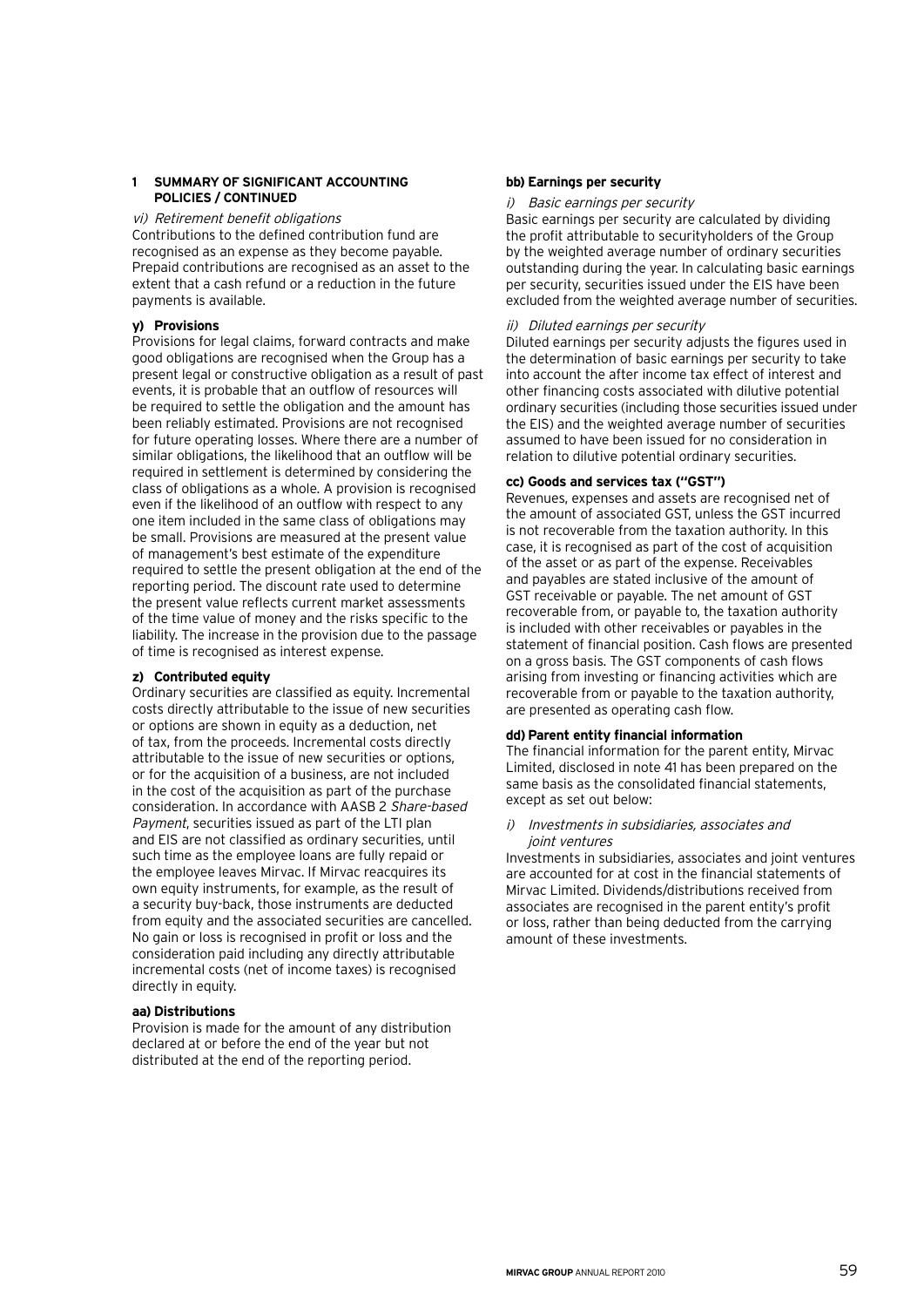## 1 SUMMARY OF SIGNIFICANT ACCOUNTING POLICIES / CONTINUED

*vi) Retirement benefit obligations*

Contributions to the defined contribution fund are recognised as an expense as they become payable. Prepaid contributions are recognised as an asset to the extent that a cash refund or a reduction in the future payments is available.

### y) Provisions

Provisions for legal claims, forward contracts and make good obligations are recognised when the Group has a present legal or constructive obligation as a result of past events, it is probable that an outflow of resources will be required to settle the obligation and the amount has been reliably estimated. Provisions are not recognised for future operating losses. Where there are a number of similar obligations, the likelihood that an outflow will be required in settlement is determined by considering the class of obligations as a whole. A provision is recognised even if the likelihood of an outflow with respect to any one item included in the same class of obligations may be small. Provisions are measured at the present value of management's best estimate of the expenditure required to settle the present obligation at the end of the reporting period. The discount rate used to determine the present value reflects current market assessments of the time value of money and the risks specific to the liability. The increase in the provision due to the passage of time is recognised as interest expense.

### z) Contributed equity

Ordinary securities are classified as equity. Incremental costs directly attributable to the issue of new securities or options are shown in equity as a deduction, net of tax, from the proceeds. Incremental costs directly attributable to the issue of new securities or options, or for the acquisition of a business, are not included in the cost of the acquisition as part of the purchase consideration. In accordance with AASB 2 *Share-based Payment*, securities issued as part of the LTI plan and EIS are not classified as ordinary securities, until such time as the employee loans are fully repaid or the employee leaves Mirvac. If Mirvac reacquires its own equity instruments, for example, as the result of a security buy-back, those instruments are deducted from equity and the associated securities are cancelled. No gain or loss is recognised in profit or loss and the consideration paid including any directly attributable incremental costs (net of income taxes) is recognised directly in equity.

### aa) Distributions

Provision is made for the amount of any distribution declared at or before the end of the year but not distributed at the end of the reporting period.

### bb) Earnings per security

*i) Basic earnings per security*

Basic earnings per security are calculated by dividing the profit attributable to securityholders of the Group by the weighted average number of ordinary securities outstanding during the year. In calculating basic earnings per security, securities issued under the EIS have been excluded from the weighted average number of securities.

*ii) Diluted earnings per security*

Diluted earnings per security adjusts the figures used in the determination of basic earnings per security to take into account the after income tax effect of interest and other financing costs associated with dilutive potential ordinary securities (including those securities issued under the EIS) and the weighted average number of securities assumed to have been issued for no consideration in relation to dilutive potential ordinary securities.

### cc) Goods and services tax ("GST")

Revenues, expenses and assets are recognised net of the amount of associated GST, unless the GST incurred is not recoverable from the taxation authority. In this case, it is recognised as part of the cost of acquisition of the asset or as part of the expense. Receivables and payables are stated inclusive of the amount of GST receivable or payable. The net amount of GST recoverable from, or payable to, the taxation authority is included with other receivables or payables in the statement of financial position. Cash flows are presented on a gross basis. The GST components of cash flows arising from investing or financing activities which are recoverable from or payable to the taxation authority, are presented as operating cash flow.

### dd) Parent entity financial information

The financial information for the parent entity, Mirvac Limited, disclosed in note 41 has been prepared on the same basis as the consolidated financial statements, except as set out below:

*i) Investments in subsidiaries, associates and joint ventures*

Investments in subsidiaries, associates and joint ventures are accounted for at cost in the financial statements of Mirvac Limited. Dividends/distributions received from associates are recognised in the parent entity's profit or loss, rather than being deducted from the carrying amount of these investments.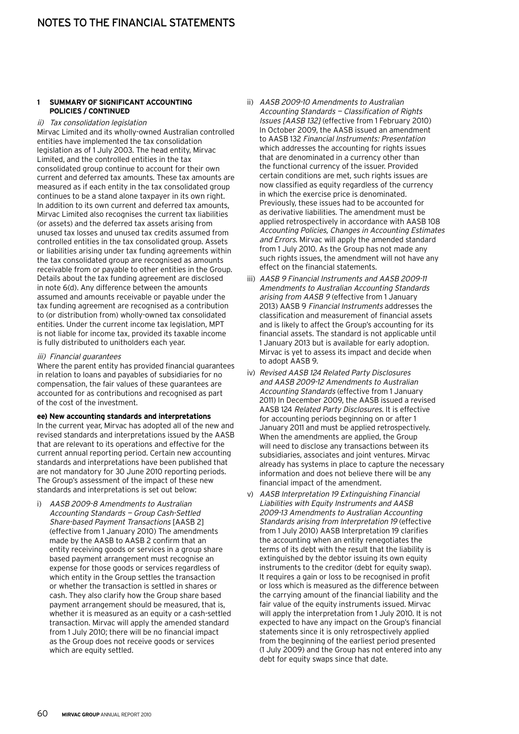# NOTES TO THE FINANCIAL STATEMENTS

**1 SUMMARY OF SIGNIFICANT ACCOUNTING POLICIES / CONTINUED**

*ii) Tax consolidation legislation*

Mirvac Limited and its wholly-owned Australian controlled entities have implemented the tax consolidation legislation as of 1 July 2003. The head entity, Mirvac Limited, and the controlled entities in the tax consolidated group continue to account for their own current and deferred tax amounts. These tax amounts are measured as if each entity in the tax consolidated group continues to be a stand alone taxpayer in its own right. In addition to its own current and deferred tax amounts, Mirvac Limited also recognises the current tax liabilities (or assets) and the deferred tax assets arising from unused tax losses and unused tax credits assumed from controlled entities in the tax consolidated group. Assets or liabilities arising under tax funding agreements within the tax consolidated group are recognised as amounts receivable from or payable to other entities in the Group. Details about the tax funding agreement are disclosed in note 6(d). Any difference between the amounts assumed and amounts receivable or payable under the tax funding agreement are recognised as a contribution to (or distribution from) wholly-owned tax consolidated entities. Under the current income tax legislation, MPT is not liable for income tax, provided its taxable income is fully distributed to unitholders each year.

*iii) Financial guarantees*

Where the parent entity has provided financial guarantees in relation to loans and payables of subsidiaries for no compensation, the fair values of these guarantees are accounted for as contributions and recognised as part of the cost of the investment.

**ee) New accounting standards and interpretations**

In the current year, Mirvac has adopted all of the new and revised standards and interpretations issued by the AASB that are relevant to its operations and effective for the current annual reporting period. Certain new accounting standards and interpretations have been published that are not mandatory for 30 June 2010 reporting periods. The Group's assessment of the impact of these new standards and interpretations is set out below:

i) *AASB 2009-8 Amendments to Australian Accounting Standards — Group Cash-Settled Share-based Payment Transactions* [AASB 2] (effective from 1 January 2010) The amendments made by the AASB to AASB 2 confirm that an entity receiving goods or services in a group share based payment arrangement must recognise an expense for those goods or services regardless of which entity in the Group settles the transaction or whether the transaction is settled in shares or cash. They also clarify how the Group share based payment arrangement should be measured, that is, whether it is measured as an equity or a cash-settled transaction. Mirvac will apply the amended standard from 1 July 2010; there will be no financial impact as the Group does not receive goods or services which are equity settled.

ii) *AASB 2009-10 Amendments to Australian Accounting Standards — Classification of Rights Issues [AASB 132]* (effective from 1 February 2010) In October 2009, the AASB issued an amendment to AASB 132 *Financial Instruments: Presentation* which addresses the accounting for rights issues that are denominated in a currency other than the functional currency of the issuer. Provided certain conditions are met, such rights issues are now classified as equity regardless of the currency in which the exercise price is denominated. Previously, these issues had to be accounted for as derivative liabilities. The amendment must be applied retrospectively in accordance with AASB 108 *Accounting Policies, Changes in Accounting Estimates and Errors*. Mirvac will apply the amended standard from 1 July 2010. As the Group has not made any such rights issues, the amendment will not have any effect on the financial statements.

iii) *AASB 9 Financial Instruments and AASB 2009-11 Amendments to Australian Accounting Standards arising from AASB 9* (effective from 1 January 2013) AASB 9 *Financial Instruments* addresses the classification and measurement of financial assets and is likely to affect the Group's accounting for its financial assets. The standard is not applicable until 1 January 2013 but is available for early adoption. Mirvac is yet to assess its impact and decide when to adopt AASB 9.

iv) *Revised AASB 124 Related Party Disclosures and AASB 2009-12 Amendments to Australian Accounting Standards* (effective from 1 January 2011) In December 2009, the AASB issued a revised AASB 124 *Related Party Disclosures*. It is effective for accounting periods beginning on or after 1 January 2011 and must be applied retrospectively. When the amendments are applied, the Group will need to disclose any transactions between its subsidiaries, associates and joint ventures. Mirvac already has systems in place to capture the necessary information and does not believe there will be any financial impact of the amendment.

v) *AASB Interpretation 19 Extinguishing Financial Liabilities with Equity Instruments and AASB 2009-13 Amendments to Australian Accounting Standards arising from Interpretation 19* (effective from 1 July 2010) AASB Interpretation 19 clarifies the accounting when an entity renegotiates the terms of its debt with the result that the liability is extinguished by the debtor issuing its own equity instruments to the creditor (debt for equity swap). It requires a gain or loss to be recognised in profit or loss which is measured as the difference between the carrying amount of the financial liability and the fair value of the equity instruments issued. Mirvac will apply the interpretation from 1 July 2010. It is not expected to have any impact on the Group's financial statements since it is only retrospectively applied from the beginning of the earliest period presented (1 July 2009) and the Group has not entered into any debt for equity swaps since that date.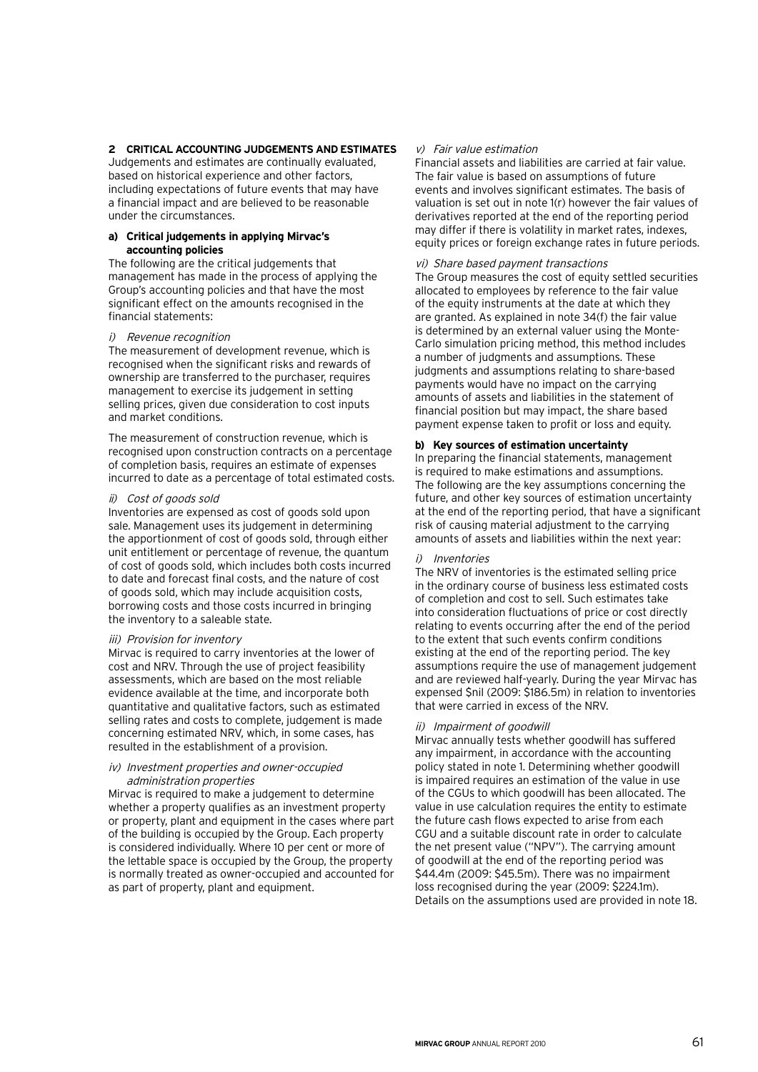## 2 CRITICAL ACCOUNTING JUDGEMENTS AND ESTIMATES

Judgements and estimates are continually evaluated, based on historical experience and other factors, including expectations of future events that may have a financial impact and are believed to be reasonable under the circumstances.

### a) Critical judgements in applying Mirvac's accounting policies

The following are the critical judgements that management has made in the process of applying the Group's accounting policies and that have the most significant effect on the amounts recognised in the financial statements:

*i) Revenue recognition*

The measurement of development revenue, which is recognised when the significant risks and rewards of ownership are transferred to the purchaser, requires management to exercise its judgement in setting selling prices, given due consideration to cost inputs and market conditions.

The measurement of construction revenue, which is recognised upon construction contracts on a percentage of completion basis, requires an estimate of expenses incurred to date as a percentage of total estimated costs.

*ii) Cost of goods sold*

Inventories are expensed as cost of goods sold upon sale. Management uses its judgement in determining the apportionment of cost of goods sold, through either unit entitlement or percentage of revenue, the quantum of cost of goods sold, which includes both costs incurred to date and forecast final costs, and the nature of cost of goods sold, which may include acquisition costs, borrowing costs and those costs incurred in bringing the inventory to a saleable state.

*iii) Provision for inventory*

Mirvac is required to carry inventories at the lower of cost and NRV. Through the use of project feasibility assessments, which are based on the most reliable evidence available at the time, and incorporate both quantitative and qualitative factors, such as estimated selling rates and costs to complete, judgement is made concerning estimated NRV, which, in some cases, has resulted in the establishment of a provision.

*iv) Investment properties and owner-occupied administration properties*

Mirvac is required to make a judgement to determine whether a property qualifies as an investment property or property, plant and equipment in the cases where part of the building is occupied by the Group. Each property is considered individually. Where 10 per cent or more of the lettable space is occupied by the Group, the property is normally treated as owner-occupied and accounted for as part of property, plant and equipment.

*v) Fair value estimation*

Financial assets and liabilities are carried at fair value. The fair value is based on assumptions of future events and involves significant estimates. The basis of valuation is set out in note 1(r) however the fair values of derivatives reported at the end of the reporting period may differ if there is volatility in market rates, indexes, equity prices or foreign exchange rates in future periods.

*vi) Share based payment transactions*

The Group measures the cost of equity settled securities allocated to employees by reference to the fair value of the equity instruments at the date at which they are granted. As explained in note 34(f) the fair value is determined by an external valuer using the Monte-Carlo simulation pricing method, this method includes a number of judgments and assumptions. These judgments and assumptions relating to share-based payments would have no impact on the carrying amounts of assets and liabilities in the statement of financial position but may impact, the share based payment expense taken to profit or loss and equity.

### b) Key sources of estimation uncertainty

In preparing the financial statements, management is required to make estimations and assumptions. The following are the key assumptions concerning the future, and other key sources of estimation uncertainty at the end of the reporting period, that have a significant risk of causing material adjustment to the carrying amounts of assets and liabilities within the next year:

*i) Inventories*

The NRV of inventories is the estimated selling price in the ordinary course of business less estimated costs of completion and cost to sell. Such estimates take into consideration fluctuations of price or cost directly relating to events occurring after the end of the period to the extent that such events confirm conditions existing at the end of the reporting period. The key assumptions require the use of management judgement and are reviewed half-yearly. During the year Mirvac has expensed $nil (2009: $186.5m) in relation to inventories that were carried in excess of the NRV.

*ii) Impairment of goodwill*

Mirvac annually tests whether goodwill has suffered any impairment, in accordance with the accounting policy stated in note 1. Determining whether goodwill is impaired requires an estimation of the value in use of the CGUs to which goodwill has been allocated. The value in use calculation requires the entity to estimate the future cash flows expected to arise from each CGU and a suitable discount rate in order to calculate the net present value ("NPV"). The carrying amount of goodwill at the end of the reporting period was $44.4m (2009: $45.5m). There was no impairment loss recognised during the year (2009: $224.1m). Details on the assumptions used are provided in note 18.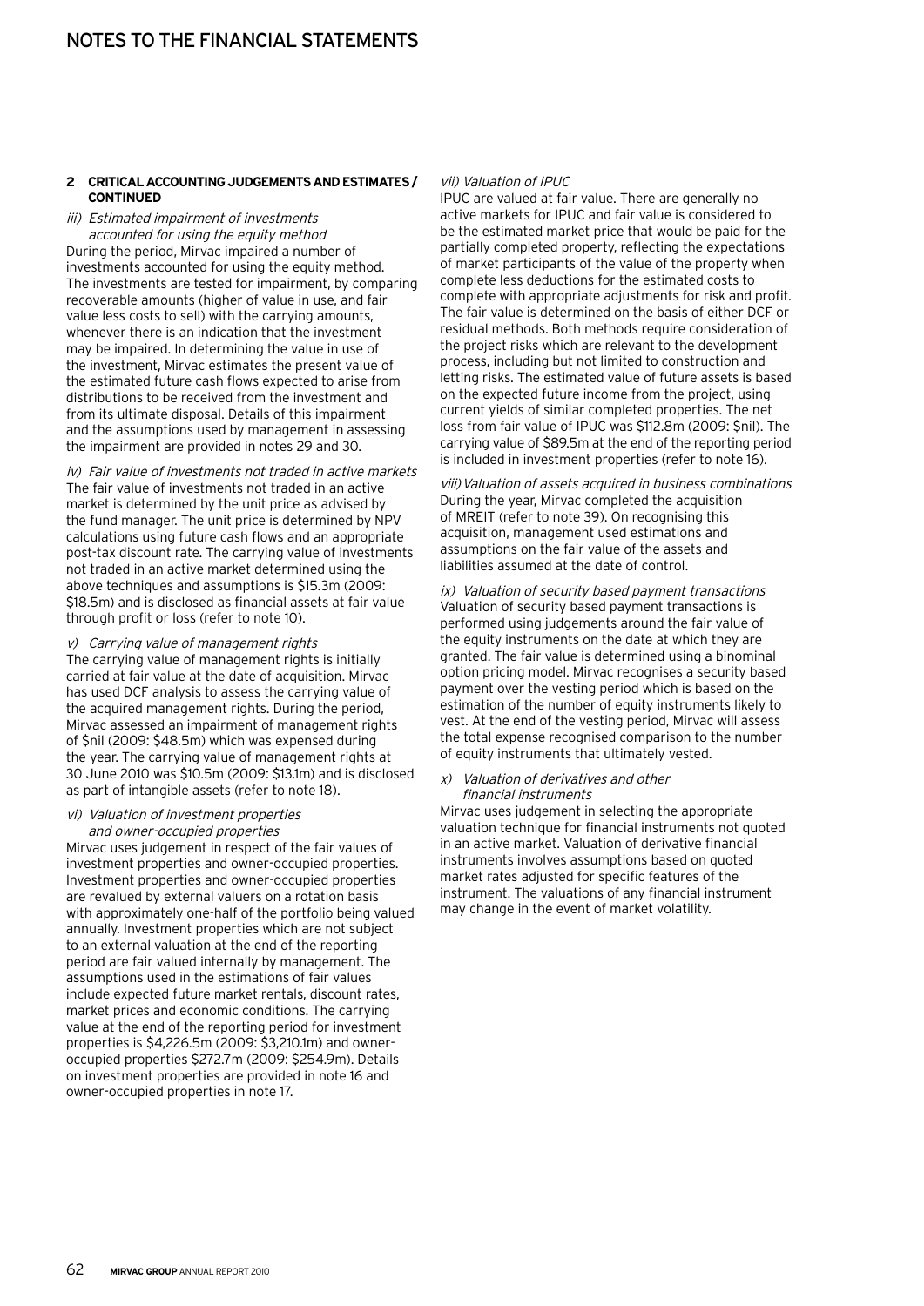## 2 CRITICAL ACCOUNTING JUDGEMENTS AND ESTIMATES / CONTINUED

*iii) Estimated impairment of investments accounted for using the equity method*

During the period, Mirvac impaired a number of investments accounted for using the equity method. The investments are tested for impairment, by comparing recoverable amounts (higher of value in use, and fair value less costs to sell) with the carrying amounts, whenever there is an indication that the investment may be impaired. In determining the value in use of the investment, Mirvac estimates the present value of the estimated future cash flows expected to arise from distributions to be received from the investment and from its ultimate disposal. Details of this impairment and the assumptions used by management in assessing the impairment are provided in notes 29 and 30.

*iv) Fair value of investments not traded in active markets*

The fair value of investments not traded in an active market is determined by the unit price as advised by the fund manager. The unit price is determined by NPV calculations using future cash flows and an appropriate post-tax discount rate. The carrying value of investments not traded in an active market determined using the above techniques and assumptions is $15.3m (2009: $18.5m) and is disclosed as financial assets at fair value through profit or loss (refer to note 10).

*v) Carrying value of management rights*

The carrying value of management rights is initially carried at fair value at the date of acquisition. Mirvac has used DCF analysis to assess the carrying value of the acquired management rights. During the period, Mirvac assessed an impairment of management rights of $nil (2009: $48.5m) which was expensed during the year. The carrying value of management rights at 30 June 2010 was $10.5m (2009: $13.1m) and is disclosed as part of intangible assets (refer to note 18).

*vi) Valuation of investment properties and owner-occupied properties*

Mirvac uses judgement in respect of the fair values of investment properties and owner-occupied properties. Investment properties and owner-occupied properties are revalued by external valuers on a rotation basis with approximately one-half of the portfolio being valued annually. Investment properties which are not subject to an external valuation at the end of the reporting period are fair valued internally by management. The assumptions used in the estimations of fair values include expected future market rentals, discount rates, market prices and economic conditions. The carrying value at the end of the reporting period for investment properties is $4,226.5m (2009: $3,210.1m) and owner-occupied properties $272.7m (2009: $254.9m). Details on investment properties are provided in note 16 and owner-occupied properties in note 17.

*vii) Valuation of IPUC*

IPUC are valued at fair value. There are generally no active markets for IPUC and fair value is considered to be the estimated market price that would be paid for the partially completed property, reflecting the expectations of market participants of the value of the property when complete less deductions for the estimated costs to complete with appropriate adjustments for risk and profit. The fair value is determined on the basis of either DCF or residual methods. Both methods require consideration of the project risks which are relevant to the development process, including but not limited to construction and letting risks. The estimated value of future assets is based on the expected future income from the project, using current yields of similar completed properties. The net loss from fair value of IPUC was $112.8m (2009: $nil). The carrying value of $89.5m at the end of the reporting period is included in investment properties (refer to note 16).

*viii) Valuation of assets acquired in business combinations*

During the year, Mirvac completed the acquisition of MREIT (refer to note 39). On recognising this acquisition, management used estimations and assumptions on the fair value of the assets and liabilities assumed at the date of control.

*ix) Valuation of security based payment transactions*

Valuation of security based payment transactions is performed using judgements around the fair value of the equity instruments on the date at which they are granted. The fair value is determined using a binominal option pricing model. Mirvac recognises a security based payment over the vesting period which is based on the estimation of the number of equity instruments likely to vest. At the end of the vesting period, Mirvac will assess the total expense recognised comparison to the number of equity instruments that ultimately vested.

*x) Valuation of derivatives and other financial instruments*

Mirvac uses judgement in selecting the appropriate valuation technique for financial instruments not quoted in an active market. Valuation of derivative financial instruments involves assumptions based on quoted market rates adjusted for specific features of the instrument. The valuations of any financial instrument may change in the event of market volatility.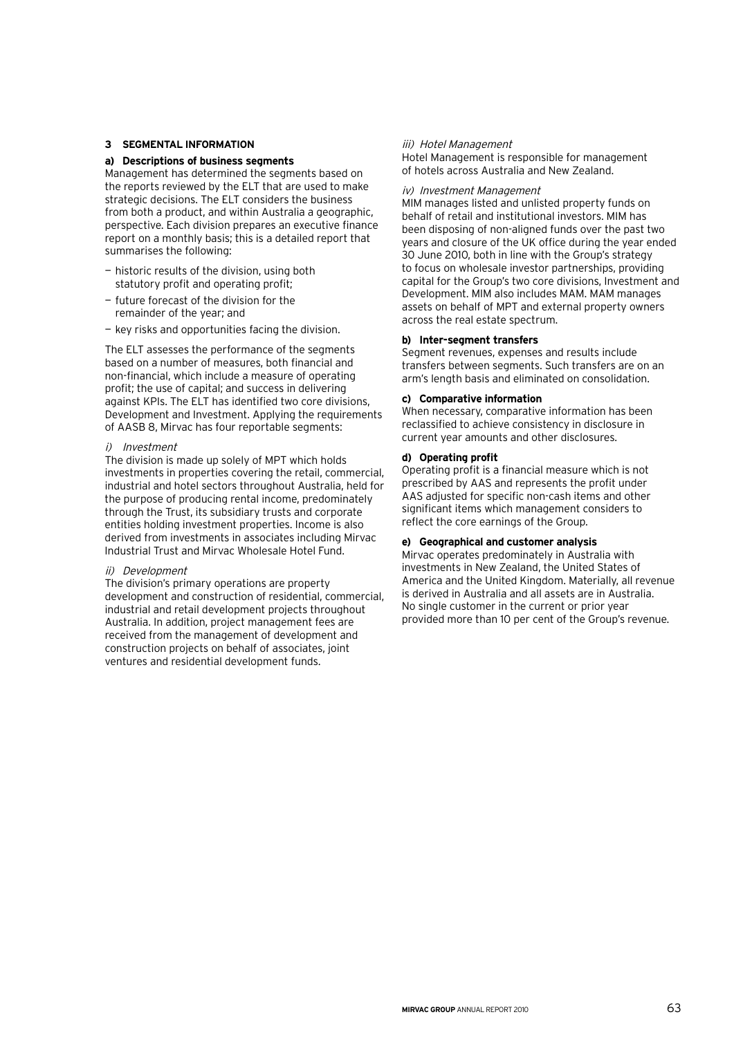## 3 SEGMENTAL INFORMATION

### a) Descriptions of business segments

Management has determined the segments based on the reports reviewed by the ELT that are used to make strategic decisions. The ELT considers the business from both a product, and within Australia a geographic, perspective. Each division prepares an executive finance report on a monthly basis; this is a detailed report that summarises the following:

- historic results of the division, using both statutory profit and operating profit;
- future forecast of the division for the remainder of the year; and
- key risks and opportunities facing the division.

The ELT assesses the performance of the segments based on a number of measures, both financial and non-financial, which include a measure of operating profit; the use of capital; and success in delivering against KPIs. The ELT has identified two core divisions, Development and Investment. Applying the requirements of AASB 8, Mirvac has four reportable segments:

*i) Investment*

The division is made up solely of MPT which holds investments in properties covering the retail, commercial, industrial and hotel sectors throughout Australia, held for the purpose of producing rental income, predominately through the Trust, its subsidiary trusts and corporate entities holding investment properties. Income is also derived from investments in associates including Mirvac Industrial Trust and Mirvac Wholesale Hotel Fund.

*ii) Development*

The division's primary operations are property development and construction of residential, commercial, industrial and retail development projects throughout Australia. In addition, project management fees are received from the management of development and construction projects on behalf of associates, joint ventures and residential development funds.

*iii) Hotel Management*

Hotel Management is responsible for management of hotels across Australia and New Zealand.

*iv) Investment Management*

MIM manages listed and unlisted property funds on behalf of retail and institutional investors. MIM has been disposing of non-aligned funds over the past two years and closure of the UK office during the year ended 30 June 2010, both in line with the Group's strategy to focus on wholesale investor partnerships, providing capital for the Group's two core divisions, Investment and Development. MIM also includes MAM. MAM manages assets on behalf of MPT and external property owners across the real estate spectrum.

### b) Inter-segment transfers

Segment revenues, expenses and results include transfers between segments. Such transfers are on an arm's length basis and eliminated on consolidation.

### c) Comparative information

When necessary, comparative information has been reclassified to achieve consistency in disclosure in current year amounts and other disclosures.

### d) Operating profit

Operating profit is a financial measure which is not prescribed by AAS and represents the profit under AAS adjusted for specific non-cash items and other significant items which management considers to reflect the core earnings of the Group.

### e) Geographical and customer analysis

Mirvac operates predominately in Australia with investments in New Zealand, the United States of America and the United Kingdom. Materially, all revenue is derived in Australia and all assets are in Australia. No single customer in the current or prior year provided more than 10 per cent of the Group's revenue.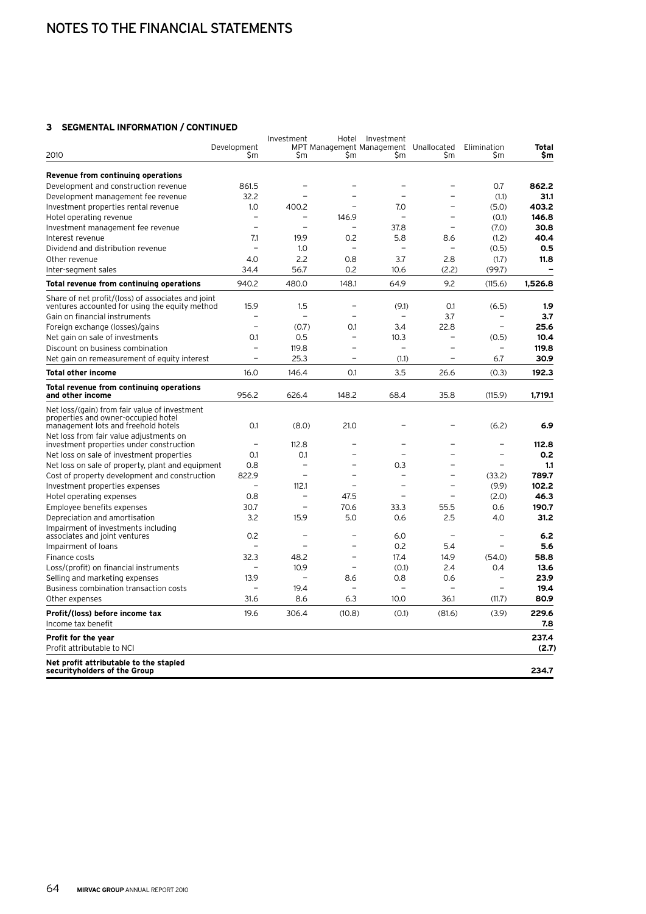# NOTES TO THE FINANCIAL STATEMENTS

### 3 SEGMENTAL INFORMATION / CONTINUED

| 2010 | Development $m | Investment MPT $m | Hotel Management $m | Investment Management $m | Unallocated $m | Elimination $m | **Total $m** |
|---|---|---|---|---|---|---|---|
| **Revenue from continuing operations** | | | | | | | |
| Development and construction revenue | 861.5 | – | – | – | – | 0.7 | **862.2** |
| Development management fee revenue | 32.2 | – | – | – | – | (1.1) | **31.1** |
| Investment properties rental revenue | 1.0 | 400.2 | – | 7.0 | – | (5.0) | **403.2** |
| Hotel operating revenue | – | – | 146.9 | – | – | (0.1) | **146.8** |
| Investment management fee revenue | – | – | – | 37.8 | – | (7.0) | **30.8** |
| Interest revenue | 7.1 | 19.9 | 0.2 | 5.8 | 8.6 | (1.2) | **40.4** |
| Dividend and distribution revenue | – | 1.0 | – | – | – | (0.5) | **0.5** |
| Other revenue | 4.0 | 2.2 | 0.8 | 3.7 | 2.8 | (1.7) | **11.8** |
| Inter-segment sales | 34.4 | 56.7 | 0.2 | 10.6 | (2.2) | (99.7) | **–** |
| **Total revenue from continuing operations** | 940.2 | 480.0 | 148.1 | 64.9 | 9.2 | (115.6) | **1,526.8** |
| Share of net profit/(loss) of associates and joint ventures accounted for using the equity method | 15.9 | 1.5 | – | (9.1) | 0.1 | (6.5) | **1.9** |
| Gain on financial instruments | – | – | – | – | 3.7 | – | **3.7** |
| Foreign exchange (losses)/gains | – | (0.7) | 0.1 | 3.4 | 22.8 | – | **25.6** |
| Net gain on sale of investments | 0.1 | 0.5 | – | 10.3 | – | (0.5) | **10.4** |
| Discount on business combination | – | 119.8 | – | – | – | – | **119.8** |
| Net gain on remeasurement of equity interest | – | 25.3 | – | (1.1) | – | 6.7 | **30.9** |
| **Total other income** | 16.0 | 146.4 | 0.1 | 3.5 | 26.6 | (0.3) | **192.3** |
| **Total revenue from continuing operations and other income** | 956.2 | 626.4 | 148.2 | 68.4 | 35.8 | (115.9) | **1,719.1** |
| Net loss/(gain) from fair value of investment properties and owner-occupied hotel management lots and freehold hotels | 0.1 | (8.0) | 21.0 | – | – | (6.2) | **6.9** |
| Net loss from fair value adjustments on investment properties under construction | – | 112.8 | – | – | – | – | **112.8** |
| Net loss on sale of investment properties | 0.1 | 0.1 | – | – | – | – | **0.2** |
| Net loss on sale of property, plant and equipment | 0.8 | – | – | 0.3 | – | – | **1.1** |
| Cost of property development and construction | 822.9 | – | – | – | – | (33.2) | **789.7** |
| Investment properties expenses | – | 112.1 | – | – | – | (9.9) | **102.2** |
| Hotel operating expenses | 0.8 | – | 47.5 | – | – | (2.0) | **46.3** |
| Employee benefits expenses | 30.7 | – | 70.6 | 33.3 | 55.5 | 0.6 | **190.7** |
| Depreciation and amortisation | 3.2 | 15.9 | 5.0 | 0.6 | 2.5 | 4.0 | **31.2** |
| Impairment of investments including associates and joint ventures | 0.2 | – | – | 6.0 | – | – | **6.2** |
| Impairment of loans | – | – | – | 0.2 | 5.4 | – | **5.6** |
| Finance costs | 32.3 | 48.2 | – | 17.4 | 14.9 | (54.0) | **58.8** |
| Loss/(profit) on financial instruments | – | 10.9 | – | (0.1) | 2.4 | 0.4 | **13.6** |
| Selling and marketing expenses | 13.9 | – | 8.6 | 0.8 | 0.6 | – | **23.9** |
| Business combination transaction costs | – | 19.4 | – | – | – | – | **19.4** |
| Other expenses | 31.6 | 8.6 | 6.3 | 10.0 | 36.1 | (11.7) | **80.9** |
| **Profit/(loss) before income tax** | 19.6 | 306.4 | (10.8) | (0.1) | (81.6) | (3.9) | **229.6** |
| Income tax benefit | | | | | | | **7.8** |
| **Profit for the year** | | | | | | | **237.4** |
| Profit attributable to NCI | | | | | | | **(2.7)** |
| **Net profit attributable to the stapled securityholders of the Group** | | | | | | | **234.7** |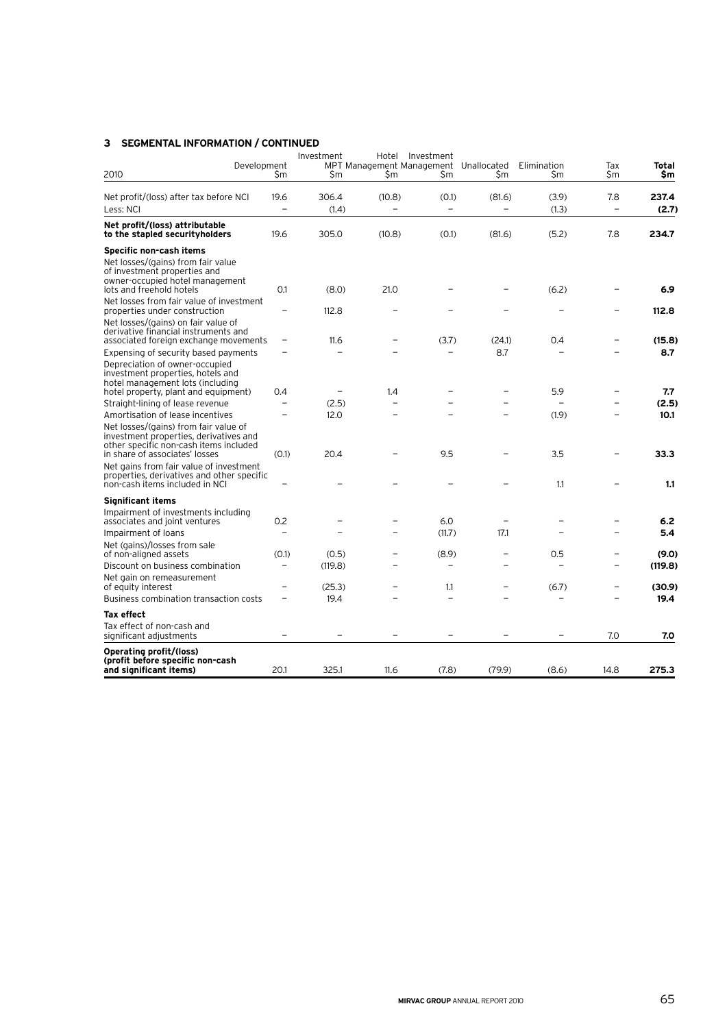## 3 SEGMENTAL INFORMATION / CONTINUED

| 2010 | Development $m | Investment MPT $m | Hotel Management $m | Investment Management $m | Unallocated $m | Elimination $m | Tax $m | **Total $m** |
|---|---|---|---|---|---|---|---|---|
| Net profit/(loss) after tax before NCI | 19.6 | 306.4 | (10.8) | (0.1) | (81.6) | (3.9) | 7.8 | **237.4** |
| Less: NCI | – | (1.4) | – | – | – | (1.3) | – | **(2.7)** |
| **Net profit/(loss) attributable to the stapled securityholders** | 19.6 | 305.0 | (10.8) | (0.1) | (81.6) | (5.2) | 7.8 | **234.7** |
| **Specific non-cash items** | | | | | | | | |
| Net losses/(gains) from fair value of investment properties and owner-occupied hotel management lots and freehold hotels | 0.1 | (8.0) | 21.0 | – | – | (6.2) | – | **6.9** |
| Net losses from fair value of investment properties under construction | – | 112.8 | – | – | – | – | – | **112.8** |
| Net losses/(gains) on fair value of derivative financial instruments and associated foreign exchange movements | – | 11.6 | – | (3.7) | (24.1) | 0.4 | – | **(15.8)** |
| Expensing of security based payments | – | – | – | – | 8.7 | – | – | **8.7** |
| Depreciation of owner-occupied investment properties, hotels and hotel management lots (including hotel property, plant and equipment) | 0.4 | – | 1.4 | – | – | 5.9 | – | **7.7** |
| Straight-lining of lease revenue | – | (2.5) | – | – | – | – | – | **(2.5)** |
| Amortisation of lease incentives | – | 12.0 | – | – | – | (1.9) | – | **10.1** |
| Net losses/(gains) from fair value of investment properties, derivatives and other specific non-cash items included in share of associates' losses | (0.1) | 20.4 | – | 9.5 | – | 3.5 | – | **33.3** |
| Net gains from fair value of investment properties, derivatives and other specific non-cash items included in NCI | – | – | – | – | – | 1.1 | – | **1.1** |
| **Significant items** | | | | | | | | |
| Impairment of investments including associates and joint ventures | 0.2 | – | – | 6.0 | – | – | – | **6.2** |
| Impairment of loans | – | – | – | (11.7) | 17.1 | – | – | **5.4** |
| Net (gains)/losses from sale of non-aligned assets | (0.1) | (0.5) | – | (8.9) | – | 0.5 | – | **(9.0)** |
| Discount on business combination | – | (119.8) | – | – | – | – | – | **(119.8)** |
| Net gain on remeasurement of equity interest | – | (25.3) | – | 1.1 | – | (6.7) | – | **(30.9)** |
| Business combination transaction costs | – | 19.4 | – | – | – | – | – | **19.4** |
| **Tax effect** | | | | | | | | |
| Tax effect of non-cash and significant adjustments | – | – | – | – | – | – | 7.0 | **7.0** |
| **Operating profit/(loss) (profit before specific non-cash and significant items)** | 20.1 | 325.1 | 11.6 | (7.8) | (79.9) | (8.6) | 14.8 | **275.3** |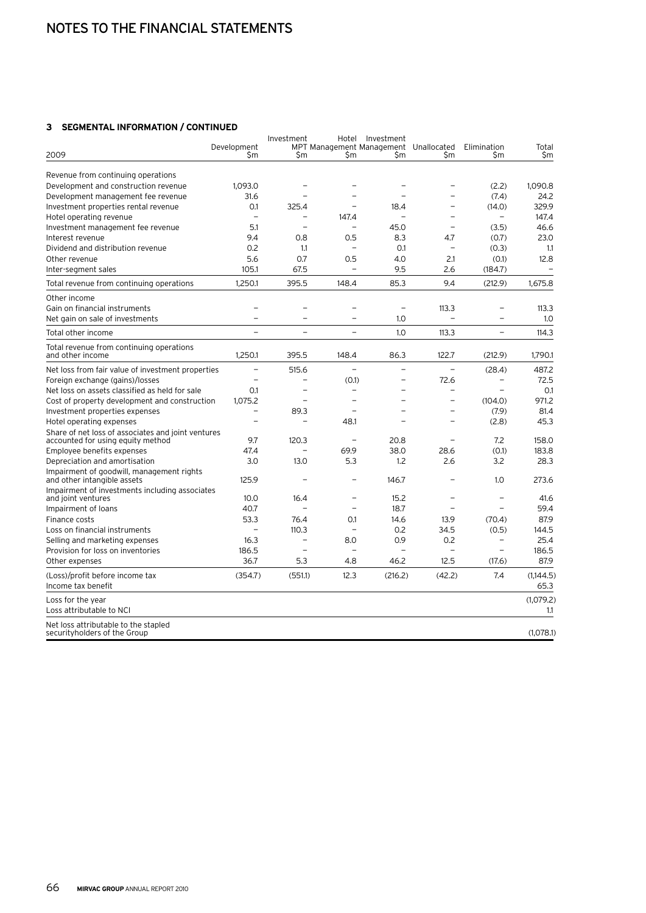# NOTES TO THE FINANCIAL STATEMENTS

### 3 SEGMENTAL INFORMATION / CONTINUED

| 2009 | Development $m | Investment MPT $m | Hotel Management $m | Investment Management $m | Unallocated $m | Elimination $m | Total $m |
|---|---|---|---|---|---|---|---|
| Revenue from continuing operations | | | | | | | |
| Development and construction revenue | 1,093.0 | – | – | – | – | (2.2) | 1,090.8 |
| Development management fee revenue | 31.6 | – | – | – | – | (7.4) | 24.2 |
| Investment properties rental revenue | 0.1 | 325.4 | – | 18.4 | – | (14.0) | 329.9 |
| Hotel operating revenue | – | – | 147.4 | – | – | – | 147.4 |
| Investment management fee revenue | 5.1 | – | – | 45.0 | – | (3.5) | 46.6 |
| Interest revenue | 9.4 | 0.8 | 0.5 | 8.3 | 4.7 | (0.7) | 23.0 |
| Dividend and distribution revenue | 0.2 | 1.1 | – | 0.1 | – | (0.3) | 1.1 |
| Other revenue | 5.6 | 0.7 | 0.5 | 4.0 | 2.1 | (0.1) | 12.8 |
| Inter-segment sales | 105.1 | 67.5 | – | 9.5 | 2.6 | (184.7) | – |
| Total revenue from continuing operations | 1,250.1 | 395.5 | 148.4 | 85.3 | 9.4 | (212.9) | 1,675.8 |
| Other income | | | | | | | |
| Gain on financial instruments | – | – | – | – | 113.3 | – | 113.3 |
| Net gain on sale of investments | – | – | – | 1.0 | – | – | 1.0 |
| Total other income | – | – | – | 1.0 | 113.3 | – | 114.3 |
| Total revenue from continuing operations and other income | 1,250.1 | 395.5 | 148.4 | 86.3 | 122.7 | (212.9) | 1,790.1 |
| Net loss from fair value of investment properties | – | 515.6 | – | – | – | (28.4) | 487.2 |
| Foreign exchange (gains)/losses | – | – | (0.1) | – | 72.6 | – | 72.5 |
| Net loss on assets classified as held for sale | 0.1 | – | – | – | – | – | 0.1 |
| Cost of property development and construction | 1,075.2 | – | – | – | – | (104.0) | 971.2 |
| Investment properties expenses | – | 89.3 | – | – | – | (7.9) | 81.4 |
| Hotel operating expenses | – | – | 48.1 | – | – | (2.8) | 45.3 |
| Share of net loss of associates and joint ventures accounted for using equity method | 9.7 | 120.3 | – | 20.8 | – | 7.2 | 158.0 |
| Employee benefits expenses | 47.4 | – | 69.9 | 38.0 | 28.6 | (0.1) | 183.8 |
| Depreciation and amortisation | 3.0 | 13.0 | 5.3 | 1.2 | 2.6 | 3.2 | 28.3 |
| Impairment of goodwill, management rights and other intangible assets | 125.9 | – | – | 146.7 | – | 1.0 | 273.6 |
| Impairment of investments including associates and joint ventures | 10.0 | 16.4 | – | 15.2 | – | – | 41.6 |
| Impairment of loans | 40.7 | – | – | 18.7 | – | – | 59.4 |
| Finance costs | 53.3 | 76.4 | 0.1 | 14.6 | 13.9 | (70.4) | 87.9 |
| Loss on financial instruments | – | 110.3 | – | 0.2 | 34.5 | (0.5) | 144.5 |
| Selling and marketing expenses | 16.3 | – | 8.0 | 0.9 | 0.2 | – | 25.4 |
| Provision for loss on inventories | 186.5 | – | – | – | – | – | 186.5 |
| Other expenses | 36.7 | 5.3 | 4.8 | 46.2 | 12.5 | (17.6) | 87.9 |
| (Loss)/profit before income tax | (354.7) | (551.1) | 12.3 | (216.2) | (42.2) | 7.4 | (1,144.5) |
| Income tax benefit | | | | | | | 65.3 |
| Loss for the year | | | | | | | (1,079.2) |
| Loss attributable to NCI | | | | | | | 1.1 |
| Net loss attributable to the stapled securityholders of the Group | | | | | | | (1,078.1) |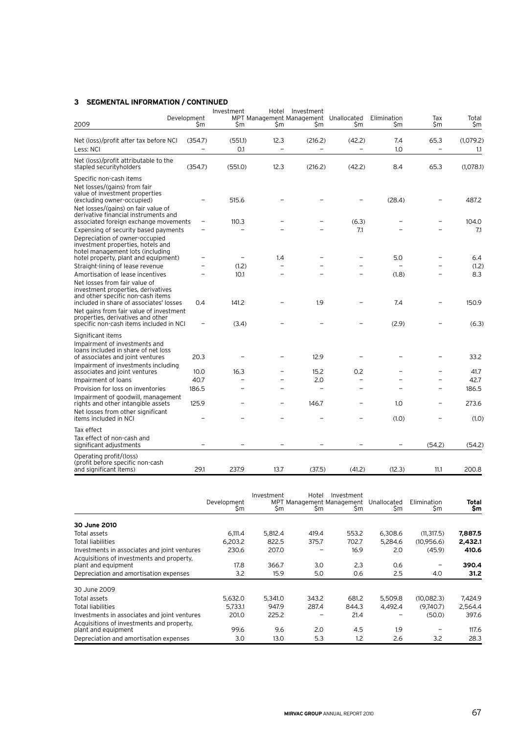## 3 SEGMENTAL INFORMATION / CONTINUED

| 2009 | Development $m | Investment MPT $m | Hotel Management $m | Investment Management $m | Unallocated $m | Elimination $m | Tax $m | Total $m |
|---|---|---|---|---|---|---|---|---|
| Net (loss)/profit after tax before NCI | (354.7) | (551.1) | 12.3 | (216.2) | (42.2) | 7.4 | 65.3 | (1,079.2) |
| Less: NCI | – | 0.1 | – | – | – | 1.0 | – | 1.1 |
| Net (loss)/profit attributable to the stapled securityholders | (354.7) | (551.0) | 12.3 | (216.2) | (42.2) | 8.4 | 65.3 | (1,078.1) |
| Specific non-cash items | | | | | | | | |
| Net losses/(gains) from fair value of investment properties (excluding owner-occupied) | – | 515.6 | – | – | – | (28.4) | – | 487.2 |
| Net losses/(gains) on fair value of derivative financial instruments and associated foreign exchange movements | – | 110.3 | – | – | (6.3) | – | – | 104.0 |
| Expensing of security based payments | – | – | – | – | 7.1 | – | – | 7.1 |
| Depreciation of owner-occupied investment properties, hotels and hotel management lots (including hotel property, plant and equipment) | – | – | 1.4 | – | – | 5.0 | – | 6.4 |
| Straight-lining of lease revenue | – | (1.2) | – | – | – | – | – | (1.2) |
| Amortisation of lease incentives | – | 10.1 | – | – | – | (1.8) | – | 8.3 |
| Net losses from fair value of investment properties, derivatives and other specific non-cash items included in share of associates' losses | 0.4 | 141.2 | – | 1.9 | – | 7.4 | – | 150.9 |
| Net gains from fair value of investment properties, derivatives and other specific non-cash items included in NCI | – | (3.4) | – | – | – | (2.9) | – | (6.3) |
| Significant items | | | | | | | | |
| Impairment of investments and loans included in share of net loss of associates and joint ventures | 20.3 | – | – | 12.9 | – | – | – | 33.2 |
| Impairment of investments including associates and joint ventures | 10.0 | 16.3 | – | 15.2 | 0.2 | – | – | 41.7 |
| Impairment of loans | 40.7 | – | – | 2.0 | – | – | – | 42.7 |
| Provision for loss on inventories | 186.5 | – | – | – | – | – | – | 186.5 |
| Impairment of goodwill, management rights and other intangible assets | 125.9 | – | – | 146.7 | – | 1.0 | – | 273.6 |
| Net losses from other significant items included in NCI | – | – | – | – | – | (1.0) | – | (1.0) |
| Tax effect | | | | | | | | |
| Tax effect of non-cash and significant adjustments | – | – | – | – | – | – | (54.2) | (54.2) |
| Operating profit/(loss) (profit before specific non-cash and significant items) | 29.1 | 237.9 | 13.7 | (37.5) | (41.2) | (12.3) | 11.1 | 200.8 |

| | Development $m | Investment MPT $m | Hotel Management $m | Investment Management $m | Unallocated $m | Elimination $m | **Total $m** |
|---|---|---|---|---|---|---|---|
| **30 June 2010** | | | | | | | |
| Total assets | 6,111.4 | 5,812.4 | 419.4 | 553.2 | 6,308.6 | (11,317.5) | **7,887.5** |
| Total liabilities | 6,203.2 | 822.5 | 375.7 | 702.7 | 5,284.6 | (10,956.6) | **2,432.1** |
| Investments in associates and joint ventures | 230.6 | 207.0 | – | 16.9 | 2.0 | (45.9) | **410.6** |
| Acquisitions of investments and property, plant and equipment | 17.8 | 366.7 | 3.0 | 2.3 | 0.6 | – | **390.4** |
| Depreciation and amortisation expenses | 3.2 | 15.9 | 5.0 | 0.6 | 2.5 | 4.0 | **31.2** |
| 30 June 2009 | | | | | | | |
| Total assets | 5,632.0 | 5,341.0 | 343.2 | 681.2 | 5,509.8 | (10,082.3) | 7,424.9 |
| Total liabilities | 5,733.1 | 947.9 | 287.4 | 844.3 | 4,492.4 | (9,740.7) | 2,564.4 |
| Investments in associates and joint ventures | 201.0 | 225.2 | – | 21.4 | – | (50.0) | 397.6 |
| Acquisitions of investments and property, plant and equipment | 99.6 | 9.6 | 2.0 | 4.5 | 1.9 | – | 117.6 |
| Depreciation and amortisation expenses | 3.0 | 13.0 | 5.3 | 1.2 | 2.6 | 3.2 | 28.3 |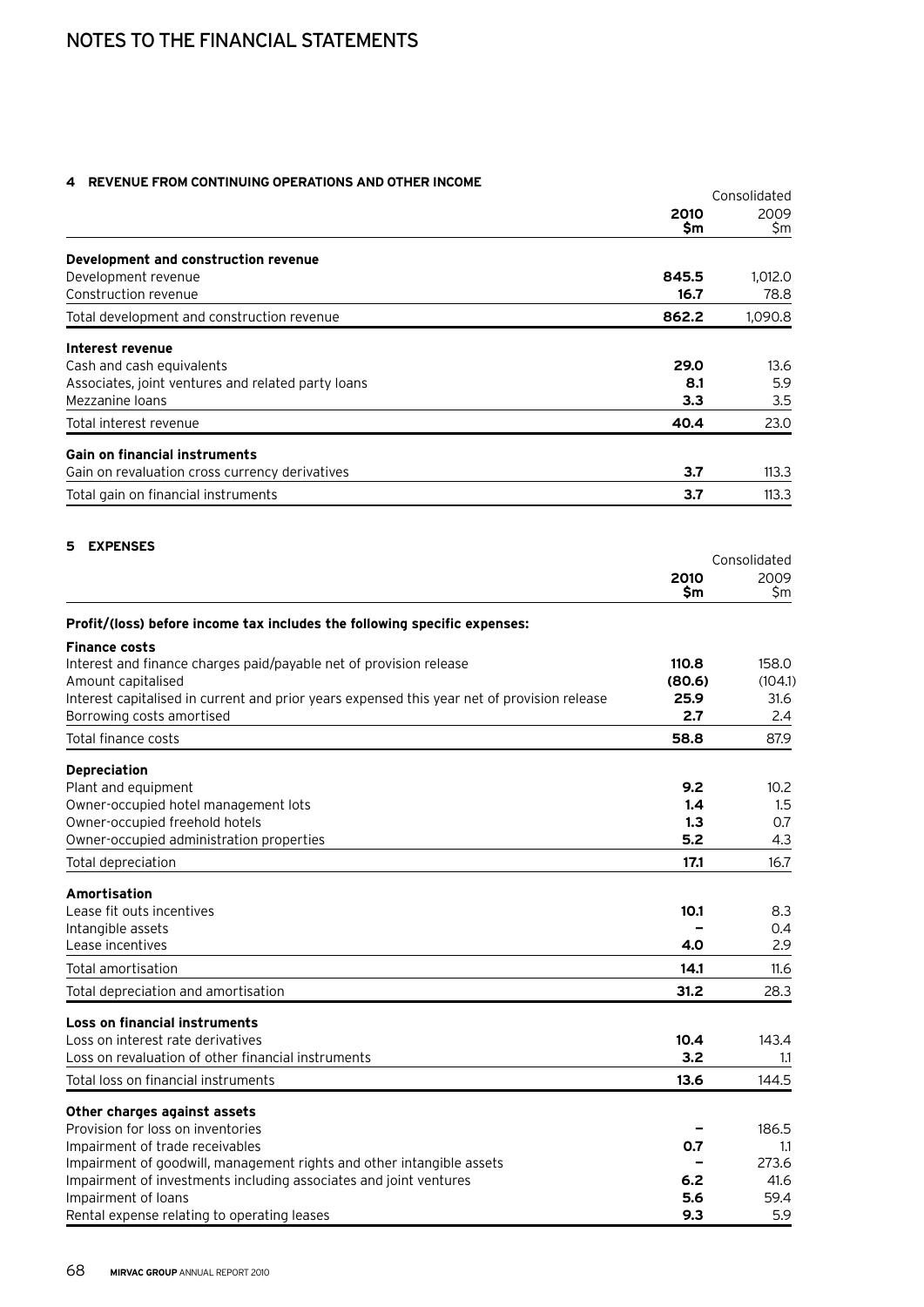# NOTES TO THE FINANCIAL STATEMENTS

## 4 REVENUE FROM CONTINUING OPERATIONS AND OTHER INCOME

| | Consolidated | |
|---|---|---|
| | **2010 $m** | 2009 $m |
| **Development and construction revenue** | | |
| Development revenue | **845.5** | 1,012.0 |
| Construction revenue | **16.7** | 78.8 |
| Total development and construction revenue | **862.2** | 1,090.8 |
| **Interest revenue** | | |
| Cash and cash equivalents | **29.0** | 13.6 |
| Associates, joint ventures and related party loans | **8.1** | 5.9 |
| Mezzanine loans | **3.3** | 3.5 |
| Total interest revenue | **40.4** | 23.0 |
| **Gain on financial instruments** | | |
| Gain on revaluation cross currency derivatives | **3.7** | 113.3 |
| Total gain on financial instruments | **3.7** | 113.3 |

## 5 EXPENSES

| | Consolidated | |
|---|---|---|
| | **2010 $m** | 2009 $m |
| **Profit/(loss) before income tax includes the following specific expenses:** | | |
| **Finance costs** | | |
| Interest and finance charges paid/payable net of provision release | **110.8** | 158.0 |
| Amount capitalised | **(80.6)** | (104.1) |
| Interest capitalised in current and prior years expensed this year net of provision release | **25.9** | 31.6 |
| Borrowing costs amortised | **2.7** | 2.4 |
| Total finance costs | **58.8** | 87.9 |
| **Depreciation** | | |
| Plant and equipment | **9.2** | 10.2 |
| Owner-occupied hotel management lots | **1.4** | 1.5 |
| Owner-occupied freehold hotels | **1.3** | 0.7 |
| Owner-occupied administration properties | **5.2** | 4.3 |
| Total depreciation | **17.1** | 16.7 |
| **Amortisation** | | |
| Lease fit outs incentives | **10.1** | 8.3 |
| Intangible assets | **–** | 0.4 |
| Lease incentives | **4.0** | 2.9 |
| Total amortisation | **14.1** | 11.6 |
| Total depreciation and amortisation | **31.2** | 28.3 |
| **Loss on financial instruments** | | |
| Loss on interest rate derivatives | **10.4** | 143.4 |
| Loss on revaluation of other financial instruments | **3.2** | 1.1 |
| Total loss on financial instruments | **13.6** | 144.5 |
| **Other charges against assets** | | |
| Provision for loss on inventories | **–** | 186.5 |
| Impairment of trade receivables | **0.7** | 1.1 |
| Impairment of goodwill, management rights and other intangible assets | **–** | 273.6 |
| Impairment of investments including associates and joint ventures | **6.2** | 41.6 |
| Impairment of loans | **5.6** | 59.4 |
| Rental expense relating to operating leases | **9.3** | 5.9 |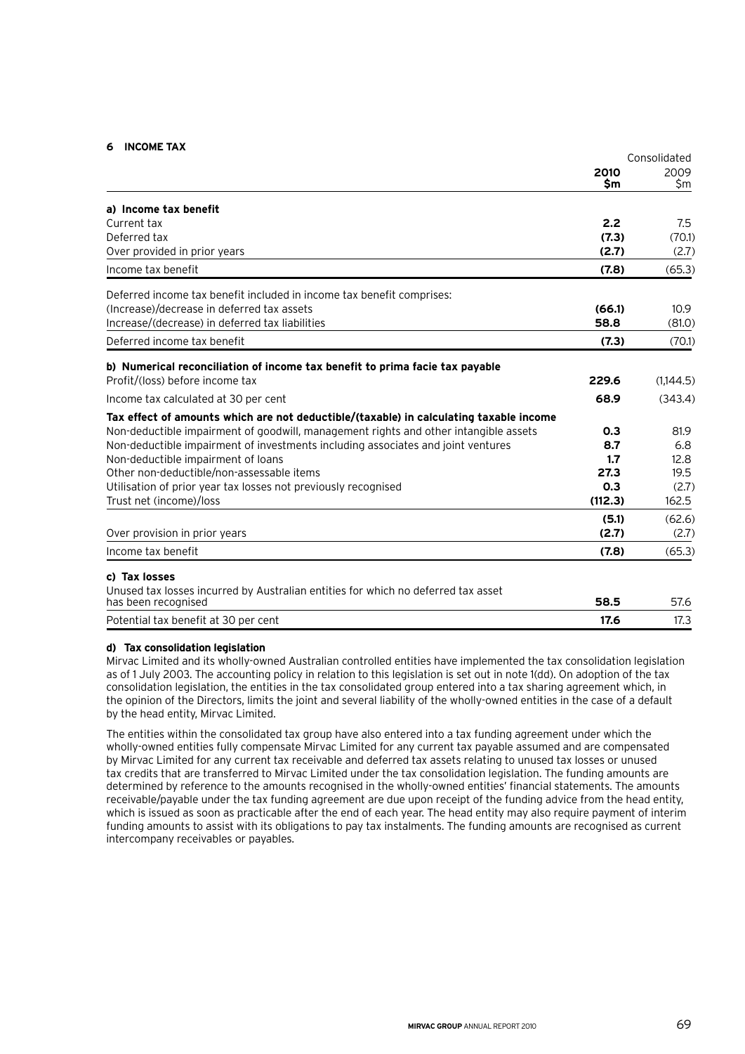## 6 INCOME TAX

| | Consolidated | |
|---|---|---|
| | **2010 $m** | 2009 $m |
| **a) Income tax benefit** | | |
| Current tax | **2.2** | 7.5 |
| Deferred tax | **(7.3)** | (70.1) |
| Over provided in prior years | **(2.7)** | (2.7) |
| Income tax benefit | **(7.8)** | (65.3) |
| Deferred income tax benefit included in income tax benefit comprises: | | |
| (Increase)/decrease in deferred tax assets | **(66.1)** | 10.9 |
| Increase/(decrease) in deferred tax liabilities | **58.8** | (81.0) |
| Deferred income tax benefit | **(7.3)** | (70.1) |
| **b) Numerical reconciliation of income tax benefit to prima facie tax payable** | | |
| Profit/(loss) before income tax | **229.6** | (1,144.5) |
| Income tax calculated at 30 per cent | **68.9** | (343.4) |
| **Tax effect of amounts which are not deductible/(taxable) in calculating taxable income** | | |
| Non-deductible impairment of goodwill, management rights and other intangible assets | **0.3** | 81.9 |
| Non-deductible impairment of investments including associates and joint ventures | **8.7** | 6.8 |
| Non-deductible impairment of loans | **1.7** | 12.8 |
| Other non-deductible/non-assessable items | **27.3** | 19.5 |
| Utilisation of prior year tax losses not previously recognised | **0.3** | (2.7) |
| Trust net (income)/loss | **(112.3)** | 162.5 |
| | **(5.1)** | (62.6) |
| Over provision in prior years | **(2.7)** | (2.7) |
| Income tax benefit | **(7.8)** | (65.3) |
| **c) Tax losses** | | |
| Unused tax losses incurred by Australian entities for which no deferred tax asset has been recognised | **58.5** | 57.6 |
| Potential tax benefit at 30 per cent | **17.6** | 17.3 |

**d) Tax consolidation legislation**

Mirvac Limited and its wholly-owned Australian controlled entities have implemented the tax consolidation legislation as of 1 July 2003. The accounting policy in relation to this legislation is set out in note 1(dd). On adoption of the tax consolidation legislation, the entities in the tax consolidated group entered into a tax sharing agreement which, in the opinion of the Directors, limits the joint and several liability of the wholly-owned entities in the case of a default by the head entity, Mirvac Limited.

The entities within the consolidated tax group have also entered into a tax funding agreement under which the wholly-owned entities fully compensate Mirvac Limited for any current tax payable assumed and are compensated by Mirvac Limited for any current tax receivable and deferred tax assets relating to unused tax losses or unused tax credits that are transferred to Mirvac Limited under the tax consolidation legislation. The funding amounts are determined by reference to the amounts recognised in the wholly-owned entities' financial statements. The amounts receivable/payable under the tax funding agreement are due upon receipt of the funding advice from the head entity, which is issued as soon as practicable after the end of each year. The head entity may also require payment of interim funding amounts to assist with its obligations to pay tax instalments. The funding amounts are recognised as current intercompany receivables or payables.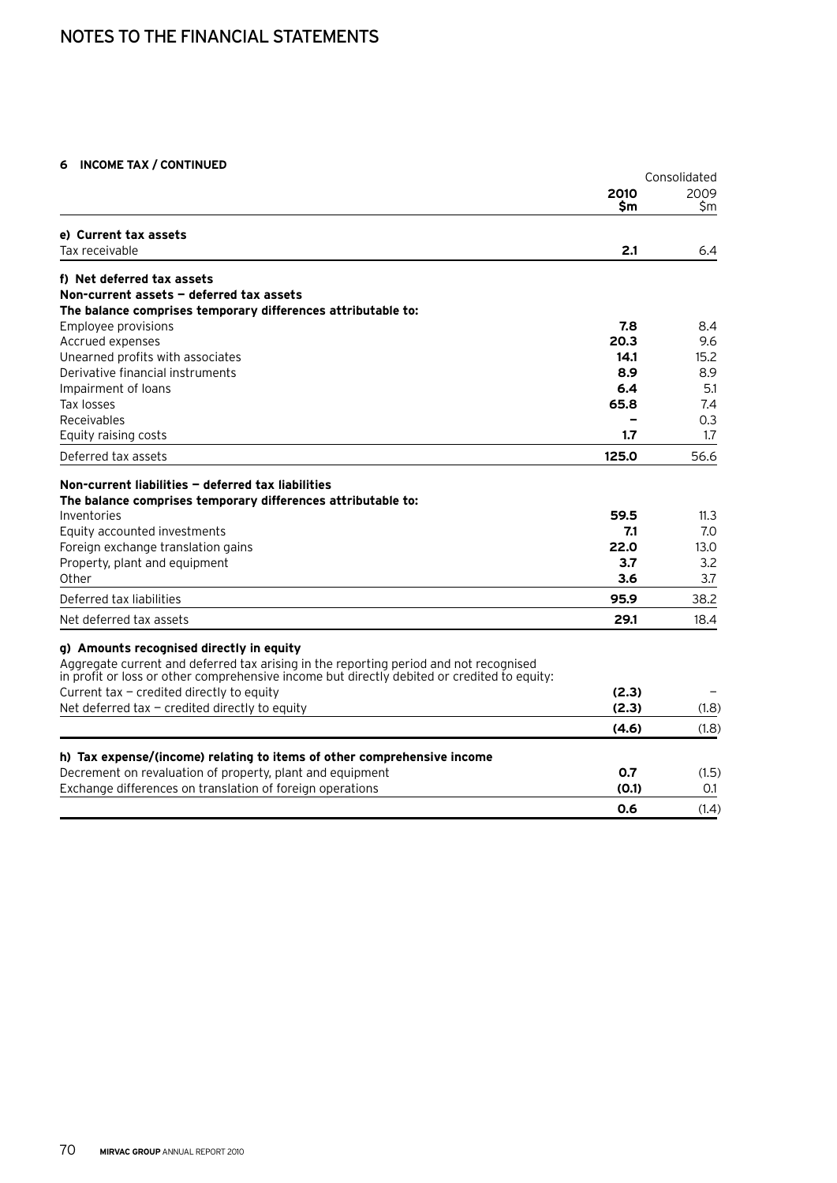# NOTES TO THE FINANCIAL STATEMENTS

## 6 INCOME TAX / CONTINUED

| | Consolidated 2010 $m | Consolidated 2009 $m |
|---|---|---|
| **e) Current tax assets** | | |
| Tax receivable | **2.1** | 6.4 |
| **f) Net deferred tax assets** | | |
| **Non-current assets – deferred tax assets** | | |
| **The balance comprises temporary differences attributable to:** | | |
| Employee provisions | **7.8** | 8.4 |
| Accrued expenses | **20.3** | 9.6 |
| Unearned profits with associates | **14.1** | 15.2 |
| Derivative financial instruments | **8.9** | 8.9 |
| Impairment of loans | **6.4** | 5.1 |
| Tax losses | **65.8** | 7.4 |
| Receivables | **–** | 0.3 |
| Equity raising costs | **1.7** | 1.7 |
| Deferred tax assets | **125.0** | 56.6 |
| **Non-current liabilities – deferred tax liabilities** | | |
| **The balance comprises temporary differences attributable to:** | | |
| Inventories | **59.5** | 11.3 |
| Equity accounted investments | **7.1** | 7.0 |
| Foreign exchange translation gains | **22.0** | 13.0 |
| Property, plant and equipment | **3.7** | 3.2 |
| Other | **3.6** | 3.7 |
| Deferred tax liabilities | **95.9** | 38.2 |
| Net deferred tax assets | **29.1** | 18.4 |
| **g) Amounts recognised directly in equity** | | |
| Aggregate current and deferred tax arising in the reporting period and not recognised in profit or loss or other comprehensive income but directly debited or credited to equity: | | |
| Current tax – credited directly to equity | **(2.3)** | – |
| Net deferred tax – credited directly to equity | **(2.3)** | (1.8) |
| | **(4.6)** | (1.8) |
| **h) Tax expense/(income) relating to items of other comprehensive income** | | |
| Decrement on revaluation of property, plant and equipment | **0.7** | (1.5) |
| Exchange differences on translation of foreign operations | **(0.1)** | 0.1 |
| | **0.6** | (1.4) |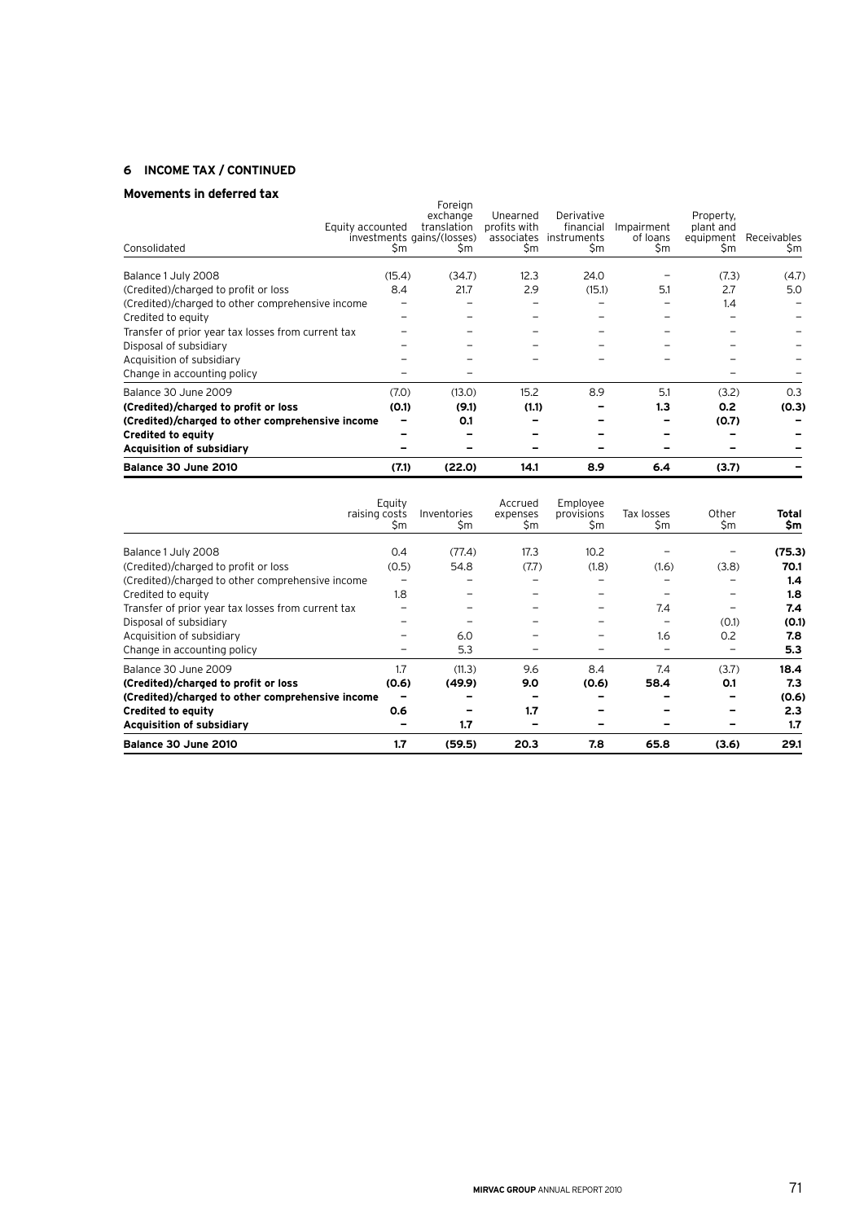## 6 INCOME TAX / CONTINUED

### Movements in deferred tax

| Consolidated | Equity accounted investments $m | Foreign exchange translation gains/(losses) $m | Unearned profits with associates $m | Derivative financial instruments $m | Impairment of loans $m | Property, plant and equipment $m | Receivables $m |
|---|---|---|---|---|---|---|---|
| Balance 1 July 2008 | (15.4) | (34.7) | 12.3 | 24.0 | – | (7.3) | (4.7) |
| (Credited)/charged to profit or loss | 8.4 | 21.7 | 2.9 | (15.1) | 5.1 | 2.7 | 5.0 |
| (Credited)/charged to other comprehensive income | – | – | – | – | – | 1.4 | – |
| Credited to equity | – | – | – | – | – | – | – |
| Transfer of prior year tax losses from current tax | – | – | – | – | – | – | – |
| Disposal of subsidiary | – | – | – | – | – | – | – |
| Acquisition of subsidiary | – | – | – | – | – | – | – |
| Change in accounting policy | – | – | | | | – | – |
| Balance 30 June 2009 | (7.0) | (13.0) | 15.2 | 8.9 | 5.1 | (3.2) | 0.3 |
| **(Credited)/charged to profit or loss** | **(0.1)** | **(9.1)** | **(1.1)** | **–** | **1.3** | **0.2** | **(0.3)** |
| **(Credited)/charged to other comprehensive income** | **–** | **0.1** | **–** | **–** | **–** | **(0.7)** | **–** |
| **Credited to equity** | **–** | **–** | **–** | **–** | **–** | **–** | **–** |
| **Acquisition of subsidiary** | **–** | **–** | **–** | **–** | **–** | **–** | **–** |
| **Balance 30 June 2010** | **(7.1)** | **(22.0)** | **14.1** | **8.9** | **6.4** | **(3.7)** | **–** |

| | Equity raising costs $m | Inventories $m | Accrued expenses $m | Employee provisions $m | Tax losses $m | Other $m | **Total $m** |
|---|---|---|---|---|---|---|---|
| Balance 1 July 2008 | 0.4 | (77.4) | 17.3 | 10.2 | – | – | **(75.3)** |
| (Credited)/charged to profit or loss | (0.5) | 54.8 | (7.7) | (1.8) | (1.6) | (3.8) | **70.1** |
| (Credited)/charged to other comprehensive income | – | – | – | – | – | – | **1.4** |
| Credited to equity | 1.8 | – | – | – | – | – | **1.8** |
| Transfer of prior year tax losses from current tax | – | – | – | – | 7.4 | – | **7.4** |
| Disposal of subsidiary | – | – | – | – | – | (0.1) | **(0.1)** |
| Acquisition of subsidiary | – | 6.0 | – | – | 1.6 | 0.2 | **7.8** |
| Change in accounting policy | – | 5.3 | – | – | – | – | **5.3** |
| Balance 30 June 2009 | 1.7 | (11.3) | 9.6 | 8.4 | 7.4 | (3.7) | **18.4** |
| **(Credited)/charged to profit or loss** | **(0.6)** | **(49.9)** | **9.0** | **(0.6)** | **58.4** | **0.1** | **7.3** |
| **(Credited)/charged to other comprehensive income** | **–** | **–** | **–** | **–** | **–** | **–** | **(0.6)** |
| **Credited to equity** | **0.6** | **–** | **1.7** | **–** | **–** | **–** | **2.3** |
| **Acquisition of subsidiary** | **–** | **1.7** | **–** | **–** | **–** | **–** | **1.7** |
| **Balance 30 June 2010** | **1.7** | **(59.5)** | **20.3** | **7.8** | **65.8** | **(3.6)** | **29.1** |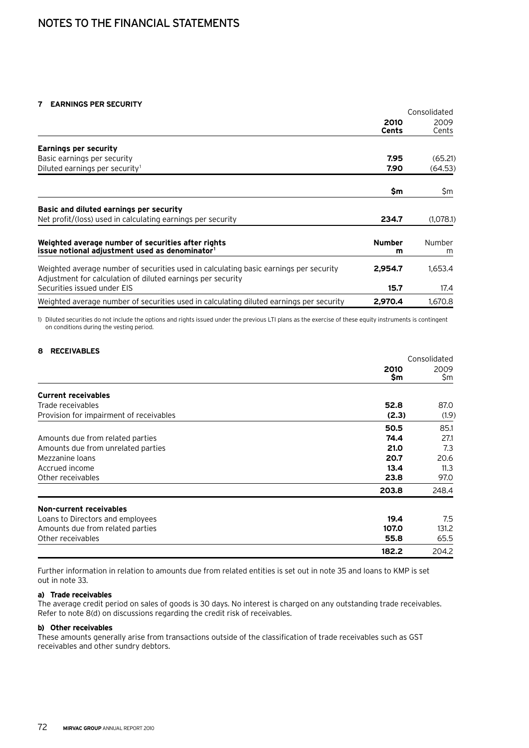# NOTES TO THE FINANCIAL STATEMENTS

### 7 EARNINGS PER SECURITY

| | Consolidated | |
|---|---|---|
| | **2010 Cents** | 2009 Cents |
| **Earnings per security** | | |
| Basic earnings per security | **7.95** | (65.21) |
| Diluted earnings per security[1] | **7.90** | (64.53) |
| | **$m** | $m |
| **Basic and diluted earnings per security** | | |
| Net profit/(loss) used in calculating earnings per security | **234.7** | (1,078.1) |
| **Weighted average number of securities after rights issue notional adjustment used as denominator[1]** | **Number m** | Number m |
| Weighted average number of securities used in calculating basic earnings per security | **2,954.7** | 1,653.4 |
| Adjustment for calculation of diluted earnings per security | | |
| Securities issued under EIS | **15.7** | 17.4 |
| Weighted average number of securities used in calculating diluted earnings per security | **2,970.4** | 1,670.8 |

1) Diluted securities do not include the options and rights issued under the previous LTI plans as the exercise of these equity instruments is contingent on conditions during the vesting period.

### 8 RECEIVABLES

| | Consolidated | |
|---|---|---|
| | **2010 $m** | 2009 $m |
| **Current receivables** | | |
| Trade receivables | **52.8** | 87.0 |
| Provision for impairment of receivables | **(2.3)** | (1.9) |
| | **50.5** | 85.1 |
| Amounts due from related parties | **74.4** | 27.1 |
| Amounts due from unrelated parties | **21.0** | 7.3 |
| Mezzanine loans | **20.7** | 20.6 |
| Accrued income | **13.4** | 11.3 |
| Other receivables | **23.8** | 97.0 |
| | **203.8** | 248.4 |
| **Non-current receivables** | | |
| Loans to Directors and employees | **19.4** | 7.5 |
| Amounts due from related parties | **107.0** | 131.2 |
| Other receivables | **55.8** | 65.5 |
| | **182.2** | 204.2 |

Further information in relation to amounts due from related entities is set out in note 35 and loans to KMP is set out in note 33.

**a) Trade receivables**

The average credit period on sales of goods is 30 days. No interest is charged on any outstanding trade receivables. Refer to note 8(d) on discussions regarding the credit risk of receivables.

**b) Other receivables**

These amounts generally arise from transactions outside of the classification of trade receivables such as GST receivables and other sundry debtors.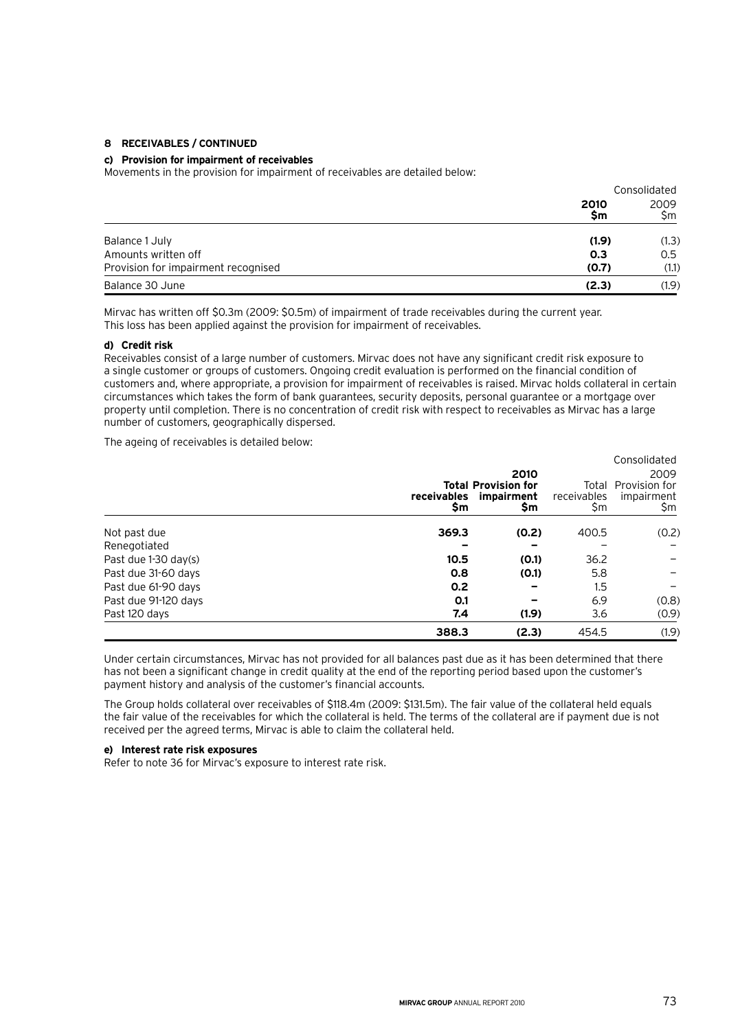## 8 RECEIVABLES / CONTINUED

### c) Provision for impairment of receivables

Movements in the provision for impairment of receivables are detailed below:

| | Consolidated | |
|---|---|---|
| | **2010 $m** | 2009 $m |
| Balance 1 July | **(1.9)** | (1.3) |
| Amounts written off | **0.3** | 0.5 |
| Provision for impairment recognised | **(0.7)** | (1.1) |
| Balance 30 June | **(2.3)** | (1.9) |

Mirvac has written off $0.3m (2009: $0.5m) of impairment of trade receivables during the current year. This loss has been applied against the provision for impairment of receivables.

### d) Credit risk

Receivables consist of a large number of customers. Mirvac does not have any significant credit risk exposure to a single customer or groups of customers. Ongoing credit evaluation is performed on the financial condition of customers and, where appropriate, a provision for impairment of receivables is raised. Mirvac holds collateral in certain circumstances which takes the form of bank guarantees, security deposits, personal guarantee or a mortgage over property until completion. There is no concentration of credit risk with respect to receivables as Mirvac has a large number of customers, geographically dispersed.

The ageing of receivables is detailed below:

| | Consolidated | | | |
|---|---|---|---|---|
| | **2010** | | 2009 | |
| | **Total receivables $m** | **Provision for impairment $m** | Total receivables $m | Provision for impairment $m |
| Not past due | **369.3** | **(0.2)** | 400.5 | (0.2) |
| Renegotiated | **–** | **–** | – | – |
| Past due 1-30 day(s) | **10.5** | **(0.1)** | 36.2 | – |
| Past due 31-60 days | **0.8** | **(0.1)** | 5.8 | – |
| Past due 61-90 days | **0.2** | **–** | 1.5 | – |
| Past due 91-120 days | **0.1** | **–** | 6.9 | (0.8) |
| Past 120 days | **7.4** | **(1.9)** | 3.6 | (0.9) |
| | **388.3** | **(2.3)** | 454.5 | (1.9) |

Under certain circumstances, Mirvac has not provided for all balances past due as it has been determined that there has not been a significant change in credit quality at the end of the reporting period based upon the customer's payment history and analysis of the customer's financial accounts.

The Group holds collateral over receivables of $118.4m (2009: $131.5m). The fair value of the collateral held equals the fair value of the receivables for which the collateral is held. The terms of the collateral are if payment due is not received per the agreed terms, Mirvac is able to claim the collateral held.

### e) Interest rate risk exposures

Refer to note 36 for Mirvac's exposure to interest rate risk.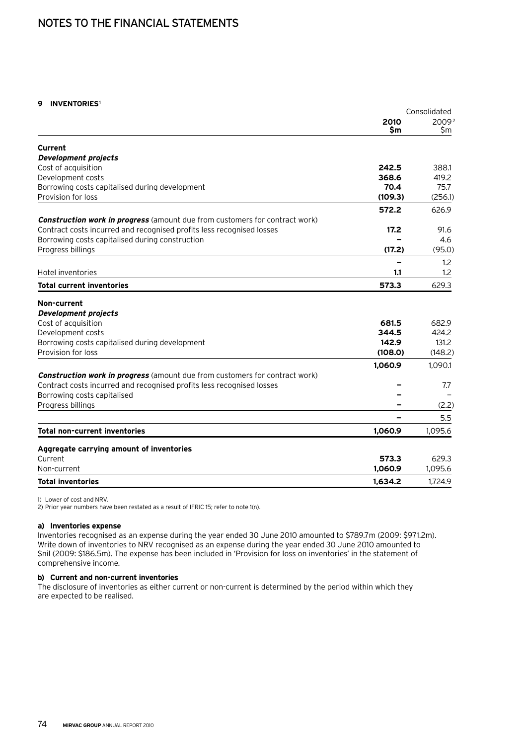# NOTES TO THE FINANCIAL STATEMENTS

## 9 INVENTORIES[1]

| | Consolidated | |
|---|---|---|
| | **2010** **$m** | 2009[2] $m |
| **Current** | | |
| ***Development projects*** | | |
| Cost of acquisition | **242.5** | 388.1 |
| Development costs | **368.6** | 419.2 |
| Borrowing costs capitalised during development | **70.4** | 75.7 |
| Provision for loss | **(109.3)** | (256.1) |
| | **572.2** | 626.9 |
| ***Construction work in progress*** (amount due from customers for contract work) | | |
| Contract costs incurred and recognised profits less recognised losses | **17.2** | 91.6 |
| Borrowing costs capitalised during construction | **–** | 4.6 |
| Progress billings | **(17.2)** | (95.0) |
| | **–** | 1.2 |
| Hotel inventories | **1.1** | 1.2 |
| **Total current inventories** | **573.3** | 629.3 |
| **Non-current** | | |
| ***Development projects*** | | |
| Cost of acquisition | **681.5** | 682.9 |
| Development costs | **344.5** | 424.2 |
| Borrowing costs capitalised during development | **142.9** | 131.2 |
| Provision for loss | **(108.0)** | (148.2) |
| | **1,060.9** | 1,090.1 |
| ***Construction work in progress*** (amount due from customers for contract work) | | |
| Contract costs incurred and recognised profits less recognised losses | **–** | 7.7 |
| Borrowing costs capitalised | **–** | – |
| Progress billings | **–** | (2.2) |
| | **–** | 5.5 |
| **Total non-current inventories** | **1,060.9** | 1,095.6 |
| **Aggregate carrying amount of inventories** | | |
| Current | **573.3** | 629.3 |
| Non-current | **1,060.9** | 1,095.6 |
| **Total inventories** | **1,634.2** | 1,724.9 |

1) Lower of cost and NRV.
2) Prior year numbers have been restated as a result of IFRIC 15; refer to note 1(n).

### a) Inventories expense

Inventories recognised as an expense during the year ended 30 June 2010 amounted to $789.7m (2009: $971.2m). Write down of inventories to NRV recognised as an expense during the year ended 30 June 2010 amounted to $nil (2009: $186.5m). The expense has been included in 'Provision for loss on inventories' in the statement of comprehensive income.

### b) Current and non-current inventories

The disclosure of inventories as either current or non-current is determined by the period within which they are expected to be realised.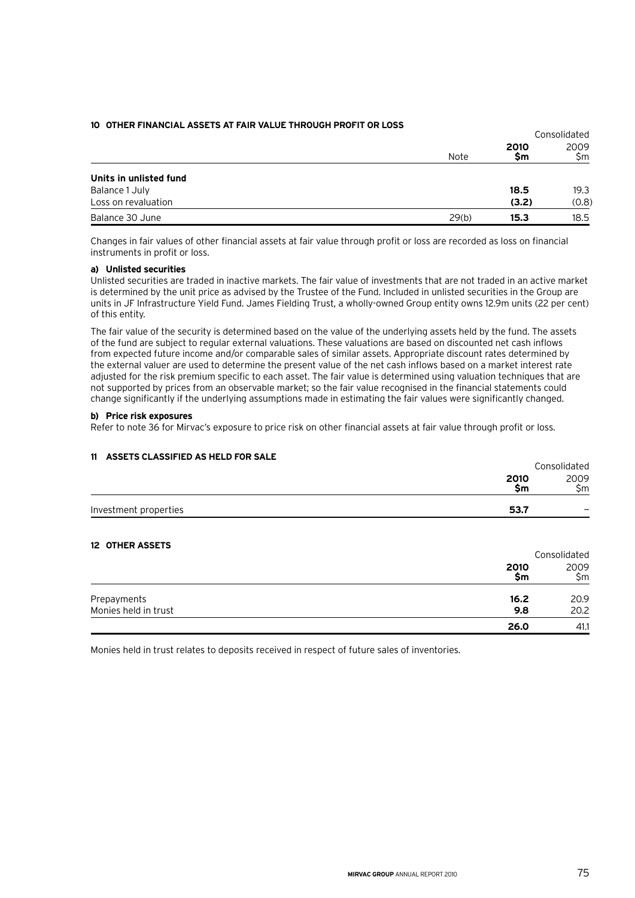## 10 OTHER FINANCIAL ASSETS AT FAIR VALUE THROUGH PROFIT OR LOSS

| | Note | Consolidated 2010 $m | 2009 $m |
|---|---|---|---|
| **Units in unlisted fund** | | | |
| Balance 1 July | | **18.5** | 19.3 |
| Loss on revaluation | | **(3.2)** | (0.8) |
| Balance 30 June | 29(b) | **15.3** | 18.5 |

Changes in fair values of other financial assets at fair value through profit or loss are recorded as loss on financial instruments in profit or loss.

**a) Unlisted securities**

Unlisted securities are traded in inactive markets. The fair value of investments that are not traded in an active market is determined by the unit price as advised by the Trustee of the Fund. Included in unlisted securities in the Group are units in JF Infrastructure Yield Fund. James Fielding Trust, a wholly-owned Group entity owns 12.9m units (22 per cent) of this entity.

The fair value of the security is determined based on the value of the underlying assets held by the fund. The assets of the fund are subject to regular external valuations. These valuations are based on discounted net cash inflows from expected future income and/or comparable sales of similar assets. Appropriate discount rates determined by the external valuer are used to determine the present value of the net cash inflows based on a market interest rate adjusted for the risk premium specific to each asset. The fair value is determined using valuation techniques that are not supported by prices from an observable market; so the fair value recognised in the financial statements could change significantly if the underlying assumptions made in estimating the fair values were significantly changed.

**b) Price risk exposures**

Refer to note 36 for Mirvac's exposure to price risk on other financial assets at fair value through profit or loss.

## 11 ASSETS CLASSIFIED AS HELD FOR SALE

| | Consolidated 2010 $m | 2009 $m |
|---|---|---|
| Investment properties | **53.7** | – |

## 12 OTHER ASSETS

| | Consolidated 2010 $m | 2009 $m |
|---|---|---|
| Prepayments | **16.2** | 20.9 |
| Monies held in trust | **9.8** | 20.2 |
| | **26.0** | 41.1 |

Monies held in trust relates to deposits received in respect of future sales of inventories.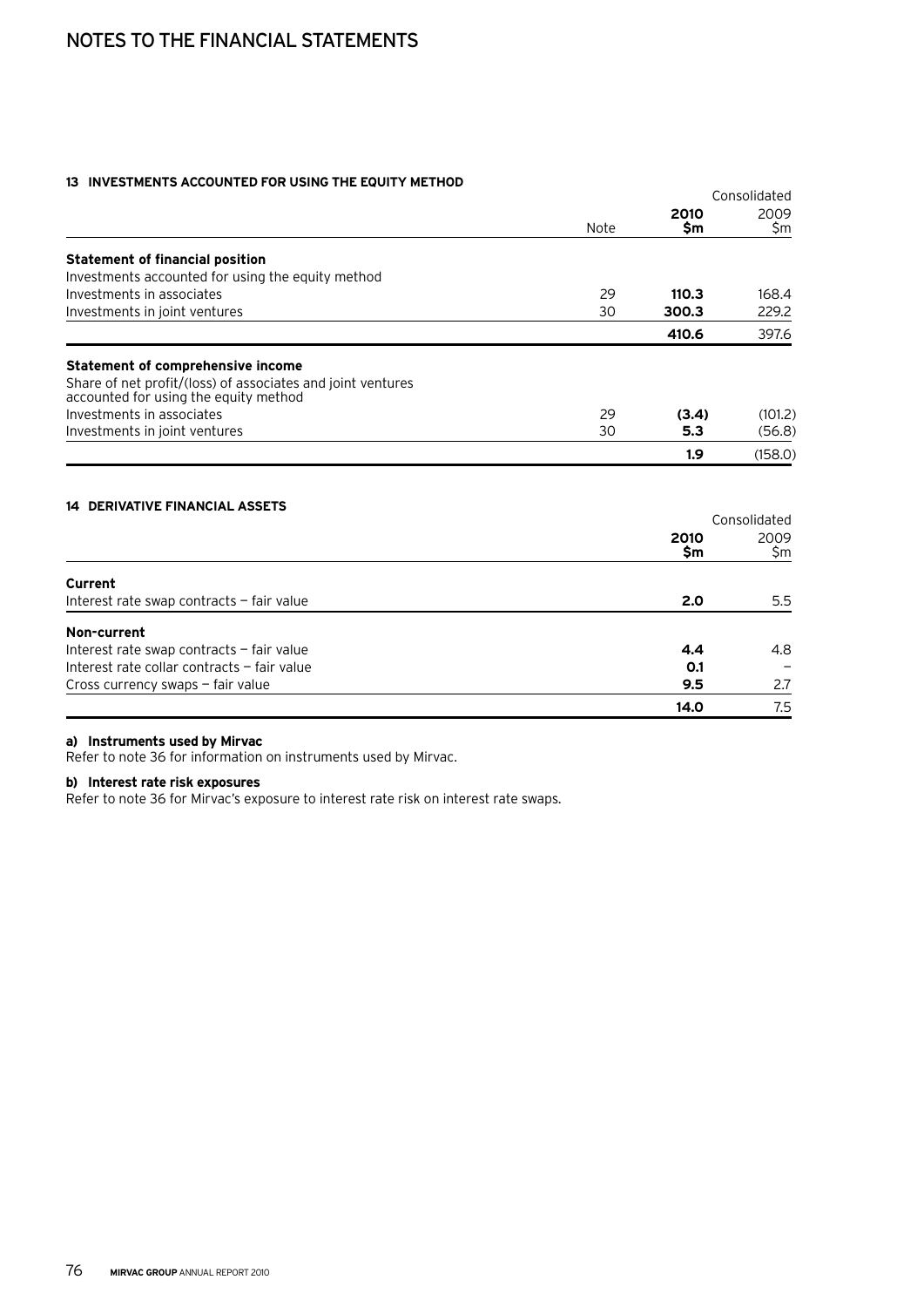## 13 INVESTMENTS ACCOUNTED FOR USING THE EQUITY METHOD

| | Note | Consolidated 2010 $m | 2009 $m |
|---|---|---|---|
| **Statement of financial position** | | | |
| Investments accounted for using the equity method | | | |
| Investments in associates | 29 | **110.3** | 168.4 |
| Investments in joint ventures | 30 | **300.3** | 229.2 |
| | | **410.6** | 397.6 |
| **Statement of comprehensive income** | | | |
| Share of net profit/(loss) of associates and joint ventures accounted for using the equity method | | | |
| Investments in associates | 29 | **(3.4)** | (101.2) |
| Investments in joint ventures | 30 | **5.3** | (56.8) |
| | | **1.9** | (158.0) |

## 14 DERIVATIVE FINANCIAL ASSETS

| | Consolidated 2010 $m | 2009 $m |
|---|---|---|
| **Current** | | |
| Interest rate swap contracts – fair value | **2.0** | 5.5 |
| **Non-current** | | |
| Interest rate swap contracts – fair value | **4.4** | 4.8 |
| Interest rate collar contracts – fair value | **0.1** | – |
| Cross currency swaps – fair value | **9.5** | 2.7 |
| | **14.0** | 7.5 |

**a) Instruments used by Mirvac**

Refer to note 36 for information on instruments used by Mirvac.

**b) Interest rate risk exposures**

Refer to note 36 for Mirvac's exposure to interest rate risk on interest rate swaps.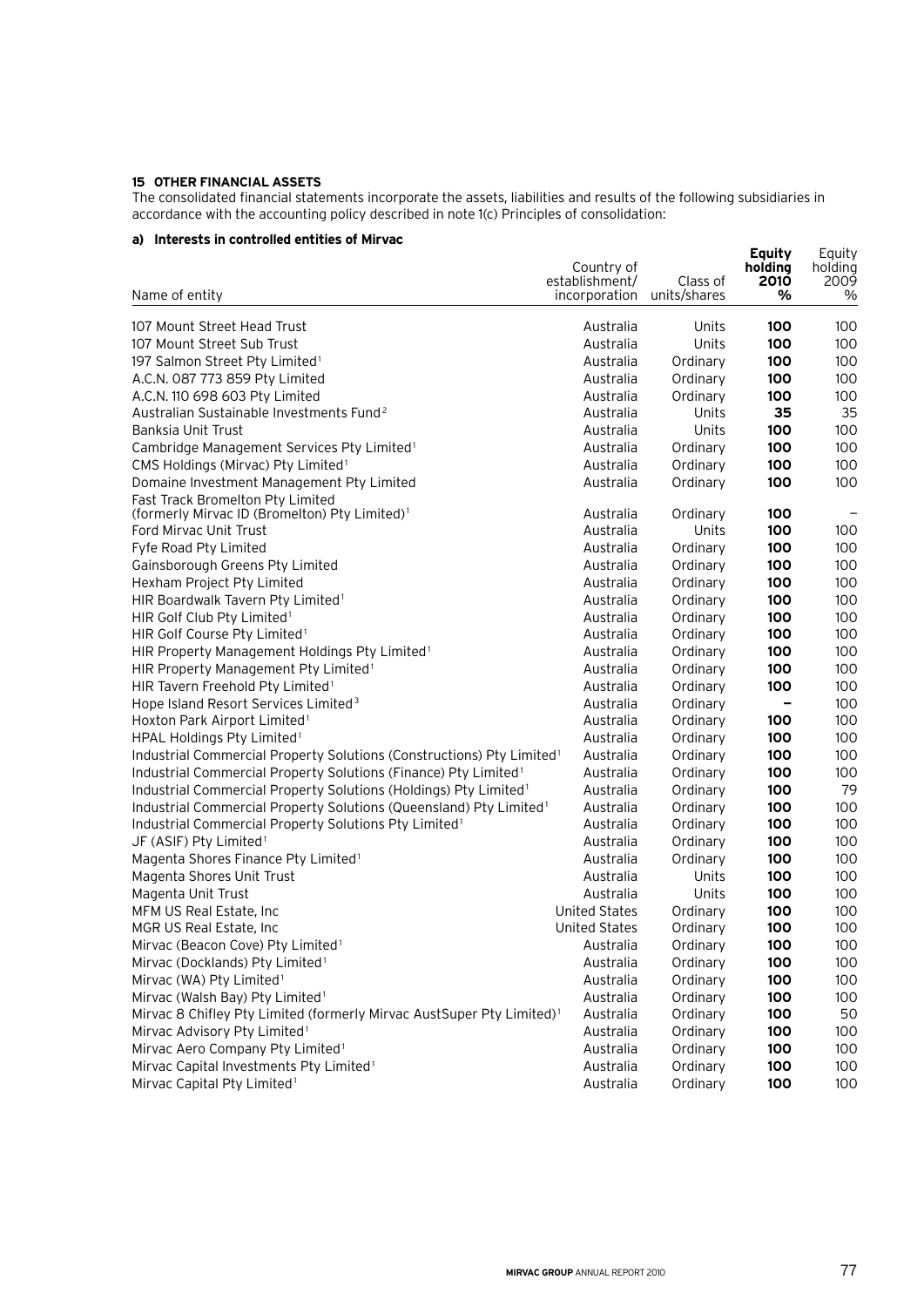## 15 OTHER FINANCIAL ASSETS

The consolidated financial statements incorporate the assets, liabilities and results of the following subsidiaries in accordance with the accounting policy described in note 1(c) Principles of consolidation:

### a) Interests in controlled entities of Mirvac

| Name of entity | Country of establishment/ incorporation | Class of units/shares | **Equity holding 2010 %** | Equity holding 2009 % |
|---|---|---|---|---|
| 107 Mount Street Head Trust | Australia | Units | **100** | 100 |
| 107 Mount Street Sub Trust | Australia | Units | **100** | 100 |
| 197 Salmon Street Pty Limited[1] | Australia | Ordinary | **100** | 100 |
| A.C.N. 087 773 859 Pty Limited | Australia | Ordinary | **100** | 100 |
| A.C.N. 110 698 603 Pty Limited | Australia | Ordinary | **100** | 100 |
| Australian Sustainable Investments Fund[2] | Australia | Units | **35** | 35 |
| Banksia Unit Trust | Australia | Units | **100** | 100 |
| Cambridge Management Services Pty Limited[1] | Australia | Ordinary | **100** | 100 |
| CMS Holdings (Mirvac) Pty Limited[1] | Australia | Ordinary | **100** | 100 |
| Domaine Investment Management Pty Limited | Australia | Ordinary | **100** | 100 |
| Fast Track Bromelton Pty Limited (formerly Mirvac ID (Bromelton) Pty Limited)[1] | Australia | Ordinary | **100** | – |
| Ford Mirvac Unit Trust | Australia | Units | **100** | 100 |
| Fyfe Road Pty Limited | Australia | Ordinary | **100** | 100 |
| Gainsborough Greens Pty Limited | Australia | Ordinary | **100** | 100 |
| Hexham Project Pty Limited | Australia | Ordinary | **100** | 100 |
| HIR Boardwalk Tavern Pty Limited[1] | Australia | Ordinary | **100** | 100 |
| HIR Golf Club Pty Limited[1] | Australia | Ordinary | **100** | 100 |
| HIR Golf Course Pty Limited[1] | Australia | Ordinary | **100** | 100 |
| HIR Property Management Holdings Pty Limited[1] | Australia | Ordinary | **100** | 100 |
| HIR Property Management Pty Limited[1] | Australia | Ordinary | **100** | 100 |
| HIR Tavern Freehold Pty Limited[1] | Australia | Ordinary | **100** | 100 |
| Hope Island Resort Services Limited[3] | Australia | Ordinary | **–** | 100 |
| Hoxton Park Airport Limited[1] | Australia | Ordinary | **100** | 100 |
| HPAL Holdings Pty Limited[1] | Australia | Ordinary | **100** | 100 |
| Industrial Commercial Property Solutions (Constructions) Pty Limited[1] | Australia | Ordinary | **100** | 100 |
| Industrial Commercial Property Solutions (Finance) Pty Limited[1] | Australia | Ordinary | **100** | 100 |
| Industrial Commercial Property Solutions (Holdings) Pty Limited[1] | Australia | Ordinary | **100** | 79 |
| Industrial Commercial Property Solutions (Queensland) Pty Limited[1] | Australia | Ordinary | **100** | 100 |
| Industrial Commercial Property Solutions Pty Limited[1] | Australia | Ordinary | **100** | 100 |
| JF (ASIF) Pty Limited[1] | Australia | Ordinary | **100** | 100 |
| Magenta Shores Finance Pty Limited[1] | Australia | Ordinary | **100** | 100 |
| Magenta Shores Unit Trust | Australia | Units | **100** | 100 |
| Magenta Unit Trust | Australia | Units | **100** | 100 |
| MFM US Real Estate, Inc | United States | Ordinary | **100** | 100 |
| MGR US Real Estate, Inc | United States | Ordinary | **100** | 100 |
| Mirvac (Beacon Cove) Pty Limited[1] | Australia | Ordinary | **100** | 100 |
| Mirvac (Docklands) Pty Limited[1] | Australia | Ordinary | **100** | 100 |
| Mirvac (WA) Pty Limited[1] | Australia | Ordinary | **100** | 100 |
| Mirvac (Walsh Bay) Pty Limited[1] | Australia | Ordinary | **100** | 100 |
| Mirvac 8 Chifley Pty Limited (formerly Mirvac AustSuper Pty Limited)[1] | Australia | Ordinary | **100** | 50 |
| Mirvac Advisory Pty Limited[1] | Australia | Ordinary | **100** | 100 |
| Mirvac Aero Company Pty Limited[1] | Australia | Ordinary | **100** | 100 |
| Mirvac Capital Investments Pty Limited[1] | Australia | Ordinary | **100** | 100 |
| Mirvac Capital Pty Limited[1] | Australia | Ordinary | **100** | 100 |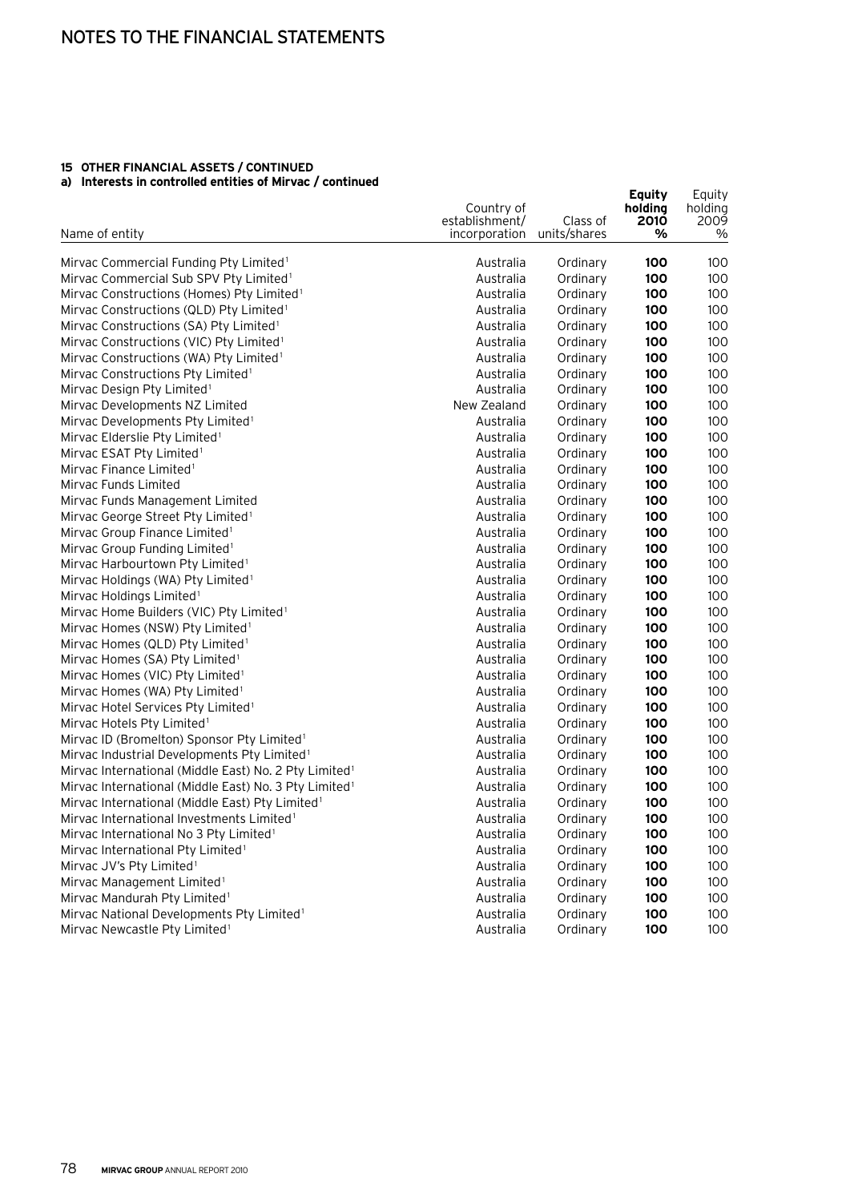# NOTES TO THE FINANCIAL STATEMENTS

**15 OTHER FINANCIAL ASSETS / CONTINUED**

**a) Interests in controlled entities of Mirvac / continued**

| Name of entity | Country of establishment/ incorporation | Class of units/shares | **Equity holding 2010 %** | Equity holding 2009 % |
|---|---|---|---|---|
| Mirvac Commercial Funding Pty Limited[1] | Australia | Ordinary | **100** | 100 |
| Mirvac Commercial Sub SPV Pty Limited[1] | Australia | Ordinary | **100** | 100 |
| Mirvac Constructions (Homes) Pty Limited[1] | Australia | Ordinary | **100** | 100 |
| Mirvac Constructions (QLD) Pty Limited[1] | Australia | Ordinary | **100** | 100 |
| Mirvac Constructions (SA) Pty Limited[1] | Australia | Ordinary | **100** | 100 |
| Mirvac Constructions (VIC) Pty Limited[1] | Australia | Ordinary | **100** | 100 |
| Mirvac Constructions (WA) Pty Limited[1] | Australia | Ordinary | **100** | 100 |
| Mirvac Constructions Pty Limited[1] | Australia | Ordinary | **100** | 100 |
| Mirvac Design Pty Limited[1] | Australia | Ordinary | **100** | 100 |
| Mirvac Developments NZ Limited | New Zealand | Ordinary | **100** | 100 |
| Mirvac Developments Pty Limited[1] | Australia | Ordinary | **100** | 100 |
| Mirvac Elderslie Pty Limited[1] | Australia | Ordinary | **100** | 100 |
| Mirvac ESAT Pty Limited[1] | Australia | Ordinary | **100** | 100 |
| Mirvac Finance Limited[1] | Australia | Ordinary | **100** | 100 |
| Mirvac Funds Limited | Australia | Ordinary | **100** | 100 |
| Mirvac Funds Management Limited | Australia | Ordinary | **100** | 100 |
| Mirvac George Street Pty Limited[1] | Australia | Ordinary | **100** | 100 |
| Mirvac Group Finance Limited[1] | Australia | Ordinary | **100** | 100 |
| Mirvac Group Funding Limited[1] | Australia | Ordinary | **100** | 100 |
| Mirvac Harbourtown Pty Limited[1] | Australia | Ordinary | **100** | 100 |
| Mirvac Holdings (WA) Pty Limited[1] | Australia | Ordinary | **100** | 100 |
| Mirvac Holdings Limited[1] | Australia | Ordinary | **100** | 100 |
| Mirvac Home Builders (VIC) Pty Limited[1] | Australia | Ordinary | **100** | 100 |
| Mirvac Homes (NSW) Pty Limited[1] | Australia | Ordinary | **100** | 100 |
| Mirvac Homes (QLD) Pty Limited[1] | Australia | Ordinary | **100** | 100 |
| Mirvac Homes (SA) Pty Limited[1] | Australia | Ordinary | **100** | 100 |
| Mirvac Homes (VIC) Pty Limited[1] | Australia | Ordinary | **100** | 100 |
| Mirvac Homes (WA) Pty Limited[1] | Australia | Ordinary | **100** | 100 |
| Mirvac Hotel Services Pty Limited[1] | Australia | Ordinary | **100** | 100 |
| Mirvac Hotels Pty Limited[1] | Australia | Ordinary | **100** | 100 |
| Mirvac ID (Bromelton) Sponsor Pty Limited[1] | Australia | Ordinary | **100** | 100 |
| Mirvac Industrial Developments Pty Limited[1] | Australia | Ordinary | **100** | 100 |
| Mirvac International (Middle East) No. 2 Pty Limited[1] | Australia | Ordinary | **100** | 100 |
| Mirvac International (Middle East) No. 3 Pty Limited[1] | Australia | Ordinary | **100** | 100 |
| Mirvac International (Middle East) Pty Limited[1] | Australia | Ordinary | **100** | 100 |
| Mirvac International Investments Limited[1] | Australia | Ordinary | **100** | 100 |
| Mirvac International No 3 Pty Limited[1] | Australia | Ordinary | **100** | 100 |
| Mirvac International Pty Limited[1] | Australia | Ordinary | **100** | 100 |
| Mirvac JV's Pty Limited[1] | Australia | Ordinary | **100** | 100 |
| Mirvac Management Limited[1] | Australia | Ordinary | **100** | 100 |
| Mirvac Mandurah Pty Limited[1] | Australia | Ordinary | **100** | 100 |
| Mirvac National Developments Pty Limited[1] | Australia | Ordinary | **100** | 100 |
| Mirvac Newcastle Pty Limited[1] | Australia | Ordinary | **100** | 100 |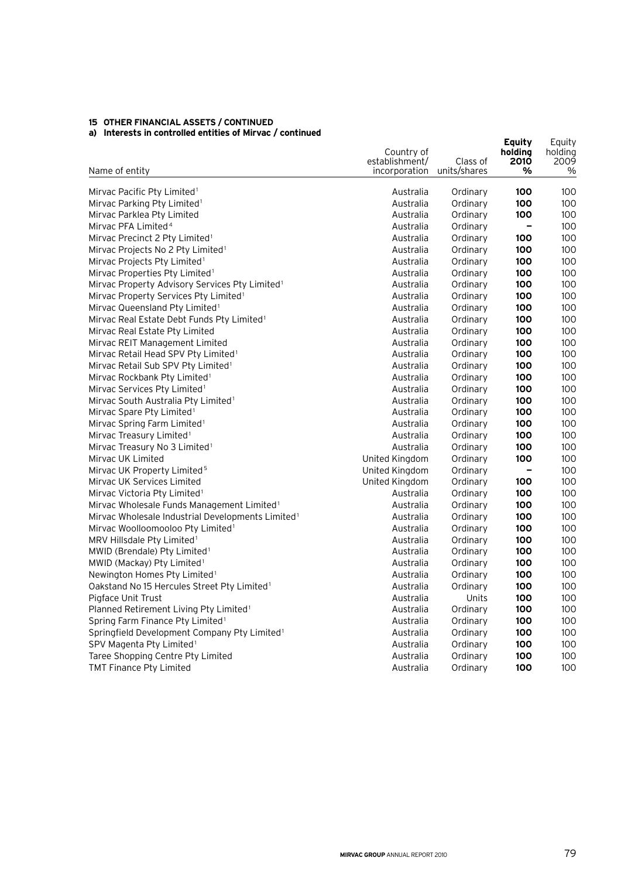**15 OTHER FINANCIAL ASSETS / CONTINUED**

**a) Interests in controlled entities of Mirvac / continued**

| Name of entity | Country of establishment/ incorporation | Class of units/shares | **Equity holding 2010 %** | Equity holding 2009 % |
|---|---|---|---|---|
| Mirvac Pacific Pty Limited[1] | Australia | Ordinary | **100** | 100 |
| Mirvac Parking Pty Limited[1] | Australia | Ordinary | **100** | 100 |
| Mirvac Parklea Pty Limited | Australia | Ordinary | **100** | 100 |
| Mirvac PFA Limited[4] | Australia | Ordinary | **–** | 100 |
| Mirvac Precinct 2 Pty Limited[1] | Australia | Ordinary | **100** | 100 |
| Mirvac Projects No 2 Pty Limited[1] | Australia | Ordinary | **100** | 100 |
| Mirvac Projects Pty Limited[1] | Australia | Ordinary | **100** | 100 |
| Mirvac Properties Pty Limited[1] | Australia | Ordinary | **100** | 100 |
| Mirvac Property Advisory Services Pty Limited[1] | Australia | Ordinary | **100** | 100 |
| Mirvac Property Services Pty Limited[1] | Australia | Ordinary | **100** | 100 |
| Mirvac Queensland Pty Limited[1] | Australia | Ordinary | **100** | 100 |
| Mirvac Real Estate Debt Funds Pty Limited[1] | Australia | Ordinary | **100** | 100 |
| Mirvac Real Estate Pty Limited | Australia | Ordinary | **100** | 100 |
| Mirvac REIT Management Limited | Australia | Ordinary | **100** | 100 |
| Mirvac Retail Head SPV Pty Limited[1] | Australia | Ordinary | **100** | 100 |
| Mirvac Retail Sub SPV Pty Limited[1] | Australia | Ordinary | **100** | 100 |
| Mirvac Rockbank Pty Limited[1] | Australia | Ordinary | **100** | 100 |
| Mirvac Services Pty Limited[1] | Australia | Ordinary | **100** | 100 |
| Mirvac South Australia Pty Limited[1] | Australia | Ordinary | **100** | 100 |
| Mirvac Spare Pty Limited[1] | Australia | Ordinary | **100** | 100 |
| Mirvac Spring Farm Limited[1] | Australia | Ordinary | **100** | 100 |
| Mirvac Treasury Limited[1] | Australia | Ordinary | **100** | 100 |
| Mirvac Treasury No 3 Limited[1] | Australia | Ordinary | **100** | 100 |
| Mirvac UK Limited | United Kingdom | Ordinary | **100** | 100 |
| Mirvac UK Property Limited[5] | United Kingdom | Ordinary | **–** | 100 |
| Mirvac UK Services Limited | United Kingdom | Ordinary | **100** | 100 |
| Mirvac Victoria Pty Limited[1] | Australia | Ordinary | **100** | 100 |
| Mirvac Wholesale Funds Management Limited[1] | Australia | Ordinary | **100** | 100 |
| Mirvac Wholesale Industrial Developments Limited[1] | Australia | Ordinary | **100** | 100 |
| Mirvac Woolloomooloo Pty Limited[1] | Australia | Ordinary | **100** | 100 |
| MRV Hillsdale Pty Limited[1] | Australia | Ordinary | **100** | 100 |
| MWID (Brendale) Pty Limited[1] | Australia | Ordinary | **100** | 100 |
| MWID (Mackay) Pty Limited[1] | Australia | Ordinary | **100** | 100 |
| Newington Homes Pty Limited[1] | Australia | Ordinary | **100** | 100 |
| Oakstand No 15 Hercules Street Pty Limited[1] | Australia | Ordinary | **100** | 100 |
| Pigface Unit Trust | Australia | Units | **100** | 100 |
| Planned Retirement Living Pty Limited[1] | Australia | Ordinary | **100** | 100 |
| Spring Farm Finance Pty Limited[1] | Australia | Ordinary | **100** | 100 |
| Springfield Development Company Pty Limited[1] | Australia | Ordinary | **100** | 100 |
| SPV Magenta Pty Limited[1] | Australia | Ordinary | **100** | 100 |
| Taree Shopping Centre Pty Limited | Australia | Ordinary | **100** | 100 |
| TMT Finance Pty Limited | Australia | Ordinary | **100** | 100 |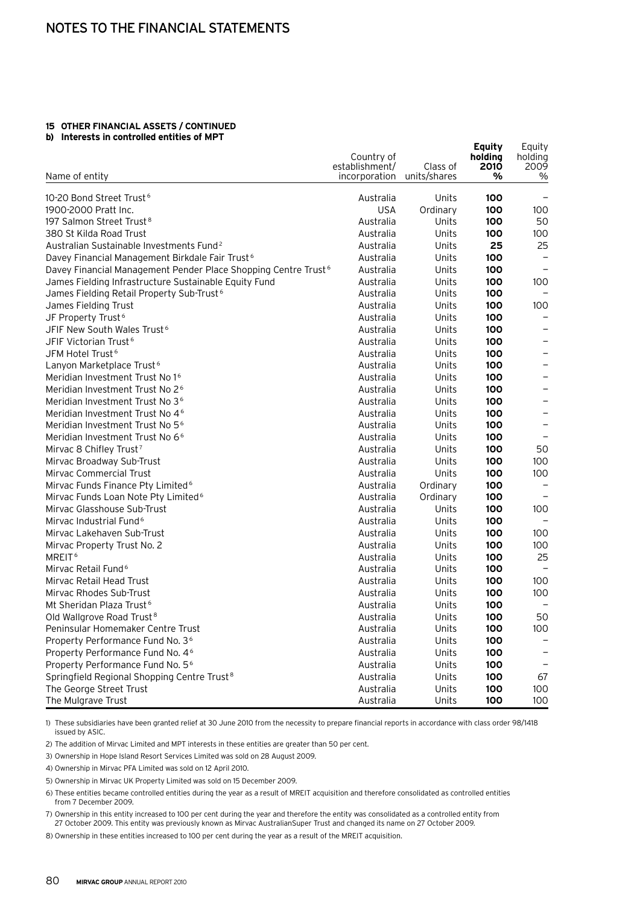# NOTES TO THE FINANCIAL STATEMENTS

## 15 OTHER FINANCIAL ASSETS / CONTINUED

### b) Interests in controlled entities of MPT

| Name of entity | Country of establishment/ incorporation | Class of units/shares | **Equity holding 2010 %** | Equity holding 2009 % |
|---|---|---|---|---|
| 10-20 Bond Street Trust[6] | Australia | Units | **100** | – |
| 1900-2000 Pratt Inc. | USA | Ordinary | **100** | 100 |
| 197 Salmon Street Trust[8] | Australia | Units | **100** | 50 |
| 380 St Kilda Road Trust | Australia | Units | **100** | 100 |
| Australian Sustainable Investments Fund[2] | Australia | Units | **25** | 25 |
| Davey Financial Management Birkdale Fair Trust[6] | Australia | Units | **100** | – |
| Davey Financial Management Pender Place Shopping Centre Trust[6] | Australia | Units | **100** | – |
| James Fielding Infrastructure Sustainable Equity Fund | Australia | Units | **100** | 100 |
| James Fielding Retail Property Sub-Trust[6] | Australia | Units | **100** | – |
| James Fielding Trust | Australia | Units | **100** | 100 |
| JF Property Trust[6] | Australia | Units | **100** | – |
| JFIF New South Wales Trust[6] | Australia | Units | **100** | – |
| JFIF Victorian Trust[6] | Australia | Units | **100** | – |
| JFM Hotel Trust[6] | Australia | Units | **100** | – |
| Lanyon Marketplace Trust[6] | Australia | Units | **100** | – |
| Meridian Investment Trust No 1[6] | Australia | Units | **100** | – |
| Meridian Investment Trust No 2[6] | Australia | Units | **100** | – |
| Meridian Investment Trust No 3[6] | Australia | Units | **100** | – |
| Meridian Investment Trust No 4[6] | Australia | Units | **100** | – |
| Meridian Investment Trust No 5[6] | Australia | Units | **100** | – |
| Meridian Investment Trust No 6[6] | Australia | Units | **100** | – |
| Mirvac 8 Chifley Trust[7] | Australia | Units | **100** | 50 |
| Mirvac Broadway Sub-Trust | Australia | Units | **100** | 100 |
| Mirvac Commercial Trust | Australia | Units | **100** | 100 |
| Mirvac Funds Finance Pty Limited[6] | Australia | Ordinary | **100** | – |
| Mirvac Funds Loan Note Pty Limited[6] | Australia | Ordinary | **100** | – |
| Mirvac Glasshouse Sub-Trust | Australia | Units | **100** | 100 |
| Mirvac Industrial Fund[6] | Australia | Units | **100** | – |
| Mirvac Lakehaven Sub-Trust | Australia | Units | **100** | 100 |
| Mirvac Property Trust No. 2 | Australia | Units | **100** | 100 |
| MREIT[6] | Australia | Units | **100** | 25 |
| Mirvac Retail Fund[6] | Australia | Units | **100** | – |
| Mirvac Retail Head Trust | Australia | Units | **100** | 100 |
| Mirvac Rhodes Sub-Trust | Australia | Units | **100** | 100 |
| Mt Sheridan Plaza Trust[6] | Australia | Units | **100** | – |
| Old Wallgrove Road Trust[8] | Australia | Units | **100** | 50 |
| Peninsular Homemaker Centre Trust | Australia | Units | **100** | 100 |
| Property Performance Fund No. 3[6] | Australia | Units | **100** | – |
| Property Performance Fund No. 4[6] | Australia | Units | **100** | – |
| Property Performance Fund No. 5[6] | Australia | Units | **100** | – |
| Springfield Regional Shopping Centre Trust[8] | Australia | Units | **100** | 67 |
| The George Street Trust | Australia | Units | **100** | 100 |
| The Mulgrave Trust | Australia | Units | **100** | 100 |

1) These subsidiaries have been granted relief at 30 June 2010 from the necessity to prepare financial reports in accordance with class order 98/1418 issued by ASIC.

2) The addition of Mirvac Limited and MPT interests in these entities are greater than 50 per cent.

3) Ownership in Hope Island Resort Services Limited was sold on 28 August 2009.

4) Ownership in Mirvac PFA Limited was sold on 12 April 2010.

5) Ownership in Mirvac UK Property Limited was sold on 15 December 2009.

6) These entities became controlled entities during the year as a result of MREIT acquisition and therefore consolidated as controlled entities from 7 December 2009.

7) Ownership in this entity increased to 100 per cent during the year and therefore the entity was consolidated as a controlled entity from 27 October 2009. This entity was previously known as Mirvac AustralianSuper Trust and changed its name on 27 October 2009.

8) Ownership in these entities increased to 100 per cent during the year as a result of the MREIT acquisition.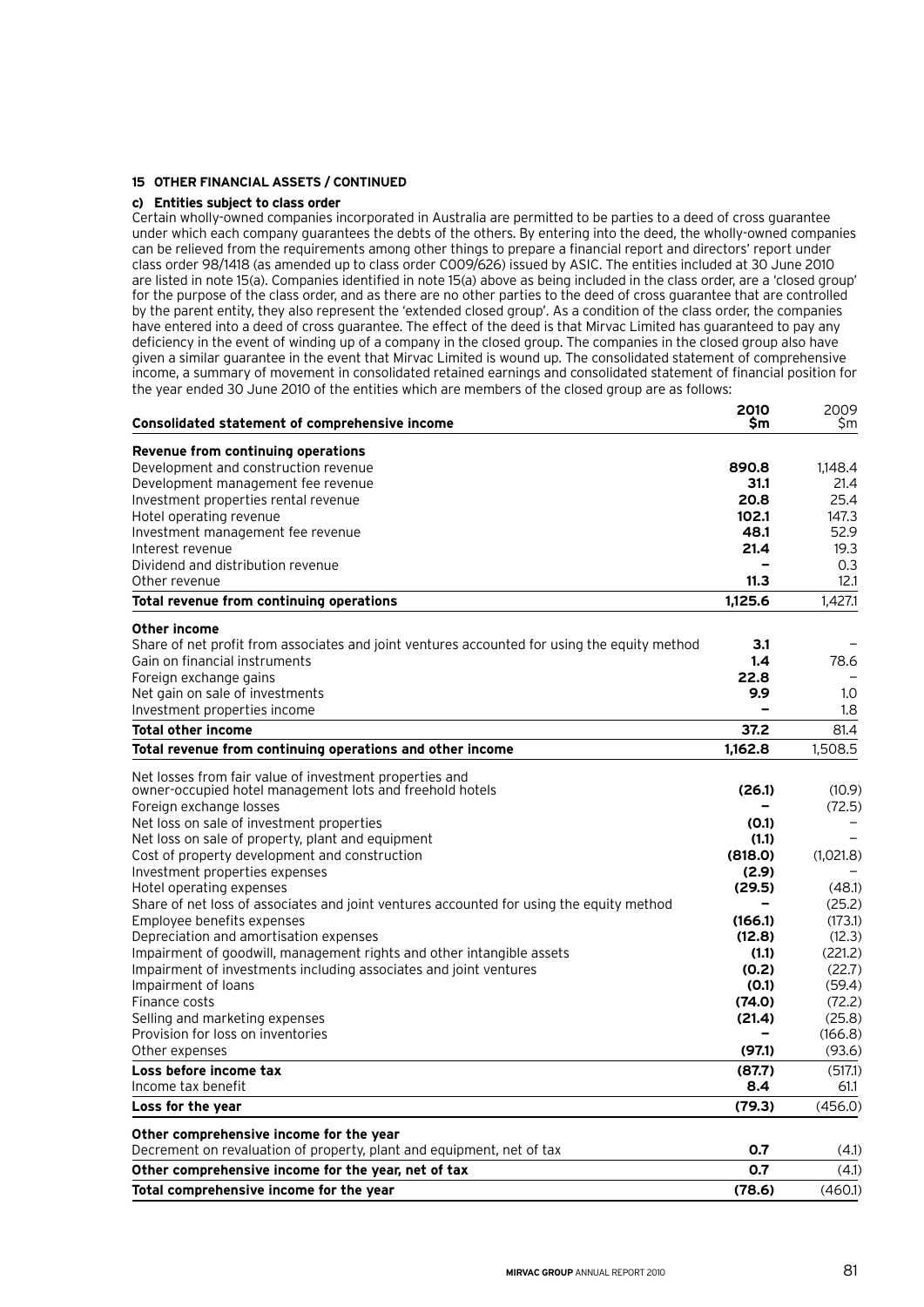**15 OTHER FINANCIAL ASSETS / CONTINUED**

**c) Entities subject to class order**

Certain wholly-owned companies incorporated in Australia are permitted to be parties to a deed of cross guarantee under which each company guarantees the debts of the others. By entering into the deed, the wholly-owned companies can be relieved from the requirements among other things to prepare a financial report and directors' report under class order 98/1418 (as amended up to class order CO09/626) issued by ASIC. The entities included at 30 June 2010 are listed in note 15(a). Companies identified in note 15(a) above as being included in the class order, are a 'closed group' for the purpose of the class order, and as there are no other parties to the deed of cross guarantee that are controlled by the parent entity, they also represent the 'extended closed group'. As a condition of the class order, the companies have entered into a deed of cross guarantee. The effect of the deed is that Mirvac Limited has guaranteed to pay any deficiency in the event of winding up of a company in the closed group. The companies in the closed group also have given a similar guarantee in the event that Mirvac Limited is wound up. The consolidated statement of comprehensive income, a summary of movement in consolidated retained earnings and consolidated statement of financial position for the year ended 30 June 2010 of the entities which are members of the closed group are as follows:

| Consolidated statement of comprehensive income | 2010 $m | 2009 $m |
|---|---|---|
| **Revenue from continuing operations** | | |
| Development and construction revenue | **890.8** | 1,148.4 |
| Development management fee revenue | **31.1** | 21.4 |
| Investment properties rental revenue | **20.8** | 25.4 |
| Hotel operating revenue | **102.1** | 147.3 |
| Investment management fee revenue | **48.1** | 52.9 |
| Interest revenue | **21.4** | 19.3 |
| Dividend and distribution revenue | **–** | 0.3 |
| Other revenue | **11.3** | 12.1 |
| **Total revenue from continuing operations** | **1,125.6** | 1,427.1 |
| **Other income** | | |
| Share of net profit from associates and joint ventures accounted for using the equity method | **3.1** | – |
| Gain on financial instruments | **1.4** | 78.6 |
| Foreign exchange gains | **22.8** | – |
| Net gain on sale of investments | **9.9** | 1.0 |
| Investment properties income | **–** | 1.8 |
| **Total other income** | **37.2** | 81.4 |
| **Total revenue from continuing operations and other income** | **1,162.8** | 1,508.5 |
| Net losses from fair value of investment properties and owner-occupied hotel management lots and freehold hotels | **(26.1)** | (10.9) |
| Foreign exchange losses | **–** | (72.5) |
| Net loss on sale of investment properties | **(0.1)** | – |
| Net loss on sale of property, plant and equipment | **(1.1)** | – |
| Cost of property development and construction | **(818.0)** | (1,021.8) |
| Investment properties expenses | **(2.9)** | – |
| Hotel operating expenses | **(29.5)** | (48.1) |
| Share of net loss of associates and joint ventures accounted for using the equity method | **–** | (25.2) |
| Employee benefits expenses | **(166.1)** | (173.1) |
| Depreciation and amortisation expenses | **(12.8)** | (12.3) |
| Impairment of goodwill, management rights and other intangible assets | **(1.1)** | (221.2) |
| Impairment of investments including associates and joint ventures | **(0.2)** | (22.7) |
| Impairment of loans | **(0.1)** | (59.4) |
| Finance costs | **(74.0)** | (72.2) |
| Selling and marketing expenses | **(21.4)** | (25.8) |
| Provision for loss on inventories | **–** | (166.8) |
| Other expenses | **(97.1)** | (93.6) |
| **Loss before income tax** | **(87.7)** | (517.1) |
| Income tax benefit | **8.4** | 61.1 |
| **Loss for the year** | **(79.3)** | (456.0) |
| **Other comprehensive income for the year** | | |
| Decrement on revaluation of property, plant and equipment, net of tax | **0.7** | (4.1) |
| **Other comprehensive income for the year, net of tax** | **0.7** | (4.1) |
| **Total comprehensive income for the year** | **(78.6)** | (460.1) |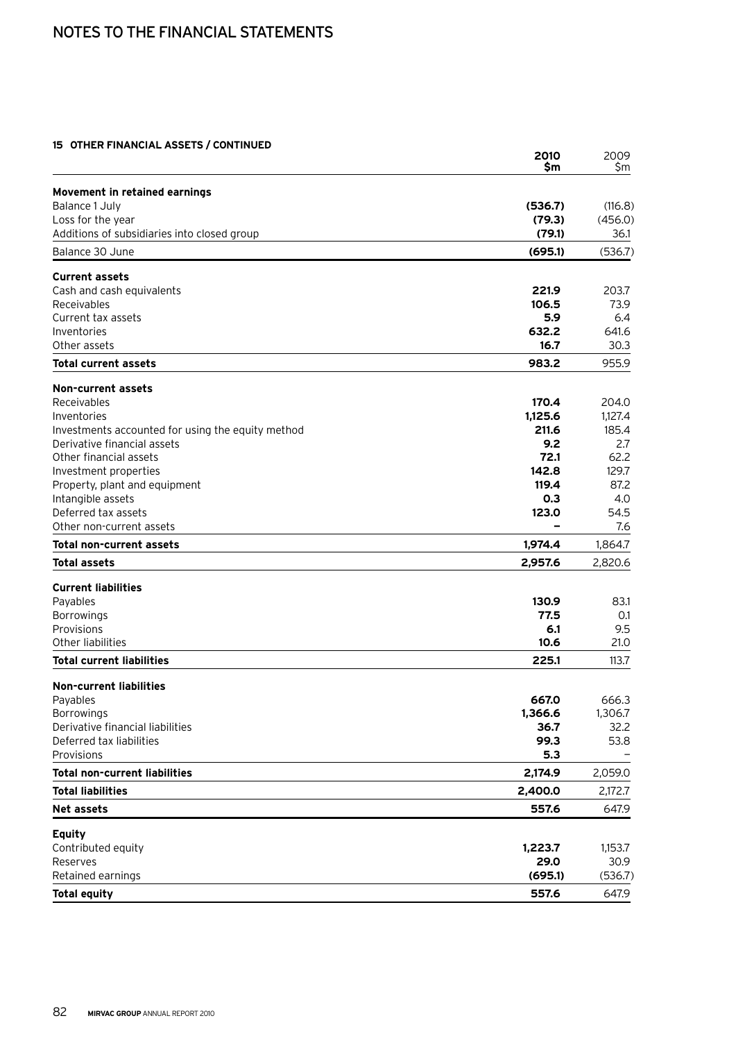## 15 OTHER FINANCIAL ASSETS / CONTINUED

| | 2010 $m | 2009 $m |
|---|---|---|
| **Movement in retained earnings** | | |
| Balance 1 July | **(536.7)** | (116.8) |
| Loss for the year | **(79.3)** | (456.0) |
| Additions of subsidiaries into closed group | **(79.1)** | 36.1 |
| Balance 30 June | **(695.1)** | (536.7) |
| **Current assets** | | |
| Cash and cash equivalents | **221.9** | 203.7 |
| Receivables | **106.5** | 73.9 |
| Current tax assets | **5.9** | 6.4 |
| Inventories | **632.2** | 641.6 |
| Other assets | **16.7** | 30.3 |
| **Total current assets** | **983.2** | 955.9 |
| **Non-current assets** | | |
| Receivables | **170.4** | 204.0 |
| Inventories | **1,125.6** | 1,127.4 |
| Investments accounted for using the equity method | **211.6** | 185.4 |
| Derivative financial assets | **9.2** | 2.7 |
| Other financial assets | **72.1** | 62.2 |
| Investment properties | **142.8** | 129.7 |
| Property, plant and equipment | **119.4** | 87.2 |
| Intangible assets | **0.3** | 4.0 |
| Deferred tax assets | **123.0** | 54.5 |
| Other non-current assets | **–** | 7.6 |
| **Total non-current assets** | **1,974.4** | 1,864.7 |
| **Total assets** | **2,957.6** | 2,820.6 |
| **Current liabilities** | | |
| Payables | **130.9** | 83.1 |
| Borrowings | **77.5** | 0.1 |
| Provisions | **6.1** | 9.5 |
| Other liabilities | **10.6** | 21.0 |
| **Total current liabilities** | **225.1** | 113.7 |
| **Non-current liabilities** | | |
| Payables | **667.0** | 666.3 |
| Borrowings | **1,366.6** | 1,306.7 |
| Derivative financial liabilities | **36.7** | 32.2 |
| Deferred tax liabilities | **99.3** | 53.8 |
| Provisions | **5.3** | – |
| **Total non-current liabilities** | **2,174.9** | 2,059.0 |
| **Total liabilities** | **2,400.0** | 2,172.7 |
| **Net assets** | **557.6** | 647.9 |
| **Equity** | | |
| Contributed equity | **1,223.7** | 1,153.7 |
| Reserves | **29.0** | 30.9 |
| Retained earnings | **(695.1)** | (536.7) |
| **Total equity** | **557.6** | 647.9 |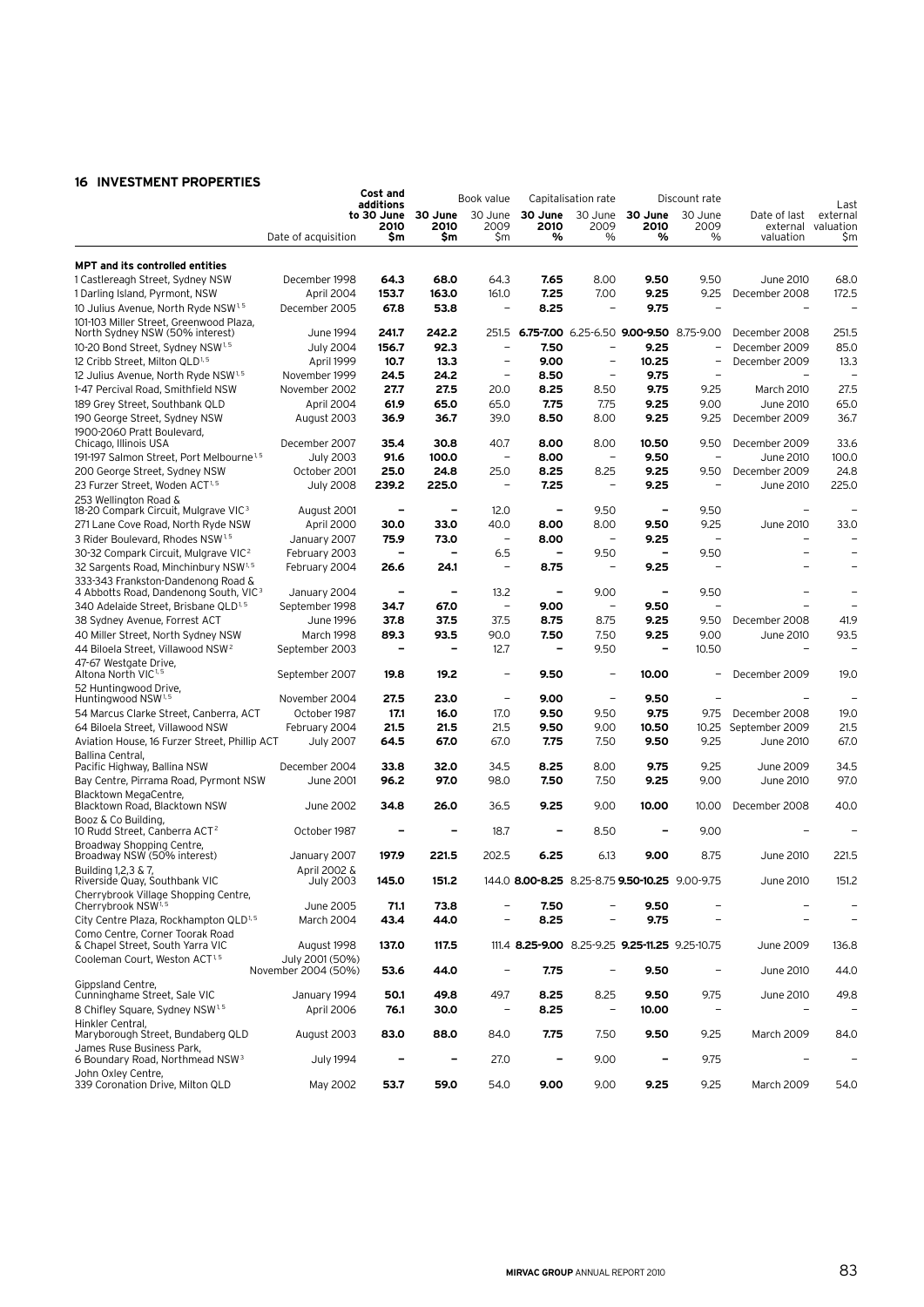## 16 INVESTMENT PROPERTIES

| | Date of acquisition | Cost and additions to 30 June 2010 $m | Book value 30 June 2010 $m | Book value 30 June 2009 $m | Capitalisation rate 30 June 2010 % | Capitalisation rate 30 June 2009 % | Discount rate 30 June 2010 % | Discount rate 30 June 2009 % | Date of last external valuation | Last external valuation $m |
|---|---|---|---|---|---|---|---|---|---|---|
| **MPT and its controlled entities** | | | | | | | | | | |
| 1 Castlereagh Street, Sydney NSW | December 1998 | **64.3** | **68.0** | 64.3 | **7.65** | 8.00 | **9.50** | 9.50 | June 2010 | 68.0 |
| 1 Darling Island, Pyrmont, NSW | April 2004 | **153.7** | **163.0** | 161.0 | **7.25** | 7.00 | **9.25** | 9.25 | December 2008 | 172.5 |
| 10 Julius Avenue, North Ryde NSW[1,5] | December 2005 | **67.8** | **53.8** | – | **8.25** | – | **9.75** | – | – | – |
| 101-103 Miller Street, Greenwood Plaza, North Sydney NSW (50% interest) | June 1994 | **241.7** | **242.2** | 251.5 | **6.75-7.00** | 6.25-6.50 | **9.00-9.50** | 8.75-9.00 | December 2008 | 251.5 |
| 10-20 Bond Street, Sydney NSW[1,5] | July 2004 | **156.7** | **92.3** | – | **7.50** | – | **9.25** | – | December 2009 | 85.0 |
| 12 Cribb Street, Milton QLD[1,5] | April 1999 | **10.7** | **13.3** | – | **9.00** | – | **10.25** | – | December 2009 | 13.3 |
| 12 Julius Avenue, North Ryde NSW[1,5] | November 1999 | **24.5** | **24.2** | – | **8.50** | – | **9.75** | – | – | – |
| 1-47 Percival Road, Smithfield NSW | November 2002 | **27.7** | **27.5** | 20.0 | **8.25** | 8.50 | **9.75** | 9.25 | March 2010 | 27.5 |
| 189 Grey Street, Southbank QLD | April 2004 | **61.9** | **65.0** | 65.0 | **7.75** | 7.75 | **9.25** | 9.00 | June 2010 | 65.0 |
| 190 George Street, Sydney NSW | August 2003 | **36.9** | **36.7** | 39.0 | **8.50** | 8.00 | **9.25** | 9.25 | December 2009 | 36.7 |
| 1900-2060 Pratt Boulevard, Chicago, Illinois USA | December 2007 | **35.4** | **30.8** | 40.7 | **8.00** | 8.00 | **10.50** | 9.50 | December 2009 | 33.6 |
| 191-197 Salmon Street, Port Melbourne[1,5] | July 2003 | **91.6** | **100.0** | – | **8.00** | – | **9.50** | – | June 2010 | 100.0 |
| 200 George Street, Sydney NSW | October 2001 | **25.0** | **24.8** | 25.0 | **8.25** | 8.25 | **9.25** | 9.50 | December 2009 | 24.8 |
| 23 Furzer Street, Woden ACT[1,5] | July 2008 | **239.2** | **225.0** | – | **7.25** | – | **9.25** | – | June 2010 | 225.0 |
| 253 Wellington Road & 18-20 Compark Circuit, Mulgrave VIC[3] | August 2001 | **–** | **–** | 12.0 | **–** | 9.50 | **–** | 9.50 | – | – |
| 271 Lane Cove Road, North Ryde NSW | April 2000 | **30.0** | **33.0** | 40.0 | **8.00** | 8.00 | **9.50** | 9.25 | June 2010 | 33.0 |
| 3 Rider Boulevard, Rhodes NSW[1,5] | January 2007 | **75.9** | **73.0** | – | **8.00** | – | **9.25** | – | – | – |
| 30-32 Compark Circuit, Mulgrave VIC[2] | February 2003 | **–** | **–** | 6.5 | **–** | 9.50 | **–** | 9.50 | – | – |
| 32 Sargents Road, Minchinbury NSW[1,5] | February 2004 | **26.6** | **24.1** | – | **8.75** | – | **9.25** | – | – | – |
| 333-343 Frankston-Dandenong Road & 4 Abbotts Road, Dandenong South, VIC[3] | January 2004 | **–** | **–** | 13.2 | **–** | 9.00 | **–** | 9.50 | – | – |
| 340 Adelaide Street, Brisbane QLD[1,5] | September 1998 | **34.7** | **67.0** | – | **9.00** | – | **9.50** | – | – | – |
| 38 Sydney Avenue, Forrest ACT | June 1996 | **37.8** | **37.5** | 37.5 | **8.75** | 8.75 | **9.25** | 9.50 | December 2008 | 41.9 |
| 40 Miller Street, North Sydney NSW | March 1998 | **89.3** | **93.5** | 90.0 | **7.50** | 7.50 | **9.25** | 9.00 | June 2010 | 93.5 |
| 44 Biloela Street, Villawood NSW[2] | September 2003 | **–** | **–** | 12.7 | **–** | 9.50 | **–** | 10.50 | – | – |
| 47-67 Westgate Drive, Altona North VIC[1,5] | September 2007 | **19.8** | **19.2** | – | **9.50** | – | **10.00** | – | December 2009 | 19.0 |
| 52 Huntingwood Drive, Huntingwood NSW[1,5] | November 2004 | **27.5** | **23.0** | – | **9.00** | – | **9.50** | – | – | – |
| 54 Marcus Clarke Street, Canberra, ACT | October 1987 | **17.1** | **16.0** | 17.0 | **9.50** | 9.50 | **9.75** | 9.75 | December 2008 | 19.0 |
| 64 Biloela Street, Villawood NSW | February 2004 | **21.5** | **21.5** | 21.5 | **9.50** | 9.00 | **10.50** | 10.25 | September 2009 | 21.5 |
| Aviation House, 16 Furzer Street, Phillip ACT | July 2007 | **64.5** | **67.0** | 67.0 | **7.75** | 7.50 | **9.50** | 9.25 | June 2010 | 67.0 |
| Ballina Central, Pacific Highway, Ballina NSW | December 2004 | **33.8** | **32.0** | 34.5 | **8.25** | 8.00 | **9.75** | 9.25 | June 2009 | 34.5 |
| Bay Centre, Pirrama Road, Pyrmont NSW | June 2001 | **96.2** | **97.0** | 98.0 | **7.50** | 7.50 | **9.25** | 9.00 | June 2010 | 97.0 |
| Blacktown MegaCentre, Blacktown Road, Blacktown NSW | June 2002 | **34.8** | **26.0** | 36.5 | **9.25** | 9.00 | **10.00** | 10.00 | December 2008 | 40.0 |
| Booz & Co Building, 10 Rudd Street, Canberra ACT[2] | October 1987 | **–** | **–** | 18.7 | **–** | 8.50 | **–** | 9.00 | – | – |
| Broadway Shopping Centre, Broadway NSW (50% interest) | January 2007 | **197.9** | **221.5** | 202.5 | **6.25** | 6.13 | **9.00** | 8.75 | June 2010 | 221.5 |
| Building 1,2,3 & 7, Riverside Quay, Southbank VIC | April 2002 & July 2003 | **145.0** | **151.2** | 144.0 | **8.00-8.25** | 8.25-8.75 | **9.50-10.25** | 9.00-9.75 | June 2010 | 151.2 |
| Cherrybrook Village Shopping Centre, Cherrybrook NSW[1,5] | June 2005 | **71.1** | **73.8** | – | **7.50** | – | **9.50** | – | – | – |
| City Centre Plaza, Rockhampton QLD[1,5] | March 2004 | **43.4** | **44.0** | – | **8.25** | – | **9.75** | – | – | – |
| Como Centre, Corner Toorak Road & Chapel Street, South Yarra VIC | August 1998 | **137.0** | **117.5** | 111.4 | **8.25-9.00** | 8.25-9.25 | **9.25-11.25** | 9.25-10.75 | June 2009 | 136.8 |
| Cooleman Court, Weston ACT[1,5] | July 2001 (50%) November 2004 (50%) | **53.6** | **44.0** | – | **7.75** | – | **9.50** | – | June 2010 | 44.0 |
| Gippsland Centre, Cunninghame Street, Sale VIC | January 1994 | **50.1** | **49.8** | 49.7 | **8.25** | 8.25 | **9.50** | 9.75 | June 2010 | 49.8 |
| 8 Chifley Square, Sydney NSW[1,5] | April 2006 | **76.1** | **30.0** | – | **8.25** | – | **10.00** | – | – | – |
| Hinkler Central, Maryborough Street, Bundaberg QLD | August 2003 | **83.0** | **88.0** | 84.0 | **7.75** | 7.50 | **9.50** | 9.25 | March 2009 | 84.0 |
| James Ruse Business Park, 6 Boundary Road, Northmead NSW[3] | July 1994 | **–** | **–** | 27.0 | **–** | 9.00 | **–** | 9.75 | – | – |
| John Oxley Centre, 339 Coronation Drive, Milton QLD | May 2002 | **53.7** | **59.0** | 54.0 | **9.00** | 9.00 | **9.25** | 9.25 | March 2009 | 54.0 |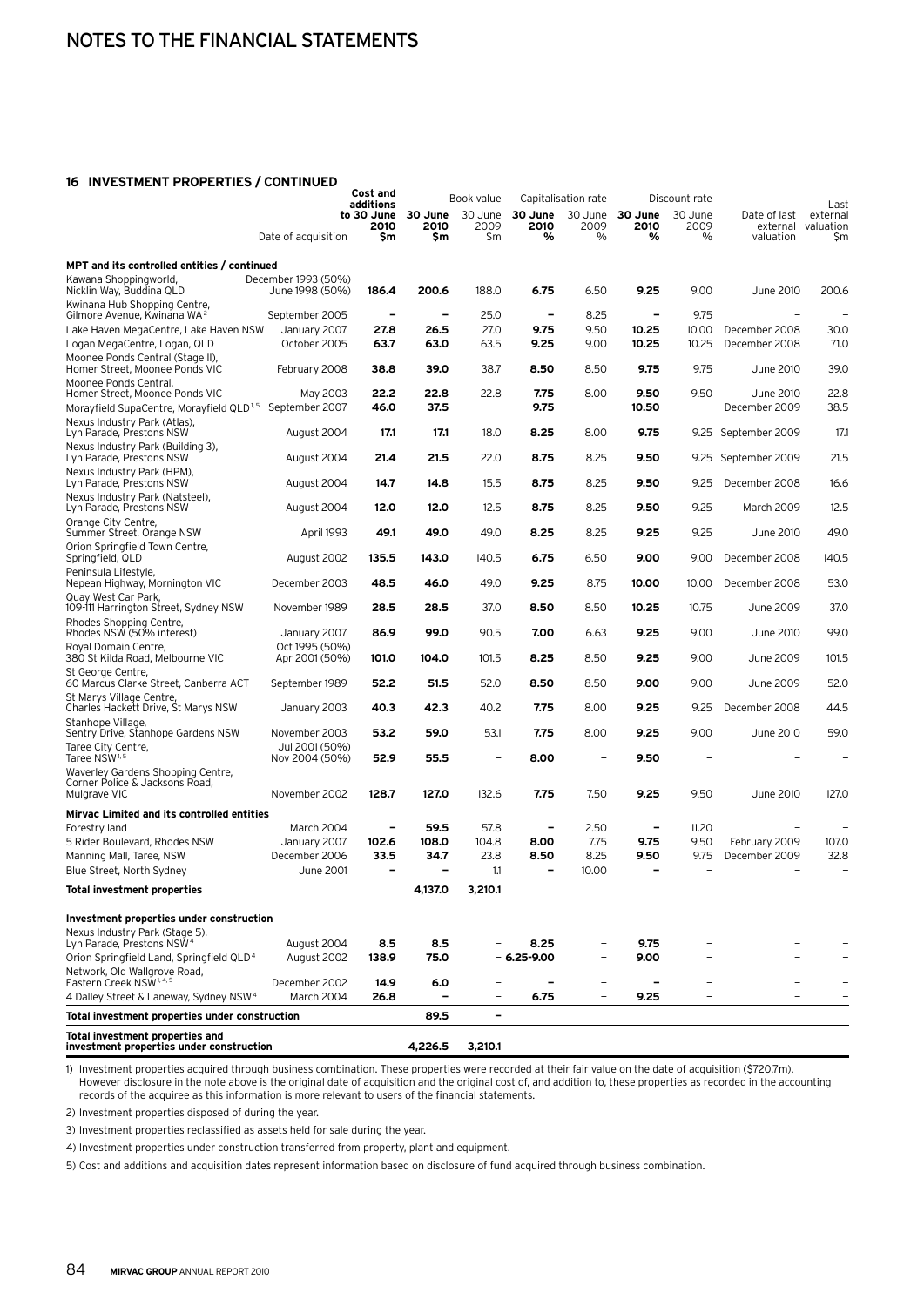# NOTES TO THE FINANCIAL STATEMENTS

## 16 INVESTMENT PROPERTIES / CONTINUED

| | Date of acquisition | Cost and additions to 30 June 2010 $m | Book value 30 June 2010 $m | Book value 30 June 2009 $m | Capitalisation rate 30 June 2010 % | Capitalisation rate 30 June 2009 % | Discount rate 30 June 2010 % | Discount rate 30 June 2009 % | Date of last external valuation | Last external valuation $m |
|---|---|---|---|---|---|---|---|---|---|---|
| **MPT and its controlled entities / continued** | | | | | | | | | | |
| Kawana Shoppingworld, Nicklin Way, Buddina QLD | December 1993 (50%) June 1998 (50%) | **186.4** | **200.6** | 188.0 | **6.75** | 6.50 | **9.25** | 9.00 | June 2010 | 200.6 |
| Kwinana Hub Shopping Centre, Gilmore Avenue, Kwinana WA[2] | September 2005 | **–** | **–** | 25.0 | **–** | 8.25 | **–** | 9.75 | – | – |
| Lake Haven MegaCentre, Lake Haven NSW | January 2007 | **27.8** | **26.5** | 27.0 | **9.75** | 9.50 | **10.25** | 10.00 | December 2008 | 30.0 |
| Logan MegaCentre, Logan, QLD | October 2005 | **63.7** | **63.0** | 63.5 | **9.25** | 9.00 | **10.25** | 10.25 | December 2008 | 71.0 |
| Moonee Ponds Central (Stage II), Homer Street, Moonee Ponds VIC | February 2008 | **38.8** | **39.0** | 38.7 | **8.50** | 8.50 | **9.75** | 9.75 | June 2010 | 39.0 |
| Moonee Ponds Central, Homer Street, Moonee Ponds VIC | May 2003 | **22.2** | **22.8** | 22.8 | **7.75** | 8.00 | **9.50** | 9.50 | June 2010 | 22.8 |
| Morayfield SupaCentre, Morayfield QLD[1,5] | September 2007 | **46.0** | **37.5** | – | **9.75** | – | **10.50** | – | December 2009 | 38.5 |
| Nexus Industry Park (Atlas), Lyn Parade, Prestons NSW | August 2004 | **17.1** | **17.1** | 18.0 | **8.25** | 8.00 | **9.75** | 9.25 | September 2009 | 17.1 |
| Nexus Industry Park (Building 3), Lyn Parade, Prestons NSW | August 2004 | **21.4** | **21.5** | 22.0 | **8.75** | 8.25 | **9.50** | 9.25 | September 2009 | 21.5 |
| Nexus Industry Park (HPM), Lyn Parade, Prestons NSW | August 2004 | **14.7** | **14.8** | 15.5 | **8.75** | 8.25 | **9.50** | 9.25 | December 2008 | 16.6 |
| Nexus Industry Park (Natsteel), Lyn Parade, Prestons NSW | August 2004 | **12.0** | **12.0** | 12.5 | **8.75** | 8.25 | **9.50** | 9.25 | March 2009 | 12.5 |
| Orange City Centre, Summer Street, Orange NSW | April 1993 | **49.1** | **49.0** | 49.0 | **8.25** | 8.25 | **9.25** | 9.25 | June 2010 | 49.0 |
| Orion Springfield Town Centre, Springfield, QLD | August 2002 | **135.5** | **143.0** | 140.5 | **6.75** | 6.50 | **9.00** | 9.00 | December 2008 | 140.5 |
| Peninsula Lifestyle, Nepean Highway, Mornington VIC | December 2003 | **48.5** | **46.0** | 49.0 | **9.25** | 8.75 | **10.00** | 10.00 | December 2008 | 53.0 |
| Quay West Car Park, 109-111 Harrington Street, Sydney NSW | November 1989 | **28.5** | **28.5** | 37.0 | **8.50** | 8.50 | **10.25** | 10.75 | June 2009 | 37.0 |
| Rhodes Shopping Centre, Rhodes NSW (50% interest) | January 2007 | **86.9** | **99.0** | 90.5 | **7.00** | 6.63 | **9.25** | 9.00 | June 2010 | 99.0 |
| Royal Domain Centre, 380 St Kilda Road, Melbourne VIC | Oct 1995 (50%) Apr 2001 (50%) | **101.0** | **104.0** | 101.5 | **8.25** | 8.50 | **9.25** | 9.00 | June 2009 | 101.5 |
| St George Centre, 60 Marcus Clarke Street, Canberra ACT | September 1989 | **52.2** | **51.5** | 52.0 | **8.50** | 8.50 | **9.00** | 9.00 | June 2009 | 52.0 |
| St Marys Village Centre, Charles Hackett Drive, St Marys NSW | January 2003 | **40.3** | **42.3** | 40.2 | **7.75** | 8.00 | **9.25** | 9.25 | December 2008 | 44.5 |
| Stanhope Village, Sentry Drive, Stanhope Gardens NSW | November 2003 | **53.2** | **59.0** | 53.1 | **7.75** | 8.00 | **9.25** | 9.00 | June 2010 | 59.0 |
| Taree City Centre, Taree NSW[1,5] | Jul 2001 (50%) Nov 2004 (50%) | **52.9** | **55.5** | – | **8.00** | – | **9.50** | – | – | – |
| Waverley Gardens Shopping Centre, Corner Police & Jacksons Road, Mulgrave VIC | November 2002 | **128.7** | **127.0** | 132.6 | **7.75** | 7.50 | **9.25** | 9.50 | June 2010 | 127.0 |
| **Mirvac Limited and its controlled entities** | | | | | | | | | | |
| Forestry land | March 2004 | **–** | **59.5** | 57.8 | **–** | 2.50 | **–** | 11.20 | – | – |
| 5 Rider Boulevard, Rhodes NSW | January 2007 | **102.6** | **108.0** | 104.8 | **8.00** | 7.75 | **9.75** | 9.50 | February 2009 | 107.0 |
| Manning Mall, Taree, NSW | December 2006 | **33.5** | **34.7** | 23.8 | **8.50** | 8.25 | **9.50** | 9.75 | December 2009 | 32.8 |
| Blue Street, North Sydney | June 2001 | **–** | **–** | 1.1 | **–** | 10.00 | **–** | – | – | – |
| **Total investment properties** | | | **4,137.0** | **3,210.1** | | | | | | |
| **Investment properties under construction** | | | | | | | | | | |
| Nexus Industry Park (Stage 5), Lyn Parade, Prestons NSW[4] | August 2004 | **8.5** | **8.5** | – | **8.25** | – | **9.75** | – | – | – |
| Orion Springfield Land, Springfield QLD[4] | August 2002 | **138.9** | **75.0** | – | **6.25-9.00** | – | **9.00** | – | – | – |
| Network, Old Wallgrove Road, Eastern Creek NSW[1,4,5] | December 2002 | **14.9** | **6.0** | – | **–** | – | **–** | – | – | – |
| 4 Dalley Street & Laneway, Sydney NSW[4] | March 2004 | **26.8** | **–** | – | **6.75** | – | **9.25** | – | – | – |
| **Total investment properties under construction** | | | **89.5** | **–** | | | | | | |
| **Total investment properties and investment properties under construction** | | | **4,226.5** | **3,210.1** | | | | | | |

1) Investment properties acquired through business combination. These properties were recorded at their fair value on the date of acquisition ($720.7m). However disclosure in the note above is the original date of acquisition and the original cost of, and addition to, these properties as recorded in the accounting records of the acquiree as this information is more relevant to users of the financial statements.

2) Investment properties disposed of during the year.

3) Investment properties reclassified as assets held for sale during the year.

4) Investment properties under construction transferred from property, plant and equipment.

5) Cost and additions and acquisition dates represent information based on disclosure of fund acquired through business combination.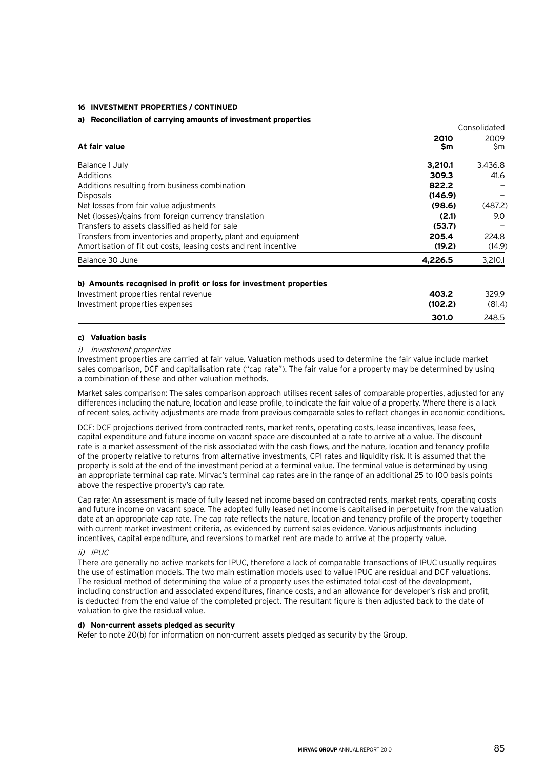**16 INVESTMENT PROPERTIES / CONTINUED**

**a) Reconciliation of carrying amounts of investment properties**

| At fair value | Consolidated 2010 $m | Consolidated 2009 $m |
|---|---|---|
| Balance 1 July | **3,210.1** | 3,436.8 |
| Additions | **309.3** | 41.6 |
| Additions resulting from business combination | **822.2** | – |
| Disposals | **(146.9)** | – |
| Net losses from fair value adjustments | **(98.6)** | (487.2) |
| Net (losses)/gains from foreign currency translation | **(2.1)** | 9.0 |
| Transfers to assets classified as held for sale | **(53.7)** | – |
| Transfers from inventories and property, plant and equipment | **205.4** | 224.8 |
| Amortisation of fit out costs, leasing costs and rent incentive | **(19.2)** | (14.9) |
| Balance 30 June | **4,226.5** | 3,210.1 |

**b) Amounts recognised in profit or loss for investment properties**

| | 2010 $m | 2009 $m |
|---|---|---|
| Investment properties rental revenue | **403.2** | 329.9 |
| Investment properties expenses | **(102.2)** | (81.4) |
| | **301.0** | 248.5 |

**c) Valuation basis**

*i) Investment properties*

Investment properties are carried at fair value. Valuation methods used to determine the fair value include market sales comparison, DCF and capitalisation rate ("cap rate"). The fair value for a property may be determined by using a combination of these and other valuation methods.

Market sales comparison: The sales comparison approach utilises recent sales of comparable properties, adjusted for any differences including the nature, location and lease profile, to indicate the fair value of a property. Where there is a lack of recent sales, activity adjustments are made from previous comparable sales to reflect changes in economic conditions.

DCF: DCF projections derived from contracted rents, market rents, operating costs, lease incentives, lease fees, capital expenditure and future income on vacant space are discounted at a rate to arrive at a value. The discount rate is a market assessment of the risk associated with the cash flows, and the nature, location and tenancy profile of the property relative to returns from alternative investments, CPI rates and liquidity risk. It is assumed that the property is sold at the end of the investment period at a terminal value. The terminal value is determined by using an appropriate terminal cap rate. Mirvac's terminal cap rates are in the range of an additional 25 to 100 basis points above the respective property's cap rate.

Cap rate: An assessment is made of fully leased net income based on contracted rents, market rents, operating costs and future income on vacant space. The adopted fully leased net income is capitalised in perpetuity from the valuation date at an appropriate cap rate. The cap rate reflects the nature, location and tenancy profile of the property together with current market investment criteria, as evidenced by current sales evidence. Various adjustments including incentives, capital expenditure, and reversions to market rent are made to arrive at the property value.

*ii) IPUC*

There are generally no active markets for IPUC, therefore a lack of comparable transactions of IPUC usually requires the use of estimation models. The two main estimation models used to value IPUC are residual and DCF valuations. The residual method of determining the value of a property uses the estimated total cost of the development, including construction and associated expenditures, finance costs, and an allowance for developer's risk and profit, is deducted from the end value of the completed project. The resultant figure is then adjusted back to the date of valuation to give the residual value.

**d) Non-current assets pledged as security**

Refer to note 20(b) for information on non-current assets pledged as security by the Group.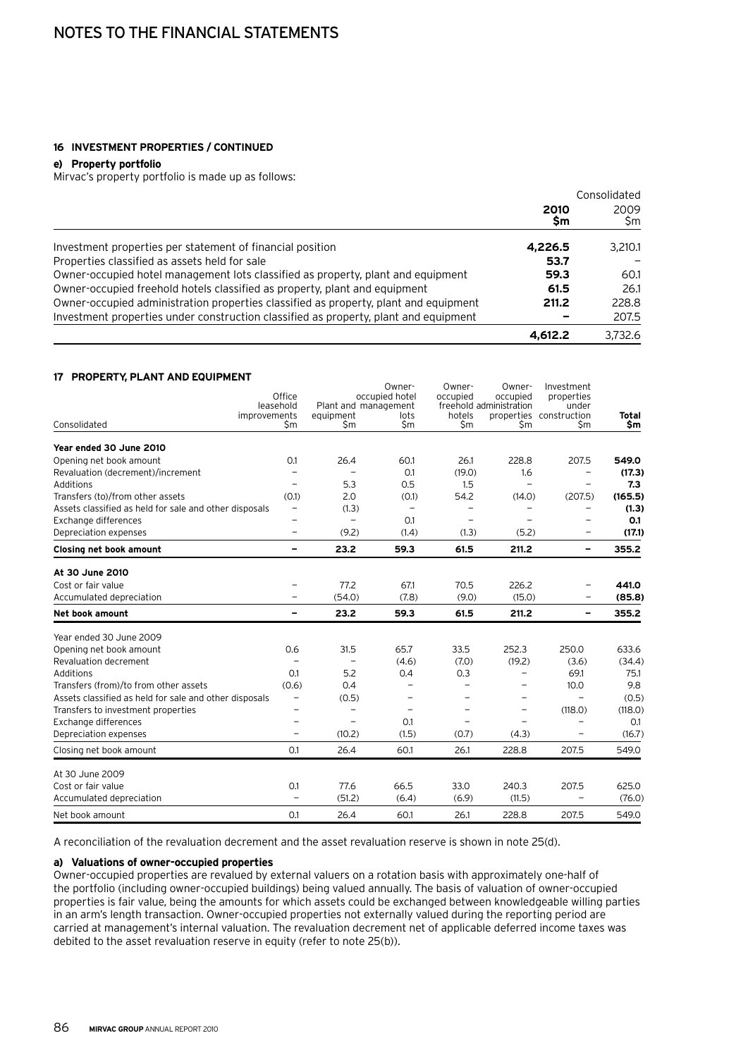# NOTES TO THE FINANCIAL STATEMENTS

### 16 INVESTMENT PROPERTIES / CONTINUED

#### e) Property portfolio

Mirvac's property portfolio is made up as follows:

| | Consolidated | |
|---|---|---|
| | **2010 $m** | 2009 $m |
| Investment properties per statement of financial position | **4,226.5** | 3,210.1 |
| Properties classified as assets held for sale | **53.7** | – |
| Owner-occupied hotel management lots classified as property, plant and equipment | **59.3** | 60.1 |
| Owner-occupied freehold hotels classified as property, plant and equipment | **61.5** | 26.1 |
| Owner-occupied administration properties classified as property, plant and equipment | **211.2** | 228.8 |
| Investment properties under construction classified as property, plant and equipment | **–** | 207.5 |
| | **4,612.2** | 3,732.6 |

### 17 PROPERTY, PLANT AND EQUIPMENT

| Consolidated | Office leasehold improvements $m | Plant and equipment $m | Owner-occupied hotel management lots $m | Owner-occupied freehold hotels $m | Owner-occupied administration properties $m | Investment properties under construction $m | **Total $m** |
|---|---|---|---|---|---|---|---|
| **Year ended 30 June 2010** | | | | | | | |
| Opening net book amount | 0.1 | 26.4 | 60.1 | 26.1 | 228.8 | 207.5 | **549.0** |
| Revaluation (decrement)/increment | – | – | 0.1 | (19.0) | 1.6 | – | **(17.3)** |
| Additions | – | 5.3 | 0.5 | 1.5 | – | – | **7.3** |
| Transfers (to)/from other assets | (0.1) | 2.0 | (0.1) | 54.2 | (14.0) | (207.5) | **(165.5)** |
| Assets classified as held for sale and other disposals | – | (1.3) | – | – | – | – | **(1.3)** |
| Exchange differences | – | – | 0.1 | – | – | – | **0.1** |
| Depreciation expenses | – | (9.2) | (1.4) | (1.3) | (5.2) | – | **(17.1)** |
| **Closing net book amount** | **–** | **23.2** | **59.3** | **61.5** | **211.2** | **–** | **355.2** |
| **At 30 June 2010** | | | | | | | |
| Cost or fair value | – | 77.2 | 67.1 | 70.5 | 226.2 | – | **441.0** |
| Accumulated depreciation | – | (54.0) | (7.8) | (9.0) | (15.0) | – | **(85.8)** |
| **Net book amount** | **–** | **23.2** | **59.3** | **61.5** | **211.2** | **–** | **355.2** |
| Year ended 30 June 2009 | | | | | | | |
| Opening net book amount | 0.6 | 31.5 | 65.7 | 33.5 | 252.3 | 250.0 | 633.6 |
| Revaluation decrement | – | – | (4.6) | (7.0) | (19.2) | (3.6) | (34.4) |
| Additions | 0.1 | 5.2 | 0.4 | 0.3 | – | 69.1 | 75.1 |
| Transfers (from)/to from other assets | (0.6) | 0.4 | – | – | – | 10.0 | 9.8 |
| Assets classified as held for sale and other disposals | – | (0.5) | – | – | – | – | (0.5) |
| Transfers to investment properties | – | – | – | – | – | (118.0) | (118.0) |
| Exchange differences | – | – | 0.1 | – | – | – | 0.1 |
| Depreciation expenses | – | (10.2) | (1.5) | (0.7) | (4.3) | – | (16.7) |
| Closing net book amount | 0.1 | 26.4 | 60.1 | 26.1 | 228.8 | 207.5 | 549.0 |
| At 30 June 2009 | | | | | | | |
| Cost or fair value | 0.1 | 77.6 | 66.5 | 33.0 | 240.3 | 207.5 | 625.0 |
| Accumulated depreciation | – | (51.2) | (6.4) | (6.9) | (11.5) | – | (76.0) |
| Net book amount | 0.1 | 26.4 | 60.1 | 26.1 | 228.8 | 207.5 | 549.0 |

A reconciliation of the revaluation decrement and the asset revaluation reserve is shown in note 25(d).

#### a) Valuations of owner-occupied properties

Owner-occupied properties are revalued by external valuers on a rotation basis with approximately one-half of the portfolio (including owner-occupied buildings) being valued annually. The basis of valuation of owner-occupied properties is fair value, being the amounts for which assets could be exchanged between knowledgeable willing parties in an arm's length transaction. Owner-occupied properties not externally valued during the reporting period are carried at management's internal valuation. The revaluation decrement net of applicable deferred income taxes was debited to the asset revaluation reserve in equity (refer to note 25(b)).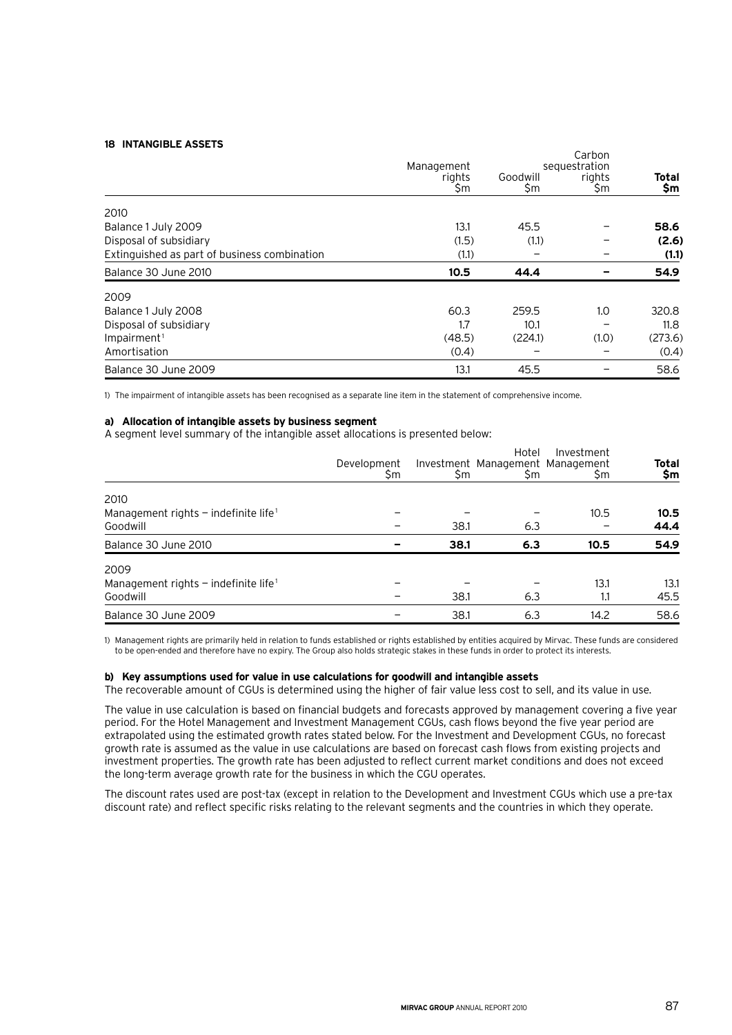## 18 INTANGIBLE ASSETS

| | Management rights $m | Goodwill $m | Carbon sequestration rights $m | **Total $m** |
|---|---|---|---|---|
| 2010 | | | | |
| Balance 1 July 2009 | 13.1 | 45.5 | – | **58.6** |
| Disposal of subsidiary | (1.5) | (1.1) | – | **(2.6)** |
| Extinguished as part of business combination | (1.1) | – | – | **(1.1)** |
| Balance 30 June 2010 | **10.5** | **44.4** | **–** | **54.9** |
| 2009 | | | | |
| Balance 1 July 2008 | 60.3 | 259.5 | 1.0 | 320.8 |
| Disposal of subsidiary | 1.7 | 10.1 | – | 11.8 |
| Impairment[1] | (48.5) | (224.1) | (1.0) | (273.6) |
| Amortisation | (0.4) | – | – | (0.4) |
| Balance 30 June 2009 | 13.1 | 45.5 | – | 58.6 |

1) The impairment of intangible assets has been recognised as a separate line item in the statement of comprehensive income.

### a) Allocation of intangible assets by business segment

A segment level summary of the intangible asset allocations is presented below:

| | Development $m | Investment $m | Hotel Management $m | Investment Management $m | **Total $m** |
|---|---|---|---|---|---|
| 2010 | | | | | |
| Management rights – indefinite life[1] | – | – | – | 10.5 | **10.5** |
| Goodwill | – | 38.1 | 6.3 | – | **44.4** |
| Balance 30 June 2010 | **–** | **38.1** | **6.3** | **10.5** | **54.9** |
| 2009 | | | | | |
| Management rights – indefinite life[1] | – | – | – | 13.1 | 13.1 |
| Goodwill | – | 38.1 | 6.3 | 1.1 | 45.5 |
| Balance 30 June 2009 | – | 38.1 | 6.3 | 14.2 | 58.6 |

1) Management rights are primarily held in relation to funds established or rights established by entities acquired by Mirvac. These funds are considered to be open-ended and therefore have no expiry. The Group also holds strategic stakes in these funds in order to protect its interests.

### b) Key assumptions used for value in use calculations for goodwill and intangible assets

The recoverable amount of CGUs is determined using the higher of fair value less cost to sell, and its value in use.

The value in use calculation is based on financial budgets and forecasts approved by management covering a five year period. For the Hotel Management and Investment Management CGUs, cash flows beyond the five year period are extrapolated using the estimated growth rates stated below. For the Investment and Development CGUs, no forecast growth rate is assumed as the value in use calculations are based on forecast cash flows from existing projects and investment properties. The growth rate has been adjusted to reflect current market conditions and does not exceed the long-term average growth rate for the business in which the CGU operates.

The discount rates used are post-tax (except in relation to the Development and Investment CGUs which use a pre-tax discount rate) and reflect specific risks relating to the relevant segments and the countries in which they operate.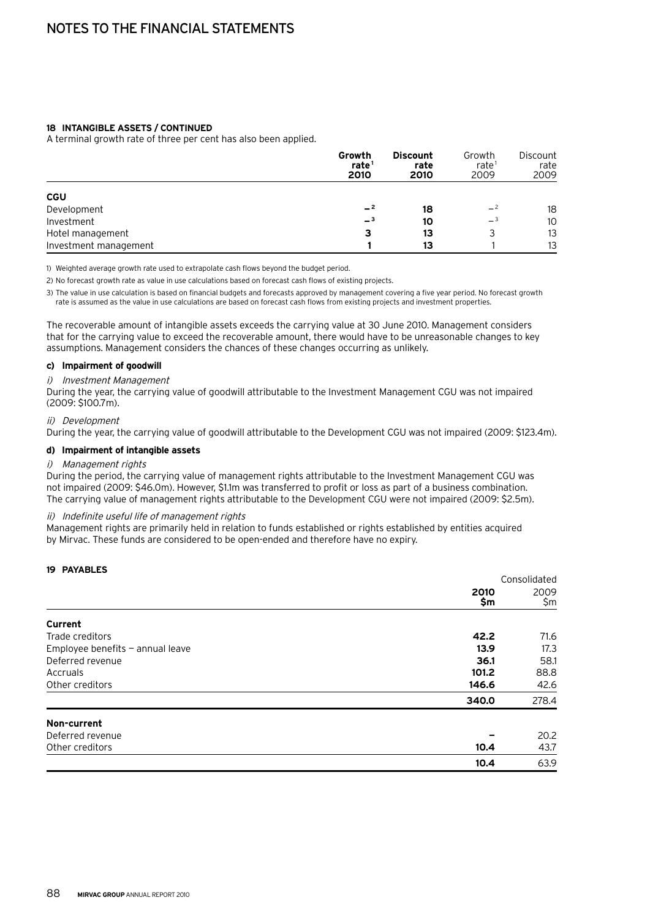### 18 INTANGIBLE ASSETS / CONTINUED

A terminal growth rate of three per cent has also been applied.

| | Growth rate[1] 2010 | Discount rate 2010 | Growth rate[1] 2009 | Discount rate 2009 |
|---|---|---|---|---|
| **CGU** | | | | |
| Development | –[2] | 18 | –[2] | 18 |
| Investment | –[3] | 10 | –[3] | 10 |
| Hotel management | 3 | 13 | 3 | 13 |
| Investment management | 1 | 13 | 1 | 13 |

1) Weighted average growth rate used to extrapolate cash flows beyond the budget period.

2) No forecast growth rate as value in use calculations based on forecast cash flows of existing projects.

3) The value in use calculation is based on financial budgets and forecasts approved by management covering a five year period. No forecast growth rate is assumed as the value in use calculations are based on forecast cash flows from existing projects and investment properties.

The recoverable amount of intangible assets exceeds the carrying value at 30 June 2010. Management considers that for the carrying value to exceed the recoverable amount, there would have to be unreasonable changes to key assumptions. Management considers the chances of these changes occurring as unlikely.

**c) Impairment of goodwill**

*i) Investment Management*

During the year, the carrying value of goodwill attributable to the Investment Management CGU was not impaired (2009: $100.7m).

*ii) Development*

During the year, the carrying value of goodwill attributable to the Development CGU was not impaired (2009: $123.4m).

**d) Impairment of intangible assets**

*i) Management rights*

During the period, the carrying value of management rights attributable to the Investment Management CGU was not impaired (2009: $46.0m). However, $1.1m was transferred to profit or loss as part of a business combination. The carrying value of management rights attributable to the Development CGU were not impaired (2009: $2.5m).

*ii) Indefinite useful life of management rights*

Management rights are primarily held in relation to funds established or rights established by entities acquired by Mirvac. These funds are considered to be open-ended and therefore have no expiry.

### 19 PAYABLES

| | Consolidated 2010 $m | Consolidated 2009 $m |
|---|---|---|
| **Current** | | |
| Trade creditors | 42.2 | 71.6 |
| Employee benefits — annual leave | 13.9 | 17.3 |
| Deferred revenue | 36.1 | 58.1 |
| Accruals | 101.2 | 88.8 |
| Other creditors | 146.6 | 42.6 |
| | 340.0 | 278.4 |
| **Non-current** | | |
| Deferred revenue | – | 20.2 |
| Other creditors | 10.4 | 43.7 |
| | 10.4 | 63.9 |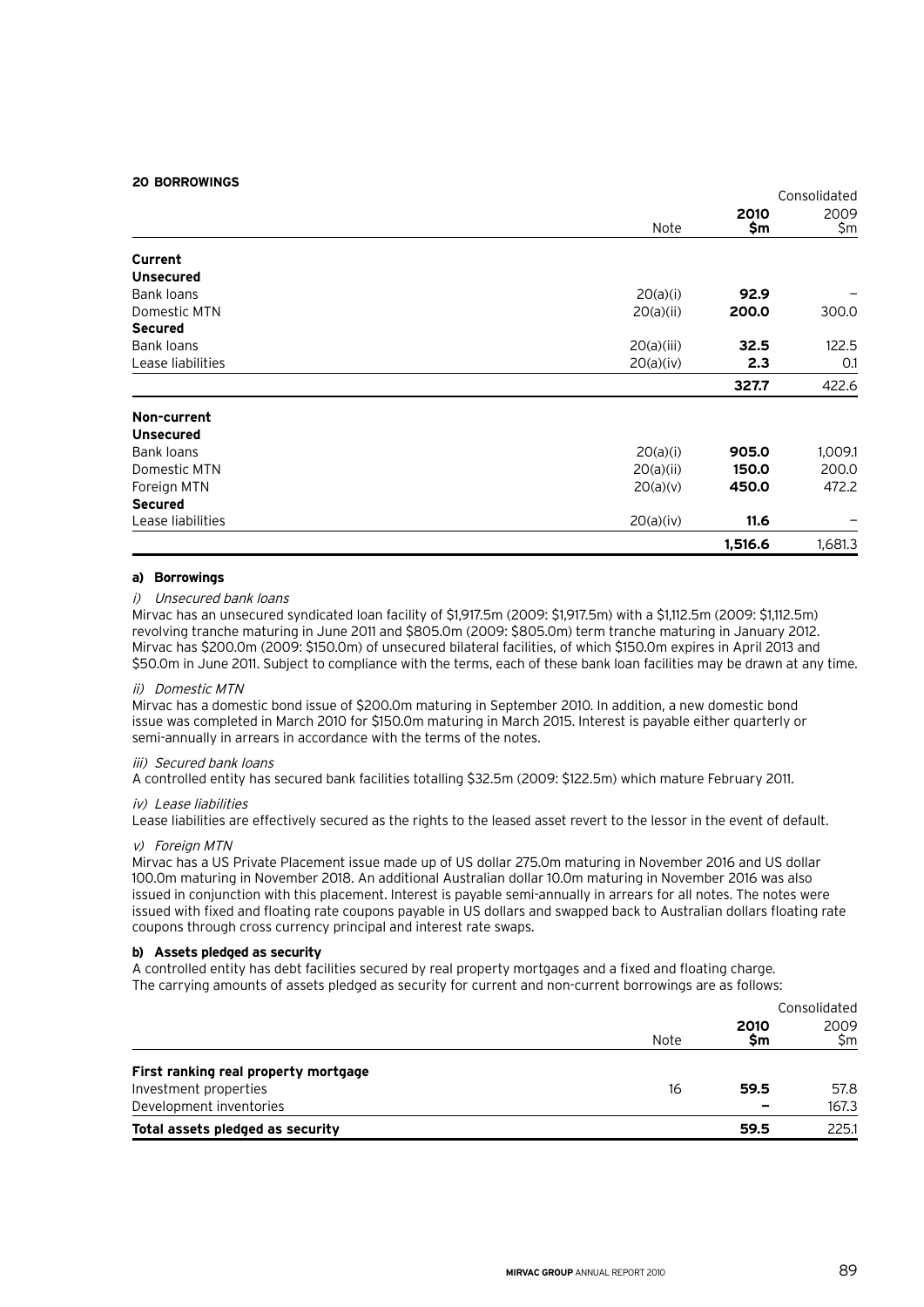## 20 BORROWINGS

| | Note | Consolidated 2010 $m | 2009 $m |
|---|---|---|---|
| **Current** | | | |
| **Unsecured** | | | |
| Bank loans | 20(a)(i) | **92.9** | – |
| Domestic MTN | 20(a)(ii) | **200.0** | 300.0 |
| **Secured** | | | |
| Bank loans | 20(a)(iii) | **32.5** | 122.5 |
| Lease liabilities | 20(a)(iv) | **2.3** | 0.1 |
| | | **327.7** | 422.6 |
| **Non-current** | | | |
| **Unsecured** | | | |
| Bank loans | 20(a)(i) | **905.0** | 1,009.1 |
| Domestic MTN | 20(a)(ii) | **150.0** | 200.0 |
| Foreign MTN | 20(a)(v) | **450.0** | 472.2 |
| **Secured** | | | |
| Lease liabilities | 20(a)(iv) | **11.6** | – |
| | | **1,516.6** | 1,681.3 |

### a) Borrowings

*i) Unsecured bank loans*

Mirvac has an unsecured syndicated loan facility of $1,917.5m (2009: $1,917.5m) with a $1,112.5m (2009: $1,112.5m) revolving tranche maturing in June 2011 and $805.0m (2009: $805.0m) term tranche maturing in January 2012. Mirvac has $200.0m (2009: $150.0m) of unsecured bilateral facilities, of which $150.0m expires in April 2013 and $50.0m in June 2011. Subject to compliance with the terms, each of these bank loan facilities may be drawn at any time.

*ii) Domestic MTN*

Mirvac has a domestic bond issue of $200.0m maturing in September 2010. In addition, a new domestic bond issue was completed in March 2010 for $150.0m maturing in March 2015. Interest is payable either quarterly or semi-annually in arrears in accordance with the terms of the notes.

*iii) Secured bank loans*

A controlled entity has secured bank facilities totalling $32.5m (2009: $122.5m) which mature February 2011.

*iv) Lease liabilities*

Lease liabilities are effectively secured as the rights to the leased asset revert to the lessor in the event of default.

*v) Foreign MTN*

Mirvac has a US Private Placement issue made up of US dollar 275.0m maturing in November 2016 and US dollar 100.0m maturing in November 2018. An additional Australian dollar 10.0m maturing in November 2016 was also issued in conjunction with this placement. Interest is payable semi-annually in arrears for all notes. The notes were issued with fixed and floating rate coupons payable in US dollars and swapped back to Australian dollars floating rate coupons through cross currency principal and interest rate swaps.

### b) Assets pledged as security

A controlled entity has debt facilities secured by real property mortgages and a fixed and floating charge. The carrying amounts of assets pledged as security for current and non-current borrowings are as follows:

| | Note | Consolidated 2010 $m | 2009 $m |
|---|---|---|---|
| **First ranking real property mortgage** | | | |
| Investment properties | 16 | **59.5** | 57.8 |
| Development inventories | | **–** | 167.3 |
| **Total assets pledged as security** | | **59.5** | 225.1 |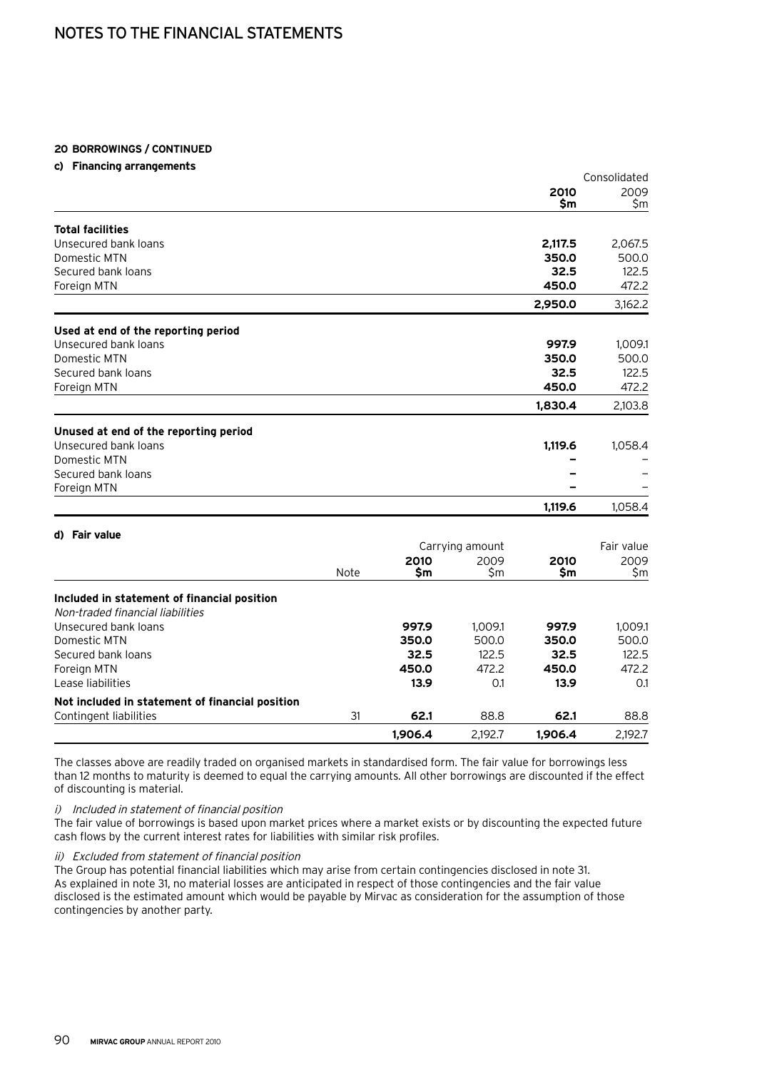## 20 BORROWINGS / CONTINUED

### c) Financing arrangements

| | Consolidated | |
|---|---|---|
| | **2010 $m** | 2009 $m |
| **Total facilities** | | |
| Unsecured bank loans | **2,117.5** | 2,067.5 |
| Domestic MTN | **350.0** | 500.0 |
| Secured bank loans | **32.5** | 122.5 |
| Foreign MTN | **450.0** | 472.2 |
| | **2,950.0** | 3,162.2 |
| **Used at end of the reporting period** | | |
| Unsecured bank loans | **997.9** | 1,009.1 |
| Domestic MTN | **350.0** | 500.0 |
| Secured bank loans | **32.5** | 122.5 |
| Foreign MTN | **450.0** | 472.2 |
| | **1,830.4** | 2,103.8 |
| **Unused at end of the reporting period** | | |
| Unsecured bank loans | **1,119.6** | 1,058.4 |
| Domestic MTN | **–** | – |
| Secured bank loans | **–** | – |
| Foreign MTN | **–** | – |
| | **1,119.6** | 1,058.4 |

### d) Fair value

| | | Carrying amount | | Fair value | |
|---|---|---|---|---|---|
| | Note | **2010 $m** | 2009 $m | **2010 $m** | 2009 $m |
| **Included in statement of financial position** | | | | | |
| *Non-traded financial liabilities* | | | | | |
| Unsecured bank loans | | **997.9** | 1,009.1 | **997.9** | 1,009.1 |
| Domestic MTN | | **350.0** | 500.0 | **350.0** | 500.0 |
| Secured bank loans | | **32.5** | 122.5 | **32.5** | 122.5 |
| Foreign MTN | | **450.0** | 472.2 | **450.0** | 472.2 |
| Lease liabilities | | **13.9** | 0.1 | **13.9** | 0.1 |
| **Not included in statement of financial position** | | | | | |
| Contingent liabilities | 31 | **62.1** | 88.8 | **62.1** | 88.8 |
| | | **1,906.4** | 2,192.7 | **1,906.4** | 2,192.7 |

The classes above are readily traded on organised markets in standardised form. The fair value for borrowings less than 12 months to maturity is deemed to equal the carrying amounts. All other borrowings are discounted if the effect of discounting is material.

*i) Included in statement of financial position*

The fair value of borrowings is based upon market prices where a market exists or by discounting the expected future cash flows by the current interest rates for liabilities with similar risk profiles.

*ii) Excluded from statement of financial position*

The Group has potential financial liabilities which may arise from certain contingencies disclosed in note 31. As explained in note 31, no material losses are anticipated in respect of those contingencies and the fair value disclosed is the estimated amount which would be payable by Mirvac as consideration for the assumption of those contingencies by another party.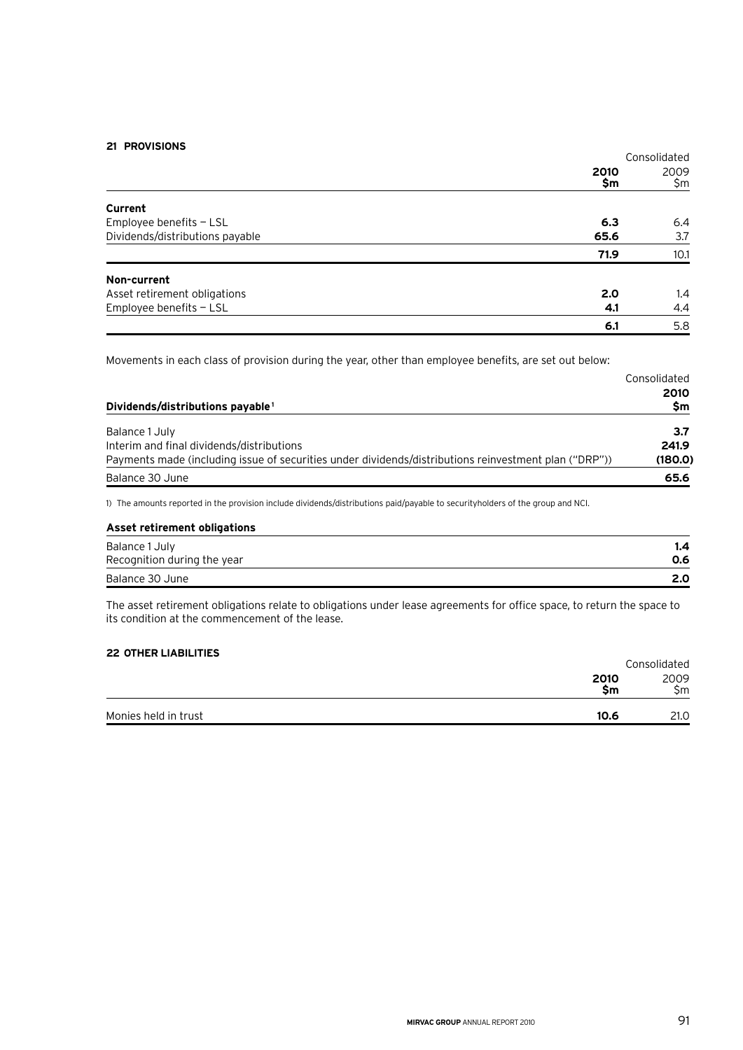## 21 PROVISIONS

| | Consolidated | |
|---|---|---|
| | **2010 $m** | 2009 $m |
| **Current** | | |
| Employee benefits – LSL | **6.3** | 6.4 |
| Dividends/distributions payable | **65.6** | 3.7 |
| | **71.9** | 10.1 |
| **Non-current** | | |
| Asset retirement obligations | **2.0** | 1.4 |
| Employee benefits – LSL | **4.1** | 4.4 |
| | **6.1** | 5.8 |

Movements in each class of provision during the year, other than employee benefits, are set out below:

| | Consolidated |
|---|---|
| **Dividends/distributions payable**[1] | **2010 $m** |
| Balance 1 July | **3.7** |
| Interim and final dividends/distributions | **241.9** |
| Payments made (including issue of securities under dividends/distributions reinvestment plan ("DRP")) | **(180.0)** |
| Balance 30 June | **65.6** |

1) The amounts reported in the provision include dividends/distributions paid/payable to securityholders of the group and NCI.

| **Asset retirement obligations** | |
|---|---|
| Balance 1 July | **1.4** |
| Recognition during the year | **0.6** |
| Balance 30 June | **2.0** |

The asset retirement obligations relate to obligations under lease agreements for office space, to return the space to its condition at the commencement of the lease.

## 22 OTHER LIABILITIES

| | Consolidated | |
|---|---|---|
| | **2010 $m** | 2009 $m |
| Monies held in trust | **10.6** | 21.0 |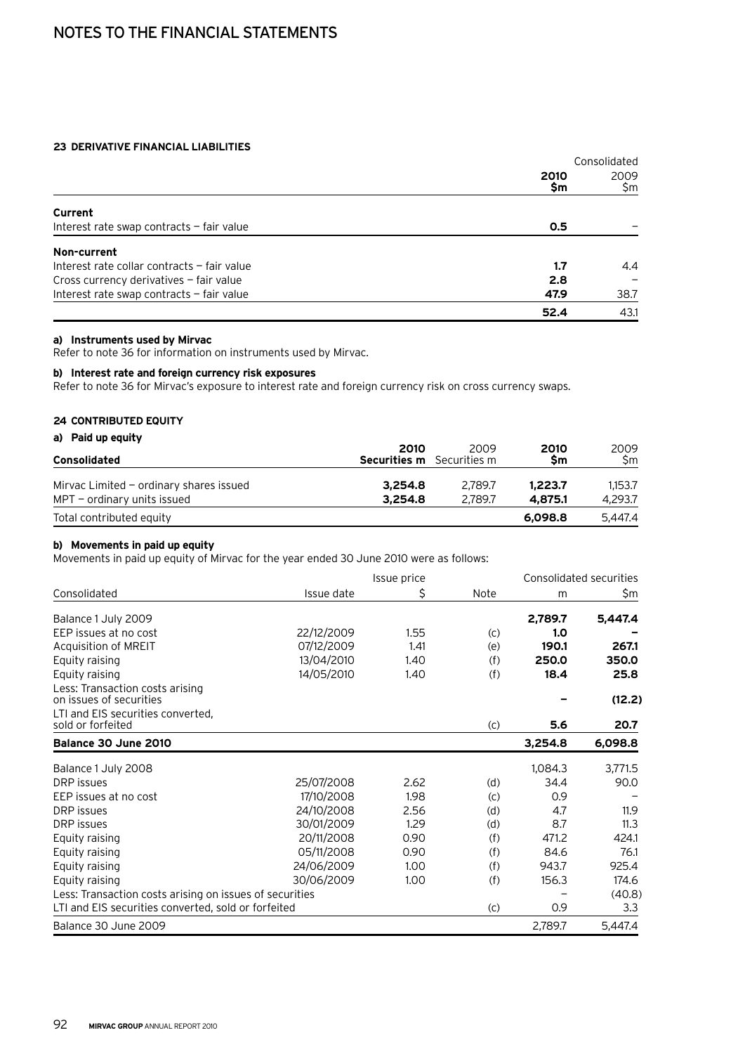# NOTES TO THE FINANCIAL STATEMENTS

### 23 DERIVATIVE FINANCIAL LIABILITIES

| | Consolidated 2010 $m | Consolidated 2009 $m |
|---|---|---|
| **Current** | | |
| Interest rate swap contracts – fair value | **0.5** | – |
| **Non-current** | | |
| Interest rate collar contracts – fair value | **1.7** | 4.4 |
| Cross currency derivatives – fair value | **2.8** | – |
| Interest rate swap contracts – fair value | **47.9** | 38.7 |
| | **52.4** | 43.1 |

**a) Instruments used by Mirvac**
Refer to note 36 for information on instruments used by Mirvac.

**b) Interest rate and foreign currency risk exposures**
Refer to note 36 for Mirvac's exposure to interest rate and foreign currency risk on cross currency swaps.

### 24 CONTRIBUTED EQUITY

**a) Paid up equity**

| **Consolidated** | **2010 Securities m** | 2009 Securities m | **2010 $m** | 2009 $m |
|---|---|---|---|---|
| Mirvac Limited – ordinary shares issued | **3,254.8** | 2,789.7 | **1,223.7** | 1,153.7 |
| MPT – ordinary units issued | **3,254.8** | 2,789.7 | **4,875.1** | 4,293.7 |
| Total contributed equity | | | **6,098.8** | 5,447.4 |

**b) Movements in paid up equity**
Movements in paid up equity of Mirvac for the year ended 30 June 2010 were as follows:

| Consolidated | Issue date | Issue price $ | Note | Consolidated securities m | Consolidated securities $m |
|---|---|---|---|---|---|
| Balance 1 July 2009 | | | | **2,789.7** | **5,447.4** |
| EEP issues at no cost | 22/12/2009 | 1.55 | (c) | **1.0** | **–** |
| Acquisition of MREIT | 07/12/2009 | 1.41 | (e) | **190.1** | **267.1** |
| Equity raising | 13/04/2010 | 1.40 | (f) | **250.0** | **350.0** |
| Equity raising | 14/05/2010 | 1.40 | (f) | **18.4** | **25.8** |
| Less: Transaction costs arising on issues of securities | | | | **–** | **(12.2)** |
| LTI and EIS securities converted, sold or forfeited | | | (c) | **5.6** | **20.7** |
| **Balance 30 June 2010** | | | | **3,254.8** | **6,098.8** |
| Balance 1 July 2008 | | | | 1,084.3 | 3,771.5 |
| DRP issues | 25/07/2008 | 2.62 | (d) | 34.4 | 90.0 |
| EEP issues at no cost | 17/10/2008 | 1.98 | (c) | 0.9 | – |
| DRP issues | 24/10/2008 | 2.56 | (d) | 4.7 | 11.9 |
| DRP issues | 30/01/2009 | 1.29 | (d) | 8.7 | 11.3 |
| Equity raising | 20/11/2008 | 0.90 | (f) | 471.2 | 424.1 |
| Equity raising | 05/11/2008 | 0.90 | (f) | 84.6 | 76.1 |
| Equity raising | 24/06/2009 | 1.00 | (f) | 943.7 | 925.4 |
| Equity raising | 30/06/2009 | 1.00 | (f) | 156.3 | 174.6 |
| Less: Transaction costs arising on issues of securities | | | | – | (40.8) |
| LTI and EIS securities converted, sold or forfeited | | | (c) | 0.9 | 3.3 |
| Balance 30 June 2009 | | | | 2,789.7 | 5,447.4 |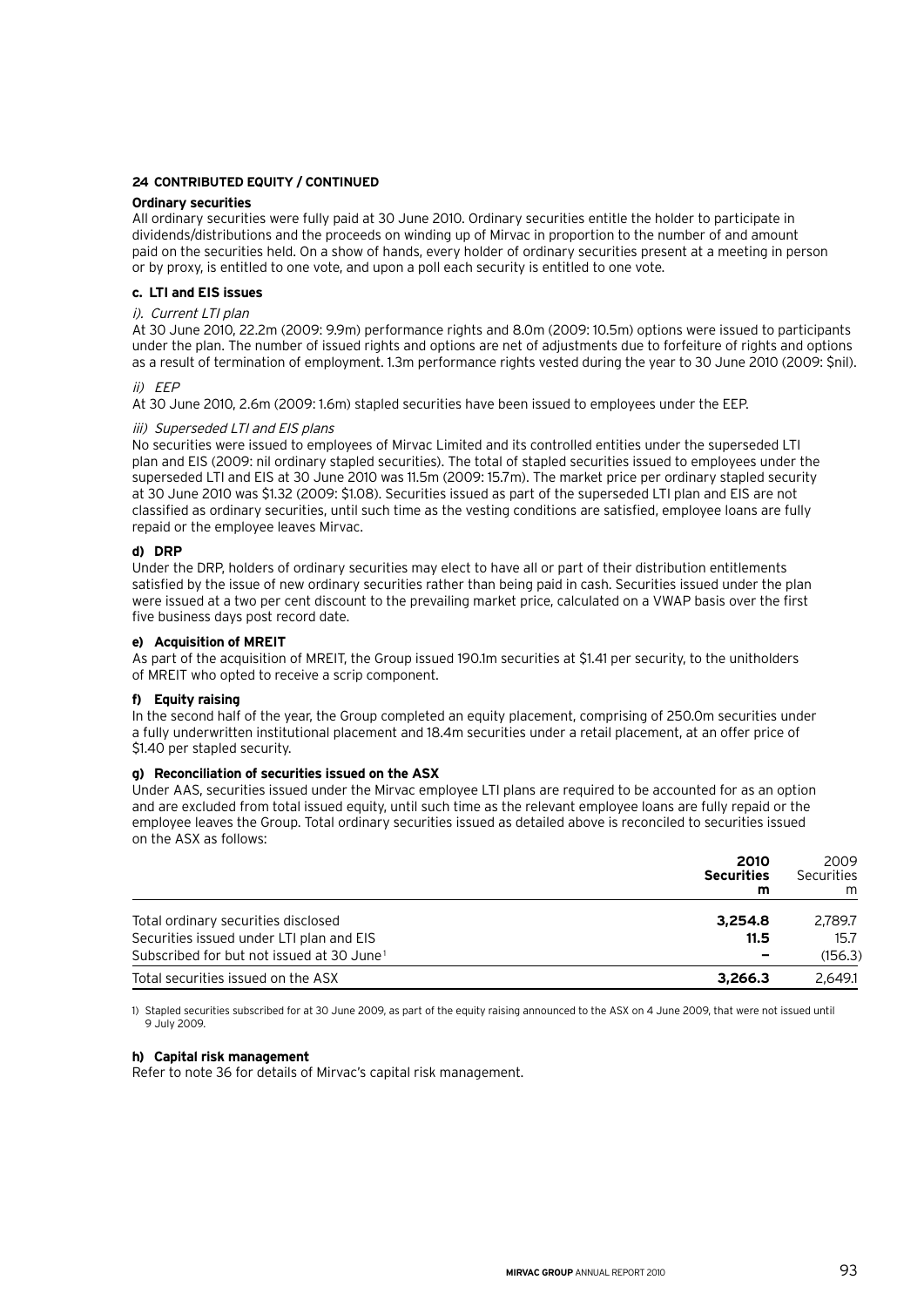## 24 CONTRIBUTED EQUITY / CONTINUED

**Ordinary securities**

All ordinary securities were fully paid at 30 June 2010. Ordinary securities entitle the holder to participate in dividends/distributions and the proceeds on winding up of Mirvac in proportion to the number of and amount paid on the securities held. On a show of hands, every holder of ordinary securities present at a meeting in person or by proxy, is entitled to one vote, and upon a poll each security is entitled to one vote.

**c. LTI and EIS issues**

*i). Current LTI plan*

At 30 June 2010, 22.2m (2009: 9.9m) performance rights and 8.0m (2009: 10.5m) options were issued to participants under the plan. The number of issued rights and options are net of adjustments due to forfeiture of rights and options as a result of termination of employment. 1.3m performance rights vested during the year to 30 June 2010 (2009: $nil).

*ii) EEP*

At 30 June 2010, 2.6m (2009: 1.6m) stapled securities have been issued to employees under the EEP.

*iii) Superseded LTI and EIS plans*

No securities were issued to employees of Mirvac Limited and its controlled entities under the superseded LTI plan and EIS (2009: nil ordinary stapled securities). The total of stapled securities issued to employees under the superseded LTI and EIS at 30 June 2010 was 11.5m (2009: 15.7m). The market price per ordinary stapled security at 30 June 2010 was $1.32 (2009: $1.08). Securities issued as part of the superseded LTI plan and EIS are not classified as ordinary securities, until such time as the vesting conditions are satisfied, employee loans are fully repaid or the employee leaves Mirvac.

**d) DRP**

Under the DRP, holders of ordinary securities may elect to have all or part of their distribution entitlements satisfied by the issue of new ordinary securities rather than being paid in cash. Securities issued under the plan were issued at a two per cent discount to the prevailing market price, calculated on a VWAP basis over the first five business days post record date.

**e) Acquisition of MREIT**

As part of the acquisition of MREIT, the Group issued 190.1m securities at $1.41 per security, to the unitholders of MREIT who opted to receive a scrip component.

**f) Equity raising**

In the second half of the year, the Group completed an equity placement, comprising of 250.0m securities under a fully underwritten institutional placement and 18.4m securities under a retail placement, at an offer price of $1.40 per stapled security.

**g) Reconciliation of securities issued on the ASX**

Under AAS, securities issued under the Mirvac employee LTI plans are required to be accounted for as an option and are excluded from total issued equity, until such time as the relevant employee loans are fully repaid or the employee leaves the Group. Total ordinary securities issued as detailed above is reconciled to securities issued on the ASX as follows:

| | **2010 Securities m** | 2009 Securities m |
|---|---|---|
| Total ordinary securities disclosed | **3,254.8** | 2,789.7 |
| Securities issued under LTI plan and EIS | **11.5** | 15.7 |
| Subscribed for but not issued at 30 June[1] | **–** | (156.3) |
| Total securities issued on the ASX | **3,266.3** | 2,649.1 |

1) Stapled securities subscribed for at 30 June 2009, as part of the equity raising announced to the ASX on 4 June 2009, that were not issued until 9 July 2009.

**h) Capital risk management**

Refer to note 36 for details of Mirvac's capital risk management.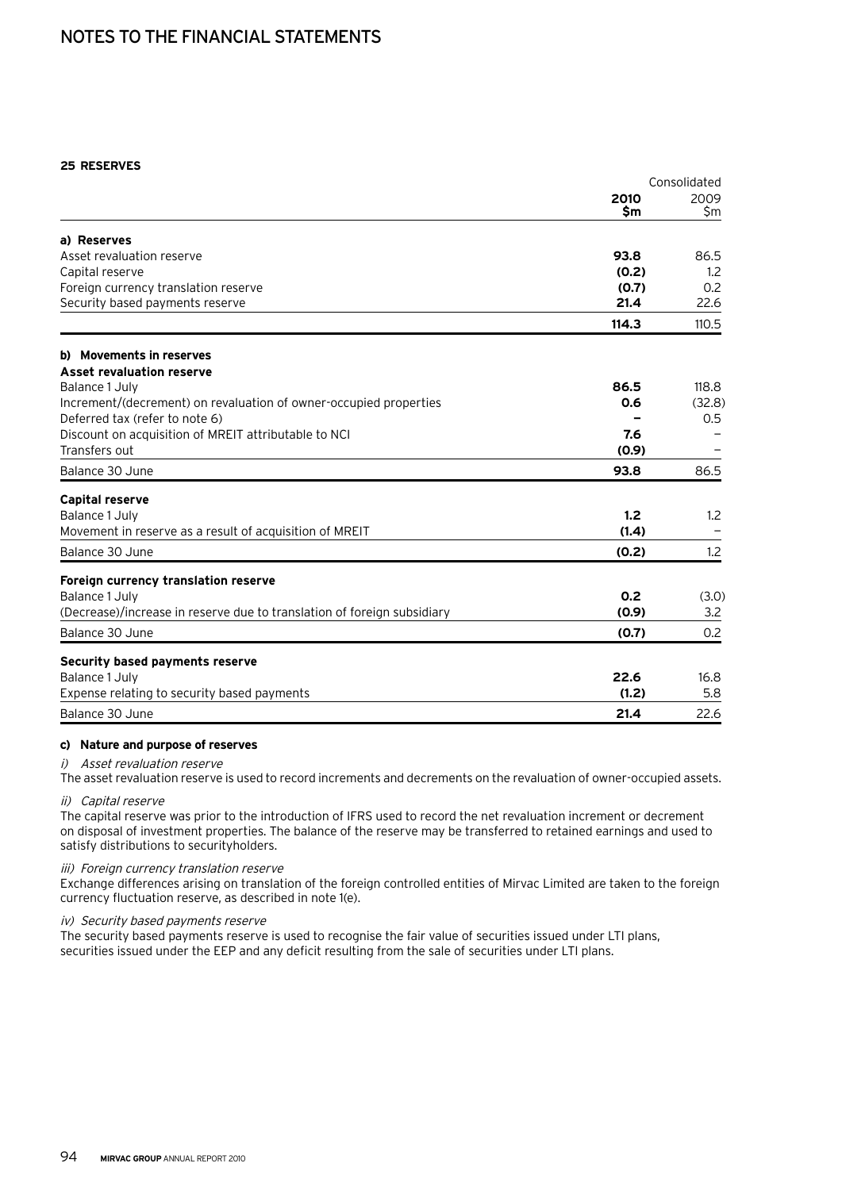# NOTES TO THE FINANCIAL STATEMENTS

## 25 RESERVES

| | Consolidated | |
|---|---|---|
| | **2010 $m** | 2009 $m |
| **a) Reserves** | | |
| Asset revaluation reserve | **93.8** | 86.5 |
| Capital reserve | **(0.2)** | 1.2 |
| Foreign currency translation reserve | **(0.7)** | 0.2 |
| Security based payments reserve | **21.4** | 22.6 |
| | **114.3** | 110.5 |
| **b) Movements in reserves** | | |
| **Asset revaluation reserve** | | |
| Balance 1 July | **86.5** | 118.8 |
| Increment/(decrement) on revaluation of owner-occupied properties | **0.6** | (32.8) |
| Deferred tax (refer to note 6) | **–** | 0.5 |
| Discount on acquisition of MREIT attributable to NCI | **7.6** | – |
| Transfers out | **(0.9)** | – |
| Balance 30 June | **93.8** | 86.5 |
| **Capital reserve** | | |
| Balance 1 July | **1.2** | 1.2 |
| Movement in reserve as a result of acquisition of MREIT | **(1.4)** | – |
| Balance 30 June | **(0.2)** | 1.2 |
| **Foreign currency translation reserve** | | |
| Balance 1 July | **0.2** | (3.0) |
| (Decrease)/increase in reserve due to translation of foreign subsidiary | **(0.9)** | 3.2 |
| Balance 30 June | **(0.7)** | 0.2 |
| **Security based payments reserve** | | |
| Balance 1 July | **22.6** | 16.8 |
| Expense relating to security based payments | **(1.2)** | 5.8 |
| Balance 30 June | **21.4** | 22.6 |

### c) Nature and purpose of reserves

*i) Asset revaluation reserve*

The asset revaluation reserve is used to record increments and decrements on the revaluation of owner-occupied assets.

*ii) Capital reserve*

The capital reserve was prior to the introduction of IFRS used to record the net revaluation increment or decrement on disposal of investment properties. The balance of the reserve may be transferred to retained earnings and used to satisfy distributions to securityholders.

*iii) Foreign currency translation reserve*

Exchange differences arising on translation of the foreign controlled entities of Mirvac Limited are taken to the foreign currency fluctuation reserve, as described in note 1(e).

*iv) Security based payments reserve*

The security based payments reserve is used to recognise the fair value of securities issued under LTI plans, securities issued under the EEP and any deficit resulting from the sale of securities under LTI plans.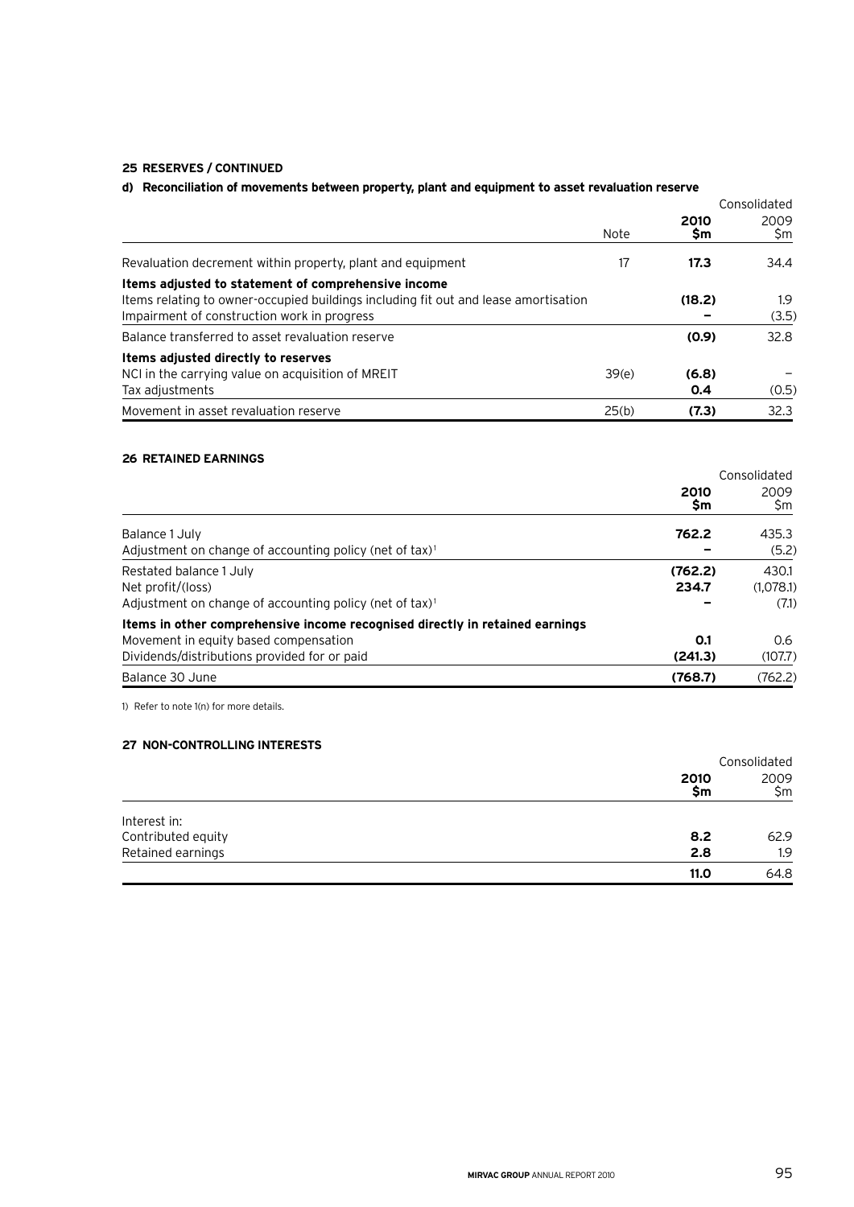## 25 RESERVES / CONTINUED

### d) Reconciliation of movements between property, plant and equipment to asset revaluation reserve

| | Note | Consolidated 2010 $m | Consolidated 2009 $m |
|---|---|---|---|
| Revaluation decrement within property, plant and equipment | 17 | **17.3** | 34.4 |
| **Items adjusted to statement of comprehensive income** | | | |
| Items relating to owner-occupied buildings including fit out and lease amortisation | | **(18.2)** | 1.9 |
| Impairment of construction work in progress | | **–** | (3.5) |
| Balance transferred to asset revaluation reserve | | **(0.9)** | 32.8 |
| **Items adjusted directly to reserves** | | | |
| NCI in the carrying value on acquisition of MREIT | 39(e) | **(6.8)** | – |
| Tax adjustments | | **0.4** | (0.5) |
| Movement in asset revaluation reserve | 25(b) | **(7.3)** | 32.3 |

## 26 RETAINED EARNINGS

| | Consolidated 2010 $m | Consolidated 2009 $m |
|---|---|---|
| Balance 1 July | **762.2** | 435.3 |
| Adjustment on change of accounting policy (net of tax)[1] | **–** | (5.2) |
| Restated balance 1 July | **(762.2)** | 430.1 |
| Net profit/(loss) | **234.7** | (1,078.1) |
| Adjustment on change of accounting policy (net of tax)[1] | **–** | (7.1) |
| **Items in other comprehensive income recognised directly in retained earnings** | | |
| Movement in equity based compensation | **0.1** | 0.6 |
| Dividends/distributions provided for or paid | **(241.3)** | (107.7) |
| Balance 30 June | **(768.7)** | (762.2) |

1) Refer to note 1(n) for more details.

## 27 NON-CONTROLLING INTERESTS

| | Consolidated 2010 $m | Consolidated 2009 $m |
|---|---|---|
| Interest in: | | |
| Contributed equity | **8.2** | 62.9 |
| Retained earnings | **2.8** | 1.9 |
| | **11.0** | 64.8 |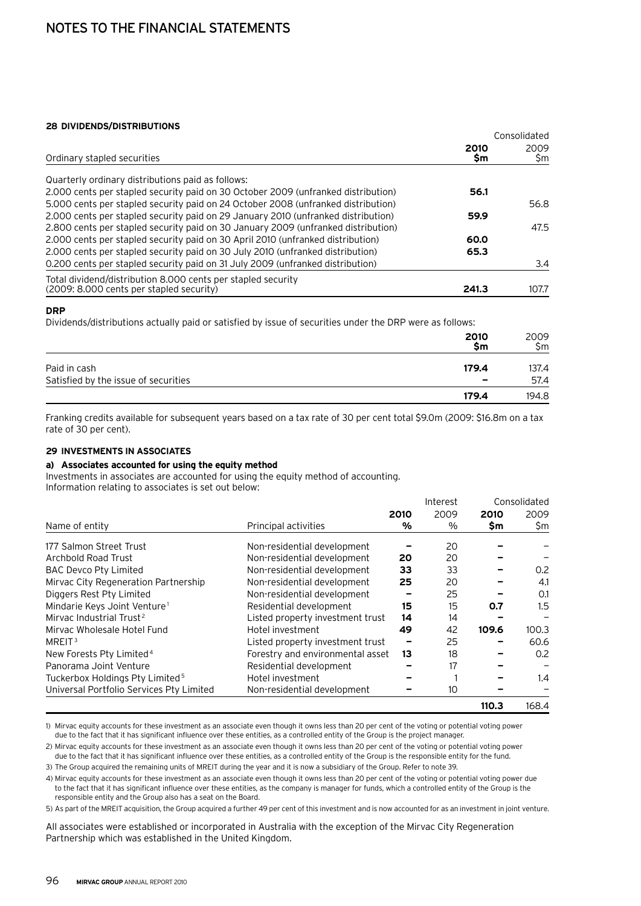# NOTES TO THE FINANCIAL STATEMENTS

## 28 DIVIDENDS/DISTRIBUTIONS

| Ordinary stapled securities | Consolidated 2010 $m | 2009 $m |
|---|---|---|
| Quarterly ordinary distributions paid as follows: | | |
| 2.000 cents per stapled security paid on 30 October 2009 (unfranked distribution) | **56.1** | |
| 5.000 cents per stapled security paid on 24 October 2008 (unfranked distribution) | | 56.8 |
| 2.000 cents per stapled security paid on 29 January 2010 (unfranked distribution) | **59.9** | |
| 2.800 cents per stapled security paid on 30 January 2009 (unfranked distribution) | | 47.5 |
| 2.000 cents per stapled security paid on 30 April 2010 (unfranked distribution) | **60.0** | |
| 2.000 cents per stapled security paid on 30 July 2010 (unfranked distribution) | **65.3** | |
| 0.200 cents per stapled security paid on 31 July 2009 (unfranked distribution) | | 3.4 |
| Total dividend/distribution 8.000 cents per stapled security (2009: 8.000 cents per stapled security) | **241.3** | 107.7 |

**DRP**

Dividends/distributions actually paid or satisfied by issue of securities under the DRP were as follows:

| | 2010 $m | 2009 $m |
|---|---|---|
| Paid in cash | **179.4** | 137.4 |
| Satisfied by the issue of securities | **–** | 57.4 |
| | **179.4** | 194.8 |

Franking credits available for subsequent years based on a tax rate of 30 per cent total $9.0m (2009: $16.8m on a tax rate of 30 per cent).

## 29 INVESTMENTS IN ASSOCIATES

### a) Associates accounted for using the equity method

Investments in associates are accounted for using the equity method of accounting.
Information relating to associates is set out below:

| Name of entity | Principal activities | Interest 2010 % | Interest 2009 % | Consolidated 2010 $m | Consolidated 2009 $m |
|---|---|---|---|---|---|
| 177 Salmon Street Trust | Non-residential development | **–** | 20 | **–** | – |
| Archbold Road Trust | Non-residential development | **20** | 20 | **–** | – |
| BAC Devco Pty Limited | Non-residential development | **33** | 33 | **–** | 0.2 |
| Mirvac City Regeneration Partnership | Non-residential development | **25** | 20 | **–** | 4.1 |
| Diggers Rest Pty Limited | Non-residential development | **–** | 25 | **–** | 0.1 |
| Mindarie Keys Joint Venture[1] | Residential development | **15** | 15 | **0.7** | 1.5 |
| Mirvac Industrial Trust[2] | Listed property investment trust | **14** | 14 | **–** | – |
| Mirvac Wholesale Hotel Fund | Hotel investment | **49** | 42 | **109.6** | 100.3 |
| MREIT[3] | Listed property investment trust | **–** | 25 | **–** | 60.6 |
| New Forests Pty Limited[4] | Forestry and environmental asset | **13** | 18 | **–** | 0.2 |
| Panorama Joint Venture | Residential development | **–** | 17 | **–** | – |
| Tuckerbox Holdings Pty Limited[5] | Hotel investment | **–** | 1 | **–** | 1.4 |
| Universal Portfolio Services Pty Limited | Non-residential development | **–** | 10 | **–** | – |
| | | | | **110.3** | 168.4 |

1) Mirvac equity accounts for these investment as an associate even though it owns less than 20 per cent of the voting or potential voting power due to the fact that it has significant influence over these entities, as a controlled entity of the Group is the project manager.

2) Mirvac equity accounts for these investment as an associate even though it owns less than 20 per cent of the voting or potential voting power due to the fact that it has significant influence over these entities, as a controlled entity of the Group is the responsible entity for the fund.

3) The Group acquired the remaining units of MREIT during the year and it is now a subsidiary of the Group. Refer to note 39.

4) Mirvac equity accounts for these investment as an associate even though it owns less than 20 per cent of the voting or potential voting power due to the fact that it has significant influence over these entities, as the company is manager for funds, which a controlled entity of the Group is the responsible entity and the Group also has a seat on the Board.

5) As part of the MREIT acquisition, the Group acquired a further 49 per cent of this investment and is now accounted for as an investment in joint venture.

All associates were established or incorporated in Australia with the exception of the Mirvac City Regeneration Partnership which was established in the United Kingdom.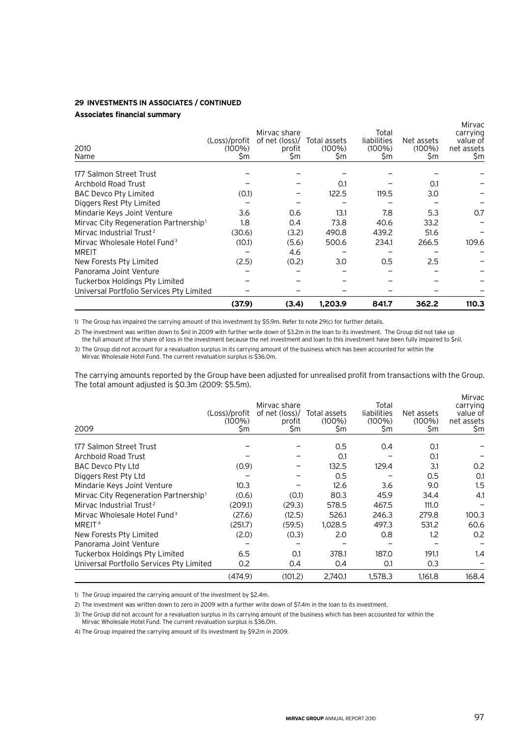## 29 INVESTMENTS IN ASSOCIATES / CONTINUED

### Associates financial summary

| 2010 Name | (Loss)/profit (100%) $m | Mirvac share of net (loss)/ profit $m | Total assets (100%) $m | Total liabilities (100%) $m | Net assets (100%) $m | Mirvac carrying value of net assets $m |
|---|---|---|---|---|---|---|
| 177 Salmon Street Trust | – | – | – | – | – | – |
| Archbold Road Trust | – | – | 0.1 | – | 0.1 | – |
| BAC Devco Pty Limited | (0.1) | – | 122.5 | 119.5 | 3.0 | – |
| Diggers Rest Pty Limited | – | – | – | – | – | – |
| Mindarie Keys Joint Venture | 3.6 | 0.6 | 13.1 | 7.8 | 5.3 | 0.7 |
| Mirvac City Regeneration Partnership[1] | 1.8 | 0.4 | 73.8 | 40.6 | 33.2 | – |
| Mirvac Industrial Trust[2] | (30.6) | (3.2) | 490.8 | 439.2 | 51.6 | – |
| Mirvac Wholesale Hotel Fund[3] | (10.1) | (5.6) | 500.6 | 234.1 | 266.5 | 109.6 |
| MREIT | – | 4.6 | – | – | – | – |
| New Forests Pty Limited | (2.5) | (0.2) | 3.0 | 0.5 | 2.5 | – |
| Panorama Joint Venture | – | – | – | – | – | – |
| Tuckerbox Holdings Pty Limited | – | – | – | – | – | – |
| Universal Portfolio Services Pty Limited | – | – | – | – | – | – |
| | **(37.9)** | **(3.4)** | **1,203.9** | **841.7** | **362.2** | **110.3** |

1) The Group has impaired the carrying amount of this investment by $5.9m. Refer to note 29(c) for further details.

2) The investment was written down to $nil in 2009 with further write down of $3.2m in the loan to its investment. The Group did not take up the full amount of the share of loss in the investment because the net investment and loan to this investment have been fully impaired to $nil.

3) The Group did not account for a revaluation surplus in its carrying amount of the business which has been accounted for within the Mirvac Wholesale Hotel Fund. The current revaluation surplus is $36.0m.

The carrying amounts reported by the Group have been adjusted for unrealised profit from transactions with the Group. The total amount adjusted is $0.3m (2009: $5.5m).

| 2009 | (Loss)/profit (100%) $m | Mirvac share of net (loss)/ profit $m | Total assets (100%) $m | Total liabilities (100%) $m | Net assets (100%) $m | Mirvac carrying value of net assets $m |
|---|---|---|---|---|---|---|
| 177 Salmon Street Trust | – | – | 0.5 | 0.4 | 0.1 | – |
| Archbold Road Trust | – | – | 0.1 | – | 0.1 | – |
| BAC Devco Pty Ltd | (0.9) | – | 132.5 | 129.4 | 3.1 | 0.2 |
| Diggers Rest Pty Ltd | – | – | 0.5 | – | 0.5 | 0.1 |
| Mindarie Keys Joint Venture | 10.3 | – | 12.6 | 3.6 | 9.0 | 1.5 |
| Mirvac City Regeneration Partnership[1] | (0.6) | (0.1) | 80.3 | 45.9 | 34.4 | 4.1 |
| Mirvac Industrial Trust[2] | (209.1) | (29.3) | 578.5 | 467.5 | 111.0 | – |
| Mirvac Wholesale Hotel Fund[3] | (27.6) | (12.5) | 526.1 | 246.3 | 279.8 | 100.3 |
| MREIT[4] | (251.7) | (59.5) | 1,028.5 | 497.3 | 531.2 | 60.6 |
| New Forests Pty Limited | (2.0) | (0.3) | 2.0 | 0.8 | 1.2 | 0.2 |
| Panorama Joint Venture | – | – | – | – | – | – |
| Tuckerbox Holdings Pty Limited | 6.5 | 0.1 | 378.1 | 187.0 | 191.1 | 1.4 |
| Universal Portfolio Services Pty Limited | 0.2 | 0.4 | 0.4 | 0.1 | 0.3 | – |
| | (474.9) | (101.2) | 2,740.1 | 1,578.3 | 1,161.8 | 168.4 |

1) The Group impaired the carrying amount of the investment by $2.4m.

2) The investment was written down to zero in 2009 with a further write down of $7.4m in the loan to its investment.

3) The Group did not account for a revaluation surplus in its carrying amount of the business which has been accounted for within the Mirvac Wholesale Hotel Fund. The current revaluation surplus is $36.0m.

4) The Group impaired the carrying amount of its investment by $9.2m in 2009.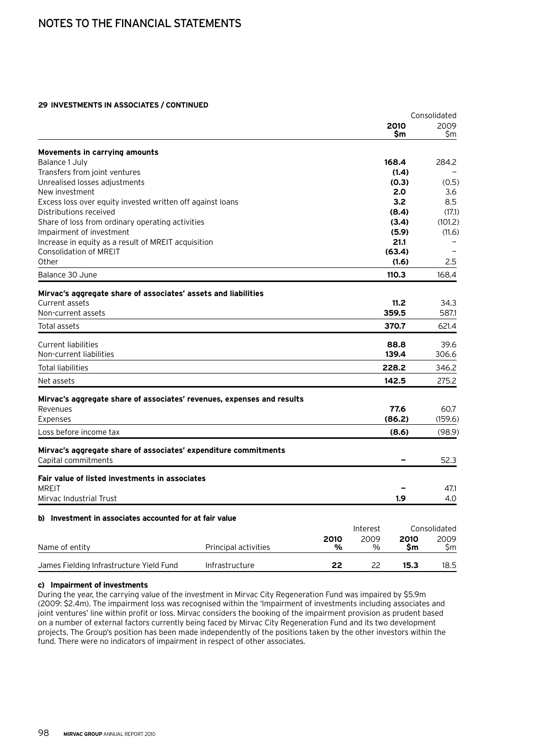## 29 INVESTMENTS IN ASSOCIATES / CONTINUED

| | Consolidated 2010 $m | Consolidated 2009 $m |
|---|---|---|
| **Movements in carrying amounts** | | |
| Balance 1 July | **168.4** | 284.2 |
| Transfers from joint ventures | **(1.4)** | – |
| Unrealised losses adjustments | **(0.3)** | (0.5) |
| New investment | **2.0** | 3.6 |
| Excess loss over equity invested written off against loans | **3.2** | 8.5 |
| Distributions received | **(8.4)** | (17.1) |
| Share of loss from ordinary operating activities | **(3.4)** | (101.2) |
| Impairment of investment | **(5.9)** | (11.6) |
| Increase in equity as a result of MREIT acquisition | **21.1** | – |
| Consolidation of MREIT | **(63.4)** | – |
| Other | **(1.6)** | 2.5 |
| Balance 30 June | **110.3** | 168.4 |
| **Mirvac's aggregate share of associates' assets and liabilities** | | |
| Current assets | **11.2** | 34.3 |
| Non-current assets | **359.5** | 587.1 |
| Total assets | **370.7** | 621.4 |
| Current liabilities | **88.8** | 39.6 |
| Non-current liabilities | **139.4** | 306.6 |
| Total liabilities | **228.2** | 346.2 |
| Net assets | **142.5** | 275.2 |
| **Mirvac's aggregate share of associates' revenues, expenses and results** | | |
| Revenues | **77.6** | 60.7 |
| Expenses | **(86.2)** | (159.6) |
| Loss before income tax | **(8.6)** | (98.9) |
| **Mirvac's aggregate share of associates' expenditure commitments** | | |
| Capital commitments | **–** | 52.3 |
| **Fair value of listed investments in associates** | | |
| MREIT | **–** | 47.1 |
| Mirvac Industrial Trust | **1.9** | 4.0 |

### b) Investment in associates accounted for at fair value

| Name of entity | Principal activities | Interest 2010 % | Interest 2009 % | Consolidated 2010 $m | Consolidated 2009 $m |
|---|---|---|---|---|---|
| James Fielding Infrastructure Yield Fund | Infrastructure | **22** | 22 | **15.3** | 18.5 |

### c) Impairment of investments

During the year, the carrying value of the investment in Mirvac City Regeneration Fund was impaired by $5.9m (2009: $2.4m). The impairment loss was recognised within the 'Impairment of investments including associates and joint ventures' line within profit or loss. Mirvac considers the booking of the impairment provision as prudent based on a number of external factors currently being faced by Mirvac City Regeneration Fund and its two development projects. The Group's position has been made independently of the positions taken by the other investors within the fund. There were no indicators of impairment in respect of other associates.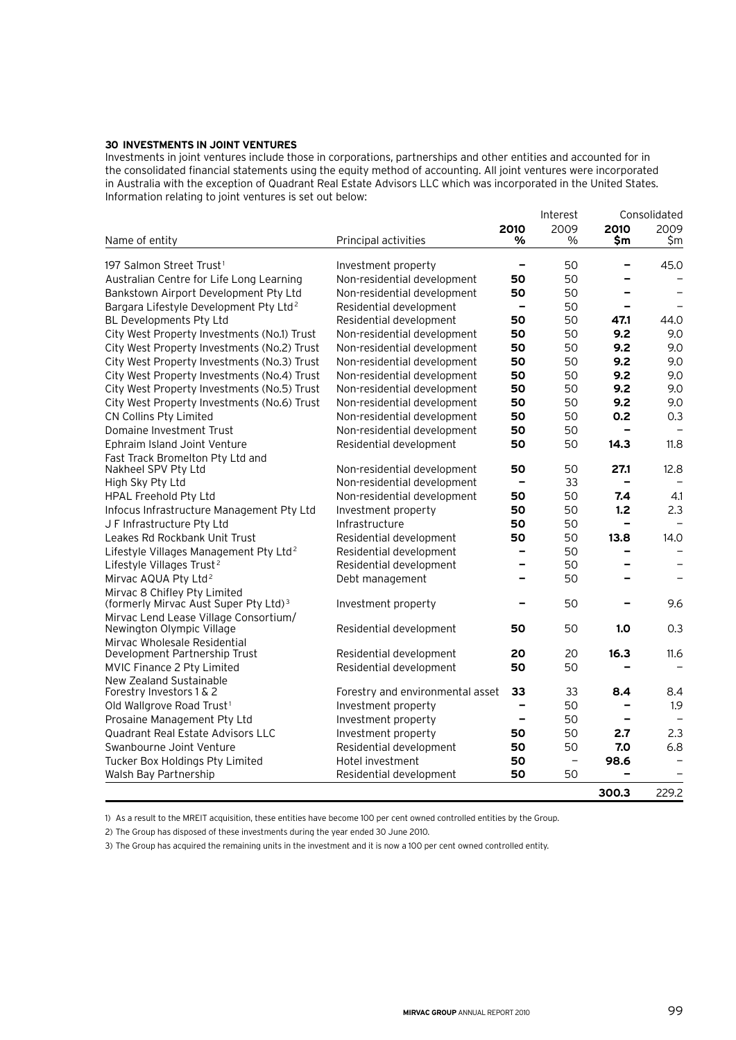## 30 INVESTMENTS IN JOINT VENTURES

Investments in joint ventures include those in corporations, partnerships and other entities and accounted for in the consolidated financial statements using the equity method of accounting. All joint ventures were incorporated in Australia with the exception of Quadrant Real Estate Advisors LLC which was incorporated in the United States. Information relating to joint ventures is set out below:

| Name of entity | Principal activities | Interest 2010 % | Interest 2009 % | Consolidated 2010 $m | Consolidated 2009 $m |
|---|---|---|---|---|---|
| 197 Salmon Street Trust[1] | Investment property | – | 50 | – | 45.0 |
| Australian Centre for Life Long Learning | Non-residential development | **50** | 50 | – | – |
| Bankstown Airport Development Pty Ltd | Non-residential development | **50** | 50 | – | – |
| Bargara Lifestyle Development Pty Ltd[2] | Residential development | – | 50 | – | – |
| BL Developments Pty Ltd | Residential development | **50** | 50 | **47.1** | 44.0 |
| City West Property Investments (No.1) Trust | Non-residential development | **50** | 50 | **9.2** | 9.0 |
| City West Property Investments (No.2) Trust | Non-residential development | **50** | 50 | **9.2** | 9.0 |
| City West Property Investments (No.3) Trust | Non-residential development | **50** | 50 | **9.2** | 9.0 |
| City West Property Investments (No.4) Trust | Non-residential development | **50** | 50 | **9.2** | 9.0 |
| City West Property Investments (No.5) Trust | Non-residential development | **50** | 50 | **9.2** | 9.0 |
| City West Property Investments (No.6) Trust | Non-residential development | **50** | 50 | **9.2** | 9.0 |
| CN Collins Pty Limited | Non-residential development | **50** | 50 | **0.2** | 0.3 |
| Domaine Investment Trust | Non-residential development | **50** | 50 | – | – |
| Ephraim Island Joint Venture | Residential development | **50** | 50 | **14.3** | 11.8 |
| Fast Track Bromelton Pty Ltd and Nakheel SPV Pty Ltd | Non-residential development | **50** | 50 | **27.1** | 12.8 |
| High Sky Pty Ltd | Non-residential development | – | 33 | – | – |
| HPAL Freehold Pty Ltd | Non-residential development | **50** | 50 | **7.4** | 4.1 |
| Infocus Infrastructure Management Pty Ltd | Investment property | **50** | 50 | **1.2** | 2.3 |
| J F Infrastructure Pty Ltd | Infrastructure | **50** | 50 | – | – |
| Leakes Rd Rockbank Unit Trust | Residential development | **50** | 50 | **13.8** | 14.0 |
| Lifestyle Villages Management Pty Ltd[2] | Residential development | – | 50 | – | – |
| Lifestyle Villages Trust[2] | Residential development | – | 50 | – | – |
| Mirvac AQUA Pty Ltd[2] | Debt management | – | 50 | – | – |
| Mirvac 8 Chifley Pty Limited (formerly Mirvac Aust Super Pty Ltd)[3] | Investment property | – | 50 | – | 9.6 |
| Mirvac Lend Lease Village Consortium/ Newington Olympic Village | Residential development | **50** | 50 | **1.0** | 0.3 |
| Mirvac Wholesale Residential Development Partnership Trust | Residential development | **20** | 20 | **16.3** | 11.6 |
| MVIC Finance 2 Pty Limited | Residential development | **50** | 50 | – | – |
| New Zealand Sustainable Forestry Investors 1 & 2 | Forestry and environmental asset | **33** | 33 | **8.4** | 8.4 |
| Old Wallgrove Road Trust[1] | Investment property | – | 50 | – | 1.9 |
| Prosaine Management Pty Ltd | Investment property | – | 50 | – | – |
| Quadrant Real Estate Advisors LLC | Investment property | **50** | 50 | **2.7** | 2.3 |
| Swanbourne Joint Venture | Residential development | **50** | 50 | **7.0** | 6.8 |
| Tucker Box Holdings Pty Limited | Hotel investment | **50** | – | **98.6** | – |
| Walsh Bay Partnership | Residential development | **50** | 50 | – | – |
| | | | | **300.3** | 229.2 |

1) As a result to the MREIT acquisition, these entities have become 100 per cent owned controlled entities by the Group.

2) The Group has disposed of these investments during the year ended 30 June 2010.

3) The Group has acquired the remaining units in the investment and it is now a 100 per cent owned controlled entity.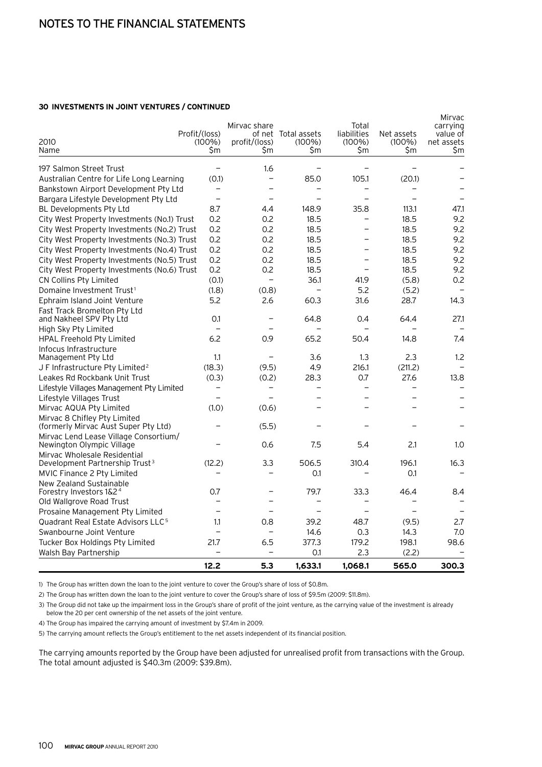# NOTES TO THE FINANCIAL STATEMENTS

### 30 INVESTMENTS IN JOINT VENTURES / CONTINUED

| 2010 Name | Profit/(loss) (100%) $m | Mirvac share of net profit/(loss) $m | Total assets (100%) $m | Total liabilities (100%) $m | Net assets (100%) $m | Mirvac carrying value of net assets $m |
|---|---|---|---|---|---|---|
| 197 Salmon Street Trust | – | 1.6 | – | – | – | – |
| Australian Centre for Life Long Learning | (0.1) | – | 85.0 | 105.1 | (20.1) | – |
| Bankstown Airport Development Pty Ltd | – | – | – | – | – | – |
| Bargara Lifestyle Development Pty Ltd | – | – | – | – | – | – |
| BL Developments Pty Ltd | 8.7 | 4.4 | 148.9 | 35.8 | 113.1 | 47.1 |
| City West Property Investments (No.1) Trust | 0.2 | 0.2 | 18.5 | – | 18.5 | 9.2 |
| City West Property Investments (No.2) Trust | 0.2 | 0.2 | 18.5 | – | 18.5 | 9.2 |
| City West Property Investments (No.3) Trust | 0.2 | 0.2 | 18.5 | – | 18.5 | 9.2 |
| City West Property Investments (No.4) Trust | 0.2 | 0.2 | 18.5 | – | 18.5 | 9.2 |
| City West Property Investments (No.5) Trust | 0.2 | 0.2 | 18.5 | – | 18.5 | 9.2 |
| City West Property Investments (No.6) Trust | 0.2 | 0.2 | 18.5 | – | 18.5 | 9.2 |
| CN Collins Pty Limited | (0.1) | – | 36.1 | 41.9 | (5.8) | 0.2 |
| Domaine Investment Trust[1] | (1.8) | (0.8) | – | 5.2 | (5.2) | – |
| Ephraim Island Joint Venture | 5.2 | 2.6 | 60.3 | 31.6 | 28.7 | 14.3 |
| Fast Track Bromelton Pty Ltd and Nakheel SPV Pty Ltd | 0.1 | – | 64.8 | 0.4 | 64.4 | 27.1 |
| High Sky Pty Limited | – | – | – | – | – | – |
| HPAL Freehold Pty Limited | 6.2 | 0.9 | 65.2 | 50.4 | 14.8 | 7.4 |
| Infocus Infrastructure Management Pty Ltd | 1.1 | – | 3.6 | 1.3 | 2.3 | 1.2 |
| J F Infrastructure Pty Limited[2] | (18.3) | (9.5) | 4.9 | 216.1 | (211.2) | – |
| Leakes Rd Rockbank Unit Trust | (0.3) | (0.2) | 28.3 | 0.7 | 27.6 | 13.8 |
| Lifestyle Villages Management Pty Limited | – | – | – | – | – | – |
| Lifestyle Villages Trust | – | – | – | – | – | – |
| Mirvac AQUA Pty Limited | (1.0) | (0.6) | – | – | – | – |
| Mirvac 8 Chifley Pty Limited (formerly Mirvac Aust Super Pty Ltd) | – | (5.5) | – | – | – | – |
| Mirvac Lend Lease Village Consortium/ Newington Olympic Village | – | 0.6 | 7.5 | 5.4 | 2.1 | 1.0 |
| Mirvac Wholesale Residential Development Partnership Trust[3] | (12.2) | 3.3 | 506.5 | 310.4 | 196.1 | 16.3 |
| MVIC Finance 2 Pty Limited | – | – | 0.1 | – | 0.1 | – |
| New Zealand Sustainable Forestry Investors 1&2[4] | 0.7 | – | 79.7 | 33.3 | 46.4 | 8.4 |
| Old Wallgrove Road Trust | – | – | – | – | – | – |
| Prosaine Management Pty Limited | – | – | – | – | – | – |
| Quadrant Real Estate Advisors LLC[5] | 1.1 | 0.8 | 39.2 | 48.7 | (9.5) | 2.7 |
| Swanbourne Joint Venture | – | – | 14.6 | 0.3 | 14.3 | 7.0 |
| Tucker Box Holdings Pty Limited | 21.7 | 6.5 | 377.3 | 179.2 | 198.1 | 98.6 |
| Walsh Bay Partnership | – | – | 0.1 | 2.3 | (2.2) | – |
| | **12.2** | **5.3** | **1,633.1** | **1,068.1** | **565.0** | **300.3** |

1) The Group has written down the loan to the joint venture to cover the Group's share of loss of $0.8m.

2) The Group has written down the loan to the joint venture to cover the Group's share of loss of $9.5m (2009: $11.8m).

3) The Group did not take up the impairment loss in the Group's share of profit of the joint venture, as the carrying value of the investment is already below the 20 per cent ownership of the net assets of the joint venture.

4) The Group has impaired the carrying amount of investment by $7.4m in 2009.

5) The carrying amount reflects the Group's entitlement to the net assets independent of its financial position.

The carrying amounts reported by the Group have been adjusted for unrealised profit from transactions with the Group. The total amount adjusted is $40.3m (2009: $39.8m).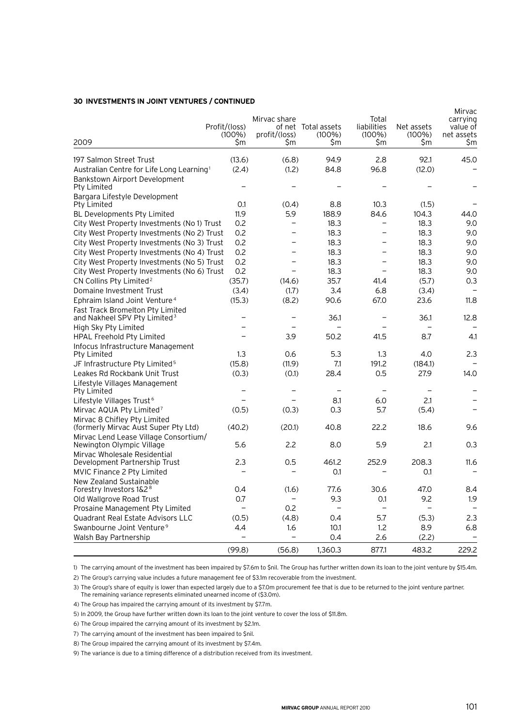### 30 INVESTMENTS IN JOINT VENTURES / CONTINUED

| 2009 | Profit/(loss) (100%) $m | Mirvac share of net profit/(loss) $m | Total assets (100%) $m | Total liabilities (100%) $m | Net assets (100%) $m | Mirvac carrying value of net assets $m |
|---|---|---|---|---|---|---|
| 197 Salmon Street Trust | (13.6) | (6.8) | 94.9 | 2.8 | 92.1 | 45.0 |
| Australian Centre for Life Long Learning[1] | (2.4) | (1.2) | 84.8 | 96.8 | (12.0) | – |
| Bankstown Airport Development Pty Limited | – | – | – | – | – | – |
| Bargara Lifestyle Development Pty Limited | 0.1 | (0.4) | 8.8 | 10.3 | (1.5) | – |
| BL Developments Pty Limited | 11.9 | 5.9 | 188.9 | 84.6 | 104.3 | 44.0 |
| City West Property Investments (No 1) Trust | 0.2 | – | 18.3 | – | 18.3 | 9.0 |
| City West Property Investments (No 2) Trust | 0.2 | – | 18.3 | – | 18.3 | 9.0 |
| City West Property Investments (No 3) Trust | 0.2 | – | 18.3 | – | 18.3 | 9.0 |
| City West Property Investments (No 4) Trust | 0.2 | – | 18.3 | – | 18.3 | 9.0 |
| City West Property Investments (No 5) Trust | 0.2 | – | 18.3 | – | 18.3 | 9.0 |
| City West Property Investments (No 6) Trust | 0.2 | – | 18.3 | – | 18.3 | 9.0 |
| CN Collins Pty Limited[2] | (35.7) | (14.6) | 35.7 | 41.4 | (5.7) | 0.3 |
| Domaine Investment Trust | (3.4) | (1.7) | 3.4 | 6.8 | (3.4) | – |
| Ephraim Island Joint Venture[4] | (15.3) | (8.2) | 90.6 | 67.0 | 23.6 | 11.8 |
| Fast Track Bromelton Pty Limited and Nakheel SPV Pty Limited[3] | – | – | 36.1 | – | 36.1 | 12.8 |
| High Sky Pty Limited | – | – | – | – | – | – |
| HPAL Freehold Pty Limited | – | 3.9 | 50.2 | 41.5 | 8.7 | 4.1 |
| Infocus Infrastructure Management Pty Limited | 1.3 | 0.6 | 5.3 | 1.3 | 4.0 | 2.3 |
| JF Infrastructure Pty Limited[5] | (15.8) | (11.9) | 7.1 | 191.2 | (184.1) | – |
| Leakes Rd Rockbank Unit Trust | (0.3) | (0.1) | 28.4 | 0.5 | 27.9 | 14.0 |
| Lifestyle Villages Management Pty Limited | – | – | – | – | – | – |
| Lifestyle Villages Trust[6] | – | – | 8.1 | 6.0 | 2.1 | – |
| Mirvac AQUA Pty Limited[7] | (0.5) | (0.3) | 0.3 | 5.7 | (5.4) | – |
| Mirvac 8 Chifley Pty Limited (formerly Mirvac Aust Super Pty Ltd) | (40.2) | (20.1) | 40.8 | 22.2 | 18.6 | 9.6 |
| Mirvac Lend Lease Village Consortium/ Newington Olympic Village | 5.6 | 2.2 | 8.0 | 5.9 | 2.1 | 0.3 |
| Mirvac Wholesale Residential Development Partnership Trust | 2.3 | 0.5 | 461.2 | 252.9 | 208.3 | 11.6 |
| MVIC Finance 2 Pty Limited | – | – | 0.1 | – | 0.1 | – |
| New Zealand Sustainable Forestry Investors 1&2[8] | 0.4 | (1.6) | 77.6 | 30.6 | 47.0 | 8.4 |
| Old Wallgrove Road Trust | 0.7 | – | 9.3 | 0.1 | 9.2 | 1.9 |
| Prosaine Management Pty Limited | – | 0.2 | – | – | – | – |
| Quadrant Real Estate Advisors LLC | (0.5) | (4.8) | 0.4 | 5.7 | (5.3) | 2.3 |
| Swanbourne Joint Venture[9] | 4.4 | 1.6 | 10.1 | 1.2 | 8.9 | 6.8 |
| Walsh Bay Partnership | – | – | 0.4 | 2.6 | (2.2) | – |
| | (99.8) | (56.8) | 1,360.3 | 877.1 | 483.2 | 229.2 |

1) The carrying amount of the investment has been impaired by $7.6m to $nil. The Group has further written down its loan to the joint venture by $15.4m.

2) The Group's carrying value includes a future management fee of $3.1m recoverable from the investment.

3) The Group's share of equity is lower than expected largely due to a $7.0m procurement fee that is due to be returned to the joint venture partner. The remaining variance represents eliminated unearned income of ($3.0m).

4) The Group has impaired the carrying amount of its investment by $7.7m.

5) In 2009, the Group have further written down its loan to the joint venture to cover the loss of $11.8m.

6) The Group impaired the carrying amount of its investment by $2.1m.

7) The carrying amount of the investment has been impaired to $nil.

8) The Group impaired the carrying amount of its investment by $7.4m.

9) The variance is due to a timing difference of a distribution received from its investment.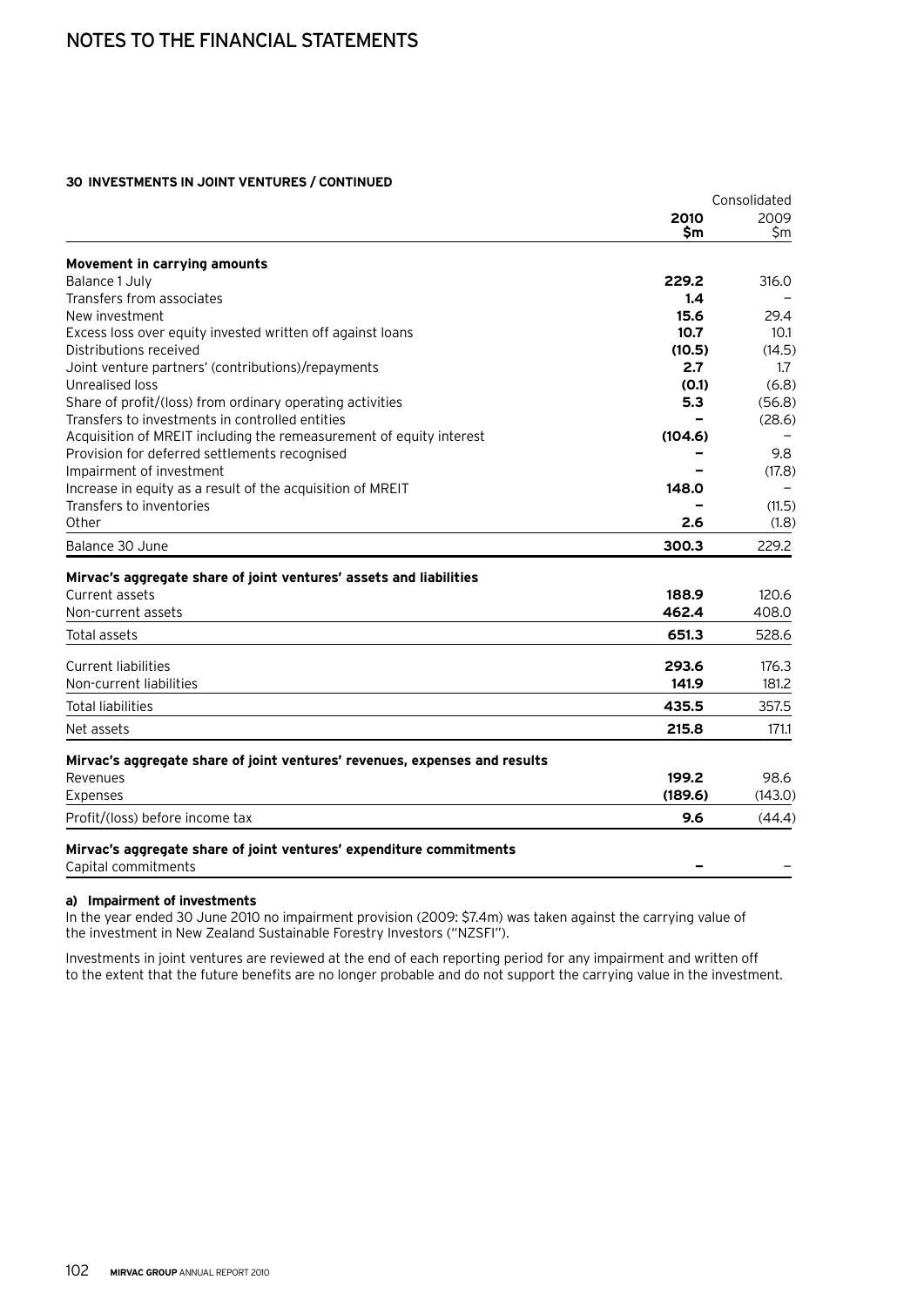# NOTES TO THE FINANCIAL STATEMENTS

### 30 INVESTMENTS IN JOINT VENTURES / CONTINUED

| | Consolidated | |
|---|---|---|
| | **2010 $m** | 2009 $m |
| **Movement in carrying amounts** | | |
| Balance 1 July | **229.2** | 316.0 |
| Transfers from associates | **1.4** | – |
| New investment | **15.6** | 29.4 |
| Excess loss over equity invested written off against loans | **10.7** | 10.1 |
| Distributions received | **(10.5)** | (14.5) |
| Joint venture partners' (contributions)/repayments | **2.7** | 1.7 |
| Unrealised loss | **(0.1)** | (6.8) |
| Share of profit/(loss) from ordinary operating activities | **5.3** | (56.8) |
| Transfers to investments in controlled entities | **–** | (28.6) |
| Acquisition of MREIT including the remeasurement of equity interest | **(104.6)** | – |
| Provision for deferred settlements recognised | **–** | 9.8 |
| Impairment of investment | **–** | (17.8) |
| Increase in equity as a result of the acquisition of MREIT | **148.0** | – |
| Transfers to inventories | **–** | (11.5) |
| Other | **2.6** | (1.8) |
| Balance 30 June | **300.3** | 229.2 |
| **Mirvac's aggregate share of joint ventures' assets and liabilities** | | |
| Current assets | **188.9** | 120.6 |
| Non-current assets | **462.4** | 408.0 |
| Total assets | **651.3** | 528.6 |
| Current liabilities | **293.6** | 176.3 |
| Non-current liabilities | **141.9** | 181.2 |
| Total liabilities | **435.5** | 357.5 |
| Net assets | **215.8** | 171.1 |
| **Mirvac's aggregate share of joint ventures' revenues, expenses and results** | | |
| Revenues | **199.2** | 98.6 |
| Expenses | **(189.6)** | (143.0) |
| Profit/(loss) before income tax | **9.6** | (44.4) |
| **Mirvac's aggregate share of joint ventures' expenditure commitments** | | |
| Capital commitments | **–** | – |

**a) Impairment of investments**

In the year ended 30 June 2010 no impairment provision (2009: $7.4m) was taken against the carrying value of the investment in New Zealand Sustainable Forestry Investors ("NZSFI").

Investments in joint ventures are reviewed at the end of each reporting period for any impairment and written off to the extent that the future benefits are no longer probable and do not support the carrying value in the investment.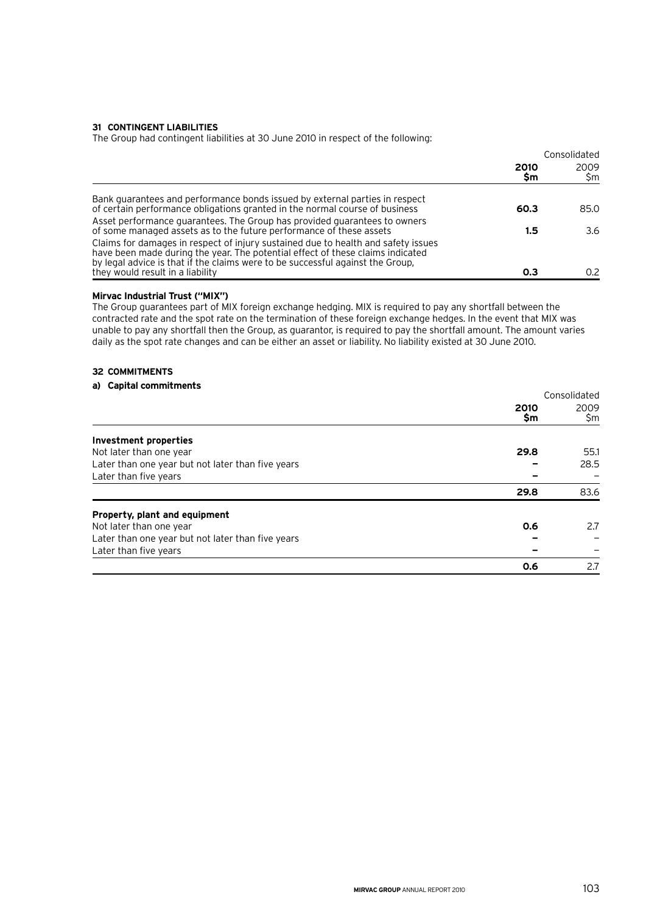## 31 CONTINGENT LIABILITIES

The Group had contingent liabilities at 30 June 2010 in respect of the following:

| | Consolidated | |
|---|---|---|
| | **2010 $m** | 2009 $m |
| Bank guarantees and performance bonds issued by external parties in respect of certain performance obligations granted in the normal course of business | **60.3** | 85.0 |
| Asset performance guarantees. The Group has provided guarantees to owners of some managed assets as to the future performance of these assets | **1.5** | 3.6 |
| Claims for damages in respect of injury sustained due to health and safety issues have been made during the year. The potential effect of these claims indicated by legal advice is that if the claims were to be successful against the Group, they would result in a liability | **0.3** | 0.2 |

**Mirvac Industrial Trust ("MIX")**

The Group guarantees part of MIX foreign exchange hedging. MIX is required to pay any shortfall between the contracted rate and the spot rate on the termination of these foreign exchange hedges. In the event that MIX was unable to pay any shortfall then the Group, as guarantor, is required to pay the shortfall amount. The amount varies daily as the spot rate changes and can be either an asset or liability. No liability existed at 30 June 2010.

## 32 COMMITMENTS

### a) Capital commitments

| | Consolidated | |
|---|---|---|
| | **2010 $m** | 2009 $m |
| **Investment properties** | | |
| Not later than one year | **29.8** | 55.1 |
| Later than one year but not later than five years | **–** | 28.5 |
| Later than five years | **–** | – |
| | **29.8** | 83.6 |
| **Property, plant and equipment** | | |
| Not later than one year | **0.6** | 2.7 |
| Later than one year but not later than five years | **–** | – |
| Later than five years | **–** | – |
| | **0.6** | 2.7 |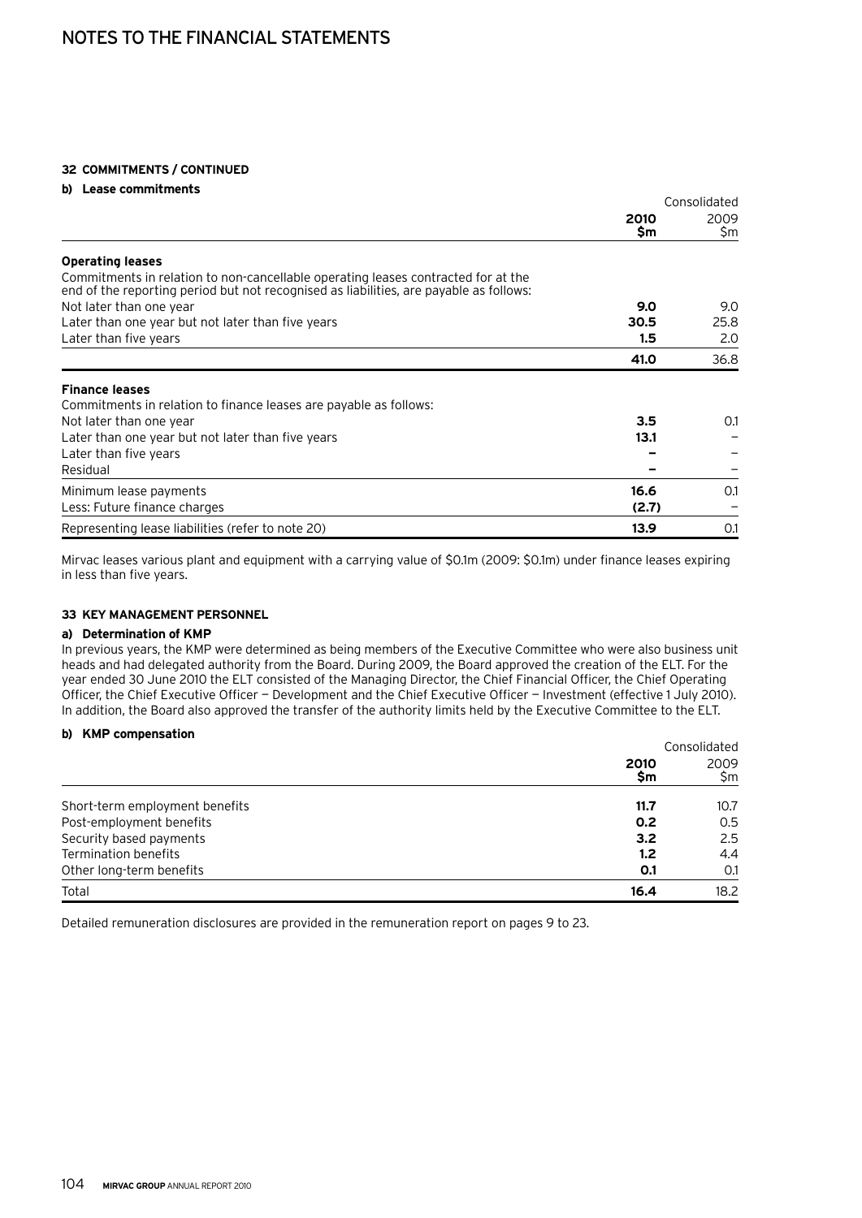## 32 COMMITMENTS / CONTINUED

### b) Lease commitments

| | Consolidated | |
|---|---|---|
| | **2010 $m** | 2009 $m |
| **Operating leases** | | |
| Commitments in relation to non-cancellable operating leases contracted for at the end of the reporting period but not recognised as liabilities, are payable as follows: | | |
| Not later than one year | **9.0** | 9.0 |
| Later than one year but not later than five years | **30.5** | 25.8 |
| Later than five years | **1.5** | 2.0 |
| | **41.0** | 36.8 |
| **Finance leases** | | |
| Commitments in relation to finance leases are payable as follows: | | |
| Not later than one year | **3.5** | 0.1 |
| Later than one year but not later than five years | **13.1** | – |
| Later than five years | **–** | – |
| Residual | **–** | – |
| Minimum lease payments | **16.6** | 0.1 |
| Less: Future finance charges | **(2.7)** | – |
| Representing lease liabilities (refer to note 20) | **13.9** | 0.1 |

Mirvac leases various plant and equipment with a carrying value of $0.1m (2009: $0.1m) under finance leases expiring in less than five years.

## 33 KEY MANAGEMENT PERSONNEL

### a) Determination of KMP

In previous years, the KMP were determined as being members of the Executive Committee who were also business unit heads and had delegated authority from the Board. During 2009, the Board approved the creation of the ELT. For the year ended 30 June 2010 the ELT consisted of the Managing Director, the Chief Financial Officer, the Chief Operating Officer, the Chief Executive Officer — Development and the Chief Executive Officer — Investment (effective 1 July 2010). In addition, the Board also approved the transfer of the authority limits held by the Executive Committee to the ELT.

### b) KMP compensation

| | Consolidated | |
|---|---|---|
| | **2010 $m** | 2009 $m |
| Short-term employment benefits | **11.7** | 10.7 |
| Post-employment benefits | **0.2** | 0.5 |
| Security based payments | **3.2** | 2.5 |
| Termination benefits | **1.2** | 4.4 |
| Other long-term benefits | **0.1** | 0.1 |
| Total | **16.4** | 18.2 |

Detailed remuneration disclosures are provided in the remuneration report on pages 9 to 23.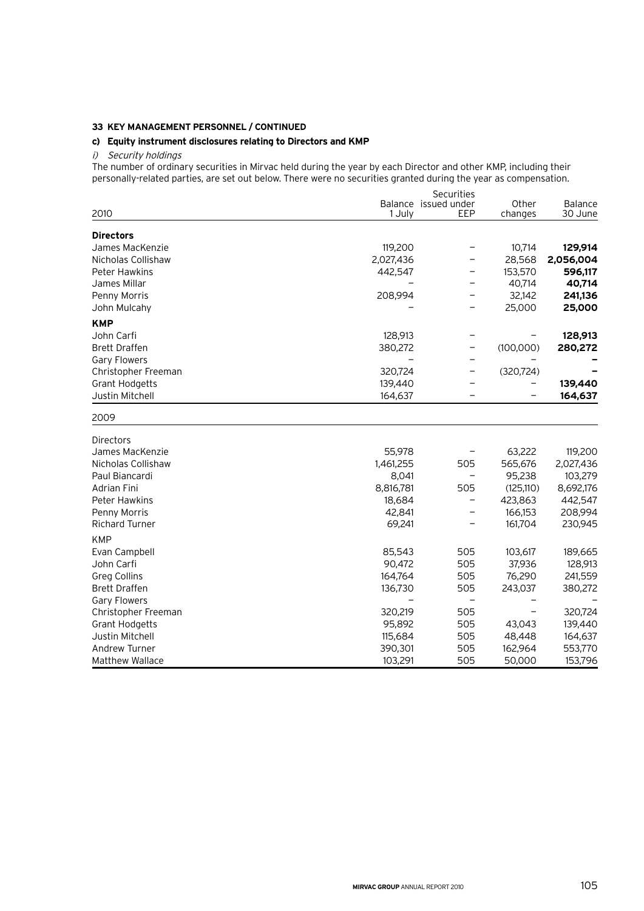**33 KEY MANAGEMENT PERSONNEL / CONTINUED**

**c) Equity instrument disclosures relating to Directors and KMP**

*i) Security holdings*

The number of ordinary securities in Mirvac held during the year by each Director and other KMP, including their personally-related parties, are set out below. There were no securities granted during the year as compensation.

| 2010 | Balance 1 July | Securities issued under EEP | Other changes | Balance 30 June |
|---|---|---|---|---|
| **Directors** | | | | |
| James MacKenzie | 119,200 | – | 10,714 | **129,914** |
| Nicholas Collishaw | 2,027,436 | – | 28,568 | **2,056,004** |
| Peter Hawkins | 442,547 | – | 153,570 | **596,117** |
| James Millar | – | – | 40,714 | **40,714** |
| Penny Morris | 208,994 | – | 32,142 | **241,136** |
| John Mulcahy | – | – | 25,000 | **25,000** |
| **KMP** | | | | |
| John Carfi | 128,913 | – | – | **128,913** |
| Brett Draffen | 380,272 | – | (100,000) | **280,272** |
| Gary Flowers | – | – | – | **–** |
| Christopher Freeman | 320,724 | – | (320,724) | **–** |
| Grant Hodgetts | 139,440 | – | – | **139,440** |
| Justin Mitchell | 164,637 | – | – | **164,637** |

| 2009 | Balance 1 July | Securities issued under EEP | Other changes | Balance 30 June |
|---|---|---|---|---|
| Directors | | | | |
| James MacKenzie | 55,978 | – | 63,222 | 119,200 |
| Nicholas Collishaw | 1,461,255 | 505 | 565,676 | 2,027,436 |
| Paul Biancardi | 8,041 | – | 95,238 | 103,279 |
| Adrian Fini | 8,816,781 | 505 | (125,110) | 8,692,176 |
| Peter Hawkins | 18,684 | – | 423,863 | 442,547 |
| Penny Morris | 42,841 | – | 166,153 | 208,994 |
| Richard Turner | 69,241 | – | 161,704 | 230,945 |
| KMP | | | | |
| Evan Campbell | 85,543 | 505 | 103,617 | 189,665 |
| John Carfi | 90,472 | 505 | 37,936 | 128,913 |
| Greg Collins | 164,764 | 505 | 76,290 | 241,559 |
| Brett Draffen | 136,730 | 505 | 243,037 | 380,272 |
| Gary Flowers | – | – | – | – |
| Christopher Freeman | 320,219 | 505 | – | 320,724 |
| Grant Hodgetts | 95,892 | 505 | 43,043 | 139,440 |
| Justin Mitchell | 115,684 | 505 | 48,448 | 164,637 |
| Andrew Turner | 390,301 | 505 | 162,964 | 553,770 |
| Matthew Wallace | 103,291 | 505 | 50,000 | 153,796 |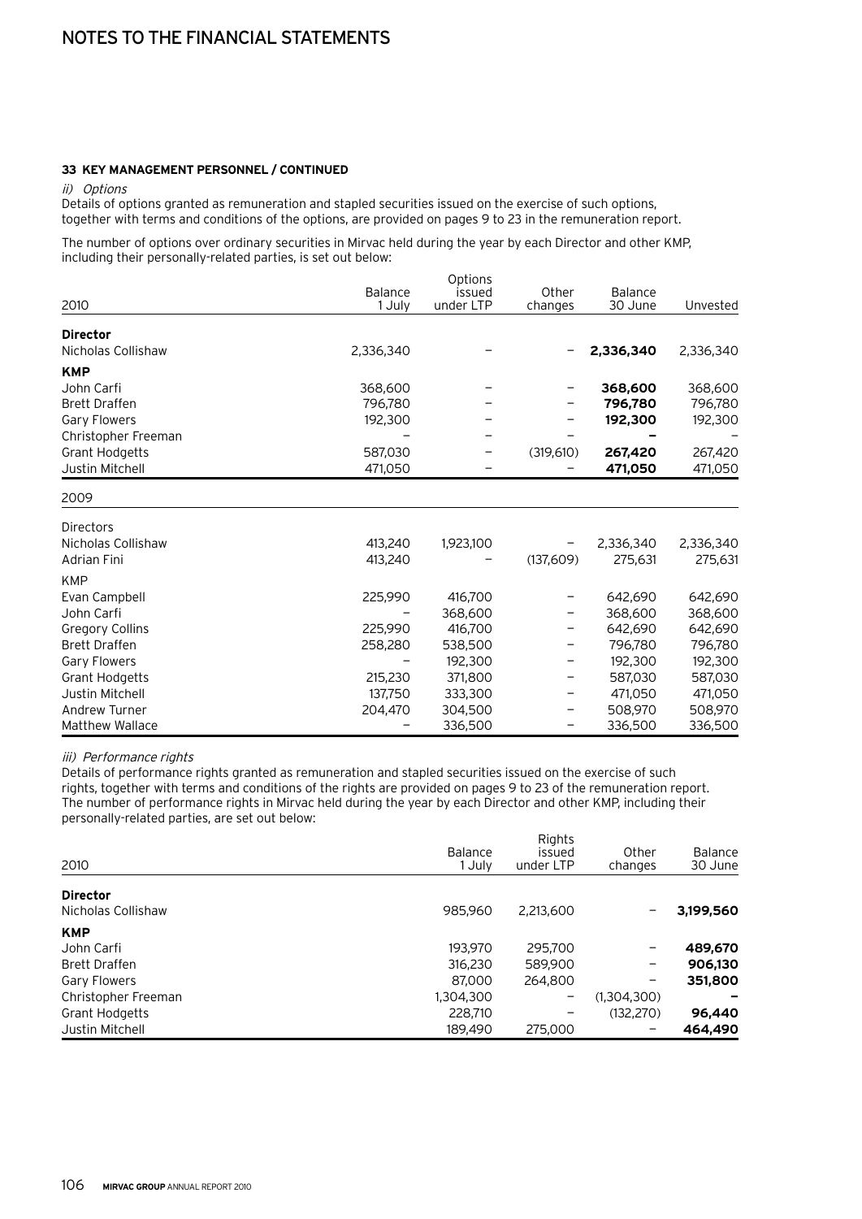# NOTES TO THE FINANCIAL STATEMENTS

**33 KEY MANAGEMENT PERSONNEL / CONTINUED**

*ii) Options*

Details of options granted as remuneration and stapled securities issued on the exercise of such options, together with terms and conditions of the options, are provided on pages 9 to 23 in the remuneration report.

The number of options over ordinary securities in Mirvac held during the year by each Director and other KMP, including their personally-related parties, is set out below:

| 2010 | Balance 1 July | Options issued under LTP | Other changes | Balance 30 June | Unvested |
|---|---|---|---|---|---|
| **Director** | | | | | |
| Nicholas Collishaw | 2,336,340 | – | – | **2,336,340** | 2,336,340 |
| **KMP** | | | | | |
| John Carfi | 368,600 | – | – | **368,600** | 368,600 |
| Brett Draffen | 796,780 | – | – | **796,780** | 796,780 |
| Gary Flowers | 192,300 | – | – | **192,300** | 192,300 |
| Christopher Freeman | – | – | – | **–** | – |
| Grant Hodgetts | 587,030 | – | (319,610) | **267,420** | 267,420 |
| Justin Mitchell | 471,050 | – | – | **471,050** | 471,050 |

| 2009 | Balance 1 July | Options issued under LTP | Other changes | Balance 30 June | Unvested |
|---|---|---|---|---|---|
| Directors | | | | | |
| Nicholas Collishaw | 413,240 | 1,923,100 | – | 2,336,340 | 2,336,340 |
| Adrian Fini | 413,240 | – | (137,609) | 275,631 | 275,631 |
| KMP | | | | | |
| Evan Campbell | 225,990 | 416,700 | – | 642,690 | 642,690 |
| John Carfi | – | 368,600 | – | 368,600 | 368,600 |
| Gregory Collins | 225,990 | 416,700 | – | 642,690 | 642,690 |
| Brett Draffen | 258,280 | 538,500 | – | 796,780 | 796,780 |
| Gary Flowers | – | 192,300 | – | 192,300 | 192,300 |
| Grant Hodgetts | 215,230 | 371,800 | – | 587,030 | 587,030 |
| Justin Mitchell | 137,750 | 333,300 | – | 471,050 | 471,050 |
| Andrew Turner | 204,470 | 304,500 | – | 508,970 | 508,970 |
| Matthew Wallace | – | 336,500 | – | 336,500 | 336,500 |

*iii) Performance rights*

Details of performance rights granted as remuneration and stapled securities issued on the exercise of such rights, together with terms and conditions of the rights are provided on pages 9 to 23 of the remuneration report. The number of performance rights in Mirvac held during the year by each Director and other KMP, including their personally-related parties, are set out below:

| 2010 | Balance 1 July | Rights issued under LTP | Other changes | Balance 30 June |
|---|---|---|---|---|
| **Director** | | | | |
| Nicholas Collishaw | 985,960 | 2,213,600 | – | **3,199,560** |
| **KMP** | | | | |
| John Carfi | 193,970 | 295,700 | – | **489,670** |
| Brett Draffen | 316,230 | 589,900 | – | **906,130** |
| Gary Flowers | 87,000 | 264,800 | – | **351,800** |
| Christopher Freeman | 1,304,300 | – | (1,304,300) | **–** |
| Grant Hodgetts | 228,710 | – | (132,270) | **96,440** |
| Justin Mitchell | 189,490 | 275,000 | – | **464,490** |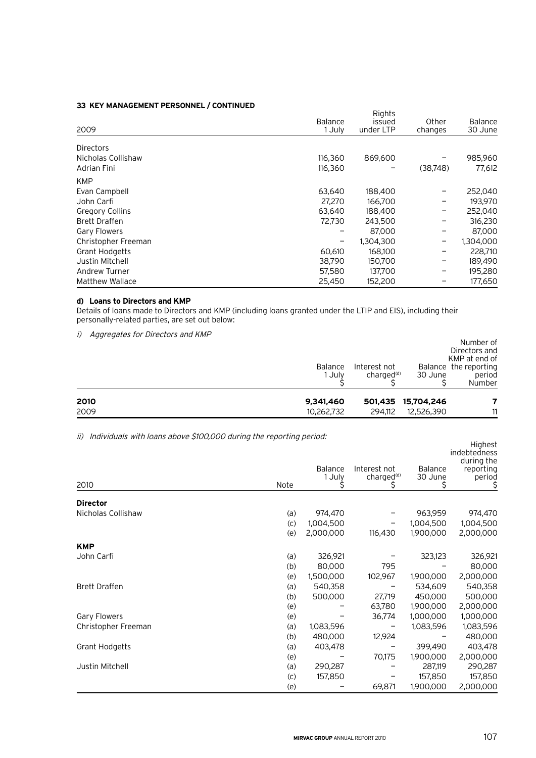**33 KEY MANAGEMENT PERSONNEL / CONTINUED**

| 2009 | Balance 1 July | Rights issued under LTP | Other changes | Balance 30 June |
|---|---|---|---|---|
| Directors | | | | |
| Nicholas Collishaw | 116,360 | 869,600 | – | 985,960 |
| Adrian Fini | 116,360 | – | (38,748) | 77,612 |
| KMP | | | | |
| Evan Campbell | 63,640 | 188,400 | – | 252,040 |
| John Carfi | 27,270 | 166,700 | – | 193,970 |
| Gregory Collins | 63,640 | 188,400 | – | 252,040 |
| Brett Draffen | 72,730 | 243,500 | – | 316,230 |
| Gary Flowers | – | 87,000 | – | 87,000 |
| Christopher Freeman | – | 1,304,300 | – | 1,304,000 |
| Grant Hodgetts | 60,610 | 168,100 | – | 228,710 |
| Justin Mitchell | 38,790 | 150,700 | – | 189,490 |
| Andrew Turner | 57,580 | 137,700 | – | 195,280 |
| Matthew Wallace | 25,450 | 152,200 | – | 177,650 |

**d) Loans to Directors and KMP**

Details of loans made to Directors and KMP (including loans granted under the LTIP and EIS), including their personally-related parties, are set out below:

*i) Aggregates for Directors and KMP*

| | Balance 1 July $ | Interest not charged[(d)] $ | Balance 30 June $ | Number of Directors and KMP at end of the reporting period Number |
|---|---|---|---|---|
| **2010** | **9,341,460** | **501,435** | **15,704,246** | **7** |
| 2009 | 10,262,732 | 294,112 | 12,526,390 | 11 |

*ii) Individuals with loans above $100,000 during the reporting period:*

| 2010 | Note | Balance 1 July $ | Interest not charged[(d)] $ | Balance 30 June $ | Highest indebtedness during the reporting period $ |
|---|---|---|---|---|---|
| **Director** | | | | | |
| Nicholas Collishaw | (a) | 974,470 | – | 963,959 | 974,470 |
| | (c) | 1,004,500 | – | 1,004,500 | 1,004,500 |
| | (e) | 2,000,000 | 116,430 | 1,900,000 | 2,000,000 |
| **KMP** | | | | | |
| John Carfi | (a) | 326,921 | – | 323,123 | 326,921 |
| | (b) | 80,000 | 795 | – | 80,000 |
| | (e) | 1,500,000 | 102,967 | 1,900,000 | 2,000,000 |
| Brett Draffen | (a) | 540,358 | – | 534,609 | 540,358 |
| | (b) | 500,000 | 27,719 | 450,000 | 500,000 |
| | (e) | – | 63,780 | 1,900,000 | 2,000,000 |
| Gary Flowers | (e) | – | 36,774 | 1,000,000 | 1,000,000 |
| Christopher Freeman | (a) | 1,083,596 | – | 1,083,596 | 1,083,596 |
| | (b) | 480,000 | 12,924 | – | 480,000 |
| Grant Hodgetts | (a) | 403,478 | – | 399,490 | 403,478 |
| | (e) | – | 70,175 | 1,900,000 | 2,000,000 |
| Justin Mitchell | (a) | 290,287 | – | 287,119 | 290,287 |
| | (c) | 157,850 | – | 157,850 | 157,850 |
| | (e) | – | 69,871 | 1,900,000 | 2,000,000 |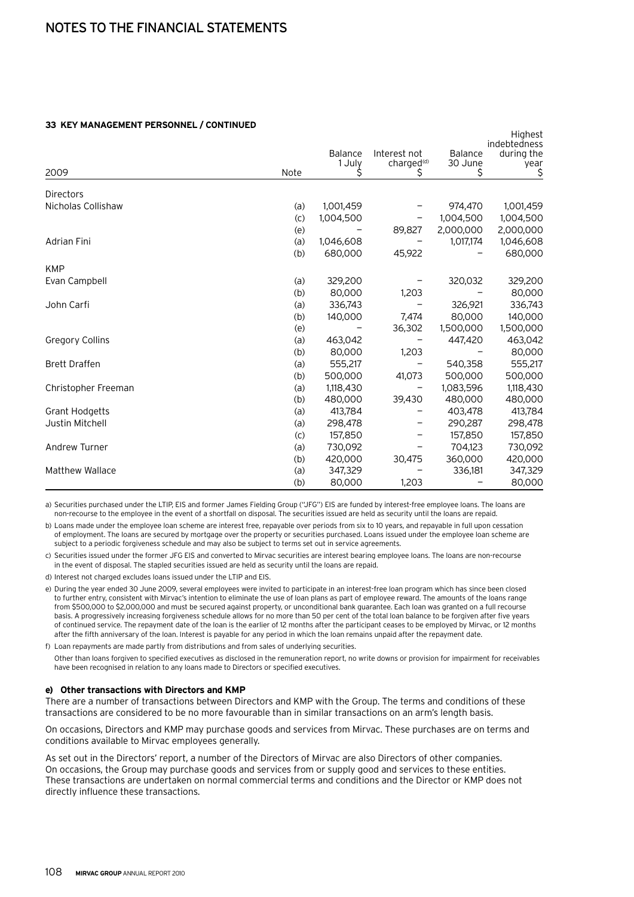## 33 KEY MANAGEMENT PERSONNEL / CONTINUED

| 2009 | Note | Balance 1 July $ | Interest not charged[(d)] $ | Balance 30 June $ | Highest indebtedness during the year $ |
|---|---|---|---|---|---|
| Directors | | | | | |
| Nicholas Collishaw | (a) | 1,001,459 | – | 974,470 | 1,001,459 |
| | (c) | 1,004,500 | – | 1,004,500 | 1,004,500 |
| | (e) | – | 89,827 | 2,000,000 | 2,000,000 |
| Adrian Fini | (a) | 1,046,608 | – | 1,017,174 | 1,046,608 |
| | (b) | 680,000 | 45,922 | – | 680,000 |
| KMP | | | | | |
| Evan Campbell | (a) | 329,200 | – | 320,032 | 329,200 |
| | (b) | 80,000 | 1,203 | – | 80,000 |
| John Carfi | (a) | 336,743 | – | 326,921 | 336,743 |
| | (b) | 140,000 | 7,474 | 80,000 | 140,000 |
| | (e) | – | 36,302 | 1,500,000 | 1,500,000 |
| Gregory Collins | (a) | 463,042 | – | 447,420 | 463,042 |
| | (b) | 80,000 | 1,203 | – | 80,000 |
| Brett Draffen | (a) | 555,217 | – | 540,358 | 555,217 |
| | (b) | 500,000 | 41,073 | 500,000 | 500,000 |
| Christopher Freeman | (a) | 1,118,430 | – | 1,083,596 | 1,118,430 |
| | (b) | 480,000 | 39,430 | 480,000 | 480,000 |
| Grant Hodgetts | (a) | 413,784 | – | 403,478 | 413,784 |
| Justin Mitchell | (a) | 298,478 | – | 290,287 | 298,478 |
| | (c) | 157,850 | – | 157,850 | 157,850 |
| Andrew Turner | (a) | 730,092 | – | 704,123 | 730,092 |
| | (b) | 420,000 | 30,475 | 360,000 | 420,000 |
| Matthew Wallace | (a) | 347,329 | – | 336,181 | 347,329 |
| | (b) | 80,000 | 1,203 | – | 80,000 |

a) Securities purchased under the LTIP, EIS and former James Fielding Group ("JFG") EIS are funded by interest-free employee loans. The loans are non-recourse to the employee in the event of a shortfall on disposal. The securities issued are held as security until the loans are repaid.

b) Loans made under the employee loan scheme are interest free, repayable over periods from six to 10 years, and repayable in full upon cessation of employment. The loans are secured by mortgage over the property or securities purchased. Loans issued under the employee loan scheme are subject to a periodic forgiveness schedule and may also be subject to terms set out in service agreements.

c) Securities issued under the former JFG EIS and converted to Mirvac securities are interest bearing employee loans. The loans are non-recourse in the event of disposal. The stapled securities issued are held as security until the loans are repaid.

d) Interest not charged excludes loans issued under the LTIP and EIS.

e) During the year ended 30 June 2009, several employees were invited to participate in an interest-free loan program which has since been closed to further entry, consistent with Mirvac's intention to eliminate the use of loan plans as part of employee reward. The amounts of the loans range from $500,000 to $2,000,000 and must be secured against property, or unconditional bank guarantee. Each loan was granted on a full recourse basis. A progressively increasing forgiveness schedule allows for no more than 50 per cent of the total loan balance to be forgiven after five years of continued service. The repayment date of the loan is the earlier of 12 months after the participant ceases to be employed by Mirvac, or 12 months after the fifth anniversary of the loan. Interest is payable for any period in which the loan remains unpaid after the repayment date.

f) Loan repayments are made partly from distributions and from sales of underlying securities.

Other than loans forgiven to specified executives as disclosed in the remuneration report, no write downs or provision for impairment for receivables have been recognised in relation to any loans made to Directors or specified executives.

### e) Other transactions with Directors and KMP

There are a number of transactions between Directors and KMP with the Group. The terms and conditions of these transactions are considered to be no more favourable than in similar transactions on an arm's length basis.

On occasions, Directors and KMP may purchase goods and services from Mirvac. These purchases are on terms and conditions available to Mirvac employees generally.

As set out in the Directors' report, a number of the Directors of Mirvac are also Directors of other companies. On occasions, the Group may purchase goods and services from or supply good and services to these entities. These transactions are undertaken on normal commercial terms and conditions and the Director or KMP does not directly influence these transactions.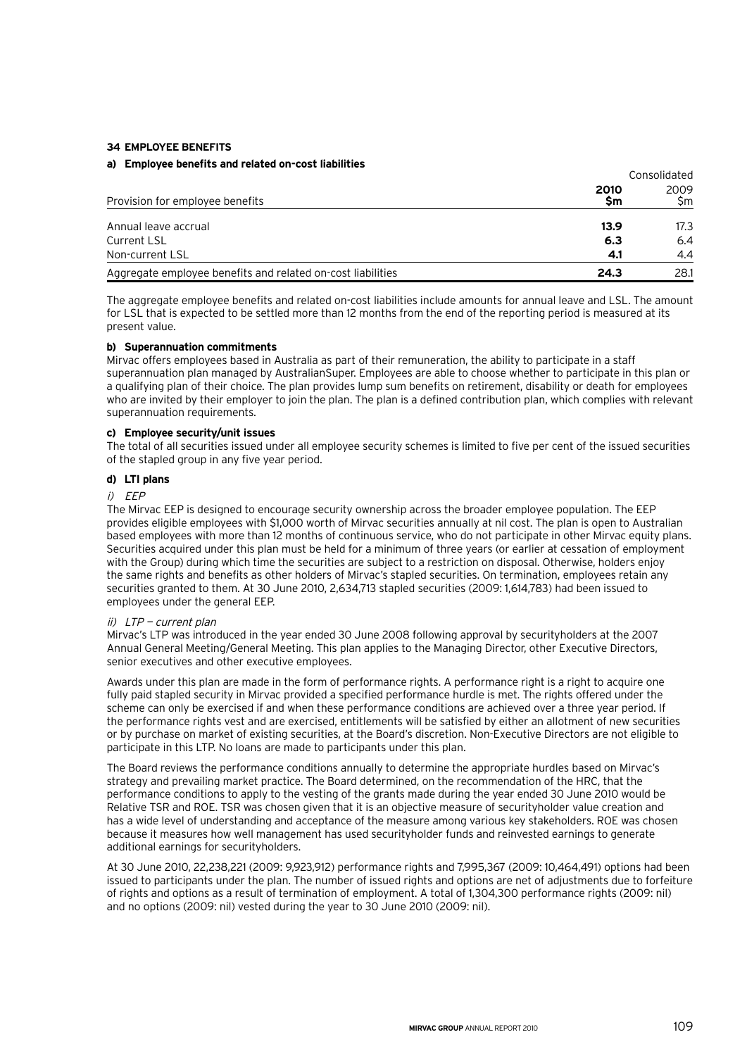## 34 EMPLOYEE BENEFITS

### a) Employee benefits and related on-cost liabilities

| Provision for employee benefits | Consolidated 2010 $m | 2009 $m |
|---|---|---|
| Annual leave accrual | **13.9** | 17.3 |
| Current LSL | **6.3** | 6.4 |
| Non-current LSL | **4.1** | 4.4 |
| Aggregate employee benefits and related on-cost liabilities | **24.3** | 28.1 |

The aggregate employee benefits and related on-cost liabilities include amounts for annual leave and LSL. The amount for LSL that is expected to be settled more than 12 months from the end of the reporting period is measured at its present value.

### b) Superannuation commitments

Mirvac offers employees based in Australia as part of their remuneration, the ability to participate in a staff superannuation plan managed by AustralianSuper. Employees are able to choose whether to participate in this plan or a qualifying plan of their choice. The plan provides lump sum benefits on retirement, disability or death for employees who are invited by their employer to join the plan. The plan is a defined contribution plan, which complies with relevant superannuation requirements.

### c) Employee security/unit issues

The total of all securities issued under all employee security schemes is limited to five per cent of the issued securities of the stapled group in any five year period.

### d) LTI plans

*i) EEP*

The Mirvac EEP is designed to encourage security ownership across the broader employee population. The EEP provides eligible employees with $1,000 worth of Mirvac securities annually at nil cost. The plan is open to Australian based employees with more than 12 months of continuous service, who do not participate in other Mirvac equity plans. Securities acquired under this plan must be held for a minimum of three years (or earlier at cessation of employment with the Group) during which time the securities are subject to a restriction on disposal. Otherwise, holders enjoy the same rights and benefits as other holders of Mirvac's stapled securities. On termination, employees retain any securities granted to them. At 30 June 2010, 2,634,713 stapled securities (2009: 1,614,783) had been issued to employees under the general EEP.

*ii) LTP — current plan*

Mirvac's LTP was introduced in the year ended 30 June 2008 following approval by securityholders at the 2007 Annual General Meeting/General Meeting. This plan applies to the Managing Director, other Executive Directors, senior executives and other executive employees.

Awards under this plan are made in the form of performance rights. A performance right is a right to acquire one fully paid stapled security in Mirvac provided a specified performance hurdle is met. The rights offered under the scheme can only be exercised if and when these performance conditions are achieved over a three year period. If the performance rights vest and are exercised, entitlements will be satisfied by either an allotment of new securities or by purchase on market of existing securities, at the Board's discretion. Non-Executive Directors are not eligible to participate in this LTP. No loans are made to participants under this plan.

The Board reviews the performance conditions annually to determine the appropriate hurdles based on Mirvac's strategy and prevailing market practice. The Board determined, on the recommendation of the HRC, that the performance conditions to apply to the vesting of the grants made during the year ended 30 June 2010 would be Relative TSR and ROE. TSR was chosen given that it is an objective measure of securityholder value creation and has a wide level of understanding and acceptance of the measure among various key stakeholders. ROE was chosen because it measures how well management has used securityholder funds and reinvested earnings to generate additional earnings for securityholders.

At 30 June 2010, 22,238,221 (2009: 9,923,912) performance rights and 7,995,367 (2009: 10,464,491) options had been issued to participants under the plan. The number of issued rights and options are net of adjustments due to forfeiture of rights and options as a result of termination of employment. A total of 1,304,300 performance rights (2009: nil) and no options (2009: nil) vested during the year to 30 June 2010 (2009: nil).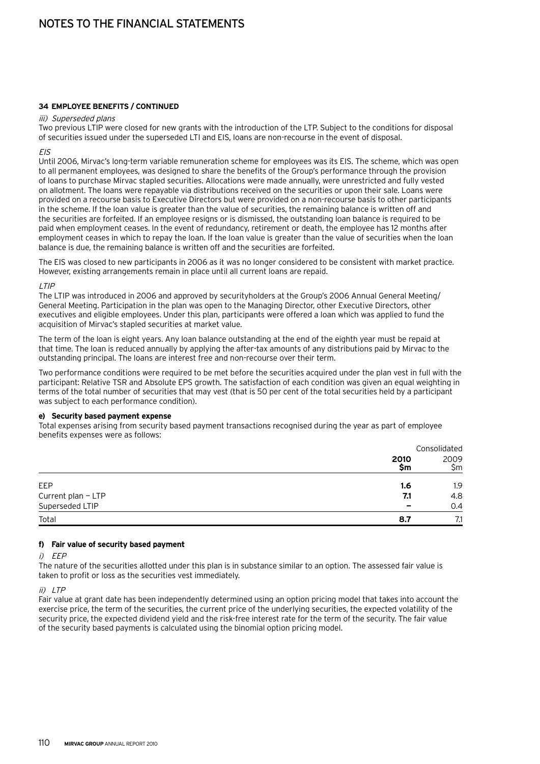# NOTES TO THE FINANCIAL STATEMENTS

**34 EMPLOYEE BENEFITS / CONTINUED**

*iii) Superseded plans*

Two previous LTIP were closed for new grants with the introduction of the LTP. Subject to the conditions for disposal of securities issued under the superseded LTI and EIS, loans are non-recourse in the event of disposal.

*EIS*

Until 2006, Mirvac's long-term variable remuneration scheme for employees was its EIS. The scheme, which was open to all permanent employees, was designed to share the benefits of the Group's performance through the provision of loans to purchase Mirvac stapled securities. Allocations were made annually, were unrestricted and fully vested on allotment. The loans were repayable via distributions received on the securities or upon their sale. Loans were provided on a recourse basis to Executive Directors but were provided on a non-recourse basis to other participants in the scheme. If the loan value is greater than the value of securities, the remaining balance is written off and the securities are forfeited. If an employee resigns or is dismissed, the outstanding loan balance is required to be paid when employment ceases. In the event of redundancy, retirement or death, the employee has 12 months after employment ceases in which to repay the loan. If the loan value is greater than the value of securities when the loan balance is due, the remaining balance is written off and the securities are forfeited.

The EIS was closed to new participants in 2006 as it was no longer considered to be consistent with market practice. However, existing arrangements remain in place until all current loans are repaid.

*LTIP*

The LTIP was introduced in 2006 and approved by securityholders at the Group's 2006 Annual General Meeting/ General Meeting. Participation in the plan was open to the Managing Director, other Executive Directors, other executives and eligible employees. Under this plan, participants were offered a loan which was applied to fund the acquisition of Mirvac's stapled securities at market value.

The term of the loan is eight years. Any loan balance outstanding at the end of the eighth year must be repaid at that time. The loan is reduced annually by applying the after-tax amounts of any distributions paid by Mirvac to the outstanding principal. The loans are interest free and non-recourse over their term.

Two performance conditions were required to be met before the securities acquired under the plan vest in full with the participant: Relative TSR and Absolute EPS growth. The satisfaction of each condition was given an equal weighting in terms of the total number of securities that may vest (that is 50 per cent of the total securities held by a participant was subject to each performance condition).

**e) Security based payment expense**

Total expenses arising from security based payment transactions recognised during the year as part of employee benefits expenses were as follows:

| | Consolidated | |
|---|---|---|
| | **2010 $m** | 2009 $m |
| EEP | **1.6** | 1.9 |
| Current plan – LTP | **7.1** | 4.8 |
| Superseded LTIP | **–** | 0.4 |
| Total | **8.7** | 7.1 |

**f) Fair value of security based payment**

*i) EEP*

The nature of the securities allotted under this plan is in substance similar to an option. The assessed fair value is taken to profit or loss as the securities vest immediately.

*ii) LTP*

Fair value at grant date has been independently determined using an option pricing model that takes into account the exercise price, the term of the securities, the current price of the underlying securities, the expected volatility of the security price, the expected dividend yield and the risk-free interest rate for the term of the security. The fair value of the security based payments is calculated using the binomial option pricing model.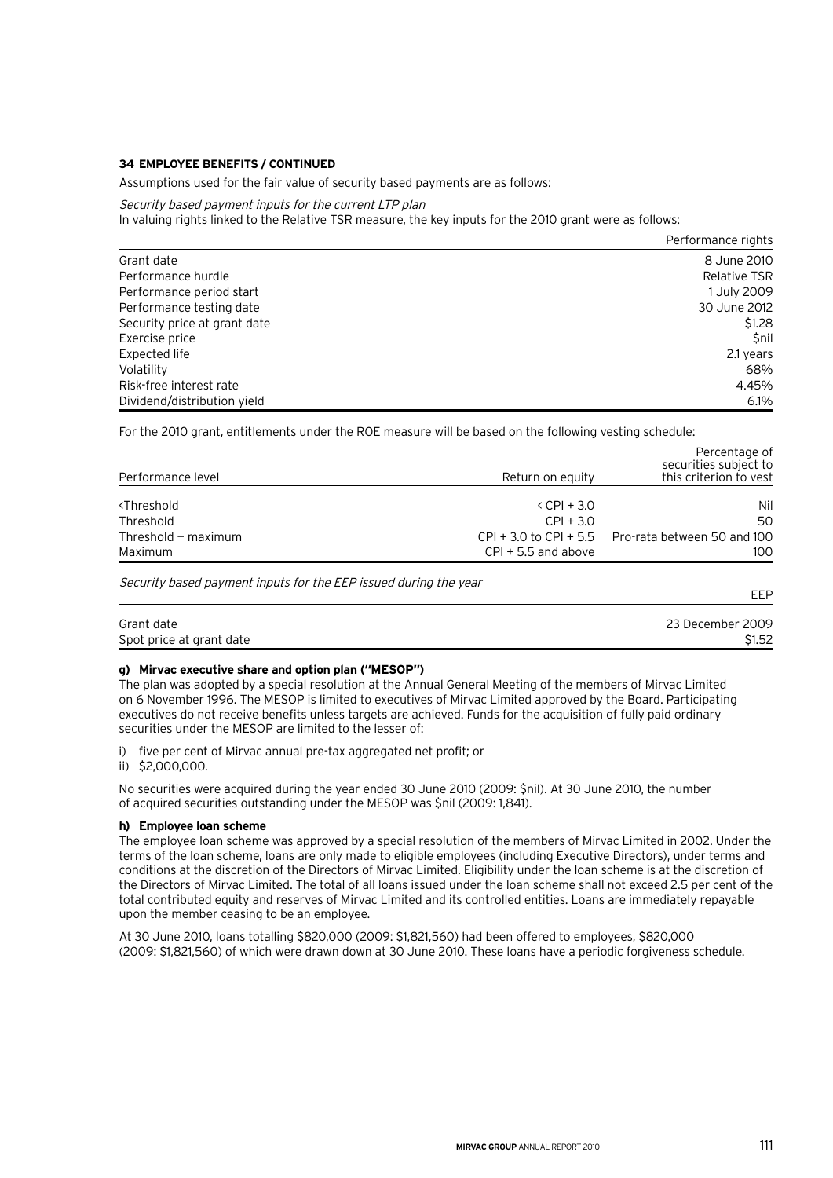**34 EMPLOYEE BENEFITS / CONTINUED**

Assumptions used for the fair value of security based payments are as follows:

*Security based payment inputs for the current LTP plan*

In valuing rights linked to the Relative TSR measure, the key inputs for the 2010 grant were as follows:

| | Performance rights |
|---|---|
| Grant date | 8 June 2010 |
| Performance hurdle | Relative TSR |
| Performance period start | 1 July 2009 |
| Performance testing date | 30 June 2012 |
| Security price at grant date | $1.28 |
| Exercise price | $nil |
| Expected life | 2.1 years |
| Volatility | 68% |
| Risk-free interest rate | 4.45% |
| Dividend/distribution yield | 6.1% |

For the 2010 grant, entitlements under the ROE measure will be based on the following vesting schedule:

| Performance level | Return on equity | Percentage of securities subject to this criterion to vest |
|---|---|---|
| <Threshold | < CPI + 3.0 | Nil |
| Threshold | CPI + 3.0 | 50 |
| Threshold – maximum | CPI + 3.0 to CPI + 5.5 | Pro-rata between 50 and 100 |
| Maximum | CPI + 5.5 and above | 100 |

*Security based payment inputs for the EEP issued during the year*

| | EEP |
|---|---|
| Grant date | 23 December 2009 |
| Spot price at grant date | $1.52 |

**g) Mirvac executive share and option plan ("MESOP")**

The plan was adopted by a special resolution at the Annual General Meeting of the members of Mirvac Limited on 6 November 1996. The MESOP is limited to executives of Mirvac Limited approved by the Board. Participating executives do not receive benefits unless targets are achieved. Funds for the acquisition of fully paid ordinary securities under the MESOP are limited to the lesser of:

i) five per cent of Mirvac annual pre-tax aggregated net profit; or
ii) $2,000,000.

No securities were acquired during the year ended 30 June 2010 (2009: $nil). At 30 June 2010, the number of acquired securities outstanding under the MESOP was $nil (2009: 1,841).

**h) Employee loan scheme**

The employee loan scheme was approved by a special resolution of the members of Mirvac Limited in 2002. Under the terms of the loan scheme, loans are only made to eligible employees (including Executive Directors), under terms and conditions at the discretion of the Directors of Mirvac Limited. Eligibility under the loan scheme is at the discretion of the Directors of Mirvac Limited. The total of all loans issued under the loan scheme shall not exceed 2.5 per cent of the total contributed equity and reserves of Mirvac Limited and its controlled entities. Loans are immediately repayable upon the member ceasing to be an employee.

At 30 June 2010, loans totalling $820,000 (2009: $1,821,560) had been offered to employees, $820,000 (2009: $1,821,560) of which were drawn down at 30 June 2010. These loans have a periodic forgiveness schedule.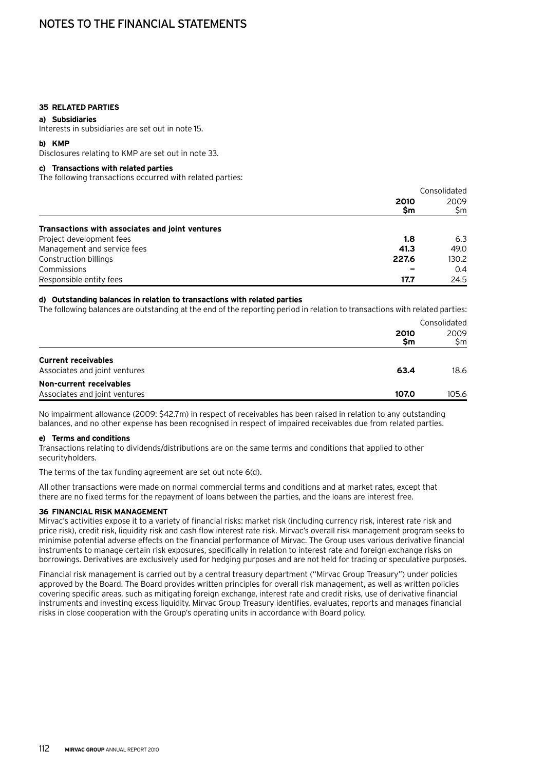# NOTES TO THE FINANCIAL STATEMENTS

### 35 RELATED PARTIES

**a) Subsidiaries**
Interests in subsidiaries are set out in note 15.

**b) KMP**
Disclosures relating to KMP are set out in note 33.

**c) Transactions with related parties**
The following transactions occurred with related parties:

| | Consolidated | |
|---|---|---|
| | **2010 $m** | 2009 $m |
| **Transactions with associates and joint ventures** | | |
| Project development fees | **1.8** | 6.3 |
| Management and service fees | **41.3** | 49.0 |
| Construction billings | **227.6** | 130.2 |
| Commissions | **–** | 0.4 |
| Responsible entity fees | **17.7** | 24.5 |

**d) Outstanding balances in relation to transactions with related parties**
The following balances are outstanding at the end of the reporting period in relation to transactions with related parties:

| | Consolidated | |
|---|---|---|
| | **2010 $m** | 2009 $m |
| **Current receivables** | | |
| Associates and joint ventures | **63.4** | 18.6 |
| **Non-current receivables** | | |
| Associates and joint ventures | **107.0** | 105.6 |

No impairment allowance (2009: $42.7m) in respect of receivables has been raised in relation to any outstanding balances, and no other expense has been recognised in respect of impaired receivables due from related parties.

**e) Terms and conditions**
Transactions relating to dividends/distributions are on the same terms and conditions that applied to other securityholders.

The terms of the tax funding agreement are set out note 6(d).

All other transactions were made on normal commercial terms and conditions and at market rates, except that there are no fixed terms for the repayment of loans between the parties, and the loans are interest free.

### 36 FINANCIAL RISK MANAGEMENT

Mirvac's activities expose it to a variety of financial risks: market risk (including currency risk, interest rate risk and price risk), credit risk, liquidity risk and cash flow interest rate risk. Mirvac's overall risk management program seeks to minimise potential adverse effects on the financial performance of Mirvac. The Group uses various derivative financial instruments to manage certain risk exposures, specifically in relation to interest rate and foreign exchange risks on borrowings. Derivatives are exclusively used for hedging purposes and are not held for trading or speculative purposes.

Financial risk management is carried out by a central treasury department ("Mirvac Group Treasury") under policies approved by the Board. The Board provides written principles for overall risk management, as well as written policies covering specific areas, such as mitigating foreign exchange, interest rate and credit risks, use of derivative financial instruments and investing excess liquidity. Mirvac Group Treasury identifies, evaluates, reports and manages financial risks in close cooperation with the Group's operating units in accordance with Board policy.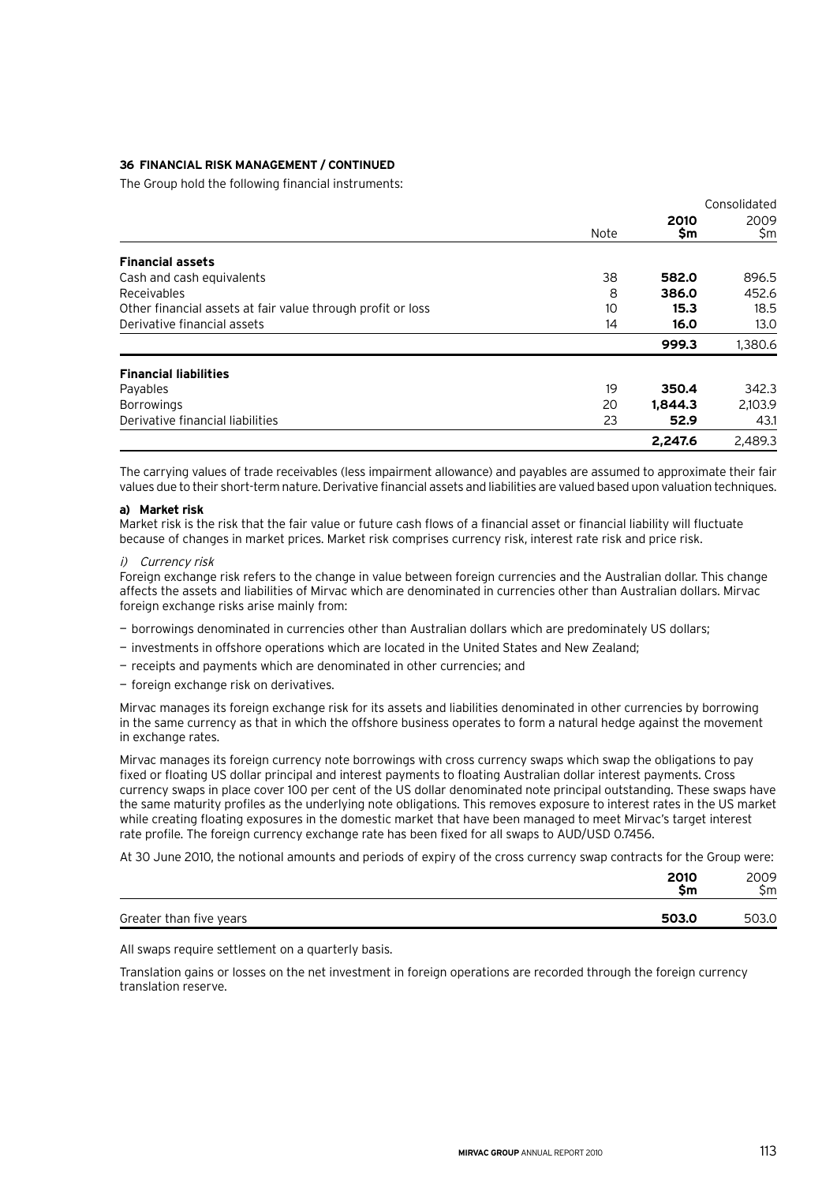### 36 FINANCIAL RISK MANAGEMENT / CONTINUED

The Group hold the following financial instruments:

| | Note | Consolidated 2010 $m | 2009 $m |
|---|---|---|---|
| **Financial assets** | | | |
| Cash and cash equivalents | 38 | **582.0** | 896.5 |
| Receivables | 8 | **386.0** | 452.6 |
| Other financial assets at fair value through profit or loss | 10 | **15.3** | 18.5 |
| Derivative financial assets | 14 | **16.0** | 13.0 |
| | | **999.3** | 1,380.6 |
| **Financial liabilities** | | | |
| Payables | 19 | **350.4** | 342.3 |
| Borrowings | 20 | **1,844.3** | 2,103.9 |
| Derivative financial liabilities | 23 | **52.9** | 43.1 |
| | | **2,247.6** | 2,489.3 |

The carrying values of trade receivables (less impairment allowance) and payables are assumed to approximate their fair values due to their short-term nature. Derivative financial assets and liabilities are valued based upon valuation techniques.

**a) Market risk**

Market risk is the risk that the fair value or future cash flows of a financial asset or financial liability will fluctuate because of changes in market prices. Market risk comprises currency risk, interest rate risk and price risk.

*i) Currency risk*

Foreign exchange risk refers to the change in value between foreign currencies and the Australian dollar. This change affects the assets and liabilities of Mirvac which are denominated in currencies other than Australian dollars. Mirvac foreign exchange risks arise mainly from:

- borrowings denominated in currencies other than Australian dollars which are predominately US dollars;
- investments in offshore operations which are located in the United States and New Zealand;
- receipts and payments which are denominated in other currencies; and
- foreign exchange risk on derivatives.

Mirvac manages its foreign exchange risk for its assets and liabilities denominated in other currencies by borrowing in the same currency as that in which the offshore business operates to form a natural hedge against the movement in exchange rates.

Mirvac manages its foreign currency note borrowings with cross currency swaps which swap the obligations to pay fixed or floating US dollar principal and interest payments to floating Australian dollar interest payments. Cross currency swaps in place cover 100 per cent of the US dollar denominated note principal outstanding. These swaps have the same maturity profiles as the underlying note obligations. This removes exposure to interest rates in the US market while creating floating exposures in the domestic market that have been managed to meet Mirvac's target interest rate profile. The foreign currency exchange rate has been fixed for all swaps to AUD/USD 0.7456.

At 30 June 2010, the notional amounts and periods of expiry of the cross currency swap contracts for the Group were:

| | 2010 $m | 2009 $m |
|---|---|---|
| Greater than five years | **503.0** | 503.0 |

All swaps require settlement on a quarterly basis.

Translation gains or losses on the net investment in foreign operations are recorded through the foreign currency translation reserve.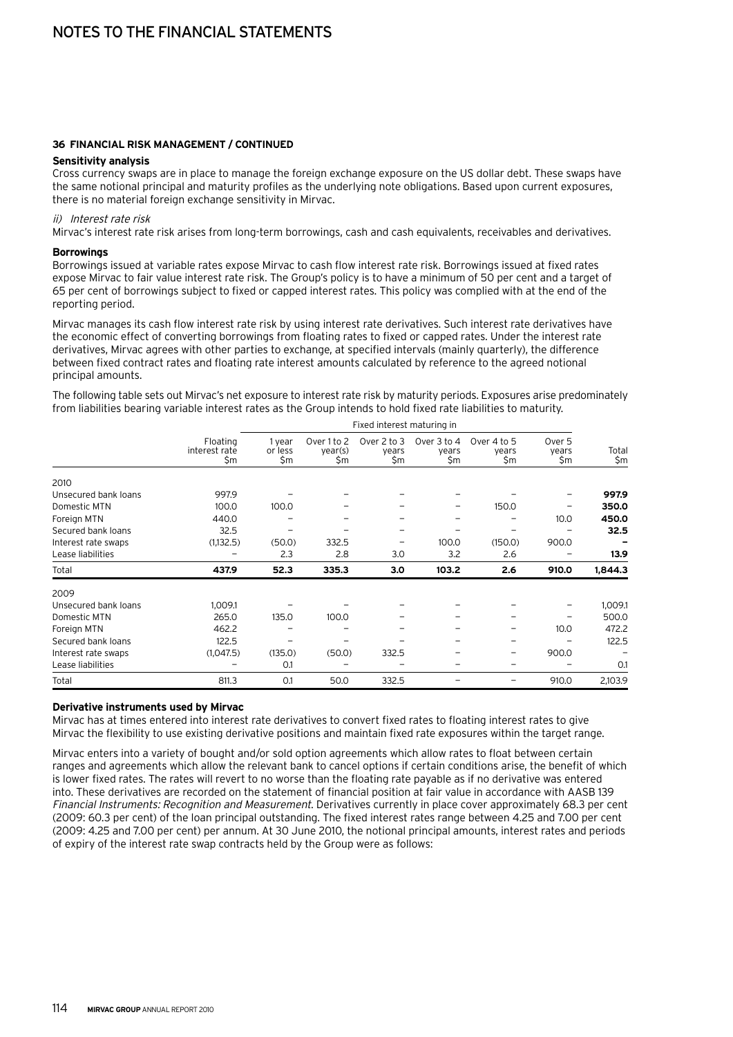# NOTES TO THE FINANCIAL STATEMENTS

**36 FINANCIAL RISK MANAGEMENT / CONTINUED**

**Sensitivity analysis**

Cross currency swaps are in place to manage the foreign exchange exposure on the US dollar debt. These swaps have the same notional principal and maturity profiles as the underlying note obligations. Based upon current exposures, there is no material foreign exchange sensitivity in Mirvac.

*ii) Interest rate risk*

Mirvac's interest rate risk arises from long-term borrowings, cash and cash equivalents, receivables and derivatives.

**Borrowings**

Borrowings issued at variable rates expose Mirvac to cash flow interest rate risk. Borrowings issued at fixed rates expose Mirvac to fair value interest rate risk. The Group's policy is to have a minimum of 50 per cent and a target of 65 per cent of borrowings subject to fixed or capped interest rates. This policy was complied with at the end of the reporting period.

Mirvac manages its cash flow interest rate risk by using interest rate derivatives. Such interest rate derivatives have the economic effect of converting borrowings from floating rates to fixed or capped rates. Under the interest rate derivatives, Mirvac agrees with other parties to exchange, at specified intervals (mainly quarterly), the difference between fixed contract rates and floating rate interest amounts calculated by reference to the agreed notional principal amounts.

The following table sets out Mirvac's net exposure to interest rate risk by maturity periods. Exposures arise predominately from liabilities bearing variable interest rates as the Group intends to hold fixed rate liabilities to maturity.

| | | Fixed interest maturing in | | | | | | |
|---|---|---|---|---|---|---|---|---|
| | Floating interest rate $m | 1 year or less $m | Over 1 to 2 year(s) $m | Over 2 to 3 years $m | Over 3 to 4 years $m | Over 4 to 5 years $m | Over 5 years $m | Total $m |
| 2010 | | | | | | | | |
| Unsecured bank loans | 997.9 | – | – | – | – | – | – | **997.9** |
| Domestic MTN | 100.0 | 100.0 | – | – | – | 150.0 | – | **350.0** |
| Foreign MTN | 440.0 | – | – | – | – | – | 10.0 | **450.0** |
| Secured bank loans | 32.5 | – | – | – | – | – | – | **32.5** |
| Interest rate swaps | (1,132.5) | (50.0) | 332.5 | – | 100.0 | (150.0) | 900.0 | **–** |
| Lease liabilities | – | 2.3 | 2.8 | 3.0 | 3.2 | 2.6 | – | **13.9** |
| Total | **437.9** | **52.3** | **335.3** | **3.0** | **103.2** | **2.6** | **910.0** | **1,844.3** |
| 2009 | | | | | | | | |
| Unsecured bank loans | 1,009.1 | – | – | – | – | – | – | 1,009.1 |
| Domestic MTN | 265.0 | 135.0 | 100.0 | – | – | – | – | 500.0 |
| Foreign MTN | 462.2 | – | – | – | – | – | 10.0 | 472.2 |
| Secured bank loans | 122.5 | – | – | – | – | – | – | 122.5 |
| Interest rate swaps | (1,047.5) | (135.0) | (50.0) | 332.5 | – | – | 900.0 | – |
| Lease liabilities | – | 0.1 | – | – | – | – | – | 0.1 |
| Total | 811.3 | 0.1 | 50.0 | 332.5 | – | – | 910.0 | 2,103.9 |

**Derivative instruments used by Mirvac**

Mirvac has at times entered into interest rate derivatives to convert fixed rates to floating interest rates to give Mirvac the flexibility to use existing derivative positions and maintain fixed rate exposures within the target range.

Mirvac enters into a variety of bought and/or sold option agreements which allow rates to float between certain ranges and agreements which allow the relevant bank to cancel options if certain conditions arise, the benefit of which is lower fixed rates. The rates will revert to no worse than the floating rate payable as if no derivative was entered into. These derivatives are recorded on the statement of financial position at fair value in accordance with AASB 139 *Financial Instruments: Recognition and Measurement*. Derivatives currently in place cover approximately 68.3 per cent (2009: 60.3 per cent) of the loan principal outstanding. The fixed interest rates range between 4.25 and 7.00 per cent (2009: 4.25 and 7.00 per cent) per annum. At 30 June 2010, the notional principal amounts, interest rates and periods of expiry of the interest rate swap contracts held by the Group were as follows: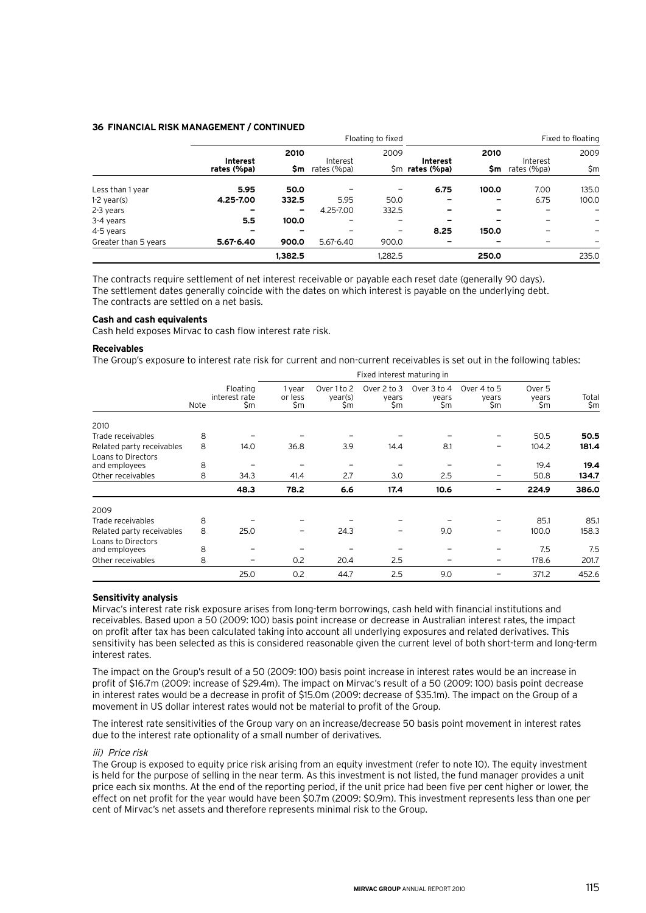## 36 FINANCIAL RISK MANAGEMENT / CONTINUED

| | Floating to fixed | | | | Fixed to floating | | | |
|---|---|---|---|---|---|---|---|---|
| | **Interest rates (%pa)** | **2010 $m** | Interest rates (%pa) | 2009 $m | **Interest rates (%pa)** | **2010 $m** | Interest rates (%pa) | 2009 $m |
| Less than 1 year | **5.95** | **50.0** | – | – | **6.75** | **100.0** | 7.00 | 135.0 |
| 1-2 year(s) | **4.25-7.00** | **332.5** | 5.95 | 50.0 | **–** | **–** | 6.75 | 100.0 |
| 2-3 years | **–** | **–** | 4.25-7.00 | 332.5 | **–** | **–** | – | – |
| 3-4 years | **5.5** | **100.0** | – | – | **–** | **–** | – | – |
| 4-5 years | **–** | **–** | – | – | **8.25** | **150.0** | – | – |
| Greater than 5 years | **5.67-6.40** | **900.0** | 5.67-6.40 | 900.0 | **–** | **–** | – | – |
| | | **1,382.5** | | 1,282.5 | | **250.0** | | 235.0 |

The contracts require settlement of net interest receivable or payable each reset date (generally 90 days). The settlement dates generally coincide with the dates on which interest is payable on the underlying debt. The contracts are settled on a net basis.

**Cash and cash equivalents**

Cash held exposes Mirvac to cash flow interest rate risk.

**Receivables**

The Group's exposure to interest rate risk for current and non-current receivables is set out in the following tables:

| | | | Fixed interest maturing in | | | | | | |
|---|---|---|---|---|---|---|---|---|---|
| | Note | Floating interest rate $m | 1 year or less $m | Over 1 to 2 year(s) $m | Over 2 to 3 years $m | Over 3 to 4 years $m | Over 4 to 5 years $m | Over 5 years $m | Total $m |
| 2010 | | | | | | | | | |
| Trade receivables | 8 | – | – | – | – | – | – | 50.5 | **50.5** |
| Related party receivables | 8 | 14.0 | 36.8 | 3.9 | 14.4 | 8.1 | – | 104.2 | **181.4** |
| Loans to Directors and employees | 8 | – | – | – | – | – | – | 19.4 | **19.4** |
| Other receivables | 8 | 34.3 | 41.4 | 2.7 | 3.0 | 2.5 | – | 50.8 | **134.7** |
| | | **48.3** | **78.2** | **6.6** | **17.4** | **10.6** | **–** | **224.9** | **386.0** |
| 2009 | | | | | | | | | |
| Trade receivables | 8 | – | – | – | – | – | – | 85.1 | 85.1 |
| Related party receivables | 8 | 25.0 | – | 24.3 | – | 9.0 | – | 100.0 | 158.3 |
| Loans to Directors and employees | 8 | – | – | – | – | – | – | 7.5 | 7.5 |
| Other receivables | 8 | – | 0.2 | 20.4 | 2.5 | – | – | 178.6 | 201.7 |
| | | 25.0 | 0.2 | 44.7 | 2.5 | 9.0 | – | 371.2 | 452.6 |

**Sensitivity analysis**

Mirvac's interest rate risk exposure arises from long-term borrowings, cash held with financial institutions and receivables. Based upon a 50 (2009: 100) basis point increase or decrease in Australian interest rates, the impact on profit after tax has been calculated taking into account all underlying exposures and related derivatives. This sensitivity has been selected as this is considered reasonable given the current level of both short-term and long-term interest rates.

The impact on the Group's result of a 50 (2009: 100) basis point increase in interest rates would be an increase in profit of $16.7m (2009: increase of $29.4m). The impact on Mirvac's result of a 50 (2009: 100) basis point decrease in interest rates would be a decrease in profit of $15.0m (2009: decrease of $35.1m). The impact on the Group of a movement in US dollar interest rates would not be material to profit of the Group.

The interest rate sensitivities of the Group vary on an increase/decrease 50 basis point movement in interest rates due to the interest rate optionality of a small number of derivatives.

*iii) Price risk*

The Group is exposed to equity price risk arising from an equity investment (refer to note 10). The equity investment is held for the purpose of selling in the near term. As this investment is not listed, the fund manager provides a unit price each six months. At the end of the reporting period, if the unit price had been five per cent higher or lower, the effect on net profit for the year would have been $0.7m (2009: $0.9m). This investment represents less than one per cent of Mirvac's net assets and therefore represents minimal risk to the Group.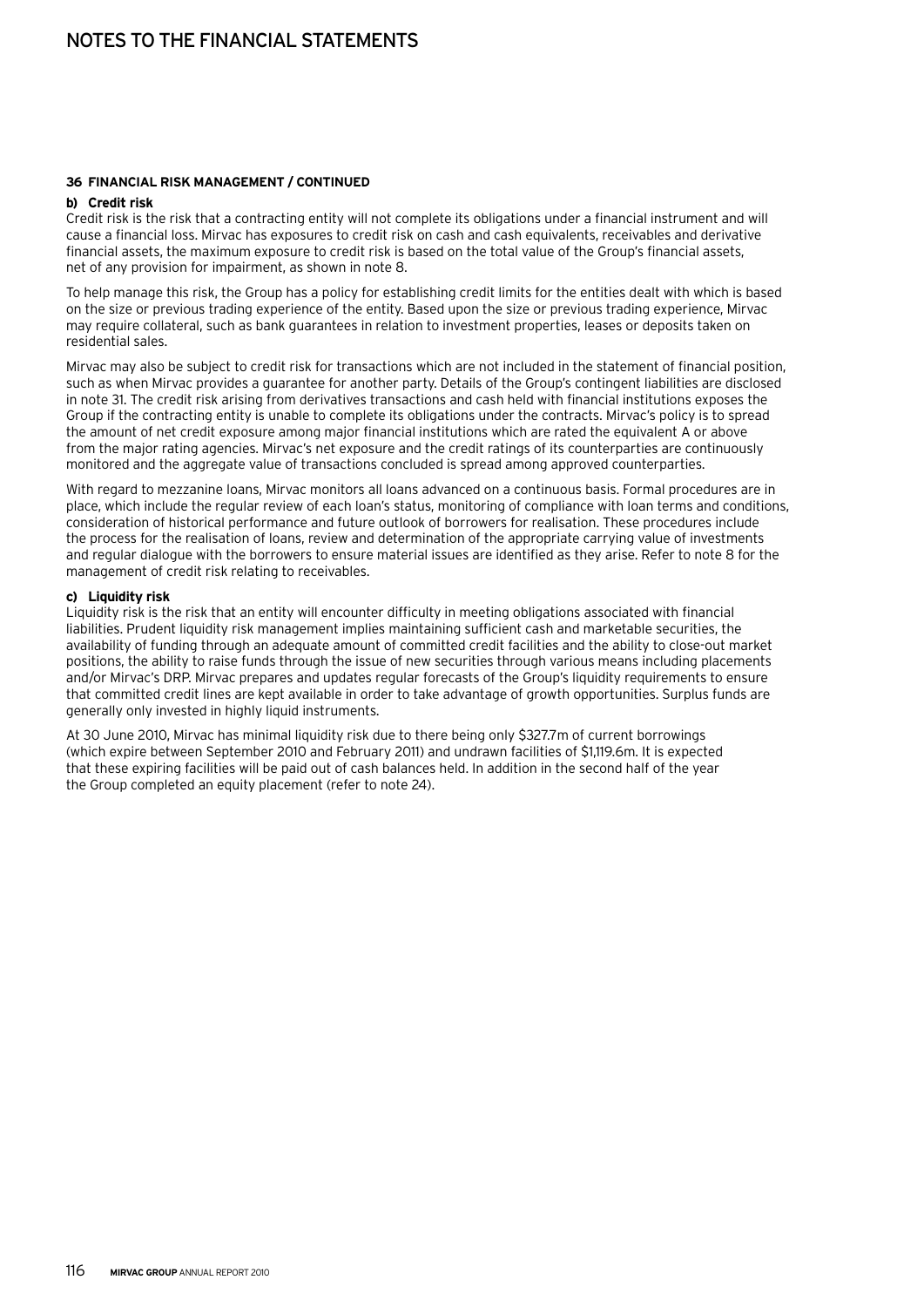### 36 FINANCIAL RISK MANAGEMENT / CONTINUED

#### b) Credit risk

Credit risk is the risk that a contracting entity will not complete its obligations under a financial instrument and will cause a financial loss. Mirvac has exposures to credit risk on cash and cash equivalents, receivables and derivative financial assets, the maximum exposure to credit risk is based on the total value of the Group's financial assets, net of any provision for impairment, as shown in note 8.

To help manage this risk, the Group has a policy for establishing credit limits for the entities dealt with which is based on the size or previous trading experience of the entity. Based upon the size or previous trading experience, Mirvac may require collateral, such as bank guarantees in relation to investment properties, leases or deposits taken on residential sales.

Mirvac may also be subject to credit risk for transactions which are not included in the statement of financial position, such as when Mirvac provides a guarantee for another party. Details of the Group's contingent liabilities are disclosed in note 31. The credit risk arising from derivatives transactions and cash held with financial institutions exposes the Group if the contracting entity is unable to complete its obligations under the contracts. Mirvac's policy is to spread the amount of net credit exposure among major financial institutions which are rated the equivalent A or above from the major rating agencies. Mirvac's net exposure and the credit ratings of its counterparties are continuously monitored and the aggregate value of transactions concluded is spread among approved counterparties.

With regard to mezzanine loans, Mirvac monitors all loans advanced on a continuous basis. Formal procedures are in place, which include the regular review of each loan's status, monitoring of compliance with loan terms and conditions, consideration of historical performance and future outlook of borrowers for realisation. These procedures include the process for the realisation of loans, review and determination of the appropriate carrying value of investments and regular dialogue with the borrowers to ensure material issues are identified as they arise. Refer to note 8 for the management of credit risk relating to receivables.

#### c) Liquidity risk

Liquidity risk is the risk that an entity will encounter difficulty in meeting obligations associated with financial liabilities. Prudent liquidity risk management implies maintaining sufficient cash and marketable securities, the availability of funding through an adequate amount of committed credit facilities and the ability to close-out market positions, the ability to raise funds through the issue of new securities through various means including placements and/or Mirvac's DRP. Mirvac prepares and updates regular forecasts of the Group's liquidity requirements to ensure that committed credit lines are kept available in order to take advantage of growth opportunities. Surplus funds are generally only invested in highly liquid instruments.

At 30 June 2010, Mirvac has minimal liquidity risk due to there being only $327.7m of current borrowings (which expire between September 2010 and February 2011) and undrawn facilities of $1,119.6m. It is expected that these expiring facilities will be paid out of cash balances held. In addition in the second half of the year the Group completed an equity placement (refer to note 24).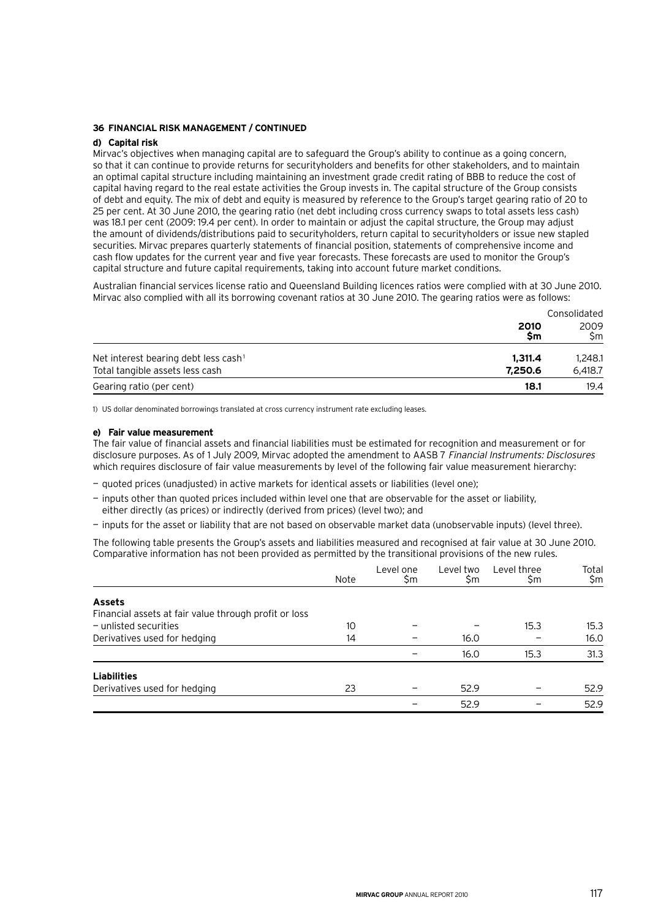## 36 FINANCIAL RISK MANAGEMENT / CONTINUED

### d) Capital risk

Mirvac's objectives when managing capital are to safeguard the Group's ability to continue as a going concern, so that it can continue to provide returns for securityholders and benefits for other stakeholders, and to maintain an optimal capital structure including maintaining an investment grade credit rating of BBB to reduce the cost of capital having regard to the real estate activities the Group invests in. The capital structure of the Group consists of debt and equity. The mix of debt and equity is measured by reference to the Group's target gearing ratio of 20 to 25 per cent. At 30 June 2010, the gearing ratio (net debt including cross currency swaps to total assets less cash) was 18.1 per cent (2009: 19.4 per cent). In order to maintain or adjust the capital structure, the Group may adjust the amount of dividends/distributions paid to securityholders, return capital to securityholders or issue new stapled securities. Mirvac prepares quarterly statements of financial position, statements of comprehensive income and cash flow updates for the current year and five year forecasts. These forecasts are used to monitor the Group's capital structure and future capital requirements, taking into account future market conditions.

Australian financial services license ratio and Queensland Building licences ratios were complied with at 30 June 2010. Mirvac also complied with all its borrowing covenant ratios at 30 June 2010. The gearing ratios were as follows:

| | Consolidated | |
|---|---|---|
| | **2010 $m** | 2009 $m |
| Net interest bearing debt less cash[1] | **1,311.4** | 1,248.1 |
| Total tangible assets less cash | **7,250.6** | 6,418.7 |
| Gearing ratio (per cent) | **18.1** | 19.4 |

1) US dollar denominated borrowings translated at cross currency instrument rate excluding leases.

### e) Fair value measurement

The fair value of financial assets and financial liabilities must be estimated for recognition and measurement or for disclosure purposes. As of 1 July 2009, Mirvac adopted the amendment to AASB 7 *Financial Instruments: Disclosures* which requires disclosure of fair value measurements by level of the following fair value measurement hierarchy:

- quoted prices (unadjusted) in active markets for identical assets or liabilities (level one);
- inputs other than quoted prices included within level one that are observable for the asset or liability, either directly (as prices) or indirectly (derived from prices) (level two); and
- inputs for the asset or liability that are not based on observable market data (unobservable inputs) (level three).

The following table presents the Group's assets and liabilities measured and recognised at fair value at 30 June 2010. Comparative information has not been provided as permitted by the transitional provisions of the new rules.

| | Note | Level one $m | Level two $m | Level three $m | Total $m |
|---|---|---|---|---|---|
| **Assets** | | | | | |
| Financial assets at fair value through profit or loss | | | | | |
| — unlisted securities | 10 | – | – | 15.3 | 15.3 |
| Derivatives used for hedging | 14 | – | 16.0 | – | 16.0 |
| | | – | 16.0 | 15.3 | 31.3 |
| **Liabilities** | | | | | |
| Derivatives used for hedging | 23 | – | 52.9 | – | 52.9 |
| | | – | 52.9 | – | 52.9 |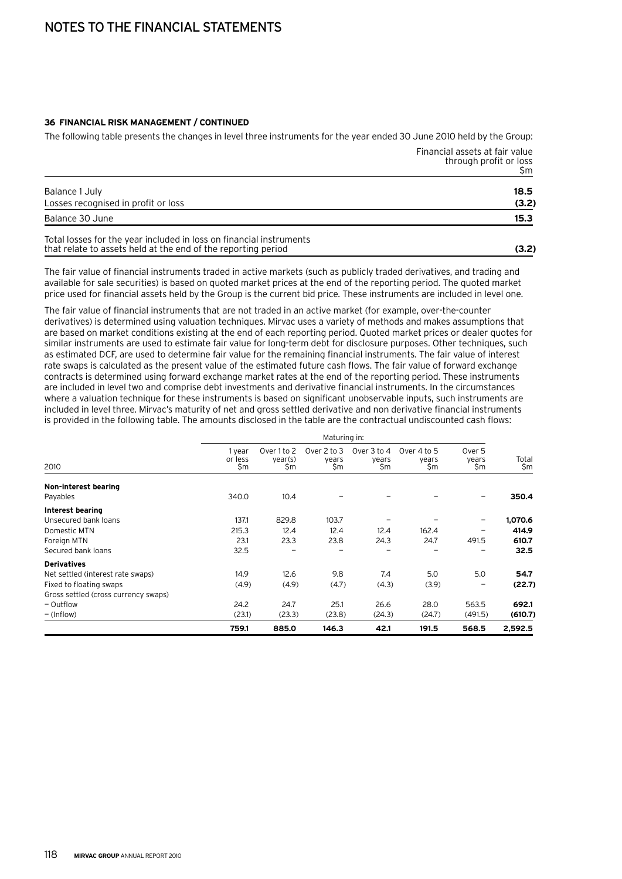# NOTES TO THE FINANCIAL STATEMENTS

### 36 FINANCIAL RISK MANAGEMENT / CONTINUED

The following table presents the changes in level three instruments for the year ended 30 June 2010 held by the Group:

| | Financial assets at fair value through profit or loss $m |
|---|---|
| Balance 1 July | **18.5** |
| Losses recognised in profit or loss | **(3.2)** |
| Balance 30 June | **15.3** |
| Total losses for the year included in loss on financial instruments that relate to assets held at the end of the reporting period | **(3.2)** |

The fair value of financial instruments traded in active markets (such as publicly traded derivatives, and trading and available for sale securities) is based on quoted market prices at the end of the reporting period. The quoted market price used for financial assets held by the Group is the current bid price. These instruments are included in level one.

The fair value of financial instruments that are not traded in an active market (for example, over-the-counter derivatives) is determined using valuation techniques. Mirvac uses a variety of methods and makes assumptions that are based on market conditions existing at the end of each reporting period. Quoted market prices or dealer quotes for similar instruments are used to estimate fair value for long-term debt for disclosure purposes. Other techniques, such as estimated DCF, are used to determine fair value for the remaining financial instruments. The fair value of interest rate swaps is calculated as the present value of the estimated future cash flows. The fair value of forward exchange contracts is determined using forward exchange market rates at the end of the reporting period. These instruments are included in level two and comprise debt investments and derivative financial instruments. In the circumstances where a valuation technique for these instruments is based on significant unobservable inputs, such instruments are included in level three. Mirvac's maturity of net and gross settled derivative and non derivative financial instruments is provided in the following table. The amounts disclosed in the table are the contractual undiscounted cash flows:

| | Maturing in: | | | | | | |
|---|---|---|---|---|---|---|---|
| 2010 | 1 year or less $m | Over 1 to 2 year(s) $m | Over 2 to 3 years $m | Over 3 to 4 years $m | Over 4 to 5 years $m | Over 5 years $m | Total $m |
| **Non-interest bearing** | | | | | | | |
| Payables | 340.0 | 10.4 | – | – | – | – | **350.4** |
| **Interest bearing** | | | | | | | |
| Unsecured bank loans | 137.1 | 829.8 | 103.7 | – | – | – | **1,070.6** |
| Domestic MTN | 215.3 | 12.4 | 12.4 | 12.4 | 162.4 | – | **414.9** |
| Foreign MTN | 23.1 | 23.3 | 23.8 | 24.3 | 24.7 | 491.5 | **610.7** |
| Secured bank loans | 32.5 | – | – | – | – | – | **32.5** |
| **Derivatives** | | | | | | | |
| Net settled (interest rate swaps) | 14.9 | 12.6 | 9.8 | 7.4 | 5.0 | 5.0 | **54.7** |
| Fixed to floating swaps | (4.9) | (4.9) | (4.7) | (4.3) | (3.9) | – | **(22.7)** |
| Gross settled (cross currency swaps) | | | | | | | |
| – Outflow | 24.2 | 24.7 | 25.1 | 26.6 | 28.0 | 563.5 | **692.1** |
| – (Inflow) | (23.1) | (23.3) | (23.8) | (24.3) | (24.7) | (491.5) | **(610.7)** |
| | **759.1** | **885.0** | **146.3** | **42.1** | **191.5** | **568.5** | **2,592.5** |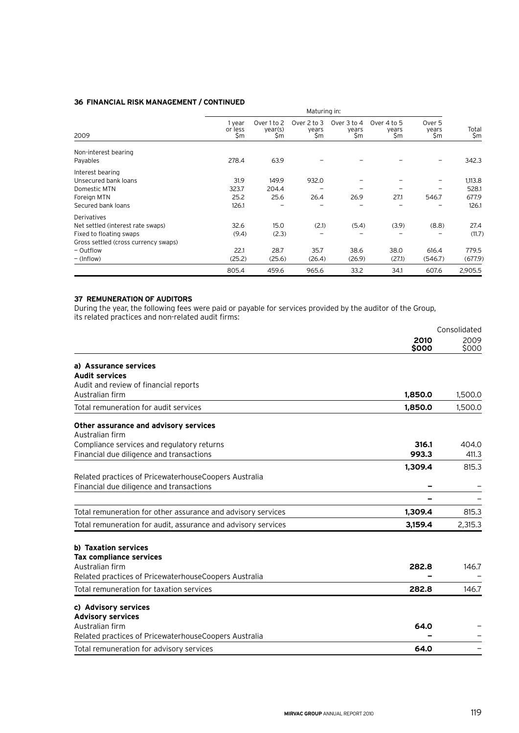### 36 FINANCIAL RISK MANAGEMENT / CONTINUED

| 2009 | Maturing in: 1 year or less $m | Over 1 to 2 year(s) $m | Over 2 to 3 years $m | Over 3 to 4 years $m | Over 4 to 5 years $m | Over 5 years $m | Total $m |
|---|---|---|---|---|---|---|---|
| Non-interest bearing | | | | | | | |
| Payables | 278.4 | 63.9 | – | – | – | – | 342.3 |
| Interest bearing | | | | | | | |
| Unsecured bank loans | 31.9 | 149.9 | 932.0 | – | – | – | 1,113.8 |
| Domestic MTN | 323.7 | 204.4 | – | – | – | – | 528.1 |
| Foreign MTN | 25.2 | 25.6 | 26.4 | 26.9 | 27.1 | 546.7 | 677.9 |
| Secured bank loans | 126.1 | – | – | – | – | – | 126.1 |
| Derivatives | | | | | | | |
| Net settled (interest rate swaps) | 32.6 | 15.0 | (2.1) | (5.4) | (3.9) | (8.8) | 27.4 |
| Fixed to floating swaps | (9.4) | (2.3) | – | – | – | – | (11.7) |
| Gross settled (cross currency swaps) | | | | | | | |
| – Outflow | 22.1 | 28.7 | 35.7 | 38.6 | 38.0 | 616.4 | 779.5 |
| – (Inflow) | (25.2) | (25.6) | (26.4) | (26.9) | (27.1) | (546.7) | (677.9) |
| | 805.4 | 459.6 | 965.6 | 33.2 | 34.1 | 607.6 | 2,905.5 |

### 37 REMUNERATION OF AUDITORS

During the year, the following fees were paid or payable for services provided by the auditor of the Group, its related practices and non-related audit firms:

| | Consolidated 2010 $000 | 2009 $000 |
|---|---|---|
| **a) Assurance services** | | |
| **Audit services** | | |
| Audit and review of financial reports | | |
| Australian firm | **1,850.0** | 1,500.0 |
| Total remuneration for audit services | **1,850.0** | 1,500.0 |
| **Other assurance and advisory services** | | |
| Australian firm | | |
| Compliance services and regulatory returns | **316.1** | 404.0 |
| Financial due diligence and transactions | **993.3** | 411.3 |
| | **1,309.4** | 815.3 |
| Related practices of PricewaterhouseCoopers Australia | | |
| Financial due diligence and transactions | **–** | – |
| | **–** | – |
| Total remuneration for other assurance and advisory services | **1,309.4** | 815.3 |
| Total remuneration for audit, assurance and advisory services | **3,159.4** | 2,315.3 |
| **b) Taxation services** | | |
| **Tax compliance services** | | |
| Australian firm | **282.8** | 146.7 |
| Related practices of PricewaterhouseCoopers Australia | **–** | – |
| Total remuneration for taxation services | **282.8** | 146.7 |
| **c) Advisory services** | | |
| **Advisory services** | | |
| Australian firm | **64.0** | – |
| Related practices of PricewaterhouseCoopers Australia | **–** | – |
| Total remuneration for advisory services | **64.0** | – |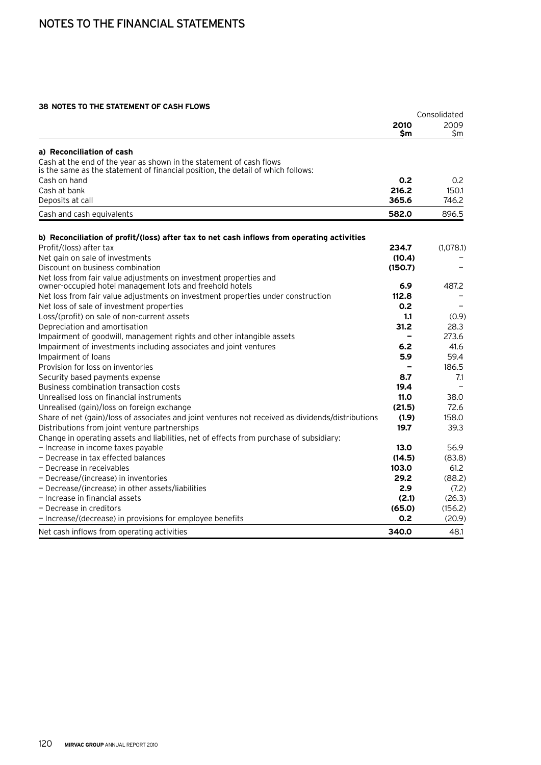# NOTES TO THE FINANCIAL STATEMENTS

## 38 NOTES TO THE STATEMENT OF CASH FLOWS

| | Consolidated | |
|---|---|---|
| | **2010 $m** | 2009 $m |
| **a) Reconciliation of cash** | | |
| Cash at the end of the year as shown in the statement of cash flows is the same as the statement of financial position, the detail of which follows: | | |
| Cash on hand | **0.2** | 0.2 |
| Cash at bank | **216.2** | 150.1 |
| Deposits at call | **365.6** | 746.2 |
| Cash and cash equivalents | **582.0** | 896.5 |
| **b) Reconciliation of profit/(loss) after tax to net cash inflows from operating activities** | | |
| Profit/(loss) after tax | **234.7** | (1,078.1) |
| Net gain on sale of investments | **(10.4)** | – |
| Discount on business combination | **(150.7)** | – |
| Net loss from fair value adjustments on investment properties and owner-occupied hotel management lots and freehold hotels | **6.9** | 487.2 |
| Net loss from fair value adjustments on investment properties under construction | **112.8** | – |
| Net loss of sale of investment properties | **0.2** | – |
| Loss/(profit) on sale of non-current assets | **1.1** | (0.9) |
| Depreciation and amortisation | **31.2** | 28.3 |
| Impairment of goodwill, management rights and other intangible assets | **–** | 273.6 |
| Impairment of investments including associates and joint ventures | **6.2** | 41.6 |
| Impairment of loans | **5.9** | 59.4 |
| Provision for loss on inventories | **–** | 186.5 |
| Security based payments expense | **8.7** | 7.1 |
| Business combination transaction costs | **19.4** | – |
| Unrealised loss on financial instruments | **11.0** | 38.0 |
| Unrealised (gain)/loss on foreign exchange | **(21.5)** | 72.6 |
| Share of net (gain)/loss of associates and joint ventures not received as dividends/distributions | **(1.9)** | 158.0 |
| Distributions from joint venture partnerships | **19.7** | 39.3 |
| Change in operating assets and liabilities, net of effects from purchase of subsidiary: | | |
| – Increase in income taxes payable | **13.0** | 56.9 |
| – Decrease in tax effected balances | **(14.5)** | (83.8) |
| – Decrease in receivables | **103.0** | 61.2 |
| – Decrease/(increase) in inventories | **29.2** | (88.2) |
| – Decrease/(increase) in other assets/liabilities | **2.9** | (7.2) |
| – Increase in financial assets | **(2.1)** | (26.3) |
| – Decrease in creditors | **(65.0)** | (156.2) |
| – Increase/(decrease) in provisions for employee benefits | **0.2** | (20.9) |
| Net cash inflows from operating activities | **340.0** | 48.1 |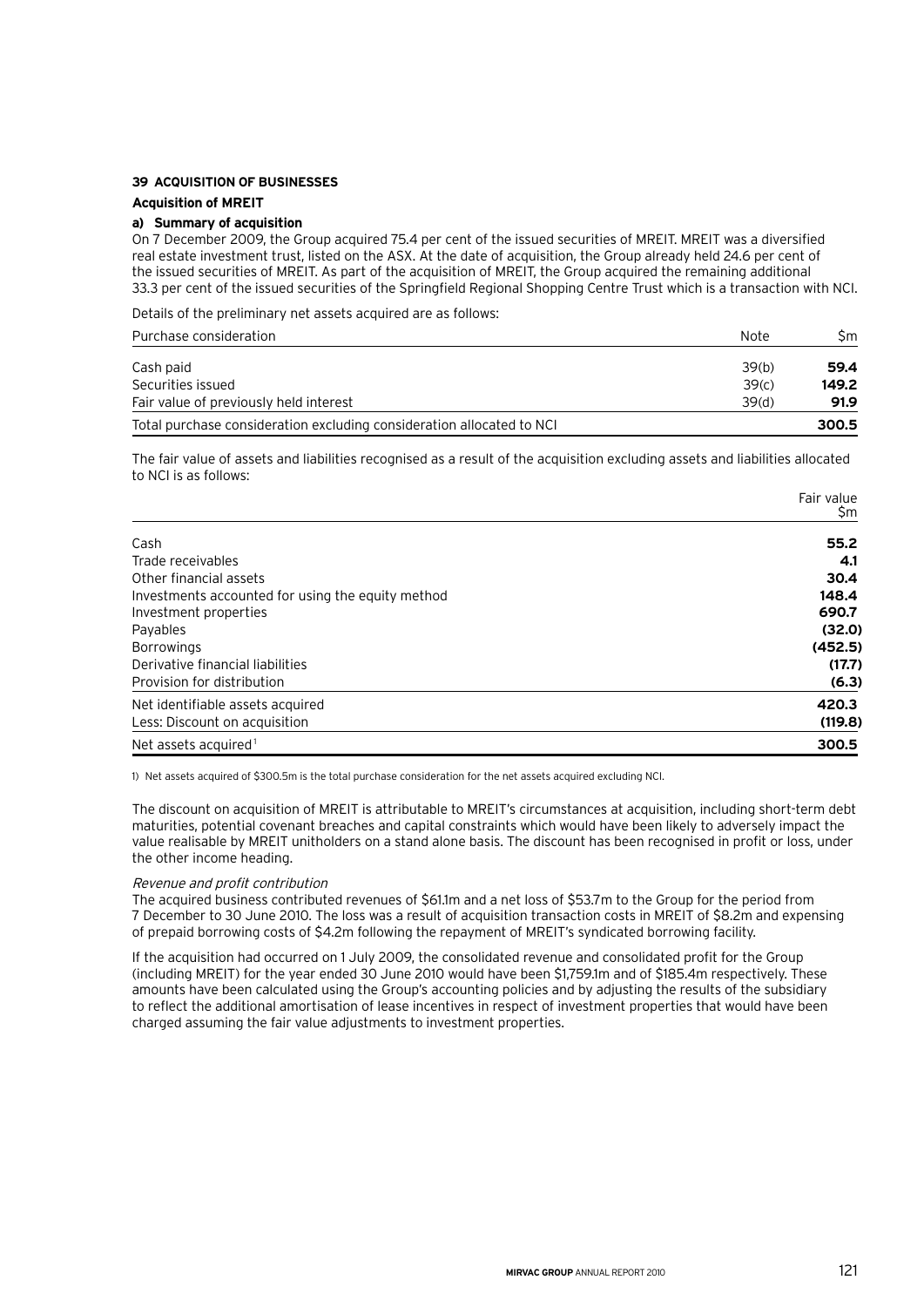## 39 ACQUISITION OF BUSINESSES

### Acquisition of MREIT

#### a) Summary of acquisition

On 7 December 2009, the Group acquired 75.4 per cent of the issued securities of MREIT. MREIT was a diversified real estate investment trust, listed on the ASX. At the date of acquisition, the Group already held 24.6 per cent of the issued securities of MREIT. As part of the acquisition of MREIT, the Group acquired the remaining additional 33.3 per cent of the issued securities of the Springfield Regional Shopping Centre Trust which is a transaction with NCI.

Details of the preliminary net assets acquired are as follows:

| Purchase consideration | Note | $m |
|---|---|---|
| Cash paid | 39(b) | **59.4** |
| Securities issued | 39(c) | **149.2** |
| Fair value of previously held interest | 39(d) | **91.9** |
| Total purchase consideration excluding consideration allocated to NCI | | **300.5** |

The fair value of assets and liabilities recognised as a result of the acquisition excluding assets and liabilities allocated to NCI is as follows:

| | Fair value $m |
|---|---|
| Cash | **55.2** |
| Trade receivables | **4.1** |
| Other financial assets | **30.4** |
| Investments accounted for using the equity method | **148.4** |
| Investment properties | **690.7** |
| Payables | **(32.0)** |
| Borrowings | **(452.5)** |
| Derivative financial liabilities | **(17.7)** |
| Provision for distribution | **(6.3)** |
| Net identifiable assets acquired | **420.3** |
| Less: Discount on acquisition | **(119.8)** |
| Net assets acquired[1] | **300.5** |

1) Net assets acquired of $300.5m is the total purchase consideration for the net assets acquired excluding NCI.

The discount on acquisition of MREIT is attributable to MREIT's circumstances at acquisition, including short-term debt maturities, potential covenant breaches and capital constraints which would have been likely to adversely impact the value realisable by MREIT unitholders on a stand alone basis. The discount has been recognised in profit or loss, under the other income heading.

*Revenue and profit contribution*

The acquired business contributed revenues of $61.1m and a net loss of $53.7m to the Group for the period from 7 December to 30 June 2010. The loss was a result of acquisition transaction costs in MREIT of $8.2m and expensing of prepaid borrowing costs of $4.2m following the repayment of MREIT's syndicated borrowing facility.

If the acquisition had occurred on 1 July 2009, the consolidated revenue and consolidated profit for the Group (including MREIT) for the year ended 30 June 2010 would have been $1,759.1m and of $185.4m respectively. These amounts have been calculated using the Group's accounting policies and by adjusting the results of the subsidiary to reflect the additional amortisation of lease incentives in respect of investment properties that would have been charged assuming the fair value adjustments to investment properties.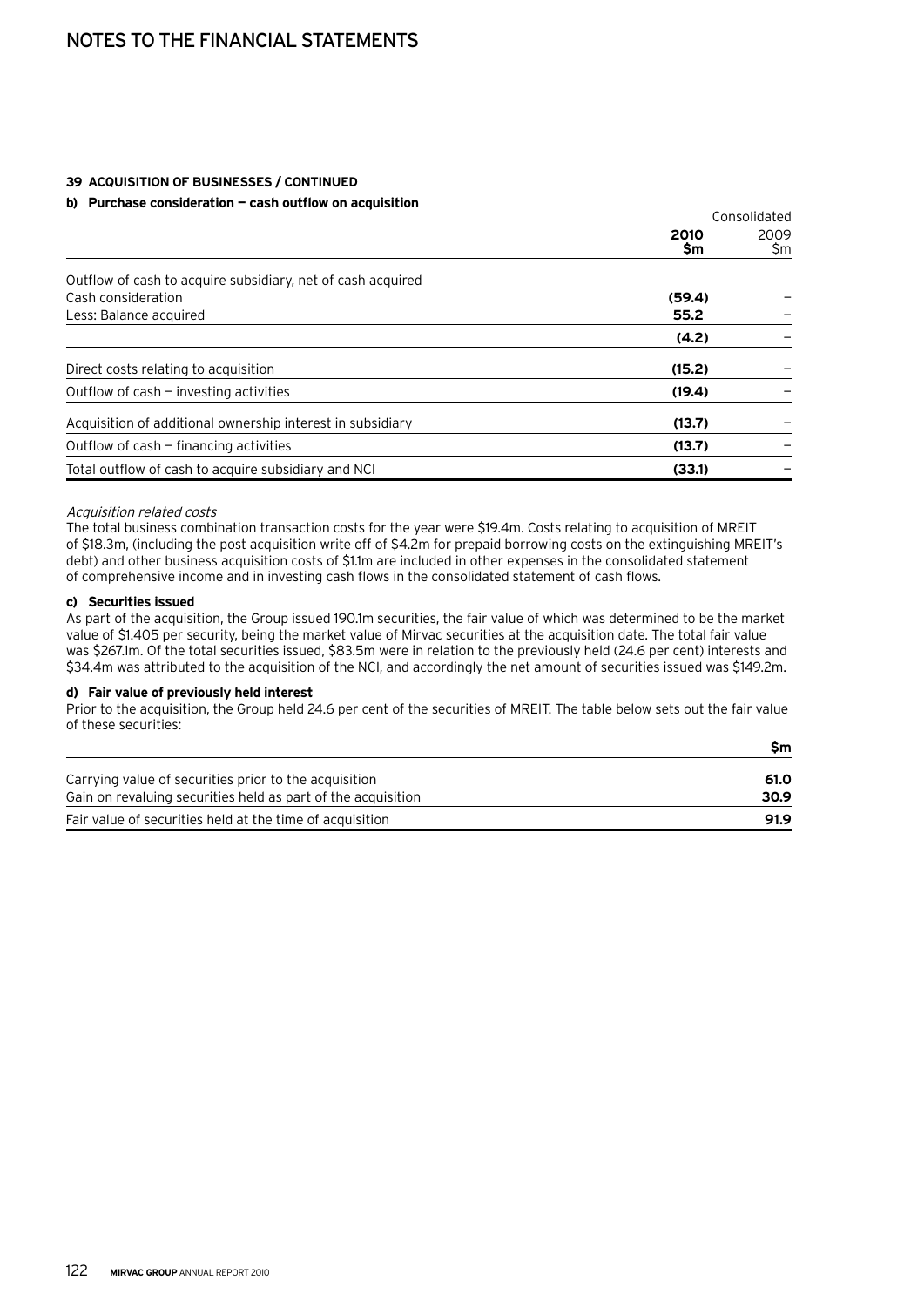## 39 ACQUISITION OF BUSINESSES / CONTINUED

### b) Purchase consideration — cash outflow on acquisition

| | Consolidated 2010 $m | 2009 $m |
|---|---|---|
| Outflow of cash to acquire subsidiary, net of cash acquired | | |
| Cash consideration | **(59.4)** | – |
| Less: Balance acquired | **55.2** | – |
| | **(4.2)** | – |
| Direct costs relating to acquisition | **(15.2)** | – |
| Outflow of cash — investing activities | **(19.4)** | – |
| Acquisition of additional ownership interest in subsidiary | **(13.7)** | – |
| Outflow of cash — financing activities | **(13.7)** | – |
| Total outflow of cash to acquire subsidiary and NCI | **(33.1)** | – |

*Acquisition related costs*

The total business combination transaction costs for the year were $19.4m. Costs relating to acquisition of MREIT of $18.3m, (including the post acquisition write off of $4.2m for prepaid borrowing costs on the extinguishing MREIT's debt) and other business acquisition costs of $1.1m are included in other expenses in the consolidated statement of comprehensive income and in investing cash flows in the consolidated statement of cash flows.

### c) Securities issued

As part of the acquisition, the Group issued 190.1m securities, the fair value of which was determined to be the market value of $1.405 per security, being the market value of Mirvac securities at the acquisition date. The total fair value was $267.1m. Of the total securities issued, $83.5m were in relation to the previously held (24.6 per cent) interests and $34.4m was attributed to the acquisition of the NCI, and accordingly the net amount of securities issued was $149.2m.

### d) Fair value of previously held interest

Prior to the acquisition, the Group held 24.6 per cent of the securities of MREIT. The table below sets out the fair value of these securities:

| | $m |
|---|---|
| Carrying value of securities prior to the acquisition | **61.0** |
| Gain on revaluing securities held as part of the acquisition | **30.9** |
| Fair value of securities held at the time of acquisition | **91.9** |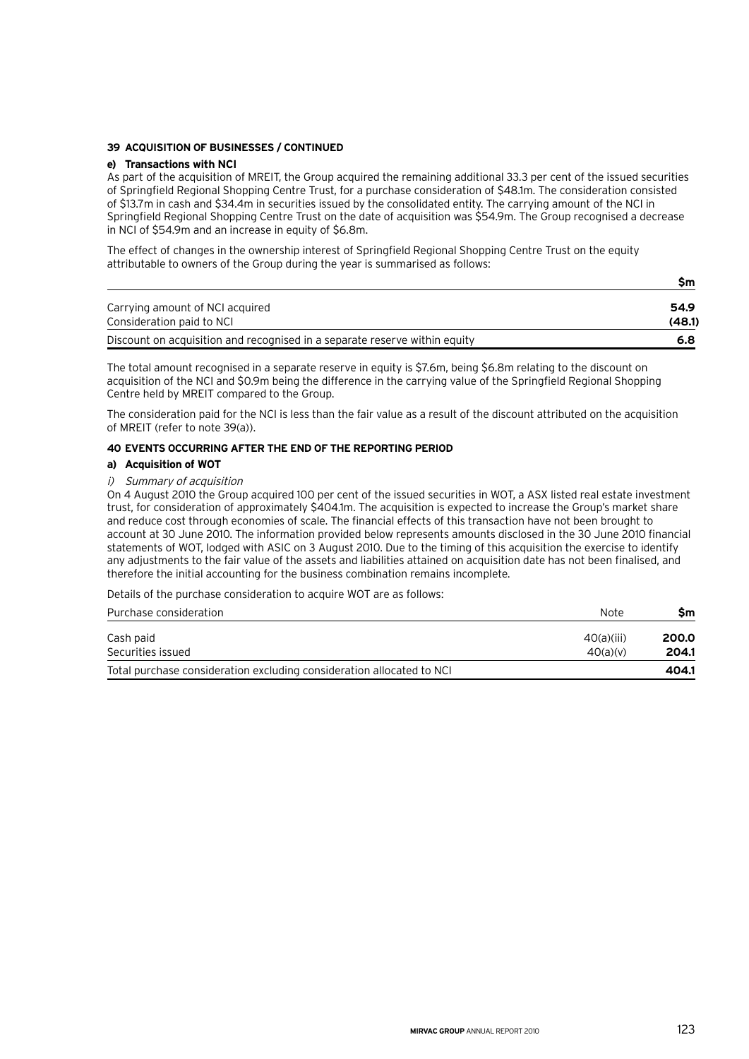### 39 ACQUISITION OF BUSINESSES / CONTINUED

#### e) Transactions with NCI

As part of the acquisition of MREIT, the Group acquired the remaining additional 33.3 per cent of the issued securities of Springfield Regional Shopping Centre Trust, for a purchase consideration of $48.1m. The consideration consisted of $13.7m in cash and $34.4m in securities issued by the consolidated entity. The carrying amount of the NCI in Springfield Regional Shopping Centre Trust on the date of acquisition was $54.9m. The Group recognised a decrease in NCI of $54.9m and an increase in equity of $6.8m.

The effect of changes in the ownership interest of Springfield Regional Shopping Centre Trust on the equity attributable to owners of the Group during the year is summarised as follows:

| | $m |
|---|---|
| Carrying amount of NCI acquired | **54.9** |
| Consideration paid to NCI | **(48.1)** |
| Discount on acquisition and recognised in a separate reserve within equity | **6.8** |

The total amount recognised in a separate reserve in equity is $7.6m, being $6.8m relating to the discount on acquisition of the NCI and $0.9m being the difference in the carrying value of the Springfield Regional Shopping Centre held by MREIT compared to the Group.

The consideration paid for the NCI is less than the fair value as a result of the discount attributed on the acquisition of MREIT (refer to note 39(a)).

### 40 EVENTS OCCURRING AFTER THE END OF THE REPORTING PERIOD

#### a) Acquisition of WOT

*i) Summary of acquisition*

On 4 August 2010 the Group acquired 100 per cent of the issued securities in WOT, a ASX listed real estate investment trust, for consideration of approximately $404.1m. The acquisition is expected to increase the Group's market share and reduce cost through economies of scale. The financial effects of this transaction have not been brought to account at 30 June 2010. The information provided below represents amounts disclosed in the 30 June 2010 financial statements of WOT, lodged with ASIC on 3 August 2010. Due to the timing of this acquisition the exercise to identify any adjustments to the fair value of the assets and liabilities attained on acquisition date has not been finalised, and therefore the initial accounting for the business combination remains incomplete.

Details of the purchase consideration to acquire WOT are as follows:

| Purchase consideration | Note | $m |
|---|---|---|
| Cash paid | 40(a)(iii) | **200.0** |
| Securities issued | 40(a)(v) | **204.1** |
| Total purchase consideration excluding consideration allocated to NCI | | **404.1** |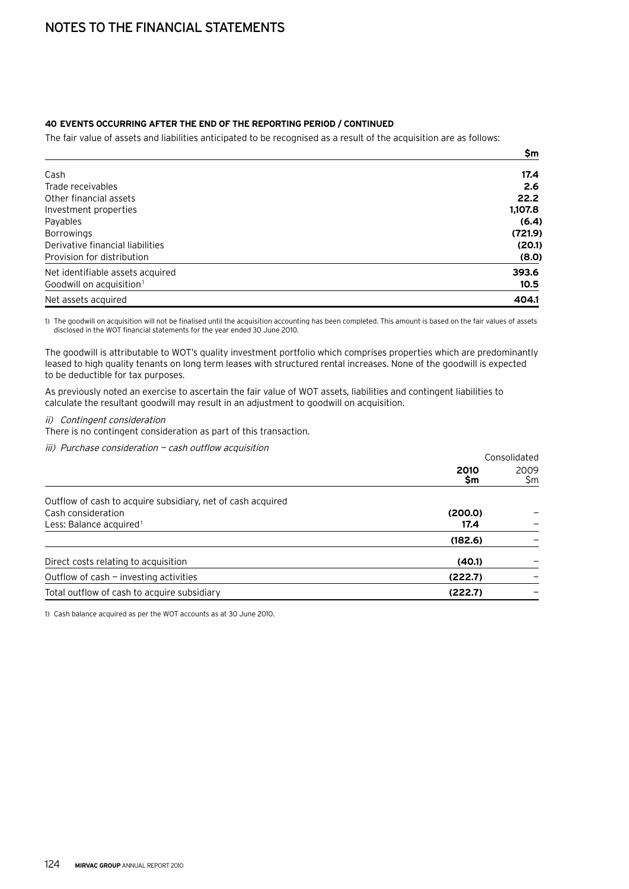#### 40 EVENTS OCCURRING AFTER THE END OF THE REPORTING PERIOD / CONTINUED

The fair value of assets and liabilities anticipated to be recognised as a result of the acquisition are as follows:

| | $m |
|---|---|
| Cash | **17.4** |
| Trade receivables | **2.6** |
| Other financial assets | **22.2** |
| Investment properties | **1,107.8** |
| Payables | **(6.4)** |
| Borrowings | **(721.9)** |
| Derivative financial liabilities | **(20.1)** |
| Provision for distribution | **(8.0)** |
| Net identifiable assets acquired | **393.6** |
| Goodwill on acquisition[1] | **10.5** |
| Net assets acquired | **404.1** |

1) The goodwill on acquisition will not be finalised until the acquisition accounting has been completed. This amount is based on the fair values of assets disclosed in the WOT financial statements for the year ended 30 June 2010.

The goodwill is attributable to WOT's quality investment portfolio which comprises properties which are predominantly leased to high quality tenants on long term leases with structured rental increases. None of the goodwill is expected to be deductible for tax purposes.

As previously noted an exercise to ascertain the fair value of WOT assets, liabilities and contingent liabilities to calculate the resultant goodwill may result in an adjustment to goodwill on acquisition.

*ii) Contingent consideration*

There is no contingent consideration as part of this transaction.

*iii) Purchase consideration — cash outflow acquisition*

| | Consolidated | |
|---|---|---|
| | **2010 $m** | 2009 $m |
| Outflow of cash to acquire subsidiary, net of cash acquired | | |
| Cash consideration | **(200.0)** | – |
| Less: Balance acquired[1] | **17.4** | – |
| | **(182.6)** | – |
| Direct costs relating to acquisition | **(40.1)** | – |
| Outflow of cash — investing activities | **(222.7)** | – |
| Total outflow of cash to acquire subsidiary | **(222.7)** | – |

1) Cash balance acquired as per the WOT accounts as at 30 June 2010.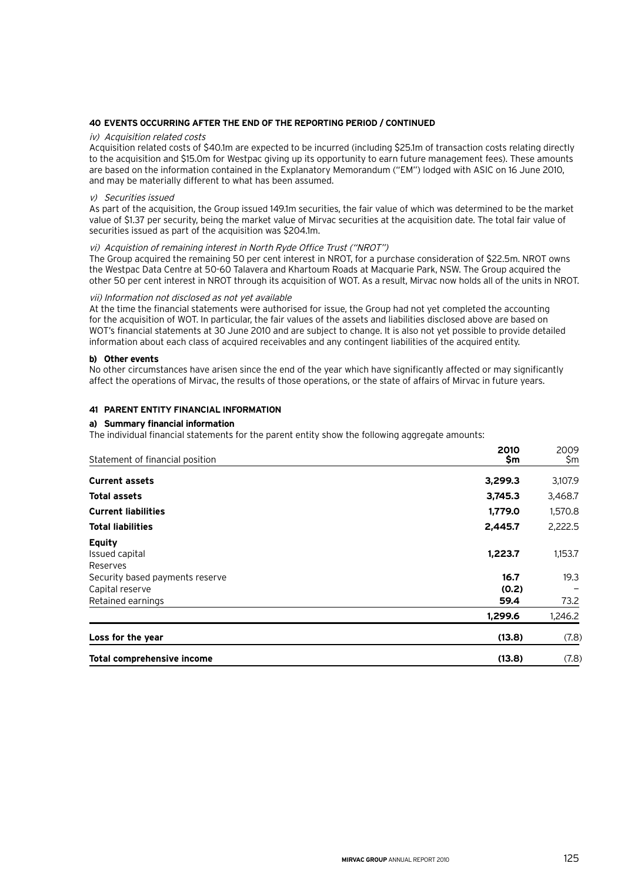## 40 EVENTS OCCURRING AFTER THE END OF THE REPORTING PERIOD / CONTINUED

*iv) Acquisition related costs*

Acquisition related costs of $40.1m are expected to be incurred (including $25.1m of transaction costs relating directly to the acquisition and $15.0m for Westpac giving up its opportunity to earn future management fees). These amounts are based on the information contained in the Explanatory Memorandum ("EM") lodged with ASIC on 16 June 2010, and may be materially different to what has been assumed.

*v) Securities issued*

As part of the acquisition, the Group issued 149.1m securities, the fair value of which was determined to be the market value of $1.37 per security, being the market value of Mirvac securities at the acquisition date. The total fair value of securities issued as part of the acquisition was $204.1m.

*vi) Acquistion of remaining interest in North Ryde Office Trust ("NROT")*

The Group acquired the remaining 50 per cent interest in NROT, for a purchase consideration of $22.5m. NROT owns the Westpac Data Centre at 50-60 Talavera and Khartoum Roads at Macquarie Park, NSW. The Group acquired the other 50 per cent interest in NROT through its acquisition of WOT. As a result, Mirvac now holds all of the units in NROT.

*vii) Information not disclosed as not yet available*

At the time the financial statements were authorised for issue, the Group had not yet completed the accounting for the acquisition of WOT. In particular, the fair values of the assets and liabilities disclosed above are based on WOT's financial statements at 30 June 2010 and are subject to change. It is also not yet possible to provide detailed information about each class of acquired receivables and any contingent liabilities of the acquired entity.

**b) Other events**

No other circumstances have arisen since the end of the year which have significantly affected or may significantly affect the operations of Mirvac, the results of those operations, or the state of affairs of Mirvac in future years.

## 41 PARENT ENTITY FINANCIAL INFORMATION

**a) Summary financial information**

The individual financial statements for the parent entity show the following aggregate amounts:

| Statement of financial position | **2010 $m** | 2009 $m |
|---|---|---|
| **Current assets** | **3,299.3** | 3,107.9 |
| **Total assets** | **3,745.3** | 3,468.7 |
| **Current liabilities** | **1,779.0** | 1,570.8 |
| **Total liabilities** | **2,445.7** | 2,222.5 |
| **Equity** | | |
| Issued capital | **1,223.7** | 1,153.7 |
| Reserves | | |
| Security based payments reserve | **16.7** | 19.3 |
| Capital reserve | **(0.2)** | – |
| Retained earnings | **59.4** | 73.2 |
| | **1,299.6** | 1,246.2 |
| **Loss for the year** | **(13.8)** | (7.8) |
| **Total comprehensive income** | **(13.8)** | (7.8) |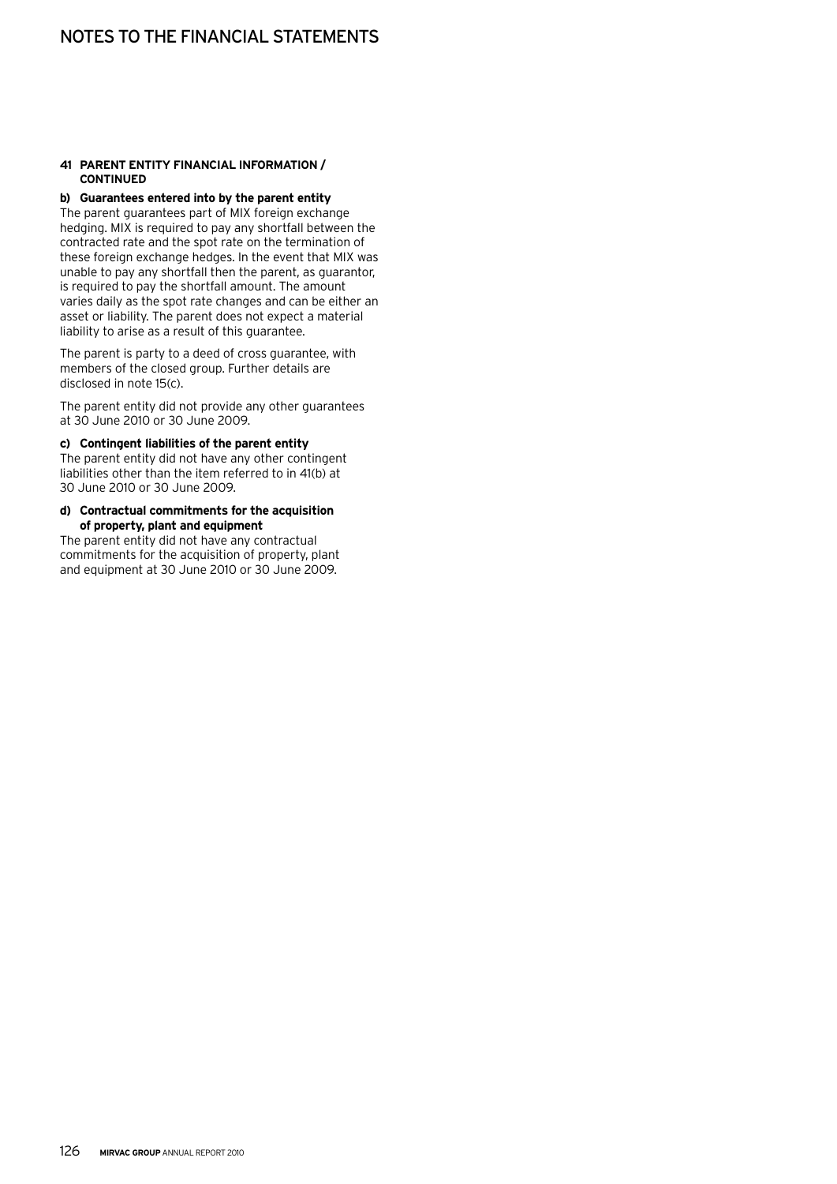#### 41 PARENT ENTITY FINANCIAL INFORMATION / CONTINUED

**b) Guarantees entered into by the parent entity**

The parent guarantees part of MIX foreign exchange hedging. MIX is required to pay any shortfall between the contracted rate and the spot rate on the termination of these foreign exchange hedges. In the event that MIX was unable to pay any shortfall then the parent, as guarantor, is required to pay the shortfall amount. The amount varies daily as the spot rate changes and can be either an asset or liability. The parent does not expect a material liability to arise as a result of this guarantee.

The parent is party to a deed of cross guarantee, with members of the closed group. Further details are disclosed in note 15(c).

The parent entity did not provide any other guarantees at 30 June 2010 or 30 June 2009.

**c) Contingent liabilities of the parent entity**

The parent entity did not have any other contingent liabilities other than the item referred to in 41(b) at 30 June 2010 or 30 June 2009.

**d) Contractual commitments for the acquisition of property, plant and equipment**

The parent entity did not have any contractual commitments for the acquisition of property, plant and equipment at 30 June 2010 or 30 June 2009.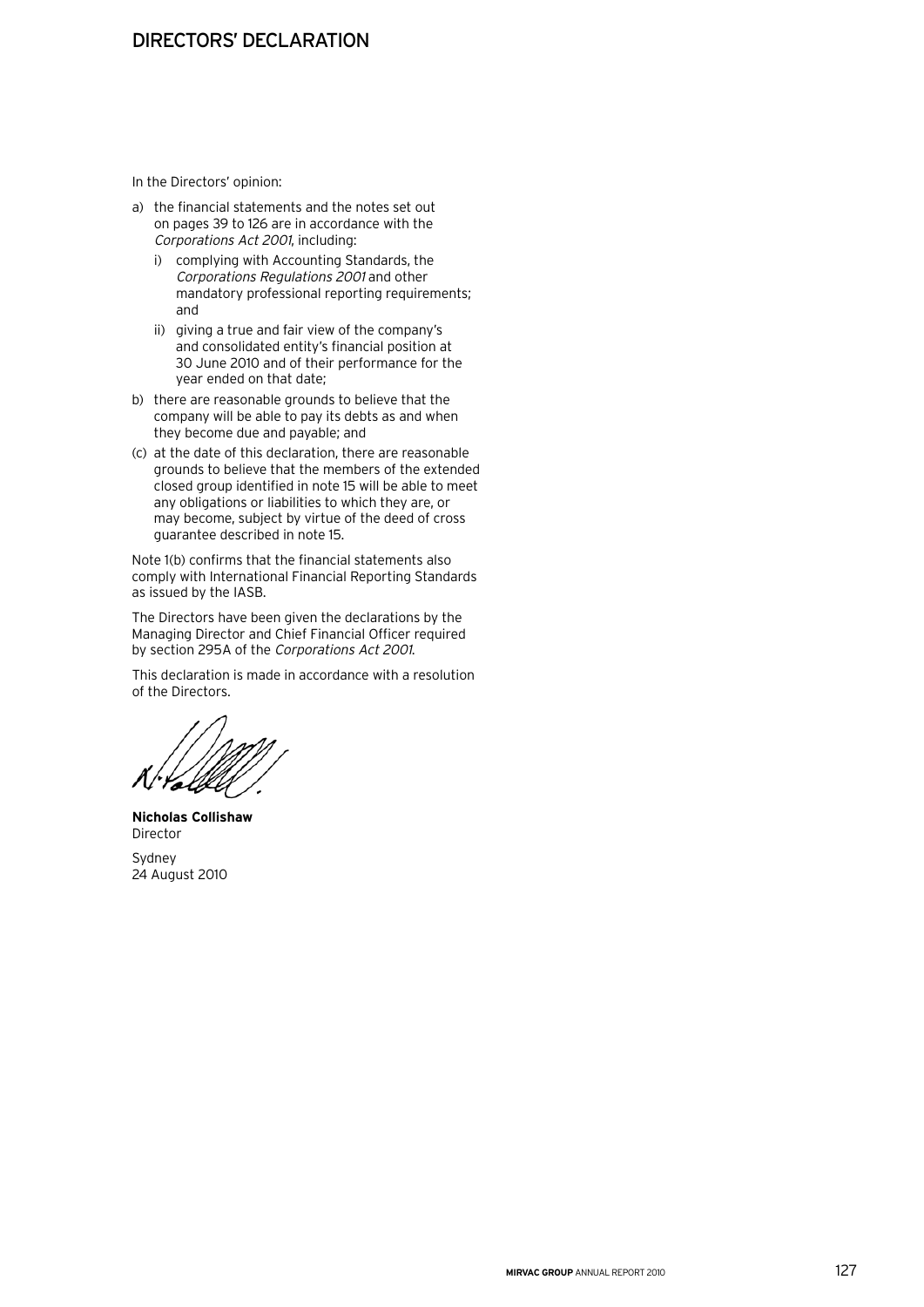# DIRECTORS' DECLARATION

In the Directors' opinion:

a) the financial statements and the notes set out on pages 39 to 126 are in accordance with the *Corporations Act 2001*, including:

   i) complying with Accounting Standards, the *Corporations Regulations 2001* and other mandatory professional reporting requirements; and

   ii) giving a true and fair view of the company's and consolidated entity's financial position at 30 June 2010 and of their performance for the year ended on that date;

b) there are reasonable grounds to believe that the company will be able to pay its debts as and when they become due and payable; and

(c) at the date of this declaration, there are reasonable grounds to believe that the members of the extended closed group identified in note 15 will be able to meet any obligations or liabilities to which they are, or may become, subject by virtue of the deed of cross guarantee described in note 15.

Note 1(b) confirms that the financial statements also comply with International Financial Reporting Standards as issued by the IASB.

The Directors have been given the declarations by the Managing Director and Chief Financial Officer required by section 295A of the *Corporations Act 2001*.

This declaration is made in accordance with a resolution of the Directors.

**Nicholas Collishaw**
Director

Sydney
24 August 2010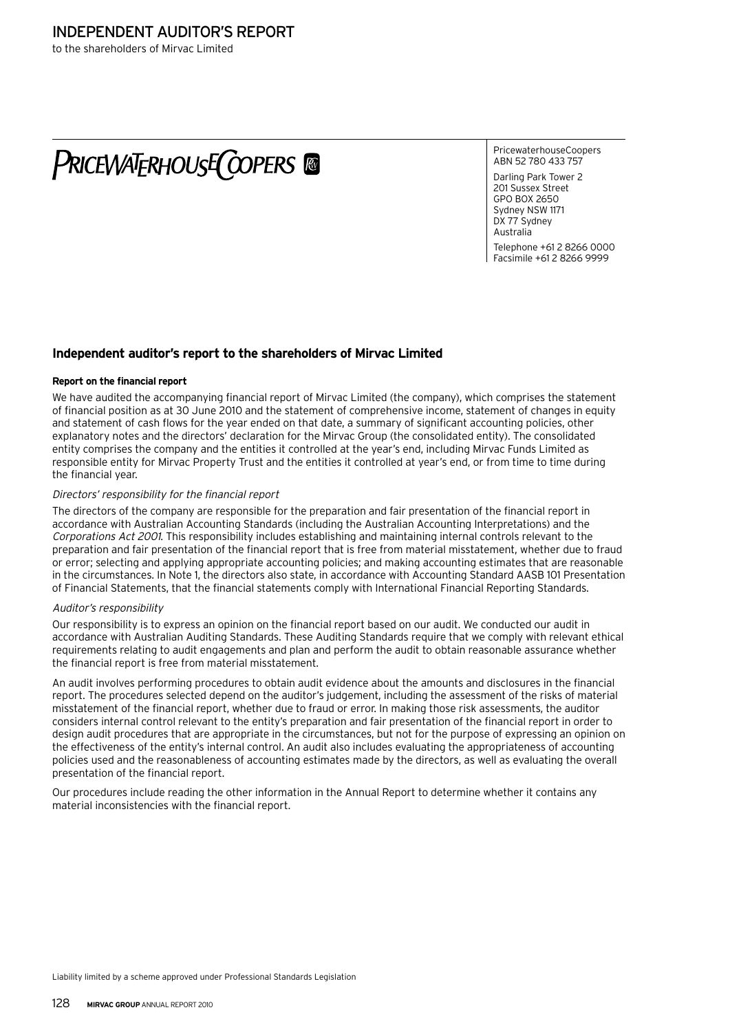# INDEPENDENT AUDITOR'S REPORT

to the shareholders of Mirvac Limited

PRICEWATERHOUSECOOPERS

PricewaterhouseCoopers
ABN 52 780 433 757

Darling Park Tower 2
201 Sussex Street
GPO BOX 2650
Sydney NSW 1171
DX 77 Sydney
Australia

Telephone +61 2 8266 0000
Facsimile +61 2 8266 9999

## Independent auditor's report to the shareholders of Mirvac Limited

### Report on the financial report

We have audited the accompanying financial report of Mirvac Limited (the company), which comprises the statement of financial position as at 30 June 2010 and the statement of comprehensive income, statement of changes in equity and statement of cash flows for the year ended on that date, a summary of significant accounting policies, other explanatory notes and the directors' declaration for the Mirvac Group (the consolidated entity). The consolidated entity comprises the company and the entities it controlled at the year's end, including Mirvac Funds Limited as responsible entity for Mirvac Property Trust and the entities it controlled at year's end, or from time to time during the financial year.

*Directors' responsibility for the financial report*

The directors of the company are responsible for the preparation and fair presentation of the financial report in accordance with Australian Accounting Standards (including the Australian Accounting Interpretations) and the *Corporations Act 2001*. This responsibility includes establishing and maintaining internal controls relevant to the preparation and fair presentation of the financial report that is free from material misstatement, whether due to fraud or error; selecting and applying appropriate accounting policies; and making accounting estimates that are reasonable in the circumstances. In Note 1, the directors also state, in accordance with Accounting Standard AASB 101 Presentation of Financial Statements, that the financial statements comply with International Financial Reporting Standards.

*Auditor's responsibility*

Our responsibility is to express an opinion on the financial report based on our audit. We conducted our audit in accordance with Australian Auditing Standards. These Auditing Standards require that we comply with relevant ethical requirements relating to audit engagements and plan and perform the audit to obtain reasonable assurance whether the financial report is free from material misstatement.

An audit involves performing procedures to obtain audit evidence about the amounts and disclosures in the financial report. The procedures selected depend on the auditor's judgement, including the assessment of the risks of material misstatement of the financial report, whether due to fraud or error. In making those risk assessments, the auditor considers internal control relevant to the entity's preparation and fair presentation of the financial report in order to design audit procedures that are appropriate in the circumstances, but not for the purpose of expressing an opinion on the effectiveness of the entity's internal control. An audit also includes evaluating the appropriateness of accounting policies used and the reasonableness of accounting estimates made by the directors, as well as evaluating the overall presentation of the financial report.

Our procedures include reading the other information in the Annual Report to determine whether it contains any material inconsistencies with the financial report.

Liability limited by a scheme approved under Professional Standards Legislation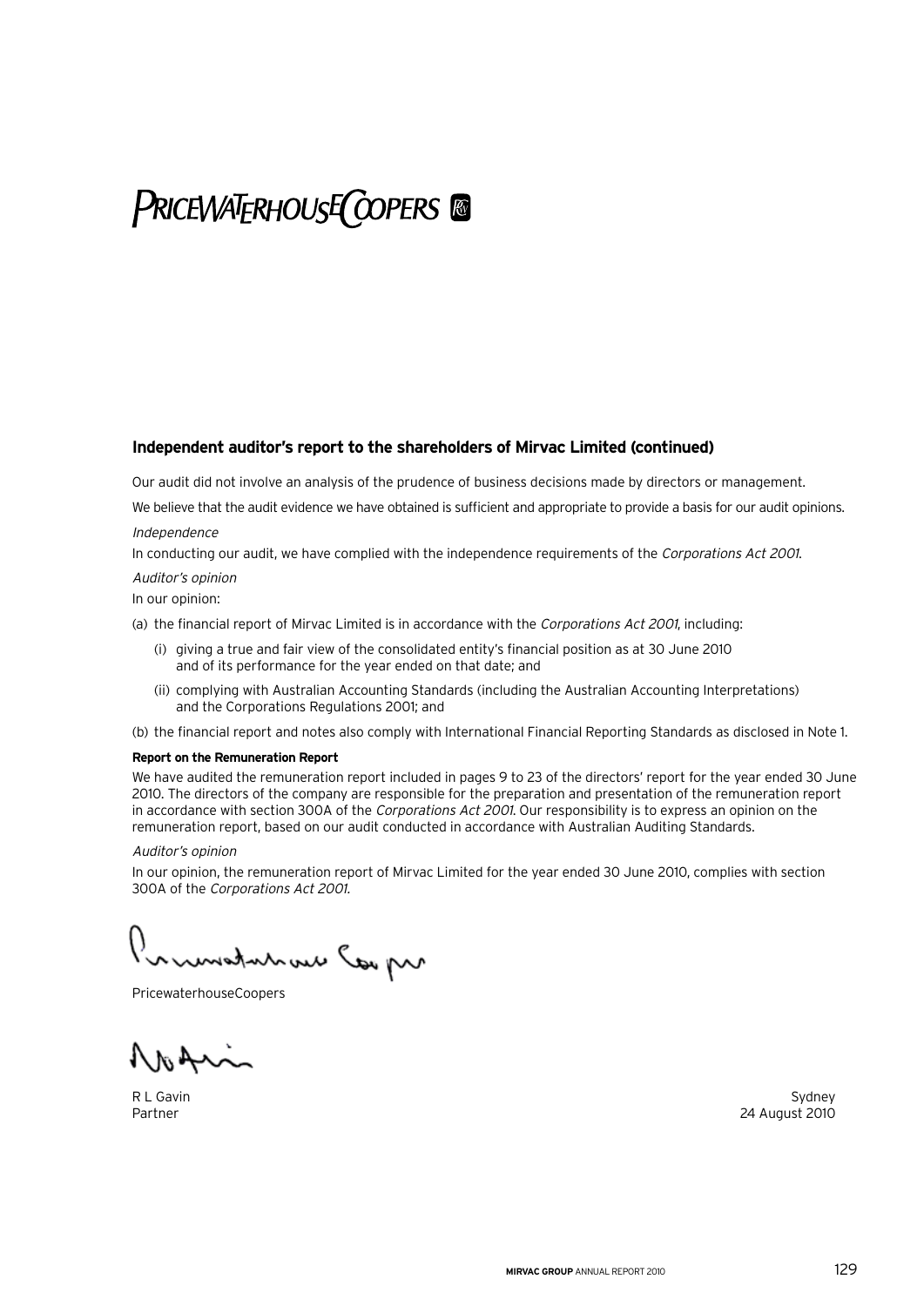PRICEWATERHOUSECOOPERS

### Independent auditor's report to the shareholders of Mirvac Limited (continued)

Our audit did not involve an analysis of the prudence of business decisions made by directors or management.

We believe that the audit evidence we have obtained is sufficient and appropriate to provide a basis for our audit opinions.

*Independence*

In conducting our audit, we have complied with the independence requirements of the *Corporations Act 2001*.

*Auditor's opinion*

In our opinion:

(a) the financial report of Mirvac Limited is in accordance with the *Corporations Act 2001*, including:

   (i) giving a true and fair view of the consolidated entity's financial position as at 30 June 2010 and of its performance for the year ended on that date; and

   (ii) complying with Australian Accounting Standards (including the Australian Accounting Interpretations) and the Corporations Regulations 2001; and

(b) the financial report and notes also comply with International Financial Reporting Standards as disclosed in Note 1.

**Report on the Remuneration Report**

We have audited the remuneration report included in pages 9 to 23 of the directors' report for the year ended 30 June 2010. The directors of the company are responsible for the preparation and presentation of the remuneration report in accordance with section 300A of the *Corporations Act 2001*. Our responsibility is to express an opinion on the remuneration report, based on our audit conducted in accordance with Australian Auditing Standards.

*Auditor's opinion*

In our opinion, the remuneration report of Mirvac Limited for the year ended 30 June 2010, complies with section 300A of the *Corporations Act 2001*.

PricewaterhouseCoopers

R L Gavin
Partner

Sydney
24 August 2010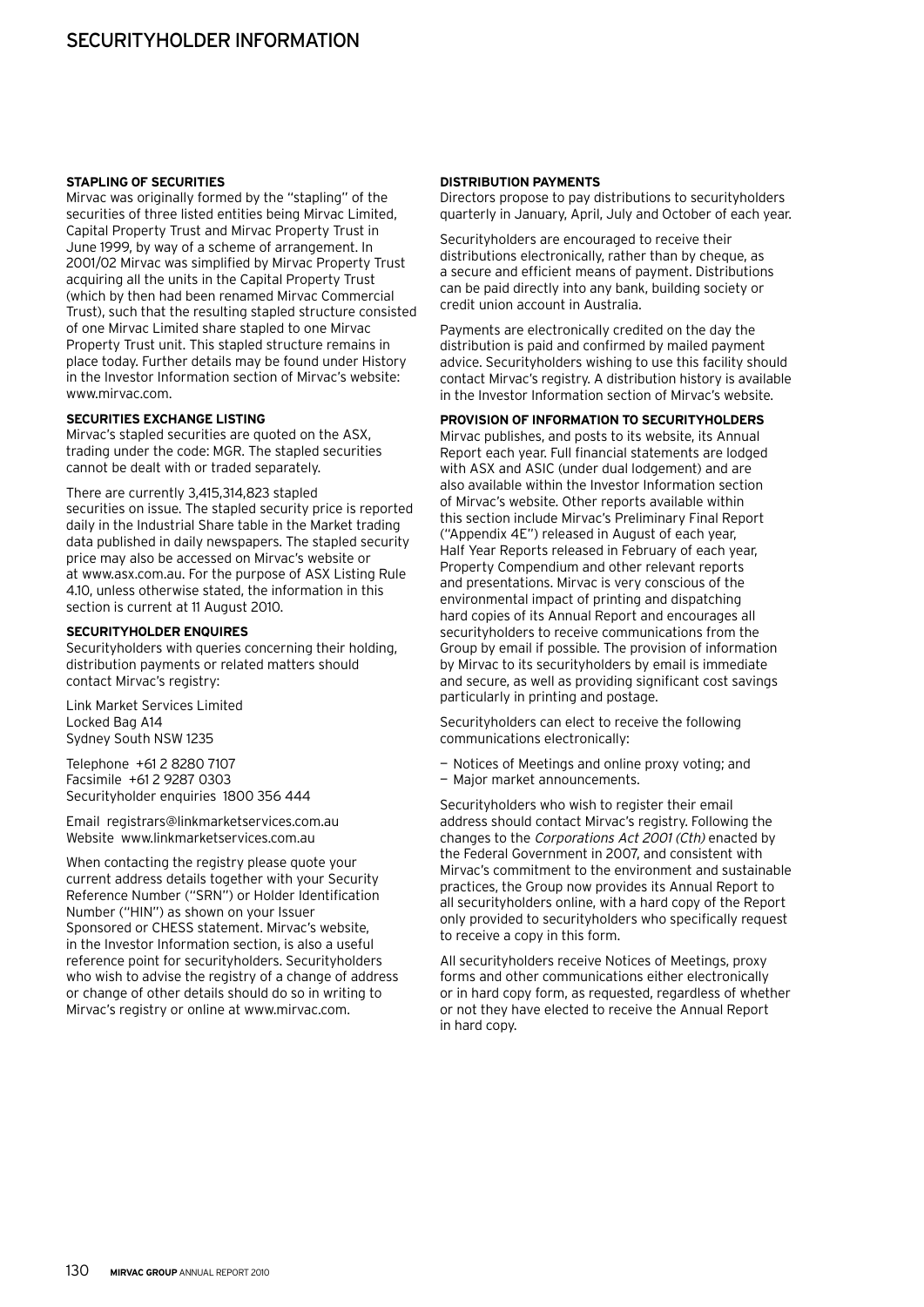# SECURITYHOLDER INFORMATION

### STAPLING OF SECURITIES

Mirvac was originally formed by the "stapling" of the securities of three listed entities being Mirvac Limited, Capital Property Trust and Mirvac Property Trust in June 1999, by way of a scheme of arrangement. In 2001/02 Mirvac was simplified by Mirvac Property Trust acquiring all the units in the Capital Property Trust (which by then had been renamed Mirvac Commercial Trust), such that the resulting stapled structure consisted of one Mirvac Limited share stapled to one Mirvac Property Trust unit. This stapled structure remains in place today. Further details may be found under History in the Investor Information section of Mirvac's website: www.mirvac.com.

### SECURITIES EXCHANGE LISTING

Mirvac's stapled securities are quoted on the ASX, trading under the code: MGR. The stapled securities cannot be dealt with or traded separately.

There are currently 3,415,314,823 stapled securities on issue. The stapled security price is reported daily in the Industrial Share table in the Market trading data published in daily newspapers. The stapled security price may also be accessed on Mirvac's website or at www.asx.com.au. For the purpose of ASX Listing Rule 4.10, unless otherwise stated, the information in this section is current at 11 August 2010.

### SECURITYHOLDER ENQUIRES

Securityholders with queries concerning their holding, distribution payments or related matters should contact Mirvac's registry:

Link Market Services Limited
Locked Bag A14
Sydney South NSW 1235

Telephone +61 2 8280 7107
Facsimile +61 2 9287 0303
Securityholder enquiries 1800 356 444

Email registrars@linkmarketservices.com.au
Website www.linkmarketservices.com.au

When contacting the registry please quote your current address details together with your Security Reference Number ("SRN") or Holder Identification Number ("HIN") as shown on your Issuer Sponsored or CHESS statement. Mirvac's website, in the Investor Information section, is also a useful reference point for securityholders. Securityholders who wish to advise the registry of a change of address or change of other details should do so in writing to Mirvac's registry or online at www.mirvac.com.

### DISTRIBUTION PAYMENTS

Directors propose to pay distributions to securityholders quarterly in January, April, July and October of each year.

Securityholders are encouraged to receive their distributions electronically, rather than by cheque, as a secure and efficient means of payment. Distributions can be paid directly into any bank, building society or credit union account in Australia.

Payments are electronically credited on the day the distribution is paid and confirmed by mailed payment advice. Securityholders wishing to use this facility should contact Mirvac's registry. A distribution history is available in the Investor Information section of Mirvac's website.

### PROVISION OF INFORMATION TO SECURITYHOLDERS

Mirvac publishes, and posts to its website, its Annual Report each year. Full financial statements are lodged with ASX and ASIC (under dual lodgement) and are also available within the Investor Information section of Mirvac's website. Other reports available within this section include Mirvac's Preliminary Final Report ("Appendix 4E") released in August of each year, Half Year Reports released in February of each year, Property Compendium and other relevant reports and presentations. Mirvac is very conscious of the environmental impact of printing and dispatching hard copies of its Annual Report and encourages all securityholders to receive communications from the Group by email if possible. The provision of information by Mirvac to its securityholders by email is immediate and secure, as well as providing significant cost savings particularly in printing and postage.

Securityholders can elect to receive the following communications electronically:

- Notices of Meetings and online proxy voting; and
- Major market announcements.

Securityholders who wish to register their email address should contact Mirvac's registry. Following the changes to the *Corporations Act 2001 (Cth)* enacted by the Federal Government in 2007, and consistent with Mirvac's commitment to the environment and sustainable practices, the Group now provides its Annual Report to all securityholders online, with a hard copy of the Report only provided to securityholders who specifically request to receive a copy in this form.

All securityholders receive Notices of Meetings, proxy forms and other communications either electronically or in hard copy form, as requested, regardless of whether or not they have elected to receive the Annual Report in hard copy.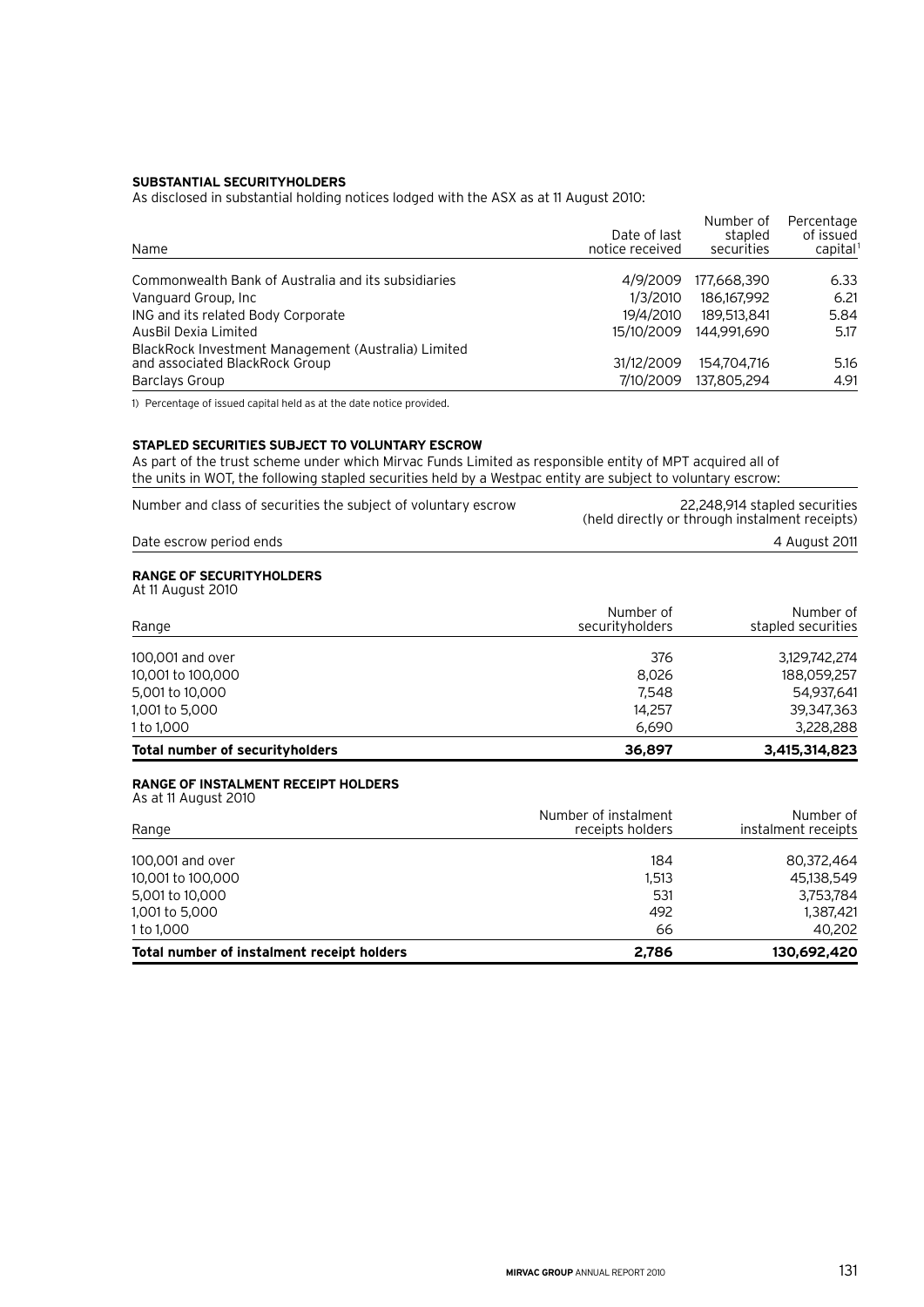**SUBSTANTIAL SECURITYHOLDERS**

As disclosed in substantial holding notices lodged with the ASX as at 11 August 2010:

| Name | Date of last notice received | Number of stapled securities | Percentage of issued capital[1] |
|---|---|---|---|
| Commonwealth Bank of Australia and its subsidiaries | 4/9/2009 | 177,668,390 | 6.33 |
| Vanguard Group, Inc | 1/3/2010 | 186,167,992 | 6.21 |
| ING and its related Body Corporate | 19/4/2010 | 189,513,841 | 5.84 |
| AusBil Dexia Limited | 15/10/2009 | 144,991,690 | 5.17 |
| BlackRock Investment Management (Australia) Limited and associated BlackRock Group | 31/12/2009 | 154,704,716 | 5.16 |
| Barclays Group | 7/10/2009 | 137,805,294 | 4.91 |

1) Percentage of issued capital held as at the date notice provided.

**STAPLED SECURITIES SUBJECT TO VOLUNTARY ESCROW**

As part of the trust scheme under which Mirvac Funds Limited as responsible entity of MPT acquired all of the units in WOT, the following stapled securities held by a Westpac entity are subject to voluntary escrow:

| | |
|---|---|
| Number and class of securities the subject of voluntary escrow | 22,248,914 stapled securities (held directly or through instalment receipts) |
| Date escrow period ends | 4 August 2011 |

**RANGE OF SECURITYHOLDERS**

At 11 August 2010

| Range | Number of securityholders | Number of stapled securities |
|---|---|---|
| 100,001 and over | 376 | 3,129,742,274 |
| 10,001 to 100,000 | 8,026 | 188,059,257 |
| 5,001 to 10,000 | 7,548 | 54,937,641 |
| 1,001 to 5,000 | 14,257 | 39,347,363 |
| 1 to 1,000 | 6,690 | 3,228,288 |
| **Total number of securityholders** | **36,897** | **3,415,314,823** |

**RANGE OF INSTALMENT RECEIPT HOLDERS**

As at 11 August 2010

| Range | Number of instalment receipts holders | Number of instalment receipts |
|---|---|---|
| 100,001 and over | 184 | 80,372,464 |
| 10,001 to 100,000 | 1,513 | 45,138,549 |
| 5,001 to 10,000 | 531 | 3,753,784 |
| 1,001 to 5,000 | 492 | 1,387,421 |
| 1 to 1,000 | 66 | 40,202 |
| **Total number of instalment receipt holders** | **2,786** | **130,692,420** |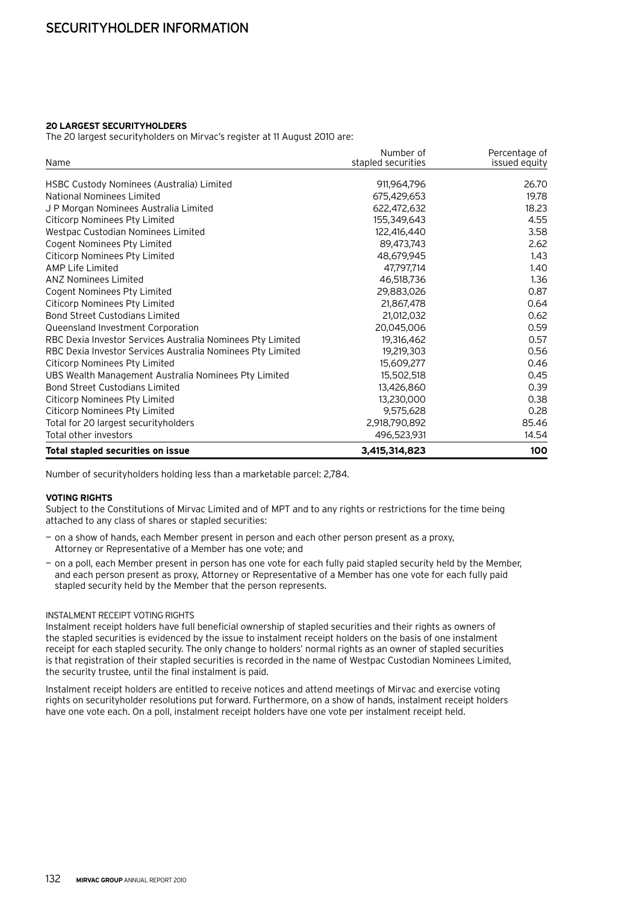# SECURITYHOLDER INFORMATION

**20 LARGEST SECURITYHOLDERS**

The 20 largest securityholders on Mirvac's register at 11 August 2010 are:

| Name | Number of stapled securities | Percentage of issued equity |
|---|---|---|
| HSBC Custody Nominees (Australia) Limited | 911,964,796 | 26.70 |
| National Nominees Limited | 675,429,653 | 19.78 |
| J P Morgan Nominees Australia Limited | 622,472,632 | 18.23 |
| Citicorp Nominees Pty Limited | 155,349,643 | 4.55 |
| Westpac Custodian Nominees Limited | 122,416,440 | 3.58 |
| Cogent Nominees Pty Limited | 89,473,743 | 2.62 |
| Citicorp Nominees Pty Limited | 48,679,945 | 1.43 |
| AMP Life Limited | 47,797,714 | 1.40 |
| ANZ Nominees Limited | 46,518,736 | 1.36 |
| Cogent Nominees Pty Limited | 29,883,026 | 0.87 |
| Citicorp Nominees Pty Limited | 21,867,478 | 0.64 |
| Bond Street Custodians Limited | 21,012,032 | 0.62 |
| Queensland Investment Corporation | 20,045,006 | 0.59 |
| RBC Dexia Investor Services Australia Nominees Pty Limited | 19,316,462 | 0.57 |
| RBC Dexia Investor Services Australia Nominees Pty Limited | 19,219,303 | 0.56 |
| Citicorp Nominees Pty Limited | 15,609,277 | 0.46 |
| UBS Wealth Management Australia Nominees Pty Limited | 15,502,518 | 0.45 |
| Bond Street Custodians Limited | 13,426,860 | 0.39 |
| Citicorp Nominees Pty Limited | 13,230,000 | 0.38 |
| Citicorp Nominees Pty Limited | 9,575,628 | 0.28 |
| Total for 20 largest securityholders | 2,918,790,892 | 85.46 |
| Total other investors | 496,523,931 | 14.54 |
| **Total stapled securities on issue** | **3,415,314,823** | **100** |

Number of securityholders holding less than a marketable parcel: 2,784.

**VOTING RIGHTS**

Subject to the Constitutions of Mirvac Limited and of MPT and to any rights or restrictions for the time being attached to any class of shares or stapled securities:

- on a show of hands, each Member present in person and each other person present as a proxy, Attorney or Representative of a Member has one vote; and
- on a poll, each Member present in person has one vote for each fully paid stapled security held by the Member, and each person present as proxy, Attorney or Representative of a Member has one vote for each fully paid stapled security held by the Member that the person represents.

INSTALMENT RECEIPT VOTING RIGHTS

Instalment receipt holders have full beneficial ownership of stapled securities and their rights as owners of the stapled securities is evidenced by the issue to instalment receipt holders on the basis of one instalment receipt for each stapled security. The only change to holders' normal rights as an owner of stapled securities is that registration of their stapled securities is recorded in the name of Westpac Custodian Nominees Limited, the security trustee, until the final instalment is paid.

Instalment receipt holders are entitled to receive notices and attend meetings of Mirvac and exercise voting rights on securityholder resolutions put forward. Furthermore, on a show of hands, instalment receipt holders have one vote each. On a poll, instalment receipt holders have one vote per instalment receipt held.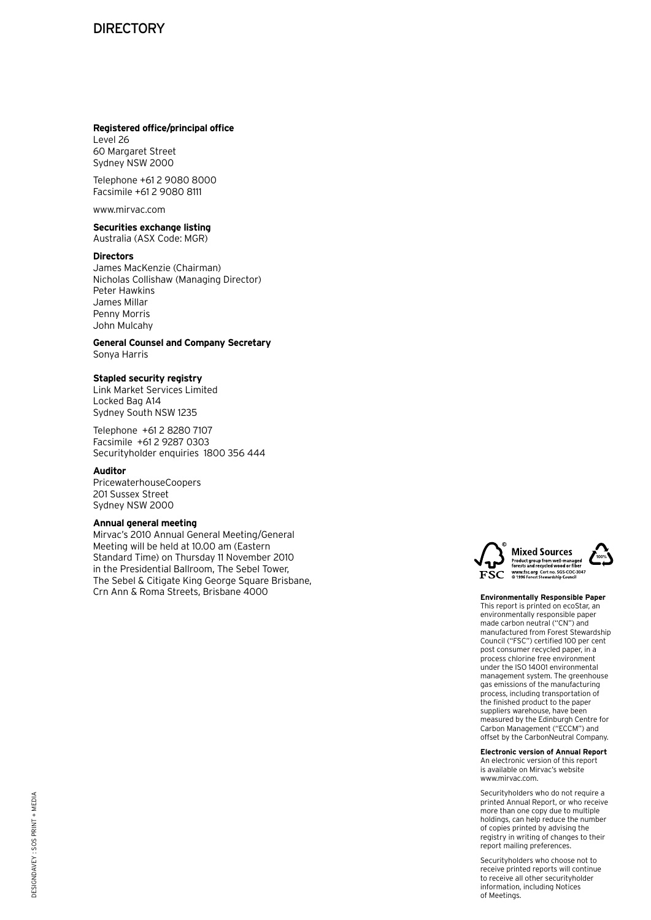# DIRECTORY

**Registered office/principal office**
Level 26
60 Margaret Street
Sydney NSW 2000

Telephone +61 2 9080 8000
Facsimile +61 2 9080 8111

www.mirvac.com

**Securities exchange listing**
Australia (ASX Code: MGR)

**Directors**
James MacKenzie (Chairman)
Nicholas Collishaw (Managing Director)
Peter Hawkins
James Millar
Penny Morris
John Mulcahy

**General Counsel and Company Secretary**
Sonya Harris

**Stapled security registry**
Link Market Services Limited
Locked Bag A14
Sydney South NSW 1235

Telephone +61 2 8280 7107
Facsimile +61 2 9287 0303
Securityholder enquiries 1800 356 444

**Auditor**
PricewaterhouseCoopers
201 Sussex Street
Sydney NSW 2000

**Annual general meeting**
Mirvac's 2010 Annual General Meeting/General Meeting will be held at 10.00 am (Eastern Standard Time) on Thursday 11 November 2010 in the Presidential Ballroom, The Sebel Tower, The Sebel & Citigate King George Square Brisbane, Crn Ann & Roma Streets, Brisbane 4000

Mixed Sources
Product group from well-managed forests and recycled wood or fiber
www.fsc.org Cert no. SGS-COC-3047
© 1996 Forest Stewardship Council

**Environmentally Responsible Paper**
This report is printed on ecoStar, an environmentally responsible paper made carbon neutral ("CN") and manufactured from Forest Stewardship Council ("FSC") certified 100 per cent post consumer recycled paper, in a process chlorine free environment under the ISO 14001 environmental management system. The greenhouse gas emissions of the manufacturing process, including transportation of the finished product to the paper suppliers warehouse, have been measured by the Edinburgh Centre for Carbon Management ("ECCM") and offset by the CarbonNeutral Company.

**Electronic version of Annual Report**
An electronic version of this report is available on Mirvac's website www.mirvac.com.

Securityholders who do not require a printed Annual Report, or who receive more than one copy due to multiple holdings, can help reduce the number of copies printed by advising the registry in writing of changes to their report mailing preferences.

Securityholders who choose not to receive printed reports will continue to receive all other securityholder information, including Notices of Meetings.

DESIGNDAVEY : SOS PRINT + MEDIA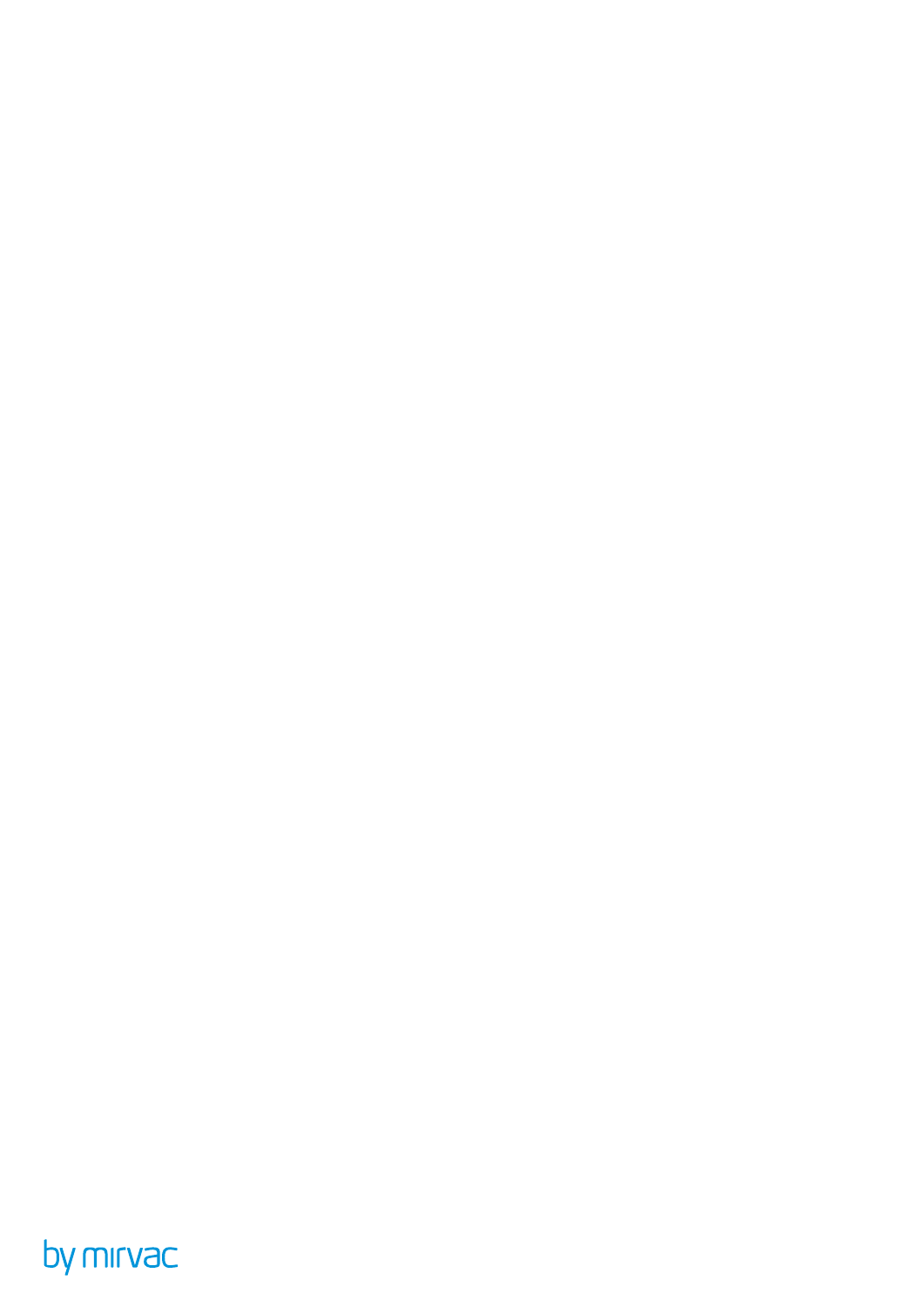by mirvac